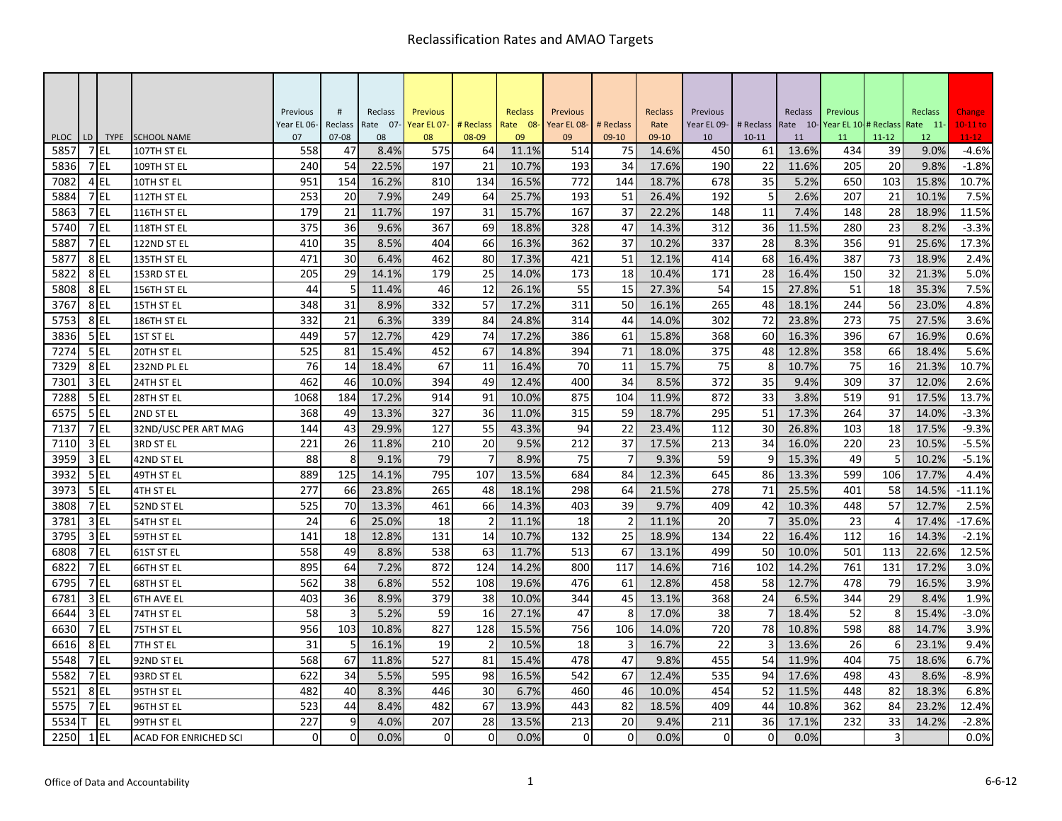# Reclassification Rates and AMAO Targets

| PLOC | LD | TYPE | SCHOOL NAME | Previous Year EL 06-07 | # Reclass 07-08 | Reclass Rate 07-08 | Previous Year EL 07-08 | # Reclass 08-09 | Reclass Rate 08-09 | Previous Year EL 08-09 | # Reclass 09-10 | Reclass Rate 09-10 | Previous Year EL 09-10 | # Reclass 10-11 | Reclass Rate 10-11 | Previous Year EL 10-11 | # Reclass 11-12 | Reclass Rate 11-12 | Change 10-11 to 11-12 |
|---|---|---|---|---|---|---|---|---|---|---|---|---|---|---|---|---|---|---|---|
| 5857 | 7 | EL | 107TH ST EL | 558 | 47 | 8.4% | 575 | 64 | 11.1% | 514 | 75 | 14.6% | 450 | 61 | 13.6% | 434 | 39 | 9.0% | -4.6% |
| 5836 | 7 | EL | 109TH ST EL | 240 | 54 | 22.5% | 197 | 21 | 10.7% | 193 | 34 | 17.6% | 190 | 22 | 11.6% | 205 | 20 | 9.8% | -1.8% |
| 7082 | 4 | EL | 10TH ST EL | 951 | 154 | 16.2% | 810 | 134 | 16.5% | 772 | 144 | 18.7% | 678 | 35 | 5.2% | 650 | 103 | 15.8% | 10.7% |
| 5884 | 7 | EL | 112TH ST EL | 253 | 20 | 7.9% | 249 | 64 | 25.7% | 193 | 51 | 26.4% | 192 | 5 | 2.6% | 207 | 21 | 10.1% | 7.5% |
| 5863 | 7 | EL | 116TH ST EL | 179 | 21 | 11.7% | 197 | 31 | 15.7% | 167 | 37 | 22.2% | 148 | 11 | 7.4% | 148 | 28 | 18.9% | 11.5% |
| 5740 | 7 | EL | 118TH ST EL | 375 | 36 | 9.6% | 367 | 69 | 18.8% | 328 | 47 | 14.3% | 312 | 36 | 11.5% | 280 | 23 | 8.2% | -3.3% |
| 5887 | 7 | EL | 122ND ST EL | 410 | 35 | 8.5% | 404 | 66 | 16.3% | 362 | 37 | 10.2% | 337 | 28 | 8.3% | 356 | 91 | 25.6% | 17.3% |
| 5877 | 8 | EL | 135TH ST EL | 471 | 30 | 6.4% | 462 | 80 | 17.3% | 421 | 51 | 12.1% | 414 | 68 | 16.4% | 387 | 73 | 18.9% | 2.4% |
| 5822 | 8 | EL | 153RD ST EL | 205 | 29 | 14.1% | 179 | 25 | 14.0% | 173 | 18 | 10.4% | 171 | 28 | 16.4% | 150 | 32 | 21.3% | 5.0% |
| 5808 | 8 | EL | 156TH ST EL | 44 | 5 | 11.4% | 46 | 12 | 26.1% | 55 | 15 | 27.3% | 54 | 15 | 27.8% | 51 | 18 | 35.3% | 7.5% |
| 3767 | 8 | EL | 15TH ST EL | 348 | 31 | 8.9% | 332 | 57 | 17.2% | 311 | 50 | 16.1% | 265 | 48 | 18.1% | 244 | 56 | 23.0% | 4.8% |
| 5753 | 8 | EL | 186TH ST EL | 332 | 21 | 6.3% | 339 | 84 | 24.8% | 314 | 44 | 14.0% | 302 | 72 | 23.8% | 273 | 75 | 27.5% | 3.6% |
| 3836 | 5 | EL | 1ST ST EL | 449 | 57 | 12.7% | 429 | 74 | 17.2% | 386 | 61 | 15.8% | 368 | 60 | 16.3% | 396 | 67 | 16.9% | 0.6% |
| 7274 | 5 | EL | 20TH ST EL | 525 | 81 | 15.4% | 452 | 67 | 14.8% | 394 | 71 | 18.0% | 375 | 48 | 12.8% | 358 | 66 | 18.4% | 5.6% |
| 7329 | 8 | EL | 232ND PL EL | 76 | 14 | 18.4% | 67 | 11 | 16.4% | 70 | 11 | 15.7% | 75 | 8 | 10.7% | 75 | 16 | 21.3% | 10.7% |
| 7301 | 3 | EL | 24TH ST EL | 462 | 46 | 10.0% | 394 | 49 | 12.4% | 400 | 34 | 8.5% | 372 | 35 | 9.4% | 309 | 37 | 12.0% | 2.6% |
| 7288 | 5 | EL | 28TH ST EL | 1068 | 184 | 17.2% | 914 | 91 | 10.0% | 875 | 104 | 11.9% | 872 | 33 | 3.8% | 519 | 91 | 17.5% | 13.7% |
| 6575 | 5 | EL | 2ND ST EL | 368 | 49 | 13.3% | 327 | 36 | 11.0% | 315 | 59 | 18.7% | 295 | 51 | 17.3% | 264 | 37 | 14.0% | -3.3% |
| 7137 | 7 | EL | 32ND/USC PER ART MAG | 144 | 43 | 29.9% | 127 | 55 | 43.3% | 94 | 22 | 23.4% | 112 | 30 | 26.8% | 103 | 18 | 17.5% | -9.3% |
| 7110 | 3 | EL | 3RD ST EL | 221 | 26 | 11.8% | 210 | 20 | 9.5% | 212 | 37 | 17.5% | 213 | 34 | 16.0% | 220 | 23 | 10.5% | -5.5% |
| 3959 | 3 | EL | 42ND ST EL | 88 | 8 | 9.1% | 79 | 7 | 8.9% | 75 | 7 | 9.3% | 59 | 9 | 15.3% | 49 | 5 | 10.2% | -5.1% |
| 3932 | 5 | EL | 49TH ST EL | 889 | 125 | 14.1% | 795 | 107 | 13.5% | 684 | 84 | 12.3% | 645 | 86 | 13.3% | 599 | 106 | 17.7% | 4.4% |
| 3973 | 5 | EL | 4TH ST EL | 277 | 66 | 23.8% | 265 | 48 | 18.1% | 298 | 64 | 21.5% | 278 | 71 | 25.5% | 401 | 58 | 14.5% | -11.1% |
| 3808 | 7 | EL | 52ND ST EL | 525 | 70 | 13.3% | 461 | 66 | 14.3% | 403 | 39 | 9.7% | 409 | 42 | 10.3% | 448 | 57 | 12.7% | 2.5% |
| 3781 | 3 | EL | 54TH ST EL | 24 | 6 | 25.0% | 18 | 2 | 11.1% | 18 | 2 | 11.1% | 20 | 7 | 35.0% | 23 | 4 | 17.4% | -17.6% |
| 3795 | 3 | EL | 59TH ST EL | 141 | 18 | 12.8% | 131 | 14 | 10.7% | 132 | 25 | 18.9% | 134 | 22 | 16.4% | 112 | 16 | 14.3% | -2.1% |
| 6808 | 7 | EL | 61ST ST EL | 558 | 49 | 8.8% | 538 | 63 | 11.7% | 513 | 67 | 13.1% | 499 | 50 | 10.0% | 501 | 113 | 22.6% | 12.5% |
| 6822 | 7 | EL | 66TH ST EL | 895 | 64 | 7.2% | 872 | 124 | 14.2% | 800 | 117 | 14.6% | 716 | 102 | 14.2% | 761 | 131 | 17.2% | 3.0% |
| 6795 | 7 | EL | 68TH ST EL | 562 | 38 | 6.8% | 552 | 108 | 19.6% | 476 | 61 | 12.8% | 458 | 58 | 12.7% | 478 | 79 | 16.5% | 3.9% |
| 6781 | 3 | EL | 6TH AVE EL | 403 | 36 | 8.9% | 379 | 38 | 10.0% | 344 | 45 | 13.1% | 368 | 24 | 6.5% | 344 | 29 | 8.4% | 1.9% |
| 6644 | 3 | EL | 74TH ST EL | 58 | 3 | 5.2% | 59 | 16 | 27.1% | 47 | 8 | 17.0% | 38 | 7 | 18.4% | 52 | 8 | 15.4% | -3.0% |
| 6630 | 7 | EL | 75TH ST EL | 956 | 103 | 10.8% | 827 | 128 | 15.5% | 756 | 106 | 14.0% | 720 | 78 | 10.8% | 598 | 88 | 14.7% | 3.9% |
| 6616 | 8 | EL | 7TH ST EL | 31 | 5 | 16.1% | 19 | 2 | 10.5% | 18 | 3 | 16.7% | 22 | 3 | 13.6% | 26 | 6 | 23.1% | 9.4% |
| 5548 | 7 | EL | 92ND ST EL | 568 | 67 | 11.8% | 527 | 81 | 15.4% | 478 | 47 | 9.8% | 455 | 54 | 11.9% | 404 | 75 | 18.6% | 6.7% |
| 5582 | 7 | EL | 93RD ST EL | 622 | 34 | 5.5% | 595 | 98 | 16.5% | 542 | 67 | 12.4% | 535 | 94 | 17.6% | 498 | 43 | 8.6% | -8.9% |
| 5521 | 8 | EL | 95TH ST EL | 482 | 40 | 8.3% | 446 | 30 | 6.7% | 460 | 46 | 10.0% | 454 | 52 | 11.5% | 448 | 82 | 18.3% | 6.8% |
| 5575 | 7 | EL | 96TH ST EL | 523 | 44 | 8.4% | 482 | 67 | 13.9% | 443 | 82 | 18.5% | 409 | 44 | 10.8% | 362 | 84 | 23.2% | 12.4% |
| 5534 | T | EL | 99TH ST EL | 227 | 9 | 4.0% | 207 | 28 | 13.5% | 213 | 20 | 9.4% | 211 | 36 | 17.1% | 232 | 33 | 14.2% | -2.8% |
| 2250 | 1 | EL | ACAD FOR ENRICHED SCI | 0 | 0 | 0.0% | 0 | 0 | 0.0% | 0 | 0 | 0.0% | 0 | 0 | 0.0% | | 3 | | 0.0% |

Office of Data and Accountability

6-6-12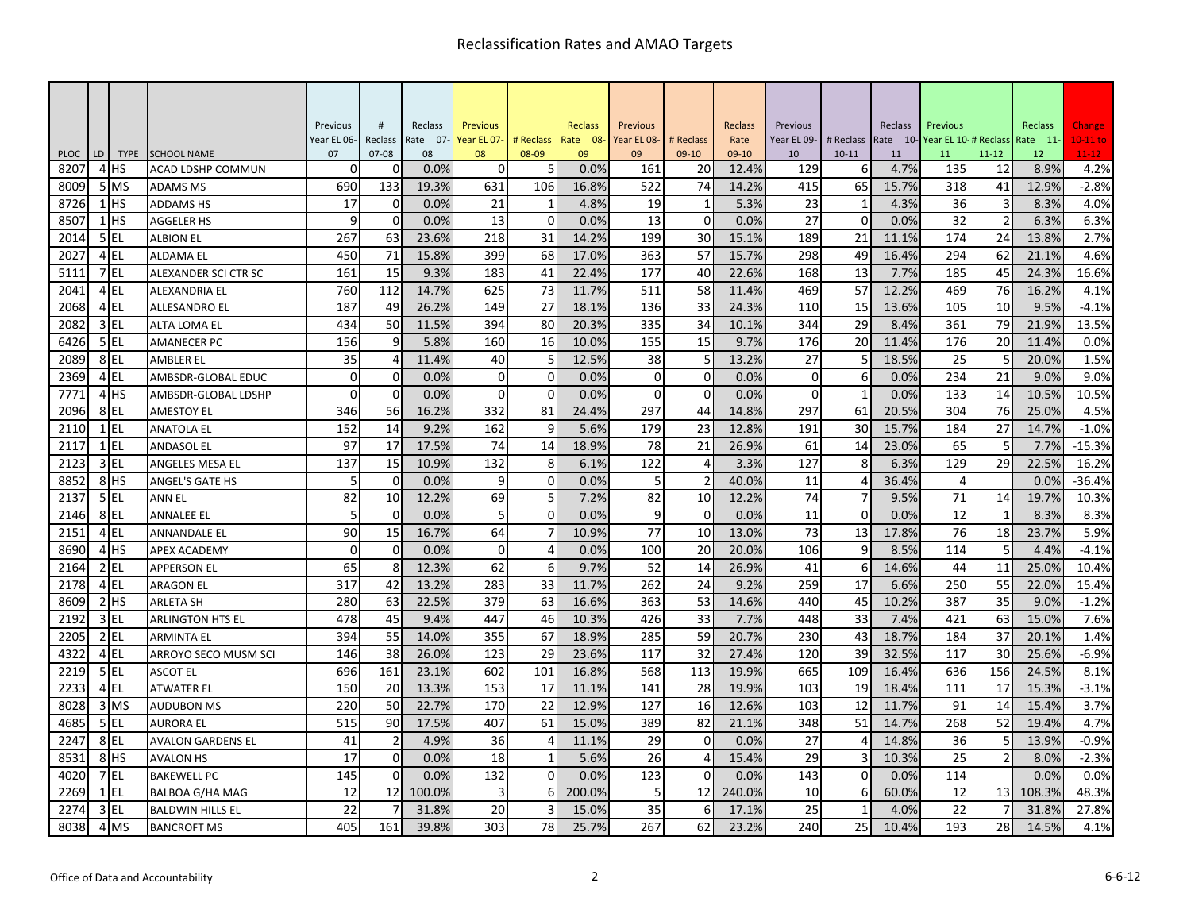# Reclassification Rates and AMAO Targets

| PLOC | LD | TYPE | SCHOOL NAME | Previous Year EL 06-07 | # Reclass 07-08 | Reclass Rate 07-08 | Previous Year EL 07-08 | # Reclass 08-09 | Reclass Rate 08-09 | Previous Year EL 08-09 | # Reclass 09-10 | Reclass Rate 09-10 | Previous Year EL 09-10 | # Reclass 10-11 | Reclass Rate 10-11 | Previous Year EL 10-11 | # Reclass 11-12 | Reclass Rate 11-12 | Change 10-11 to 11-12 |
|---|---|---|---|---|---|---|---|---|---|---|---|---|---|---|---|---|---|---|---|
| 8207 | 4 | HS | ACAD LDSHP COMMUN | 0 | 0 | 0.0% | 0 | 5 | 0.0% | 161 | 20 | 12.4% | 129 | 6 | 4.7% | 135 | 12 | 8.9% | 4.2% |
| 8009 | 5 | MS | ADAMS MS | 690 | 133 | 19.3% | 631 | 106 | 16.8% | 522 | 74 | 14.2% | 415 | 65 | 15.7% | 318 | 41 | 12.9% | -2.8% |
| 8726 | 1 | HS | ADDAMS HS | 17 | 0 | 0.0% | 21 | 1 | 4.8% | 19 | 1 | 5.3% | 23 | 1 | 4.3% | 36 | 3 | 8.3% | 4.0% |
| 8507 | 1 | HS | AGGELER HS | 9 | 0 | 0.0% | 13 | 0 | 0.0% | 13 | 0 | 0.0% | 27 | 0 | 0.0% | 32 | 2 | 6.3% | 6.3% |
| 2014 | 5 | EL | ALBION EL | 267 | 63 | 23.6% | 218 | 31 | 14.2% | 199 | 30 | 15.1% | 189 | 21 | 11.1% | 174 | 24 | 13.8% | 2.7% |
| 2027 | 4 | EL | ALDAMA EL | 450 | 71 | 15.8% | 399 | 68 | 17.0% | 363 | 57 | 15.7% | 298 | 49 | 16.4% | 294 | 62 | 21.1% | 4.6% |
| 5111 | 7 | EL | ALEXANDER SCI CTR SC | 161 | 15 | 9.3% | 183 | 41 | 22.4% | 177 | 40 | 22.6% | 168 | 13 | 7.7% | 185 | 45 | 24.3% | 16.6% |
| 2041 | 4 | EL | ALEXANDRIA EL | 760 | 112 | 14.7% | 625 | 73 | 11.7% | 511 | 58 | 11.4% | 469 | 57 | 12.2% | 469 | 76 | 16.2% | 4.1% |
| 2068 | 4 | EL | ALLESANDRO EL | 187 | 49 | 26.2% | 149 | 27 | 18.1% | 136 | 33 | 24.3% | 110 | 15 | 13.6% | 105 | 10 | 9.5% | -4.1% |
| 2082 | 3 | EL | ALTA LOMA EL | 434 | 50 | 11.5% | 394 | 80 | 20.3% | 335 | 34 | 10.1% | 344 | 29 | 8.4% | 361 | 79 | 21.9% | 13.5% |
| 6426 | 5 | EL | AMANECER PC | 156 | 9 | 5.8% | 160 | 16 | 10.0% | 155 | 15 | 9.7% | 176 | 20 | 11.4% | 176 | 20 | 11.4% | 0.0% |
| 2089 | 8 | EL | AMBLER EL | 35 | 4 | 11.4% | 40 | 5 | 12.5% | 38 | 5 | 13.2% | 27 | 5 | 18.5% | 25 | 5 | 20.0% | 1.5% |
| 2369 | 4 | EL | AMBSDR-GLOBAL EDUC | 0 | 0 | 0.0% | 0 | 0 | 0.0% | 0 | 0 | 0.0% | 0 | 6 | 0.0% | 234 | 21 | 9.0% | 9.0% |
| 7771 | 4 | HS | AMBSDR-GLOBAL LDSHP | 0 | 0 | 0.0% | 0 | 0 | 0.0% | 0 | 0 | 0.0% | 0 | 1 | 0.0% | 133 | 14 | 10.5% | 10.5% |
| 2096 | 8 | EL | AMESTOY EL | 346 | 56 | 16.2% | 332 | 81 | 24.4% | 297 | 44 | 14.8% | 297 | 61 | 20.5% | 304 | 76 | 25.0% | 4.5% |
| 2110 | 1 | EL | ANATOLA EL | 152 | 14 | 9.2% | 162 | 9 | 5.6% | 179 | 23 | 12.8% | 191 | 30 | 15.7% | 184 | 27 | 14.7% | -1.0% |
| 2117 | 1 | EL | ANDASOL EL | 97 | 17 | 17.5% | 74 | 14 | 18.9% | 78 | 21 | 26.9% | 61 | 14 | 23.0% | 65 | 5 | 7.7% | -15.3% |
| 2123 | 3 | EL | ANGELES MESA EL | 137 | 15 | 10.9% | 132 | 8 | 6.1% | 122 | 4 | 3.3% | 127 | 8 | 6.3% | 129 | 29 | 22.5% | 16.2% |
| 8852 | 8 | HS | ANGEL'S GATE HS | 5 | 0 | 0.0% | 9 | 0 | 0.0% | 5 | 2 | 40.0% | 11 | 4 | 36.4% | 4 | | 0.0% | -36.4% |
| 2137 | 5 | EL | ANN EL | 82 | 10 | 12.2% | 69 | 5 | 7.2% | 82 | 10 | 12.2% | 74 | 7 | 9.5% | 71 | 14 | 19.7% | 10.3% |
| 2146 | 8 | EL | ANNALEE EL | 5 | 0 | 0.0% | 5 | 0 | 0.0% | 9 | 0 | 0.0% | 11 | 0 | 0.0% | 12 | 1 | 8.3% | 8.3% |
| 2151 | 4 | EL | ANNANDALE EL | 90 | 15 | 16.7% | 64 | 7 | 10.9% | 77 | 10 | 13.0% | 73 | 13 | 17.8% | 76 | 18 | 23.7% | 5.9% |
| 8690 | 4 | HS | APEX ACADEMY | 0 | 0 | 0.0% | 0 | 4 | 0.0% | 100 | 20 | 20.0% | 106 | 9 | 8.5% | 114 | 5 | 4.4% | -4.1% |
| 2164 | 2 | EL | APPERSON EL | 65 | 8 | 12.3% | 62 | 6 | 9.7% | 52 | 14 | 26.9% | 41 | 6 | 14.6% | 44 | 11 | 25.0% | 10.4% |
| 2178 | 4 | EL | ARAGON EL | 317 | 42 | 13.2% | 283 | 33 | 11.7% | 262 | 24 | 9.2% | 259 | 17 | 6.6% | 250 | 55 | 22.0% | 15.4% |
| 8609 | 2 | HS | ARLETA SH | 280 | 63 | 22.5% | 379 | 63 | 16.6% | 363 | 53 | 14.6% | 440 | 45 | 10.2% | 387 | 35 | 9.0% | -1.2% |
| 2192 | 3 | EL | ARLINGTON HTS EL | 478 | 45 | 9.4% | 447 | 46 | 10.3% | 426 | 33 | 7.7% | 448 | 33 | 7.4% | 421 | 63 | 15.0% | 7.6% |
| 2205 | 2 | EL | ARMINTA EL | 394 | 55 | 14.0% | 355 | 67 | 18.9% | 285 | 59 | 20.7% | 230 | 43 | 18.7% | 184 | 37 | 20.1% | 1.4% |
| 4322 | 4 | EL | ARROYO SECO MUSM SCI | 146 | 38 | 26.0% | 123 | 29 | 23.6% | 117 | 32 | 27.4% | 120 | 39 | 32.5% | 117 | 30 | 25.6% | -6.9% |
| 2219 | 5 | EL | ASCOT EL | 696 | 161 | 23.1% | 602 | 101 | 16.8% | 568 | 113 | 19.9% | 665 | 109 | 16.4% | 636 | 156 | 24.5% | 8.1% |
| 2233 | 4 | EL | ATWATER EL | 150 | 20 | 13.3% | 153 | 17 | 11.1% | 141 | 28 | 19.9% | 103 | 19 | 18.4% | 111 | 17 | 15.3% | -3.1% |
| 8028 | 3 | MS | AUDUBON MS | 220 | 50 | 22.7% | 170 | 22 | 12.9% | 127 | 16 | 12.6% | 103 | 12 | 11.7% | 91 | 14 | 15.4% | 3.7% |
| 4685 | 5 | EL | AURORA EL | 515 | 90 | 17.5% | 407 | 61 | 15.0% | 389 | 82 | 21.1% | 348 | 51 | 14.7% | 268 | 52 | 19.4% | 4.7% |
| 2247 | 8 | EL | AVALON GARDENS EL | 41 | 2 | 4.9% | 36 | 4 | 11.1% | 29 | 0 | 0.0% | 27 | 4 | 14.8% | 36 | 5 | 13.9% | -0.9% |
| 8531 | 8 | HS | AVALON HS | 17 | 0 | 0.0% | 18 | 1 | 5.6% | 26 | 4 | 15.4% | 29 | 3 | 10.3% | 25 | 2 | 8.0% | -2.3% |
| 4020 | 7 | EL | BAKEWELL PC | 145 | 0 | 0.0% | 132 | 0 | 0.0% | 123 | 0 | 0.0% | 143 | 0 | 0.0% | 114 | | 0.0% | 0.0% |
| 2269 | 1 | EL | BALBOA G/HA MAG | 12 | 12 | 100.0% | 3 | 6 | 200.0% | 5 | 12 | 240.0% | 10 | 6 | 60.0% | 12 | 13 | 108.3% | 48.3% |
| 2274 | 3 | EL | BALDWIN HILLS EL | 22 | 7 | 31.8% | 20 | 3 | 15.0% | 35 | 6 | 17.1% | 25 | 1 | 4.0% | 22 | 7 | 31.8% | 27.8% |
| 8038 | 4 | MS | BANCROFT MS | 405 | 161 | 39.8% | 303 | 78 | 25.7% | 267 | 62 | 23.2% | 240 | 25 | 10.4% | 193 | 28 | 14.5% | 4.1% |

Office of Data and Accountability 6-6-12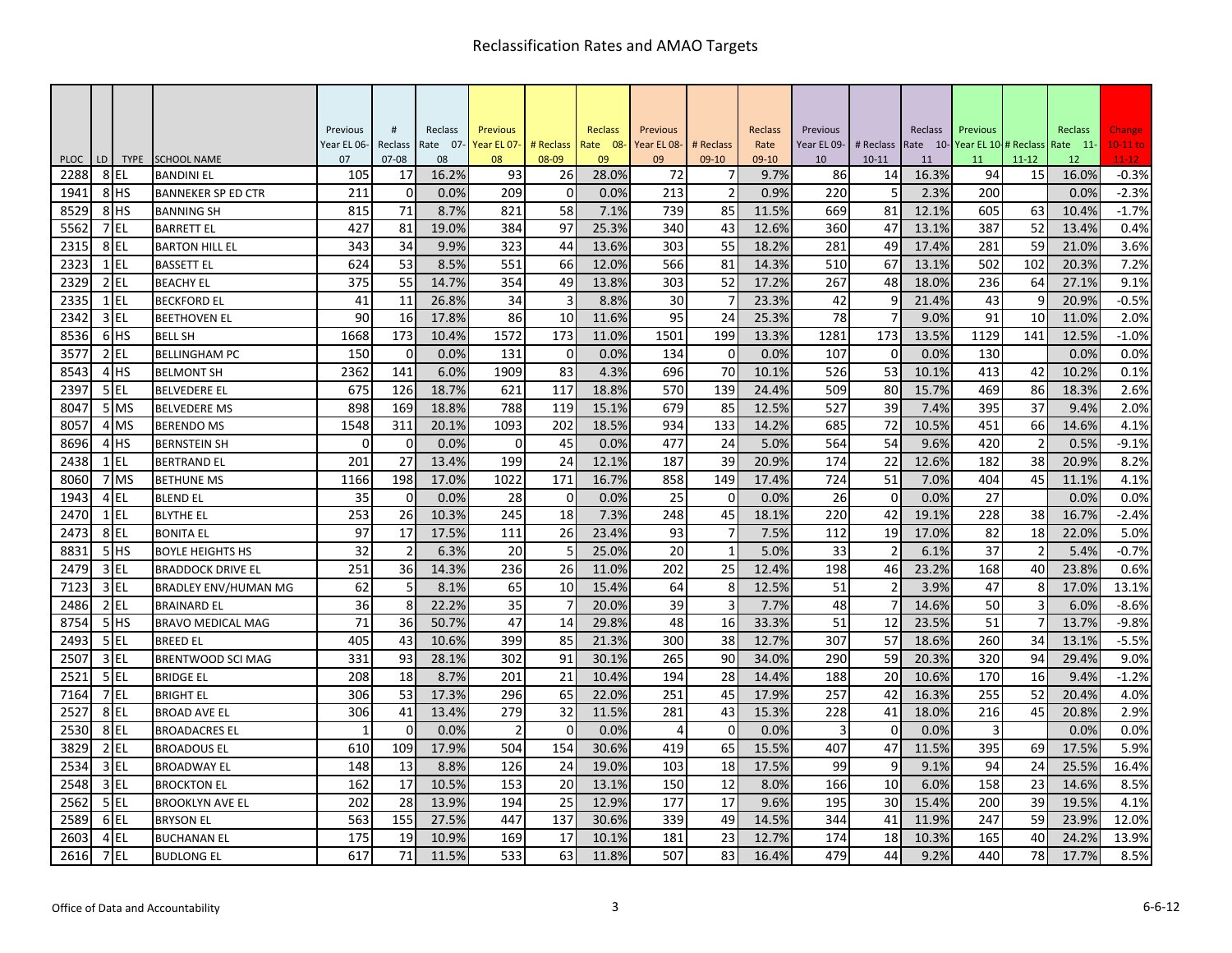# Reclassification Rates and AMAO Targets

| PLOC | LD | TYPE | SCHOOL NAME | Previous Year EL 06-07 | # Reclass 07-08 | Reclass Rate 07-08 | Previous Year EL 07-08 | # Reclass 08-09 | Reclass Rate 08-09 | Previous Year EL 08-09 | # Reclass 09-10 | Reclass Rate 09-10 | Previous Year EL 09-10 | # Reclass 10-11 | Reclass Rate 10-11 | Previous Year EL 10-11 | # Reclass 11-12 | Reclass Rate 11-12 | Change 10-11 to 11-12 |
|---|---|---|---|---|---|---|---|---|---|---|---|---|---|---|---|---|---|---|---|
| 2288 | 8 | EL | BANDINI EL | 105 | 17 | 16.2% | 93 | 26 | 28.0% | 72 | 7 | 9.7% | 86 | 14 | 16.3% | 94 | 15 | 16.0% | -0.3% |
| 1941 | 8 | HS | BANNEKER SP ED CTR | 211 | 0 | 0.0% | 209 | 0 | 0.0% | 213 | 2 | 0.9% | 220 | 5 | 2.3% | 200 | | 0.0% | -2.3% |
| 8529 | 8 | HS | BANNING SH | 815 | 71 | 8.7% | 821 | 58 | 7.1% | 739 | 85 | 11.5% | 669 | 81 | 12.1% | 605 | 63 | 10.4% | -1.7% |
| 5562 | 7 | EL | BARRETT EL | 427 | 81 | 19.0% | 384 | 97 | 25.3% | 340 | 43 | 12.6% | 360 | 47 | 13.1% | 387 | 52 | 13.4% | 0.4% |
| 2315 | 8 | EL | BARTON HILL EL | 343 | 34 | 9.9% | 323 | 44 | 13.6% | 303 | 55 | 18.2% | 281 | 49 | 17.4% | 281 | 59 | 21.0% | 3.6% |
| 2323 | 1 | EL | BASSETT EL | 624 | 53 | 8.5% | 551 | 66 | 12.0% | 566 | 81 | 14.3% | 510 | 67 | 13.1% | 502 | 102 | 20.3% | 7.2% |
| 2329 | 2 | EL | BEACHY EL | 375 | 55 | 14.7% | 354 | 49 | 13.8% | 303 | 52 | 17.2% | 267 | 48 | 18.0% | 236 | 64 | 27.1% | 9.1% |
| 2335 | 1 | EL | BECKFORD EL | 41 | 11 | 26.8% | 34 | 3 | 8.8% | 30 | 7 | 23.3% | 42 | 9 | 21.4% | 43 | 9 | 20.9% | -0.5% |
| 2342 | 3 | EL | BEETHOVEN EL | 90 | 16 | 17.8% | 86 | 10 | 11.6% | 95 | 24 | 25.3% | 78 | 7 | 9.0% | 91 | 10 | 11.0% | 2.0% |
| 8536 | 6 | HS | BELL SH | 1668 | 173 | 10.4% | 1572 | 173 | 11.0% | 1501 | 199 | 13.3% | 1281 | 173 | 13.5% | 1129 | 141 | 12.5% | -1.0% |
| 3577 | 2 | EL | BELLINGHAM PC | 150 | 0 | 0.0% | 131 | 0 | 0.0% | 134 | 0 | 0.0% | 107 | 0 | 0.0% | 130 | | 0.0% | 0.0% |
| 8543 | 4 | HS | BELMONT SH | 2362 | 141 | 6.0% | 1909 | 83 | 4.3% | 696 | 70 | 10.1% | 526 | 53 | 10.1% | 413 | 42 | 10.2% | 0.1% |
| 2397 | 5 | EL | BELVEDERE EL | 675 | 126 | 18.7% | 621 | 117 | 18.8% | 570 | 139 | 24.4% | 509 | 80 | 15.7% | 469 | 86 | 18.3% | 2.6% |
| 8047 | 5 | MS | BELVEDERE MS | 898 | 169 | 18.8% | 788 | 119 | 15.1% | 679 | 85 | 12.5% | 527 | 39 | 7.4% | 395 | 37 | 9.4% | 2.0% |
| 8057 | 4 | MS | BERENDO MS | 1548 | 311 | 20.1% | 1093 | 202 | 18.5% | 934 | 133 | 14.2% | 685 | 72 | 10.5% | 451 | 66 | 14.6% | 4.1% |
| 8696 | 4 | HS | BERNSTEIN SH | 0 | 0 | 0.0% | 0 | 45 | 0.0% | 477 | 24 | 5.0% | 564 | 54 | 9.6% | 420 | 2 | 0.5% | -9.1% |
| 2438 | 1 | EL | BERTRAND EL | 201 | 27 | 13.4% | 199 | 24 | 12.1% | 187 | 39 | 20.9% | 174 | 22 | 12.6% | 182 | 38 | 20.9% | 8.2% |
| 8060 | 7 | MS | BETHUNE MS | 1166 | 198 | 17.0% | 1022 | 171 | 16.7% | 858 | 149 | 17.4% | 724 | 51 | 7.0% | 404 | 45 | 11.1% | 4.1% |
| 1943 | 4 | EL | BLEND EL | 35 | 0 | 0.0% | 28 | 0 | 0.0% | 25 | 0 | 0.0% | 26 | 0 | 0.0% | 27 | | 0.0% | 0.0% |
| 2470 | 1 | EL | BLYTHE EL | 253 | 26 | 10.3% | 245 | 18 | 7.3% | 248 | 45 | 18.1% | 220 | 42 | 19.1% | 228 | 38 | 16.7% | -2.4% |
| 2473 | 8 | EL | BONITA EL | 97 | 17 | 17.5% | 111 | 26 | 23.4% | 93 | 7 | 7.5% | 112 | 19 | 17.0% | 82 | 18 | 22.0% | 5.0% |
| 8831 | 5 | HS | BOYLE HEIGHTS HS | 32 | 2 | 6.3% | 20 | 5 | 25.0% | 20 | 1 | 5.0% | 33 | 2 | 6.1% | 37 | 2 | 5.4% | -0.7% |
| 2479 | 3 | EL | BRADDOCK DRIVE EL | 251 | 36 | 14.3% | 236 | 26 | 11.0% | 202 | 25 | 12.4% | 198 | 46 | 23.2% | 168 | 40 | 23.8% | 0.6% |
| 7123 | 3 | EL | BRADLEY ENV/HUMAN MG | 62 | 5 | 8.1% | 65 | 10 | 15.4% | 64 | 8 | 12.5% | 51 | 2 | 3.9% | 47 | 8 | 17.0% | 13.1% |
| 2486 | 2 | EL | BRAINARD EL | 36 | 8 | 22.2% | 35 | 7 | 20.0% | 39 | 3 | 7.7% | 48 | 7 | 14.6% | 50 | 3 | 6.0% | -8.6% |
| 8754 | 5 | HS | BRAVO MEDICAL MAG | 71 | 36 | 50.7% | 47 | 14 | 29.8% | 48 | 16 | 33.3% | 51 | 12 | 23.5% | 51 | 7 | 13.7% | -9.8% |
| 2493 | 5 | EL | BREED EL | 405 | 43 | 10.6% | 399 | 85 | 21.3% | 300 | 38 | 12.7% | 307 | 57 | 18.6% | 260 | 34 | 13.1% | -5.5% |
| 2507 | 3 | EL | BRENTWOOD SCI MAG | 331 | 93 | 28.1% | 302 | 91 | 30.1% | 265 | 90 | 34.0% | 290 | 59 | 20.3% | 320 | 94 | 29.4% | 9.0% |
| 2521 | 5 | EL | BRIDGE EL | 208 | 18 | 8.7% | 201 | 21 | 10.4% | 194 | 28 | 14.4% | 188 | 20 | 10.6% | 170 | 16 | 9.4% | -1.2% |
| 7164 | 7 | EL | BRIGHT EL | 306 | 53 | 17.3% | 296 | 65 | 22.0% | 251 | 45 | 17.9% | 257 | 42 | 16.3% | 255 | 52 | 20.4% | 4.0% |
| 2527 | 8 | EL | BROAD AVE EL | 306 | 41 | 13.4% | 279 | 32 | 11.5% | 281 | 43 | 15.3% | 228 | 41 | 18.0% | 216 | 45 | 20.8% | 2.9% |
| 2530 | 8 | EL | BROADACRES EL | 1 | 0 | 0.0% | 2 | 0 | 0.0% | 4 | 0 | 0.0% | 3 | 0 | 0.0% | 3 | | 0.0% | 0.0% |
| 3829 | 2 | EL | BROADOUS EL | 610 | 109 | 17.9% | 504 | 154 | 30.6% | 419 | 65 | 15.5% | 407 | 47 | 11.5% | 395 | 69 | 17.5% | 5.9% |
| 2534 | 3 | EL | BROADWAY EL | 148 | 13 | 8.8% | 126 | 24 | 19.0% | 103 | 18 | 17.5% | 99 | 9 | 9.1% | 94 | 24 | 25.5% | 16.4% |
| 2548 | 3 | EL | BROCKTON EL | 162 | 17 | 10.5% | 153 | 20 | 13.1% | 150 | 12 | 8.0% | 166 | 10 | 6.0% | 158 | 23 | 14.6% | 8.5% |
| 2562 | 5 | EL | BROOKLYN AVE EL | 202 | 28 | 13.9% | 194 | 25 | 12.9% | 177 | 17 | 9.6% | 195 | 30 | 15.4% | 200 | 39 | 19.5% | 4.1% |
| 2589 | 6 | EL | BRYSON EL | 563 | 155 | 27.5% | 447 | 137 | 30.6% | 339 | 49 | 14.5% | 344 | 41 | 11.9% | 247 | 59 | 23.9% | 12.0% |
| 2603 | 4 | EL | BUCHANAN EL | 175 | 19 | 10.9% | 169 | 17 | 10.1% | 181 | 23 | 12.7% | 174 | 18 | 10.3% | 165 | 40 | 24.2% | 13.9% |
| 2616 | 7 | EL | BUDLONG EL | 617 | 71 | 11.5% | 533 | 63 | 11.8% | 507 | 83 | 16.4% | 479 | 44 | 9.2% | 440 | 78 | 17.7% | 8.5% |

Office of Data and Accountability

6-6-12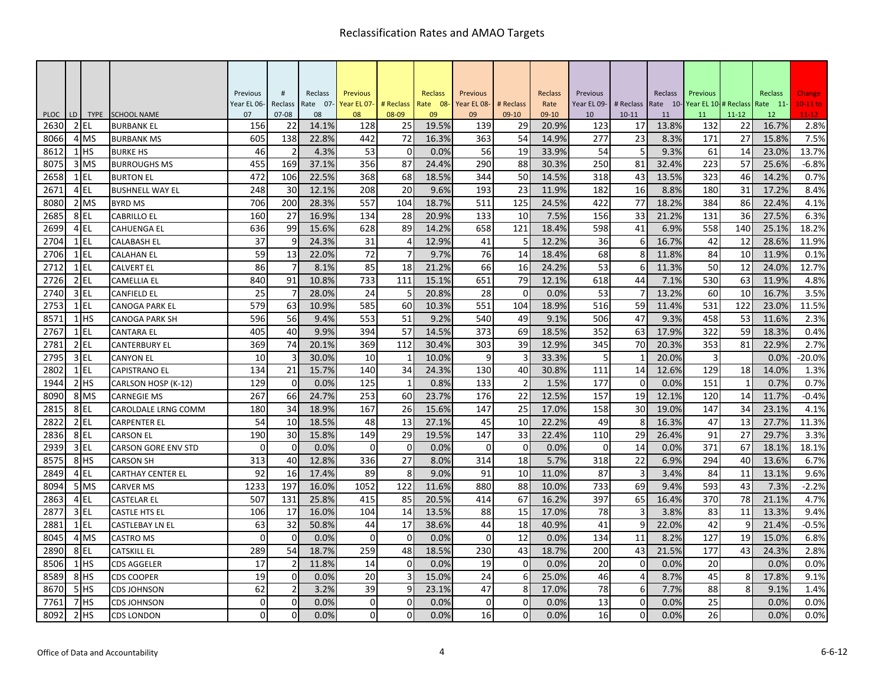# Reclassification Rates and AMAO Targets

| PLOC | LD | TYPE | SCHOOL NAME | Previous Year EL 06-07 | # Reclass 07-08 | Reclass Rate 07-08 | Previous Year EL 07-08 | # Reclass 08-09 | Reclass Rate 08-09 | Previous Year EL 08-09 | # Reclass 09-10 | Reclass Rate 09-10 | Previous Year EL 09-10 | # Reclass 10-11 | Reclass Rate 10-11 | Previous Year EL 10-11 | # Reclass 11-12 | Reclass Rate 11-12 | Change 10-11 to 11-12 |
|---|---|---|---|---|---|---|---|---|---|---|---|---|---|---|---|---|---|---|---|
| 2630 | 2 | EL | BURBANK EL | 156 | 22 | 14.1% | 128 | 25 | 19.5% | 139 | 29 | 20.9% | 123 | 17 | 13.8% | 132 | 22 | 16.7% | 2.8% |
| 8066 | 4 | MS | BURBANK MS | 605 | 138 | 22.8% | 442 | 72 | 16.3% | 363 | 54 | 14.9% | 277 | 23 | 8.3% | 171 | 27 | 15.8% | 7.5% |
| 8612 | 1 | HS | BURKE HS | 46 | 2 | 4.3% | 53 | 0 | 0.0% | 56 | 19 | 33.9% | 54 | 5 | 9.3% | 61 | 14 | 23.0% | 13.7% |
| 8075 | 3 | MS | BURROUGHS MS | 455 | 169 | 37.1% | 356 | 87 | 24.4% | 290 | 88 | 30.3% | 250 | 81 | 32.4% | 223 | 57 | 25.6% | -6.8% |
| 2658 | 1 | EL | BURTON EL | 472 | 106 | 22.5% | 368 | 68 | 18.5% | 344 | 50 | 14.5% | 318 | 43 | 13.5% | 323 | 46 | 14.2% | 0.7% |
| 2671 | 4 | EL | BUSHNELL WAY EL | 248 | 30 | 12.1% | 208 | 20 | 9.6% | 193 | 23 | 11.9% | 182 | 16 | 8.8% | 180 | 31 | 17.2% | 8.4% |
| 8080 | 2 | MS | BYRD MS | 706 | 200 | 28.3% | 557 | 104 | 18.7% | 511 | 125 | 24.5% | 422 | 77 | 18.2% | 384 | 86 | 22.4% | 4.1% |
| 2685 | 8 | EL | CABRILLO EL | 160 | 27 | 16.9% | 134 | 28 | 20.9% | 133 | 10 | 7.5% | 156 | 33 | 21.2% | 131 | 36 | 27.5% | 6.3% |
| 2699 | 4 | EL | CAHUENGA EL | 636 | 99 | 15.6% | 628 | 89 | 14.2% | 658 | 121 | 18.4% | 598 | 41 | 6.9% | 558 | 140 | 25.1% | 18.2% |
| 2704 | 1 | EL | CALABASH EL | 37 | 9 | 24.3% | 31 | 4 | 12.9% | 41 | 5 | 12.2% | 36 | 6 | 16.7% | 42 | 12 | 28.6% | 11.9% |
| 2706 | 1 | EL | CALAHAN EL | 59 | 13 | 22.0% | 72 | 7 | 9.7% | 76 | 14 | 18.4% | 68 | 8 | 11.8% | 84 | 10 | 11.9% | 0.1% |
| 2712 | 1 | EL | CALVERT EL | 86 | 7 | 8.1% | 85 | 18 | 21.2% | 66 | 16 | 24.2% | 53 | 6 | 11.3% | 50 | 12 | 24.0% | 12.7% |
| 2726 | 2 | EL | CAMELLIA EL | 840 | 91 | 10.8% | 733 | 111 | 15.1% | 651 | 79 | 12.1% | 618 | 44 | 7.1% | 530 | 63 | 11.9% | 4.8% |
| 2740 | 3 | EL | CANFIELD EL | 25 | 7 | 28.0% | 24 | 5 | 20.8% | 28 | 0 | 0.0% | 53 | 7 | 13.2% | 60 | 10 | 16.7% | 3.5% |
| 2753 | 1 | EL | CANOGA PARK EL | 579 | 63 | 10.9% | 585 | 60 | 10.3% | 551 | 104 | 18.9% | 516 | 59 | 11.4% | 531 | 122 | 23.0% | 11.5% |
| 8571 | 1 | HS | CANOGA PARK SH | 596 | 56 | 9.4% | 553 | 51 | 9.2% | 540 | 49 | 9.1% | 506 | 47 | 9.3% | 458 | 53 | 11.6% | 2.3% |
| 2767 | 1 | EL | CANTARA EL | 405 | 40 | 9.9% | 394 | 57 | 14.5% | 373 | 69 | 18.5% | 352 | 63 | 17.9% | 322 | 59 | 18.3% | 0.4% |
| 2781 | 2 | EL | CANTERBURY EL | 369 | 74 | 20.1% | 369 | 112 | 30.4% | 303 | 39 | 12.9% | 345 | 70 | 20.3% | 353 | 81 | 22.9% | 2.7% |
| 2795 | 3 | EL | CANYON EL | 10 | 3 | 30.0% | 10 | 1 | 10.0% | 9 | 3 | 33.3% | 5 | 1 | 20.0% | 3 | | 0.0% | -20.0% |
| 2802 | 1 | EL | CAPISTRANO EL | 134 | 21 | 15.7% | 140 | 34 | 24.3% | 130 | 40 | 30.8% | 111 | 14 | 12.6% | 129 | 18 | 14.0% | 1.3% |
| 1944 | 2 | HS | CARLSON HOSP (K-12) | 129 | 0 | 0.0% | 125 | 1 | 0.8% | 133 | 2 | 1.5% | 177 | 0 | 0.0% | 151 | 1 | 0.7% | 0.7% |
| 8090 | 8 | MS | CARNEGIE MS | 267 | 66 | 24.7% | 253 | 60 | 23.7% | 176 | 22 | 12.5% | 157 | 19 | 12.1% | 120 | 14 | 11.7% | -0.4% |
| 2815 | 8 | EL | CAROLDALE LRNG COMM | 180 | 34 | 18.9% | 167 | 26 | 15.6% | 147 | 25 | 17.0% | 158 | 30 | 19.0% | 147 | 34 | 23.1% | 4.1% |
| 2822 | 2 | EL | CARPENTER EL | 54 | 10 | 18.5% | 48 | 13 | 27.1% | 45 | 10 | 22.2% | 49 | 8 | 16.3% | 47 | 13 | 27.7% | 11.3% |
| 2836 | 8 | EL | CARSON EL | 190 | 30 | 15.8% | 149 | 29 | 19.5% | 147 | 33 | 22.4% | 110 | 29 | 26.4% | 91 | 27 | 29.7% | 3.3% |
| 2939 | 3 | EL | CARSON GORE ENV STD | 0 | 0 | 0.0% | 0 | 0 | 0.0% | 0 | 0 | 0.0% | 0 | 14 | 0.0% | 371 | 67 | 18.1% | 18.1% |
| 8575 | 8 | HS | CARSON SH | 313 | 40 | 12.8% | 336 | 27 | 8.0% | 314 | 18 | 5.7% | 318 | 22 | 6.9% | 294 | 40 | 13.6% | 6.7% |
| 2849 | 4 | EL | CARTHAY CENTER EL | 92 | 16 | 17.4% | 89 | 8 | 9.0% | 91 | 10 | 11.0% | 87 | 3 | 3.4% | 84 | 11 | 13.1% | 9.6% |
| 8094 | 5 | MS | CARVER MS | 1233 | 197 | 16.0% | 1052 | 122 | 11.6% | 880 | 88 | 10.0% | 733 | 69 | 9.4% | 593 | 43 | 7.3% | -2.2% |
| 2863 | 4 | EL | CASTELAR EL | 507 | 131 | 25.8% | 415 | 85 | 20.5% | 414 | 67 | 16.2% | 397 | 65 | 16.4% | 370 | 78 | 21.1% | 4.7% |
| 2877 | 3 | EL | CASTLE HTS EL | 106 | 17 | 16.0% | 104 | 14 | 13.5% | 88 | 15 | 17.0% | 78 | 3 | 3.8% | 83 | 11 | 13.3% | 9.4% |
| 2881 | 1 | EL | CASTLEBAY LN EL | 63 | 32 | 50.8% | 44 | 17 | 38.6% | 44 | 18 | 40.9% | 41 | 9 | 22.0% | 42 | 9 | 21.4% | -0.5% |
| 8045 | 4 | MS | CASTRO MS | 0 | 0 | 0.0% | 0 | 0 | 0.0% | 0 | 12 | 0.0% | 134 | 11 | 8.2% | 127 | 19 | 15.0% | 6.8% |
| 2890 | 8 | EL | CATSKILL EL | 289 | 54 | 18.7% | 259 | 48 | 18.5% | 230 | 43 | 18.7% | 200 | 43 | 21.5% | 177 | 43 | 24.3% | 2.8% |
| 8506 | 1 | HS | CDS AGGELER | 17 | 2 | 11.8% | 14 | 0 | 0.0% | 19 | 0 | 0.0% | 20 | 0 | 0.0% | 20 | | 0.0% | 0.0% |
| 8589 | 8 | HS | CDS COOPER | 19 | 0 | 0.0% | 20 | 3 | 15.0% | 24 | 6 | 25.0% | 46 | 4 | 8.7% | 45 | 8 | 17.8% | 9.1% |
| 8670 | 5 | HS | CDS JOHNSON | 62 | 2 | 3.2% | 39 | 9 | 23.1% | 47 | 8 | 17.0% | 78 | 6 | 7.7% | 88 | 8 | 9.1% | 1.4% |
| 7761 | 7 | HS | CDS JOHNSON | 0 | 0 | 0.0% | 0 | 0 | 0.0% | 0 | 0 | 0.0% | 13 | 0 | 0.0% | 25 | | 0.0% | 0.0% |
| 8092 | 2 | HS | CDS LONDON | 0 | 0 | 0.0% | 0 | 0 | 0.0% | 16 | 0 | 0.0% | 16 | 0 | 0.0% | 26 | | 0.0% | 0.0% |

Office of Data and Accountability | 6-6-12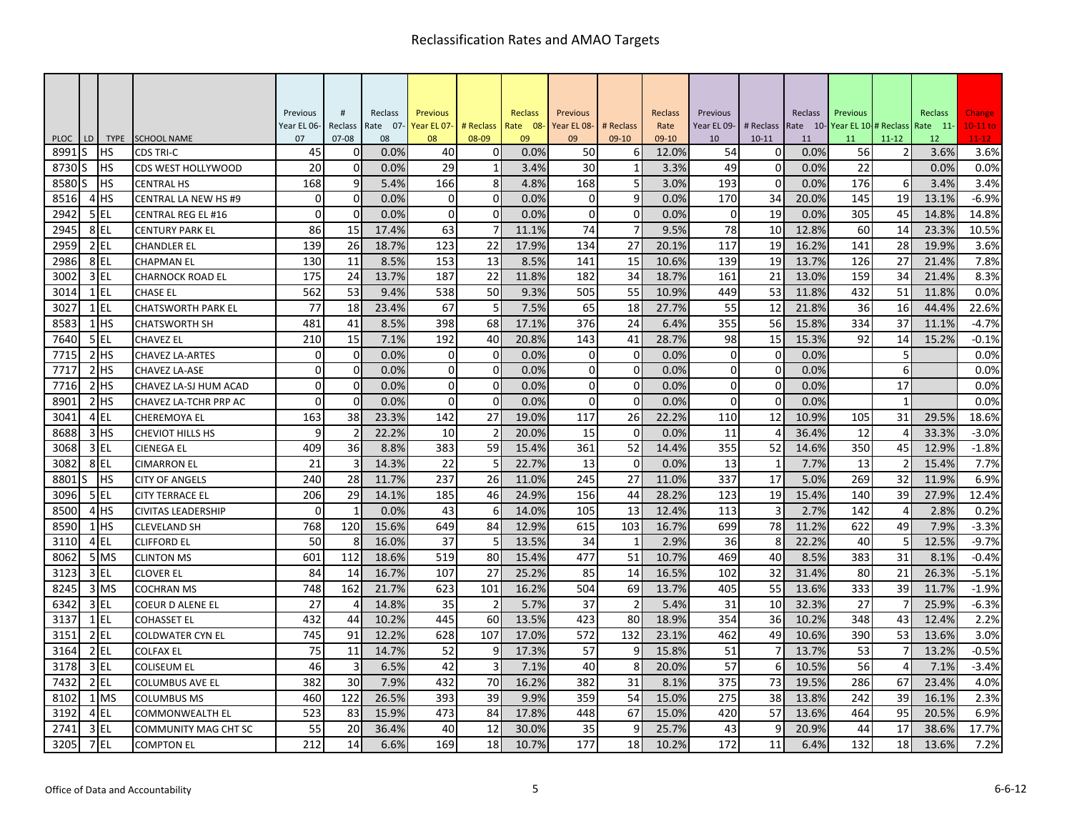# Reclassification Rates and AMAO Targets

| PLOC | LD | TYPE | SCHOOL NAME | Previous Year EL 06-07 | # Reclass 07-08 | Reclass Rate 07-08 | Previous Year EL 07-08 | # Reclass 08-09 | Reclass Rate 08-09 | Previous Year EL 08-09 | # Reclass 09-10 | Reclass Rate 09-10 | Previous Year EL 09-10 | # Reclass 10-11 | Reclass Rate 10-11 | Previous Year EL 10-11 | # Reclass 11-12 | Reclass Rate 11-12 | Change 10-11 to 11-12 |
|---|---|---|---|---|---|---|---|---|---|---|---|---|---|---|---|---|---|---|---|
| 8991 | S | HS | CDS TRI-C | 45 | 0 | 0.0% | 40 | 0 | 0.0% | 50 | 6 | 12.0% | 54 | 0 | 0.0% | 56 | 2 | 3.6% | 3.6% |
| 8730 | S | HS | CDS WEST HOLLYWOOD | 20 | 0 | 0.0% | 29 | 1 | 3.4% | 30 | 1 | 3.3% | 49 | 0 | 0.0% | 22 | | 0.0% | 0.0% |
| 8580 | S | HS | CENTRAL HS | 168 | 9 | 5.4% | 166 | 8 | 4.8% | 168 | 5 | 3.0% | 193 | 0 | 0.0% | 176 | 6 | 3.4% | 3.4% |
| 8516 | 4 | HS | CENTRAL LA NEW HS #9 | 0 | 0 | 0.0% | 0 | 0 | 0.0% | 0 | 9 | 0.0% | 170 | 34 | 20.0% | 145 | 19 | 13.1% | -6.9% |
| 2942 | 5 | EL | CENTRAL REG EL #16 | 0 | 0 | 0.0% | 0 | 0 | 0.0% | 0 | 0 | 0.0% | 0 | 19 | 0.0% | 305 | 45 | 14.8% | 14.8% |
| 2945 | 8 | EL | CENTURY PARK EL | 86 | 15 | 17.4% | 63 | 7 | 11.1% | 74 | 7 | 9.5% | 78 | 10 | 12.8% | 60 | 14 | 23.3% | 10.5% |
| 2959 | 2 | EL | CHANDLER EL | 139 | 26 | 18.7% | 123 | 22 | 17.9% | 134 | 27 | 20.1% | 117 | 19 | 16.2% | 141 | 28 | 19.9% | 3.6% |
| 2986 | 8 | EL | CHAPMAN EL | 130 | 11 | 8.5% | 153 | 13 | 8.5% | 141 | 15 | 10.6% | 139 | 19 | 13.7% | 126 | 27 | 21.4% | 7.8% |
| 3002 | 3 | EL | CHARNOCK ROAD EL | 175 | 24 | 13.7% | 187 | 22 | 11.8% | 182 | 34 | 18.7% | 161 | 21 | 13.0% | 159 | 34 | 21.4% | 8.3% |
| 3014 | 1 | EL | CHASE EL | 562 | 53 | 9.4% | 538 | 50 | 9.3% | 505 | 55 | 10.9% | 449 | 53 | 11.8% | 432 | 51 | 11.8% | 0.0% |
| 3027 | 1 | EL | CHATSWORTH PARK EL | 77 | 18 | 23.4% | 67 | 5 | 7.5% | 65 | 18 | 27.7% | 55 | 12 | 21.8% | 36 | 16 | 44.4% | 22.6% |
| 8583 | 1 | HS | CHATSWORTH SH | 481 | 41 | 8.5% | 398 | 68 | 17.1% | 376 | 24 | 6.4% | 355 | 56 | 15.8% | 334 | 37 | 11.1% | -4.7% |
| 7640 | 5 | EL | CHAVEZ EL | 210 | 15 | 7.1% | 192 | 40 | 20.8% | 143 | 41 | 28.7% | 98 | 15 | 15.3% | 92 | 14 | 15.2% | -0.1% |
| 7715 | 2 | HS | CHAVEZ LA-ARTES | 0 | 0 | 0.0% | 0 | 0 | 0.0% | 0 | 0 | 0.0% | 0 | 0 | 0.0% | | 5 | | 0.0% |
| 7717 | 2 | HS | CHAVEZ LA-ASE | 0 | 0 | 0.0% | 0 | 0 | 0.0% | 0 | 0 | 0.0% | 0 | 0 | 0.0% | | 6 | | 0.0% |
| 7716 | 2 | HS | CHAVEZ LA-SJ HUM ACAD | 0 | 0 | 0.0% | 0 | 0 | 0.0% | 0 | 0 | 0.0% | 0 | 0 | 0.0% | | 17 | | 0.0% |
| 8901 | 2 | HS | CHAVEZ LA-TCHR PRP AC | 0 | 0 | 0.0% | 0 | 0 | 0.0% | 0 | 0 | 0.0% | 0 | 0 | 0.0% | | 1 | | 0.0% |
| 3041 | 4 | EL | CHEREMOYA EL | 163 | 38 | 23.3% | 142 | 27 | 19.0% | 117 | 26 | 22.2% | 110 | 12 | 10.9% | 105 | 31 | 29.5% | 18.6% |
| 8688 | 3 | HS | CHEVIOT HILLS HS | 9 | 2 | 22.2% | 10 | 2 | 20.0% | 15 | 0 | 0.0% | 11 | 4 | 36.4% | 12 | 4 | 33.3% | -3.0% |
| 3068 | 3 | EL | CIENEGA EL | 409 | 36 | 8.8% | 383 | 59 | 15.4% | 361 | 52 | 14.4% | 355 | 52 | 14.6% | 350 | 45 | 12.9% | -1.8% |
| 3082 | 8 | EL | CIMARRON EL | 21 | 3 | 14.3% | 22 | 5 | 22.7% | 13 | 0 | 0.0% | 13 | 1 | 7.7% | 13 | 2 | 15.4% | 7.7% |
| 8801 | S | HS | CITY OF ANGELS | 240 | 28 | 11.7% | 237 | 26 | 11.0% | 245 | 27 | 11.0% | 337 | 17 | 5.0% | 269 | 32 | 11.9% | 6.9% |
| 3096 | 5 | EL | CITY TERRACE EL | 206 | 29 | 14.1% | 185 | 46 | 24.9% | 156 | 44 | 28.2% | 123 | 19 | 15.4% | 140 | 39 | 27.9% | 12.4% |
| 8500 | 4 | HS | CIVITAS LEADERSHIP | 0 | 1 | 0.0% | 43 | 6 | 14.0% | 105 | 13 | 12.4% | 113 | 3 | 2.7% | 142 | 4 | 2.8% | 0.2% |
| 8590 | 1 | HS | CLEVELAND SH | 768 | 120 | 15.6% | 649 | 84 | 12.9% | 615 | 103 | 16.7% | 699 | 78 | 11.2% | 622 | 49 | 7.9% | -3.3% |
| 3110 | 4 | EL | CLIFFORD EL | 50 | 8 | 16.0% | 37 | 5 | 13.5% | 34 | 1 | 2.9% | 36 | 8 | 22.2% | 40 | 5 | 12.5% | -9.7% |
| 8062 | 5 | MS | CLINTON MS | 601 | 112 | 18.6% | 519 | 80 | 15.4% | 477 | 51 | 10.7% | 469 | 40 | 8.5% | 383 | 31 | 8.1% | -0.4% |
| 3123 | 3 | EL | CLOVER EL | 84 | 14 | 16.7% | 107 | 27 | 25.2% | 85 | 14 | 16.5% | 102 | 32 | 31.4% | 80 | 21 | 26.3% | -5.1% |
| 8245 | 3 | MS | COCHRAN MS | 748 | 162 | 21.7% | 623 | 101 | 16.2% | 504 | 69 | 13.7% | 405 | 55 | 13.6% | 333 | 39 | 11.7% | -1.9% |
| 6342 | 3 | EL | COEUR D ALENE EL | 27 | 4 | 14.8% | 35 | 2 | 5.7% | 37 | 2 | 5.4% | 31 | 10 | 32.3% | 27 | 7 | 25.9% | -6.3% |
| 3137 | 1 | EL | COHASSET EL | 432 | 44 | 10.2% | 445 | 60 | 13.5% | 423 | 80 | 18.9% | 354 | 36 | 10.2% | 348 | 43 | 12.4% | 2.2% |
| 3151 | 2 | EL | COLDWATER CYN EL | 745 | 91 | 12.2% | 628 | 107 | 17.0% | 572 | 132 | 23.1% | 462 | 49 | 10.6% | 390 | 53 | 13.6% | 3.0% |
| 3164 | 2 | EL | COLFAX EL | 75 | 11 | 14.7% | 52 | 9 | 17.3% | 57 | 9 | 15.8% | 51 | 7 | 13.7% | 53 | 7 | 13.2% | -0.5% |
| 3178 | 3 | EL | COLISEUM EL | 46 | 3 | 6.5% | 42 | 3 | 7.1% | 40 | 8 | 20.0% | 57 | 6 | 10.5% | 56 | 4 | 7.1% | -3.4% |
| 7432 | 2 | EL | COLUMBUS AVE EL | 382 | 30 | 7.9% | 432 | 70 | 16.2% | 382 | 31 | 8.1% | 375 | 73 | 19.5% | 286 | 67 | 23.4% | 4.0% |
| 8102 | 1 | MS | COLUMBUS MS | 460 | 122 | 26.5% | 393 | 39 | 9.9% | 359 | 54 | 15.0% | 275 | 38 | 13.8% | 242 | 39 | 16.1% | 2.3% |
| 3192 | 4 | EL | COMMONWEALTH EL | 523 | 83 | 15.9% | 473 | 84 | 17.8% | 448 | 67 | 15.0% | 420 | 57 | 13.6% | 464 | 95 | 20.5% | 6.9% |
| 2741 | 3 | EL | COMMUNITY MAG CHT SC | 55 | 20 | 36.4% | 40 | 12 | 30.0% | 35 | 9 | 25.7% | 43 | 9 | 20.9% | 44 | 17 | 38.6% | 17.7% |
| 3205 | 7 | EL | COMPTON EL | 212 | 14 | 6.6% | 169 | 18 | 10.7% | 177 | 18 | 10.2% | 172 | 11 | 6.4% | 132 | 18 | 13.6% | 7.2% |

Office of Data and Accountability

6-6-12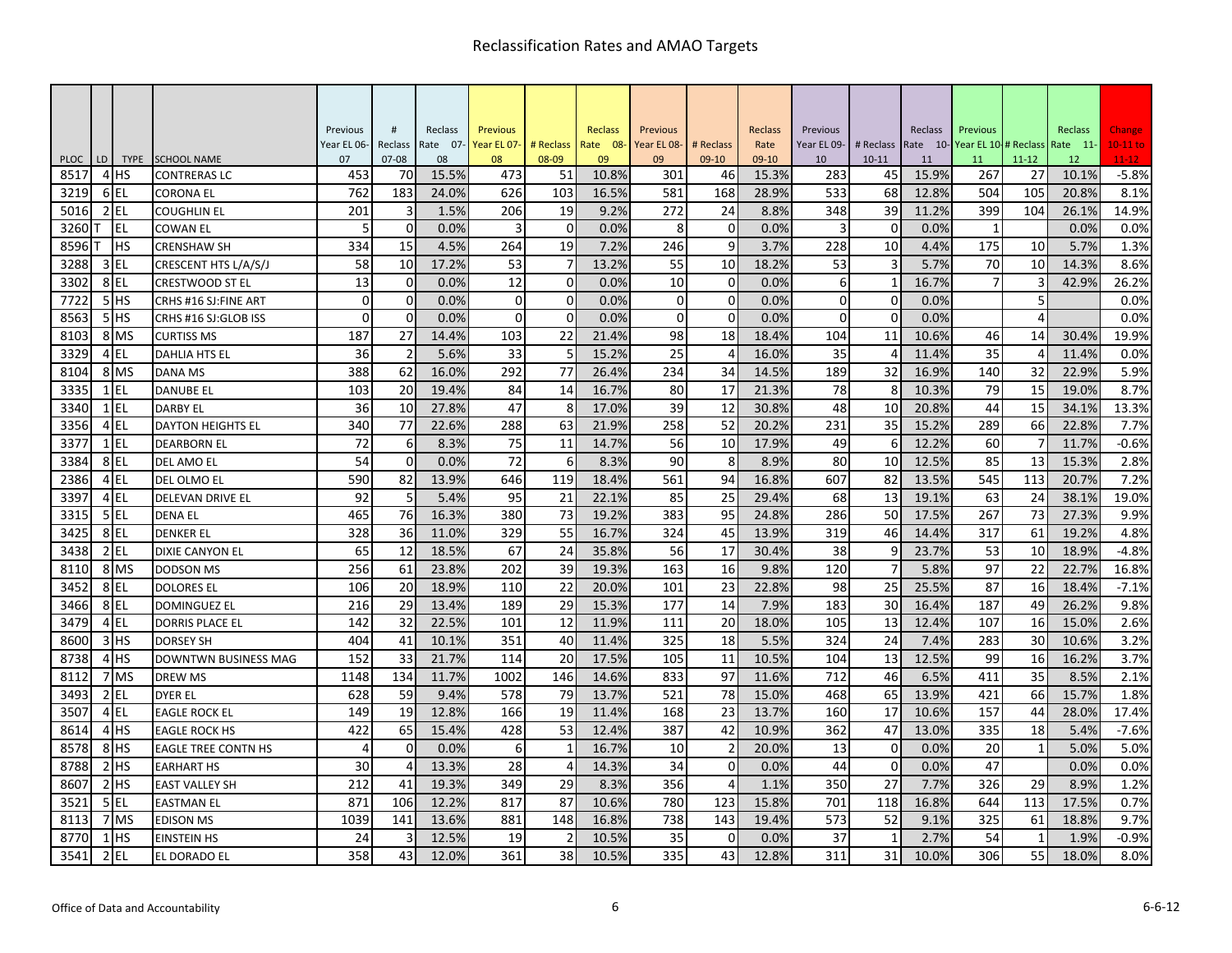# Reclassification Rates and AMAO Targets

| PLOC | LD | TYPE | SCHOOL NAME | Previous Year EL 06-07 | # Reclass 07-08 | Reclass Rate 07-08 | Previous Year EL 07-08 | # Reclass 08-09 | Reclass Rate 08-09 | Previous Year EL 08-09 | # Reclass 09-10 | Reclass Rate 09-10 | Previous Year EL 09-10 | # Reclass 10-11 | Reclass Rate 10-11 | Previous Year EL 10-11 | # Reclass 11-12 | Reclass Rate 11-12 | Change 10-11 to 11-12 |
|---|---|---|---|---|---|---|---|---|---|---|---|---|---|---|---|---|---|---|---|
| 8517 | 4 | HS | CONTRERAS LC | 453 | 70 | 15.5% | 473 | 51 | 10.8% | 301 | 46 | 15.3% | 283 | 45 | 15.9% | 267 | 27 | 10.1% | -5.8% |
| 3219 | 6 | EL | CORONA EL | 762 | 183 | 24.0% | 626 | 103 | 16.5% | 581 | 168 | 28.9% | 533 | 68 | 12.8% | 504 | 105 | 20.8% | 8.1% |
| 5016 | 2 | EL | COUGHLIN EL | 201 | 3 | 1.5% | 206 | 19 | 9.2% | 272 | 24 | 8.8% | 348 | 39 | 11.2% | 399 | 104 | 26.1% | 14.9% |
| 3260 | T | EL | COWAN EL | 5 | 0 | 0.0% | 3 | 0 | 0.0% | 8 | 0 | 0.0% | 3 | 0 | 0.0% | 1 | | 0.0% | 0.0% |
| 8596 | T | HS | CRENSHAW SH | 334 | 15 | 4.5% | 264 | 19 | 7.2% | 246 | 9 | 3.7% | 228 | 10 | 4.4% | 175 | 10 | 5.7% | 1.3% |
| 3288 | 3 | EL | CRESCENT HTS L/A/S/J | 58 | 10 | 17.2% | 53 | 7 | 13.2% | 55 | 10 | 18.2% | 53 | 3 | 5.7% | 70 | 10 | 14.3% | 8.6% |
| 3302 | 8 | EL | CRESTWOOD ST EL | 13 | 0 | 0.0% | 12 | 0 | 0.0% | 10 | 0 | 0.0% | 6 | 1 | 16.7% | 7 | 3 | 42.9% | 26.2% |
| 7722 | 5 | HS | CRHS #16 SJ:FINE ART | 0 | 0 | 0.0% | 0 | 0 | 0.0% | 0 | 0 | 0.0% | 0 | 0 | 0.0% | | 5 | | 0.0% |
| 8563 | 5 | HS | CRHS #16 SJ:GLOB ISS | 0 | 0 | 0.0% | 0 | 0 | 0.0% | 0 | 0 | 0.0% | 0 | 0 | 0.0% | | 4 | | 0.0% |
| 8103 | 8 | MS | CURTISS MS | 187 | 27 | 14.4% | 103 | 22 | 21.4% | 98 | 18 | 18.4% | 104 | 11 | 10.6% | 46 | 14 | 30.4% | 19.9% |
| 3329 | 4 | EL | DAHLIA HTS EL | 36 | 2 | 5.6% | 33 | 5 | 15.2% | 25 | 4 | 16.0% | 35 | 4 | 11.4% | 35 | 4 | 11.4% | 0.0% |
| 8104 | 8 | MS | DANA MS | 388 | 62 | 16.0% | 292 | 77 | 26.4% | 234 | 34 | 14.5% | 189 | 32 | 16.9% | 140 | 32 | 22.9% | 5.9% |
| 3335 | 1 | EL | DANUBE EL | 103 | 20 | 19.4% | 84 | 14 | 16.7% | 80 | 17 | 21.3% | 78 | 8 | 10.3% | 79 | 15 | 19.0% | 8.7% |
| 3340 | 1 | EL | DARBY EL | 36 | 10 | 27.8% | 47 | 8 | 17.0% | 39 | 12 | 30.8% | 48 | 10 | 20.8% | 44 | 15 | 34.1% | 13.3% |
| 3356 | 4 | EL | DAYTON HEIGHTS EL | 340 | 77 | 22.6% | 288 | 63 | 21.9% | 258 | 52 | 20.2% | 231 | 35 | 15.2% | 289 | 66 | 22.8% | 7.7% |
| 3377 | 1 | EL | DEARBORN EL | 72 | 6 | 8.3% | 75 | 11 | 14.7% | 56 | 10 | 17.9% | 49 | 6 | 12.2% | 60 | 7 | 11.7% | -0.6% |
| 3384 | 8 | EL | DEL AMO EL | 54 | 0 | 0.0% | 72 | 6 | 8.3% | 90 | 8 | 8.9% | 80 | 10 | 12.5% | 85 | 13 | 15.3% | 2.8% |
| 2386 | 4 | EL | DEL OLMO EL | 590 | 82 | 13.9% | 646 | 119 | 18.4% | 561 | 94 | 16.8% | 607 | 82 | 13.5% | 545 | 113 | 20.7% | 7.2% |
| 3397 | 4 | EL | DELEVAN DRIVE EL | 92 | 5 | 5.4% | 95 | 21 | 22.1% | 85 | 25 | 29.4% | 68 | 13 | 19.1% | 63 | 24 | 38.1% | 19.0% |
| 3315 | 5 | EL | DENA EL | 465 | 76 | 16.3% | 380 | 73 | 19.2% | 383 | 95 | 24.8% | 286 | 50 | 17.5% | 267 | 73 | 27.3% | 9.9% |
| 3425 | 8 | EL | DENKER EL | 328 | 36 | 11.0% | 329 | 55 | 16.7% | 324 | 45 | 13.9% | 319 | 46 | 14.4% | 317 | 61 | 19.2% | 4.8% |
| 3438 | 2 | EL | DIXIE CANYON EL | 65 | 12 | 18.5% | 67 | 24 | 35.8% | 56 | 17 | 30.4% | 38 | 9 | 23.7% | 53 | 10 | 18.9% | -4.8% |
| 8110 | 8 | MS | DODSON MS | 256 | 61 | 23.8% | 202 | 39 | 19.3% | 163 | 16 | 9.8% | 120 | 7 | 5.8% | 97 | 22 | 22.7% | 16.8% |
| 3452 | 8 | EL | DOLORES EL | 106 | 20 | 18.9% | 110 | 22 | 20.0% | 101 | 23 | 22.8% | 98 | 25 | 25.5% | 87 | 16 | 18.4% | -7.1% |
| 3466 | 8 | EL | DOMINGUEZ EL | 216 | 29 | 13.4% | 189 | 29 | 15.3% | 177 | 14 | 7.9% | 183 | 30 | 16.4% | 187 | 49 | 26.2% | 9.8% |
| 3479 | 4 | EL | DORRIS PLACE EL | 142 | 32 | 22.5% | 101 | 12 | 11.9% | 111 | 20 | 18.0% | 105 | 13 | 12.4% | 107 | 16 | 15.0% | 2.6% |
| 8600 | 3 | HS | DORSEY SH | 404 | 41 | 10.1% | 351 | 40 | 11.4% | 325 | 18 | 5.5% | 324 | 24 | 7.4% | 283 | 30 | 10.6% | 3.2% |
| 8738 | 4 | HS | DOWNTWN BUSINESS MAG | 152 | 33 | 21.7% | 114 | 20 | 17.5% | 105 | 11 | 10.5% | 104 | 13 | 12.5% | 99 | 16 | 16.2% | 3.7% |
| 8112 | 7 | MS | DREW MS | 1148 | 134 | 11.7% | 1002 | 146 | 14.6% | 833 | 97 | 11.6% | 712 | 46 | 6.5% | 411 | 35 | 8.5% | 2.1% |
| 3493 | 2 | EL | DYER EL | 628 | 59 | 9.4% | 578 | 79 | 13.7% | 521 | 78 | 15.0% | 468 | 65 | 13.9% | 421 | 66 | 15.7% | 1.8% |
| 3507 | 4 | EL | EAGLE ROCK EL | 149 | 19 | 12.8% | 166 | 19 | 11.4% | 168 | 23 | 13.7% | 160 | 17 | 10.6% | 157 | 44 | 28.0% | 17.4% |
| 8614 | 4 | HS | EAGLE ROCK HS | 422 | 65 | 15.4% | 428 | 53 | 12.4% | 387 | 42 | 10.9% | 362 | 47 | 13.0% | 335 | 18 | 5.4% | -7.6% |
| 8578 | 8 | HS | EAGLE TREE CONTN HS | 4 | 0 | 0.0% | 6 | 1 | 16.7% | 10 | 2 | 20.0% | 13 | 0 | 0.0% | 20 | 1 | 5.0% | 5.0% |
| 8788 | 2 | HS | EARHART HS | 30 | 4 | 13.3% | 28 | 4 | 14.3% | 34 | 0 | 0.0% | 44 | 0 | 0.0% | 47 | | 0.0% | 0.0% |
| 8607 | 2 | HS | EAST VALLEY SH | 212 | 41 | 19.3% | 349 | 29 | 8.3% | 356 | 4 | 1.1% | 350 | 27 | 7.7% | 326 | 29 | 8.9% | 1.2% |
| 3521 | 5 | EL | EASTMAN EL | 871 | 106 | 12.2% | 817 | 87 | 10.6% | 780 | 123 | 15.8% | 701 | 118 | 16.8% | 644 | 113 | 17.5% | 0.7% |
| 8113 | 7 | MS | EDISON MS | 1039 | 141 | 13.6% | 881 | 148 | 16.8% | 738 | 143 | 19.4% | 573 | 52 | 9.1% | 325 | 61 | 18.8% | 9.7% |
| 8770 | 1 | HS | EINSTEIN HS | 24 | 3 | 12.5% | 19 | 2 | 10.5% | 35 | 0 | 0.0% | 37 | 1 | 2.7% | 54 | 1 | 1.9% | -0.9% |
| 3541 | 2 | EL | EL DORADO EL | 358 | 43 | 12.0% | 361 | 38 | 10.5% | 335 | 43 | 12.8% | 311 | 31 | 10.0% | 306 | 55 | 18.0% | 8.0% |

Office of Data and Accountability

6-6-12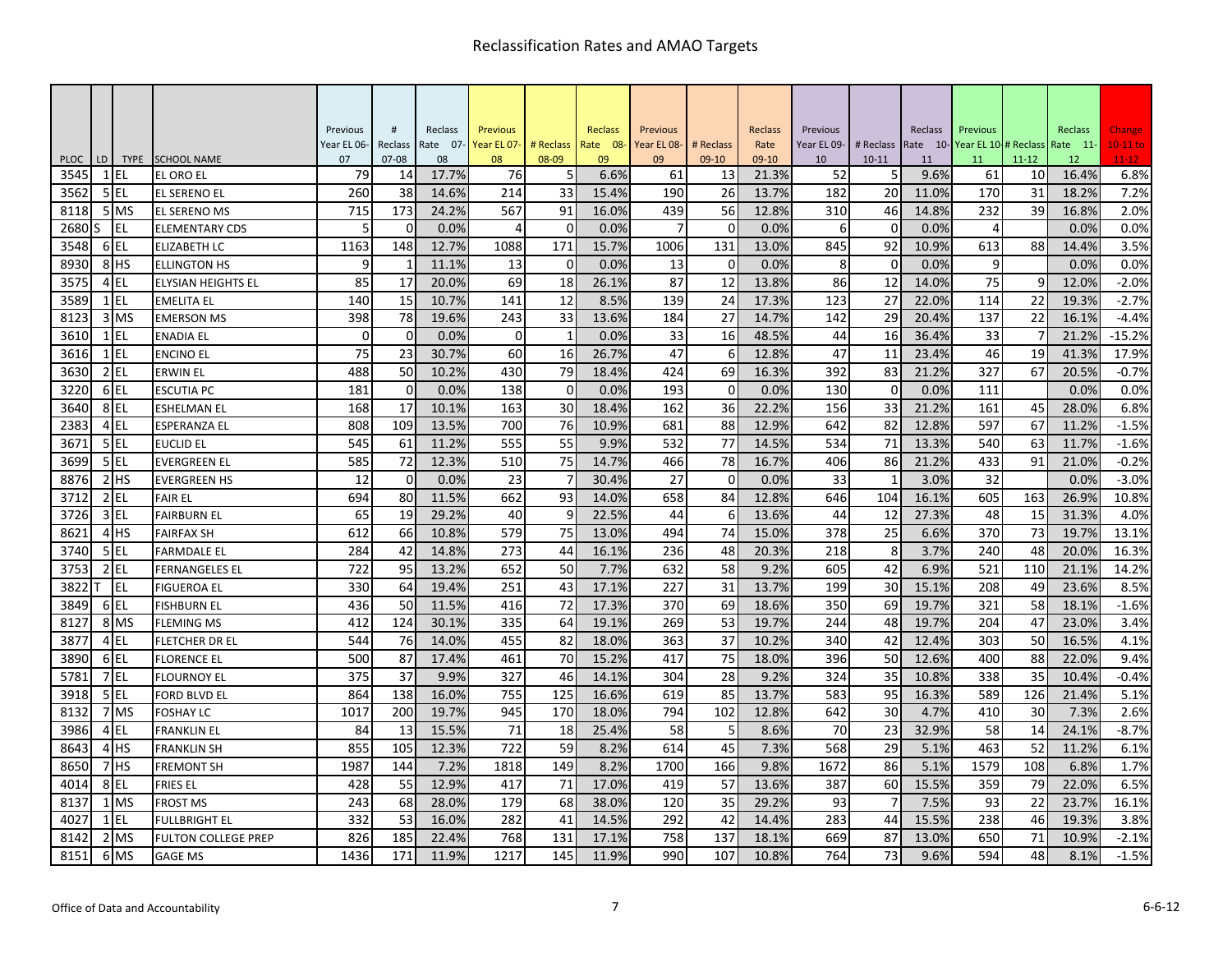# Reclassification Rates and AMAO Targets

| PLOC | LD | TYPE | SCHOOL NAME | Previous Year EL 06-07 | # Reclass 07-08 | Reclass Rate 07-08 | Previous Year EL 07-08 | # Reclass 08-09 | Reclass Rate 08-09 | Previous Year EL 08-09 | # Reclass 09-10 | Reclass Rate 09-10 | Previous Year EL 09-10 | # Reclass 10-11 | Reclass Rate 10-11 | Previous Year EL 10-11 | # Reclass 11-12 | Reclass Rate 11-12 | Change 10-11 to 11-12 |
|---|---|---|---|---|---|---|---|---|---|---|---|---|---|---|---|---|---|---|---|
| 3545 | 1 | EL | EL ORO EL | 79 | 14 | 17.7% | 76 | 5 | 6.6% | 61 | 13 | 21.3% | 52 | 5 | 9.6% | 61 | 10 | 16.4% | 6.8% |
| 3562 | 5 | EL | EL SERENO EL | 260 | 38 | 14.6% | 214 | 33 | 15.4% | 190 | 26 | 13.7% | 182 | 20 | 11.0% | 170 | 31 | 18.2% | 7.2% |
| 8118 | 5 | MS | EL SERENO MS | 715 | 173 | 24.2% | 567 | 91 | 16.0% | 439 | 56 | 12.8% | 310 | 46 | 14.8% | 232 | 39 | 16.8% | 2.0% |
| 2680 | S | EL | ELEMENTARY CDS | 5 | 0 | 0.0% | 4 | 0 | 0.0% | 7 | 0 | 0.0% | 6 | 0 | 0.0% | 4 | | 0.0% | 0.0% |
| 3548 | 6 | EL | ELIZABETH LC | 1163 | 148 | 12.7% | 1088 | 171 | 15.7% | 1006 | 131 | 13.0% | 845 | 92 | 10.9% | 613 | 88 | 14.4% | 3.5% |
| 8930 | 8 | HS | ELLINGTON HS | 9 | 1 | 11.1% | 13 | 0 | 0.0% | 13 | 0 | 0.0% | 8 | 0 | 0.0% | 9 | | 0.0% | 0.0% |
| 3575 | 4 | EL | ELYSIAN HEIGHTS EL | 85 | 17 | 20.0% | 69 | 18 | 26.1% | 87 | 12 | 13.8% | 86 | 12 | 14.0% | 75 | 9 | 12.0% | -2.0% |
| 3589 | 1 | EL | EMELITA EL | 140 | 15 | 10.7% | 141 | 12 | 8.5% | 139 | 24 | 17.3% | 123 | 27 | 22.0% | 114 | 22 | 19.3% | -2.7% |
| 8123 | 3 | MS | EMERSON MS | 398 | 78 | 19.6% | 243 | 33 | 13.6% | 184 | 27 | 14.7% | 142 | 29 | 20.4% | 137 | 22 | 16.1% | -4.4% |
| 3610 | 1 | EL | ENADIA EL | 0 | 0 | 0.0% | 0 | 1 | 0.0% | 33 | 16 | 48.5% | 44 | 16 | 36.4% | 33 | 7 | 21.2% | -15.2% |
| 3616 | 1 | EL | ENCINO EL | 75 | 23 | 30.7% | 60 | 16 | 26.7% | 47 | 6 | 12.8% | 47 | 11 | 23.4% | 46 | 19 | 41.3% | 17.9% |
| 3630 | 2 | EL | ERWIN EL | 488 | 50 | 10.2% | 430 | 79 | 18.4% | 424 | 69 | 16.3% | 392 | 83 | 21.2% | 327 | 67 | 20.5% | -0.7% |
| 3220 | 6 | EL | ESCUTIA PC | 181 | 0 | 0.0% | 138 | 0 | 0.0% | 193 | 0 | 0.0% | 130 | 0 | 0.0% | 111 | | 0.0% | 0.0% |
| 3640 | 8 | EL | ESHELMAN EL | 168 | 17 | 10.1% | 163 | 30 | 18.4% | 162 | 36 | 22.2% | 156 | 33 | 21.2% | 161 | 45 | 28.0% | 6.8% |
| 2383 | 4 | EL | ESPERANZA EL | 808 | 109 | 13.5% | 700 | 76 | 10.9% | 681 | 88 | 12.9% | 642 | 82 | 12.8% | 597 | 67 | 11.2% | -1.5% |
| 3671 | 5 | EL | EUCLID EL | 545 | 61 | 11.2% | 555 | 55 | 9.9% | 532 | 77 | 14.5% | 534 | 71 | 13.3% | 540 | 63 | 11.7% | -1.6% |
| 3699 | 5 | EL | EVERGREEN EL | 585 | 72 | 12.3% | 510 | 75 | 14.7% | 466 | 78 | 16.7% | 406 | 86 | 21.2% | 433 | 91 | 21.0% | -0.2% |
| 8876 | 2 | HS | EVERGREEN HS | 12 | 0 | 0.0% | 23 | 7 | 30.4% | 27 | 0 | 0.0% | 33 | 1 | 3.0% | 32 | | 0.0% | -3.0% |
| 3712 | 2 | EL | FAIR EL | 694 | 80 | 11.5% | 662 | 93 | 14.0% | 658 | 84 | 12.8% | 646 | 104 | 16.1% | 605 | 163 | 26.9% | 10.8% |
| 3726 | 3 | EL | FAIRBURN EL | 65 | 19 | 29.2% | 40 | 9 | 22.5% | 44 | 6 | 13.6% | 44 | 12 | 27.3% | 48 | 15 | 31.3% | 4.0% |
| 8621 | 4 | HS | FAIRFAX SH | 612 | 66 | 10.8% | 579 | 75 | 13.0% | 494 | 74 | 15.0% | 378 | 25 | 6.6% | 370 | 73 | 19.7% | 13.1% |
| 3740 | 5 | EL | FARMDALE EL | 284 | 42 | 14.8% | 273 | 44 | 16.1% | 236 | 48 | 20.3% | 218 | 8 | 3.7% | 240 | 48 | 20.0% | 16.3% |
| 3753 | 2 | EL | FERNANGELES EL | 722 | 95 | 13.2% | 652 | 50 | 7.7% | 632 | 58 | 9.2% | 605 | 42 | 6.9% | 521 | 110 | 21.1% | 14.2% |
| 3822 | T | EL | FIGUEROA EL | 330 | 64 | 19.4% | 251 | 43 | 17.1% | 227 | 31 | 13.7% | 199 | 30 | 15.1% | 208 | 49 | 23.6% | 8.5% |
| 3849 | 6 | EL | FISHBURN EL | 436 | 50 | 11.5% | 416 | 72 | 17.3% | 370 | 69 | 18.6% | 350 | 69 | 19.7% | 321 | 58 | 18.1% | -1.6% |
| 8127 | 8 | MS | FLEMING MS | 412 | 124 | 30.1% | 335 | 64 | 19.1% | 269 | 53 | 19.7% | 244 | 48 | 19.7% | 204 | 47 | 23.0% | 3.4% |
| 3877 | 4 | EL | FLETCHER DR EL | 544 | 76 | 14.0% | 455 | 82 | 18.0% | 363 | 37 | 10.2% | 340 | 42 | 12.4% | 303 | 50 | 16.5% | 4.1% |
| 3890 | 6 | EL | FLORENCE EL | 500 | 87 | 17.4% | 461 | 70 | 15.2% | 417 | 75 | 18.0% | 396 | 50 | 12.6% | 400 | 88 | 22.0% | 9.4% |
| 5781 | 7 | EL | FLOURNOY EL | 375 | 37 | 9.9% | 327 | 46 | 14.1% | 304 | 28 | 9.2% | 324 | 35 | 10.8% | 338 | 35 | 10.4% | -0.4% |
| 3918 | 5 | EL | FORD BLVD EL | 864 | 138 | 16.0% | 755 | 125 | 16.6% | 619 | 85 | 13.7% | 583 | 95 | 16.3% | 589 | 126 | 21.4% | 5.1% |
| 8132 | 7 | MS | FOSHAY LC | 1017 | 200 | 19.7% | 945 | 170 | 18.0% | 794 | 102 | 12.8% | 642 | 30 | 4.7% | 410 | 30 | 7.3% | 2.6% |
| 3986 | 4 | EL | FRANKLIN EL | 84 | 13 | 15.5% | 71 | 18 | 25.4% | 58 | 5 | 8.6% | 70 | 23 | 32.9% | 58 | 14 | 24.1% | -8.7% |
| 8643 | 4 | HS | FRANKLIN SH | 855 | 105 | 12.3% | 722 | 59 | 8.2% | 614 | 45 | 7.3% | 568 | 29 | 5.1% | 463 | 52 | 11.2% | 6.1% |
| 8650 | 7 | HS | FREMONT SH | 1987 | 144 | 7.2% | 1818 | 149 | 8.2% | 1700 | 166 | 9.8% | 1672 | 86 | 5.1% | 1579 | 108 | 6.8% | 1.7% |
| 4014 | 8 | EL | FRIES EL | 428 | 55 | 12.9% | 417 | 71 | 17.0% | 419 | 57 | 13.6% | 387 | 60 | 15.5% | 359 | 79 | 22.0% | 6.5% |
| 8137 | 1 | MS | FROST MS | 243 | 68 | 28.0% | 179 | 68 | 38.0% | 120 | 35 | 29.2% | 93 | 7 | 7.5% | 93 | 22 | 23.7% | 16.1% |
| 4027 | 1 | EL | FULLBRIGHT EL | 332 | 53 | 16.0% | 282 | 41 | 14.5% | 292 | 42 | 14.4% | 283 | 44 | 15.5% | 238 | 46 | 19.3% | 3.8% |
| 8142 | 2 | MS | FULTON COLLEGE PREP | 826 | 185 | 22.4% | 768 | 131 | 17.1% | 758 | 137 | 18.1% | 669 | 87 | 13.0% | 650 | 71 | 10.9% | -2.1% |
| 8151 | 6 | MS | GAGE MS | 1436 | 171 | 11.9% | 1217 | 145 | 11.9% | 990 | 107 | 10.8% | 764 | 73 | 9.6% | 594 | 48 | 8.1% | -1.5% |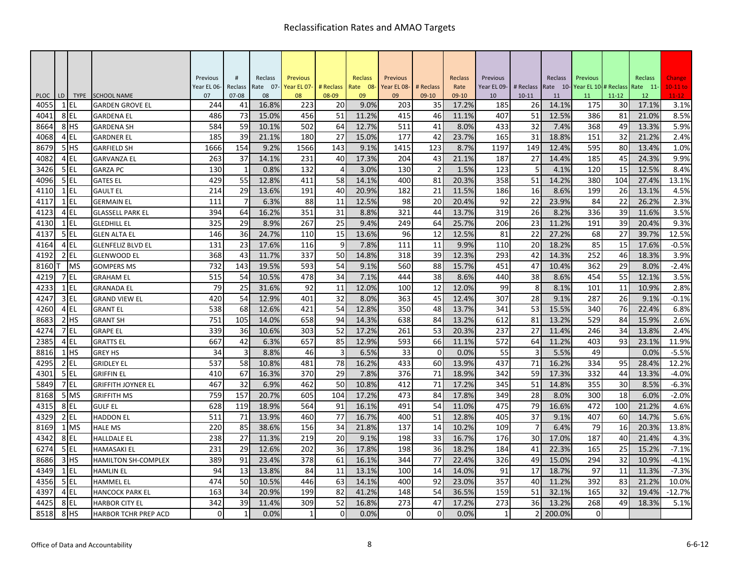# Reclassification Rates and AMAO Targets

| PLOC | LD | TYPE | SCHOOL NAME | Previous Year EL 06-07 | # Reclass 07-08 | Reclass Rate 07-08 | Previous Year EL 07-08 | # Reclass 08-09 | Reclass Rate 08-09 | Previous Year EL 08-09 | # Reclass 09-10 | Reclass Rate 09-10 | Previous Year EL 09-10 | # Reclass 10-11 | Reclass Rate 10-11 | Previous Year EL 10-11 | # Reclass 11-12 | Reclass Rate 11-12 | Change 10-11 to 11-12 |
|---|---|---|---|---|---|---|---|---|---|---|---|---|---|---|---|---|---|---|---|
| 4055 | 1 | EL | GARDEN GROVE EL | 244 | 41 | 16.8% | 223 | 20 | 9.0% | 203 | 35 | 17.2% | 185 | 26 | 14.1% | 175 | 30 | 17.1% | 3.1% |
| 4041 | 8 | EL | GARDENA EL | 486 | 73 | 15.0% | 456 | 51 | 11.2% | 415 | 46 | 11.1% | 407 | 51 | 12.5% | 386 | 81 | 21.0% | 8.5% |
| 8664 | 8 | HS | GARDENA SH | 584 | 59 | 10.1% | 502 | 64 | 12.7% | 511 | 41 | 8.0% | 433 | 32 | 7.4% | 368 | 49 | 13.3% | 5.9% |
| 4068 | 4 | EL | GARDNER EL | 185 | 39 | 21.1% | 180 | 27 | 15.0% | 177 | 42 | 23.7% | 165 | 31 | 18.8% | 151 | 32 | 21.2% | 2.4% |
| 8679 | 5 | HS | GARFIELD SH | 1666 | 154 | 9.2% | 1566 | 143 | 9.1% | 1415 | 123 | 8.7% | 1197 | 149 | 12.4% | 595 | 80 | 13.4% | 1.0% |
| 4082 | 4 | EL | GARVANZA EL | 263 | 37 | 14.1% | 231 | 40 | 17.3% | 204 | 43 | 21.1% | 187 | 27 | 14.4% | 185 | 45 | 24.3% | 9.9% |
| 3426 | 5 | EL | GARZA PC | 130 | 1 | 0.8% | 132 | 4 | 3.0% | 130 | 2 | 1.5% | 123 | 5 | 4.1% | 120 | 15 | 12.5% | 8.4% |
| 4096 | 5 | EL | GATES EL | 429 | 55 | 12.8% | 411 | 58 | 14.1% | 400 | 81 | 20.3% | 358 | 51 | 14.2% | 380 | 104 | 27.4% | 13.1% |
| 4110 | 1 | EL | GAULT EL | 214 | 29 | 13.6% | 191 | 40 | 20.9% | 182 | 21 | 11.5% | 186 | 16 | 8.6% | 199 | 26 | 13.1% | 4.5% |
| 4117 | 1 | EL | GERMAIN EL | 111 | 7 | 6.3% | 88 | 11 | 12.5% | 98 | 20 | 20.4% | 92 | 22 | 23.9% | 84 | 22 | 26.2% | 2.3% |
| 4123 | 4 | EL | GLASSELL PARK EL | 394 | 64 | 16.2% | 351 | 31 | 8.8% | 321 | 44 | 13.7% | 319 | 26 | 8.2% | 336 | 39 | 11.6% | 3.5% |
| 4130 | 1 | EL | GLEDHILL EL | 325 | 29 | 8.9% | 267 | 25 | 9.4% | 249 | 64 | 25.7% | 206 | 23 | 11.2% | 191 | 39 | 20.4% | 9.3% |
| 4137 | 5 | EL | GLEN ALTA EL | 146 | 36 | 24.7% | 110 | 15 | 13.6% | 96 | 12 | 12.5% | 81 | 22 | 27.2% | 68 | 27 | 39.7% | 12.5% |
| 4164 | 4 | EL | GLENFELIZ BLVD EL | 131 | 23 | 17.6% | 116 | 9 | 7.8% | 111 | 11 | 9.9% | 110 | 20 | 18.2% | 85 | 15 | 17.6% | -0.5% |
| 4192 | 2 | EL | GLENWOOD EL | 368 | 43 | 11.7% | 337 | 50 | 14.8% | 318 | 39 | 12.3% | 293 | 42 | 14.3% | 252 | 46 | 18.3% | 3.9% |
| 8160 | T | MS | GOMPERS MS | 732 | 143 | 19.5% | 593 | 54 | 9.1% | 560 | 88 | 15.7% | 451 | 47 | 10.4% | 362 | 29 | 8.0% | -2.4% |
| 4219 | 7 | EL | GRAHAM EL | 515 | 54 | 10.5% | 478 | 34 | 7.1% | 444 | 38 | 8.6% | 440 | 38 | 8.6% | 454 | 55 | 12.1% | 3.5% |
| 4233 | 1 | EL | GRANADA EL | 79 | 25 | 31.6% | 92 | 11 | 12.0% | 100 | 12 | 12.0% | 99 | 8 | 8.1% | 101 | 11 | 10.9% | 2.8% |
| 4247 | 3 | EL | GRAND VIEW EL | 420 | 54 | 12.9% | 401 | 32 | 8.0% | 363 | 45 | 12.4% | 307 | 28 | 9.1% | 287 | 26 | 9.1% | -0.1% |
| 4260 | 4 | EL | GRANT EL | 538 | 68 | 12.6% | 421 | 54 | 12.8% | 350 | 48 | 13.7% | 341 | 53 | 15.5% | 340 | 76 | 22.4% | 6.8% |
| 8683 | 2 | HS | GRANT SH | 751 | 105 | 14.0% | 658 | 94 | 14.3% | 638 | 84 | 13.2% | 612 | 81 | 13.2% | 529 | 84 | 15.9% | 2.6% |
| 4274 | 7 | EL | GRAPE EL | 339 | 36 | 10.6% | 303 | 52 | 17.2% | 261 | 53 | 20.3% | 237 | 27 | 11.4% | 246 | 34 | 13.8% | 2.4% |
| 2385 | 4 | EL | GRATTS EL | 667 | 42 | 6.3% | 657 | 85 | 12.9% | 593 | 66 | 11.1% | 572 | 64 | 11.2% | 403 | 93 | 23.1% | 11.9% |
| 8816 | 1 | HS | GREY HS | 34 | 3 | 8.8% | 46 | 3 | 6.5% | 33 | 0 | 0.0% | 55 | 3 | 5.5% | 49 | | 0.0% | -5.5% |
| 4295 | 2 | EL | GRIDLEY EL | 537 | 58 | 10.8% | 481 | 78 | 16.2% | 433 | 60 | 13.9% | 437 | 71 | 16.2% | 334 | 95 | 28.4% | 12.2% |
| 4301 | 5 | EL | GRIFFIN EL | 410 | 67 | 16.3% | 370 | 29 | 7.8% | 376 | 71 | 18.9% | 342 | 59 | 17.3% | 332 | 44 | 13.3% | -4.0% |
| 5849 | 7 | EL | GRIFFITH JOYNER EL | 467 | 32 | 6.9% | 462 | 50 | 10.8% | 412 | 71 | 17.2% | 345 | 51 | 14.8% | 355 | 30 | 8.5% | -6.3% |
| 8168 | 5 | MS | GRIFFITH MS | 759 | 157 | 20.7% | 605 | 104 | 17.2% | 473 | 84 | 17.8% | 349 | 28 | 8.0% | 300 | 18 | 6.0% | -2.0% |
| 4315 | 8 | EL | GULF EL | 628 | 119 | 18.9% | 564 | 91 | 16.1% | 491 | 54 | 11.0% | 475 | 79 | 16.6% | 472 | 100 | 21.2% | 4.6% |
| 4329 | 2 | EL | HADDON EL | 511 | 71 | 13.9% | 460 | 77 | 16.7% | 400 | 51 | 12.8% | 405 | 37 | 9.1% | 407 | 60 | 14.7% | 5.6% |
| 8169 | 1 | MS | HALE MS | 220 | 85 | 38.6% | 156 | 34 | 21.8% | 137 | 14 | 10.2% | 109 | 7 | 6.4% | 79 | 16 | 20.3% | 13.8% |
| 4342 | 8 | EL | HALLDALE EL | 238 | 27 | 11.3% | 219 | 20 | 9.1% | 198 | 33 | 16.7% | 176 | 30 | 17.0% | 187 | 40 | 21.4% | 4.3% |
| 6274 | 5 | EL | HAMASAKI EL | 231 | 29 | 12.6% | 202 | 36 | 17.8% | 198 | 36 | 18.2% | 184 | 41 | 22.3% | 165 | 25 | 15.2% | -7.1% |
| 8686 | 3 | HS | HAMILTON SH-COMPLEX | 389 | 91 | 23.4% | 378 | 61 | 16.1% | 344 | 77 | 22.4% | 326 | 49 | 15.0% | 294 | 32 | 10.9% | -4.1% |
| 4349 | 1 | EL | HAMLIN EL | 94 | 13 | 13.8% | 84 | 11 | 13.1% | 100 | 14 | 14.0% | 91 | 17 | 18.7% | 97 | 11 | 11.3% | -7.3% |
| 4356 | 5 | EL | HAMMEL EL | 474 | 50 | 10.5% | 446 | 63 | 14.1% | 400 | 92 | 23.0% | 357 | 40 | 11.2% | 392 | 83 | 21.2% | 10.0% |
| 4397 | 4 | EL | HANCOCK PARK EL | 163 | 34 | 20.9% | 199 | 82 | 41.2% | 148 | 54 | 36.5% | 159 | 51 | 32.1% | 165 | 32 | 19.4% | -12.7% |
| 4425 | 8 | EL | HARBOR CITY EL | 342 | 39 | 11.4% | 309 | 52 | 16.8% | 273 | 47 | 17.2% | 273 | 36 | 13.2% | 268 | 49 | 18.3% | 5.1% |
| 8518 | 8 | HS | HARBOR TCHR PREP ACD | 0 | 1 | 0.0% | 1 | 0 | 0.0% | 0 | 0 | 0.0% | 1 | 2 | 200.0% | 0 | | | |

Office of Data and Accountability — 6-6-12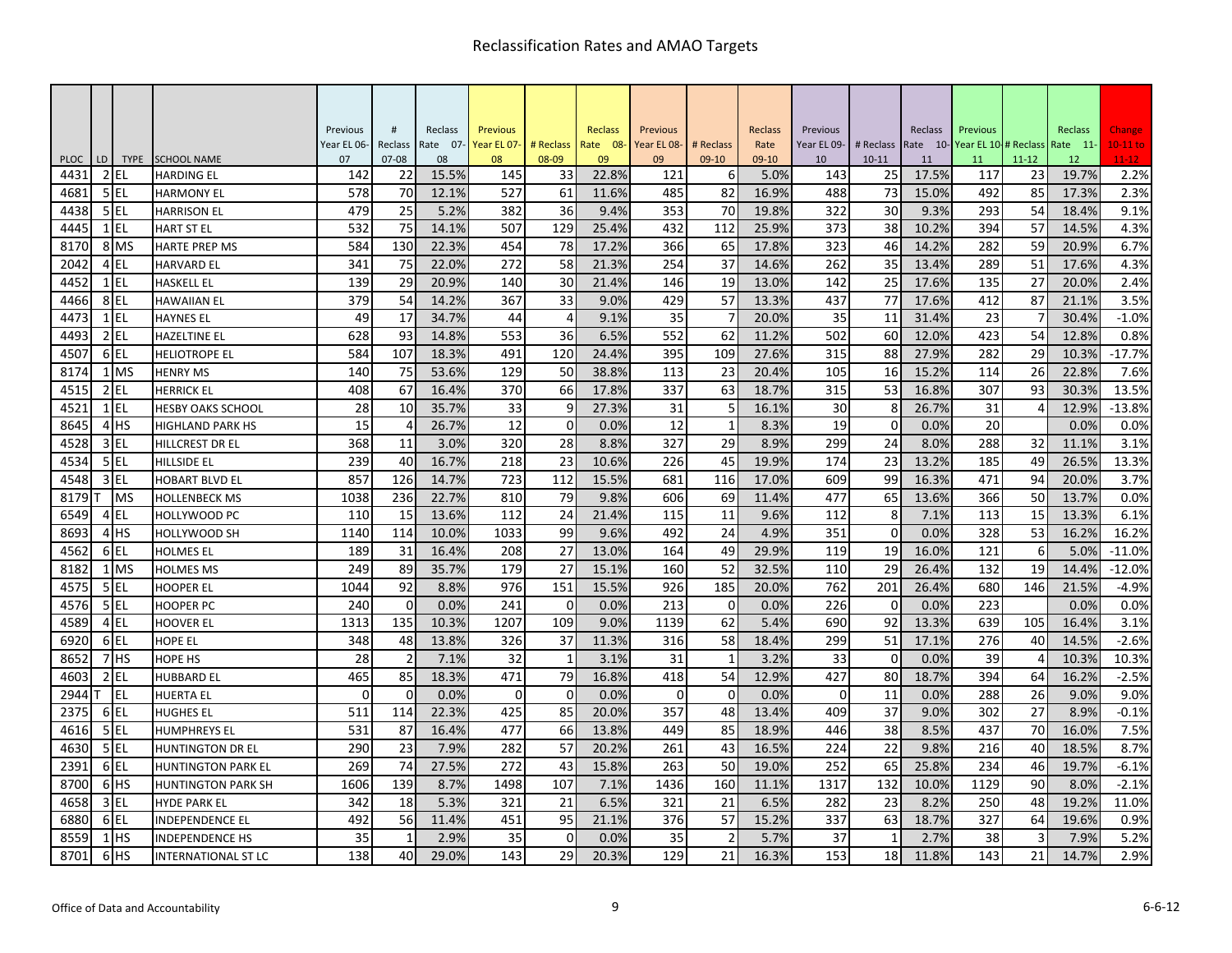# Reclassification Rates and AMAO Targets

| PLOC | LD | TYPE | SCHOOL NAME | Previous Year EL 06-07 | # Reclass 07-08 | Reclass Rate 07-08 | Previous Year EL 07-08 | # Reclass 08-09 | Reclass Rate 08-09 | Previous Year EL 08-09 | # Reclass 09-10 | Reclass Rate 09-10 | Previous Year EL 09-10 | # Reclass 10-11 | Reclass Rate 10-11 | Previous Year EL 10-11 | # Reclass 11-12 | Reclass Rate 11-12 | Change 10-11 to 11-12 |
|---|---|---|---|---|---|---|---|---|---|---|---|---|---|---|---|---|---|---|---|
| 4431 | 2 | EL | HARDING EL | 142 | 22 | 15.5% | 145 | 33 | 22.8% | 121 | 6 | 5.0% | 143 | 25 | 17.5% | 117 | 23 | 19.7% | 2.2% |
| 4681 | 5 | EL | HARMONY EL | 578 | 70 | 12.1% | 527 | 61 | 11.6% | 485 | 82 | 16.9% | 488 | 73 | 15.0% | 492 | 85 | 17.3% | 2.3% |
| 4438 | 5 | EL | HARRISON EL | 479 | 25 | 5.2% | 382 | 36 | 9.4% | 353 | 70 | 19.8% | 322 | 30 | 9.3% | 293 | 54 | 18.4% | 9.1% |
| 4445 | 1 | EL | HART ST EL | 532 | 75 | 14.1% | 507 | 129 | 25.4% | 432 | 112 | 25.9% | 373 | 38 | 10.2% | 394 | 57 | 14.5% | 4.3% |
| 8170 | 8 | MS | HARTE PREP MS | 584 | 130 | 22.3% | 454 | 78 | 17.2% | 366 | 65 | 17.8% | 323 | 46 | 14.2% | 282 | 59 | 20.9% | 6.7% |
| 2042 | 4 | EL | HARVARD EL | 341 | 75 | 22.0% | 272 | 58 | 21.3% | 254 | 37 | 14.6% | 262 | 35 | 13.4% | 289 | 51 | 17.6% | 4.3% |
| 4452 | 1 | EL | HASKELL EL | 139 | 29 | 20.9% | 140 | 30 | 21.4% | 146 | 19 | 13.0% | 142 | 25 | 17.6% | 135 | 27 | 20.0% | 2.4% |
| 4466 | 8 | EL | HAWAIIAN EL | 379 | 54 | 14.2% | 367 | 33 | 9.0% | 429 | 57 | 13.3% | 437 | 77 | 17.6% | 412 | 87 | 21.1% | 3.5% |
| 4473 | 1 | EL | HAYNES EL | 49 | 17 | 34.7% | 44 | 4 | 9.1% | 35 | 7 | 20.0% | 35 | 11 | 31.4% | 23 | 7 | 30.4% | -1.0% |
| 4493 | 2 | EL | HAZELTINE EL | 628 | 93 | 14.8% | 553 | 36 | 6.5% | 552 | 62 | 11.2% | 502 | 60 | 12.0% | 423 | 54 | 12.8% | 0.8% |
| 4507 | 6 | EL | HELIOTROPE EL | 584 | 107 | 18.3% | 491 | 120 | 24.4% | 395 | 109 | 27.6% | 315 | 88 | 27.9% | 282 | 29 | 10.3% | -17.7% |
| 8174 | 1 | MS | HENRY MS | 140 | 75 | 53.6% | 129 | 50 | 38.8% | 113 | 23 | 20.4% | 105 | 16 | 15.2% | 114 | 26 | 22.8% | 7.6% |
| 4515 | 2 | EL | HERRICK EL | 408 | 67 | 16.4% | 370 | 66 | 17.8% | 337 | 63 | 18.7% | 315 | 53 | 16.8% | 307 | 93 | 30.3% | 13.5% |
| 4521 | 1 | EL | HESBY OAKS SCHOOL | 28 | 10 | 35.7% | 33 | 9 | 27.3% | 31 | 5 | 16.1% | 30 | 8 | 26.7% | 31 | 4 | 12.9% | -13.8% |
| 8645 | 4 | HS | HIGHLAND PARK HS | 15 | 4 | 26.7% | 12 | 0 | 0.0% | 12 | 1 | 8.3% | 19 | 0 | 0.0% | 20 | | 0.0% | 0.0% |
| 4528 | 3 | EL | HILLCREST DR EL | 368 | 11 | 3.0% | 320 | 28 | 8.8% | 327 | 29 | 8.9% | 299 | 24 | 8.0% | 288 | 32 | 11.1% | 3.1% |
| 4534 | 5 | EL | HILLSIDE EL | 239 | 40 | 16.7% | 218 | 23 | 10.6% | 226 | 45 | 19.9% | 174 | 23 | 13.2% | 185 | 49 | 26.5% | 13.3% |
| 4548 | 3 | EL | HOBART BLVD EL | 857 | 126 | 14.7% | 723 | 112 | 15.5% | 681 | 116 | 17.0% | 609 | 99 | 16.3% | 471 | 94 | 20.0% | 3.7% |
| 8179 | T | MS | HOLLENBECK MS | 1038 | 236 | 22.7% | 810 | 79 | 9.8% | 606 | 69 | 11.4% | 477 | 65 | 13.6% | 366 | 50 | 13.7% | 0.0% |
| 6549 | 4 | EL | HOLLYWOOD PC | 110 | 15 | 13.6% | 112 | 24 | 21.4% | 115 | 11 | 9.6% | 112 | 8 | 7.1% | 113 | 15 | 13.3% | 6.1% |
| 8693 | 4 | HS | HOLLYWOOD SH | 1140 | 114 | 10.0% | 1033 | 99 | 9.6% | 492 | 24 | 4.9% | 351 | 0 | 0.0% | 328 | 53 | 16.2% | 16.2% |
| 4562 | 6 | EL | HOLMES EL | 189 | 31 | 16.4% | 208 | 27 | 13.0% | 164 | 49 | 29.9% | 119 | 19 | 16.0% | 121 | 6 | 5.0% | -11.0% |
| 8182 | 1 | MS | HOLMES MS | 249 | 89 | 35.7% | 179 | 27 | 15.1% | 160 | 52 | 32.5% | 110 | 29 | 26.4% | 132 | 19 | 14.4% | -12.0% |
| 4575 | 5 | EL | HOOPER EL | 1044 | 92 | 8.8% | 976 | 151 | 15.5% | 926 | 185 | 20.0% | 762 | 201 | 26.4% | 680 | 146 | 21.5% | -4.9% |
| 4576 | 5 | EL | HOOPER PC | 240 | 0 | 0.0% | 241 | 0 | 0.0% | 213 | 0 | 0.0% | 226 | 0 | 0.0% | 223 | | 0.0% | 0.0% |
| 4589 | 4 | EL | HOOVER EL | 1313 | 135 | 10.3% | 1207 | 109 | 9.0% | 1139 | 62 | 5.4% | 690 | 92 | 13.3% | 639 | 105 | 16.4% | 3.1% |
| 6920 | 6 | EL | HOPE EL | 348 | 48 | 13.8% | 326 | 37 | 11.3% | 316 | 58 | 18.4% | 299 | 51 | 17.1% | 276 | 40 | 14.5% | -2.6% |
| 8652 | 7 | HS | HOPE HS | 28 | 2 | 7.1% | 32 | 1 | 3.1% | 31 | 1 | 3.2% | 33 | 0 | 0.0% | 39 | 4 | 10.3% | 10.3% |
| 4603 | 2 | EL | HUBBARD EL | 465 | 85 | 18.3% | 471 | 79 | 16.8% | 418 | 54 | 12.9% | 427 | 80 | 18.7% | 394 | 64 | 16.2% | -2.5% |
| 2944 | T | EL | HUERTA EL | 0 | 0 | 0.0% | 0 | 0 | 0.0% | 0 | 0 | 0.0% | 0 | 11 | 0.0% | 288 | 26 | 9.0% | 9.0% |
| 2375 | 6 | EL | HUGHES EL | 511 | 114 | 22.3% | 425 | 85 | 20.0% | 357 | 48 | 13.4% | 409 | 37 | 9.0% | 302 | 27 | 8.9% | -0.1% |
| 4616 | 5 | EL | HUMPHREYS EL | 531 | 87 | 16.4% | 477 | 66 | 13.8% | 449 | 85 | 18.9% | 446 | 38 | 8.5% | 437 | 70 | 16.0% | 7.5% |
| 4630 | 5 | EL | HUNTINGTON DR EL | 290 | 23 | 7.9% | 282 | 57 | 20.2% | 261 | 43 | 16.5% | 224 | 22 | 9.8% | 216 | 40 | 18.5% | 8.7% |
| 2391 | 6 | EL | HUNTINGTON PARK EL | 269 | 74 | 27.5% | 272 | 43 | 15.8% | 263 | 50 | 19.0% | 252 | 65 | 25.8% | 234 | 46 | 19.7% | -6.1% |
| 8700 | 6 | HS | HUNTINGTON PARK SH | 1606 | 139 | 8.7% | 1498 | 107 | 7.1% | 1436 | 160 | 11.1% | 1317 | 132 | 10.0% | 1129 | 90 | 8.0% | -2.1% |
| 4658 | 3 | EL | HYDE PARK EL | 342 | 18 | 5.3% | 321 | 21 | 6.5% | 321 | 21 | 6.5% | 282 | 23 | 8.2% | 250 | 48 | 19.2% | 11.0% |
| 6880 | 6 | EL | INDEPENDENCE EL | 492 | 56 | 11.4% | 451 | 95 | 21.1% | 376 | 57 | 15.2% | 337 | 63 | 18.7% | 327 | 64 | 19.6% | 0.9% |
| 8559 | 1 | HS | INDEPENDENCE HS | 35 | 1 | 2.9% | 35 | 0 | 0.0% | 35 | 2 | 5.7% | 37 | 1 | 2.7% | 38 | 3 | 7.9% | 5.2% |
| 8701 | 6 | HS | INTERNATIONAL ST LC | 138 | 40 | 29.0% | 143 | 29 | 20.3% | 129 | 21 | 16.3% | 153 | 18 | 11.8% | 143 | 21 | 14.7% | 2.9% |

Office of Data and Accountability

6-6-12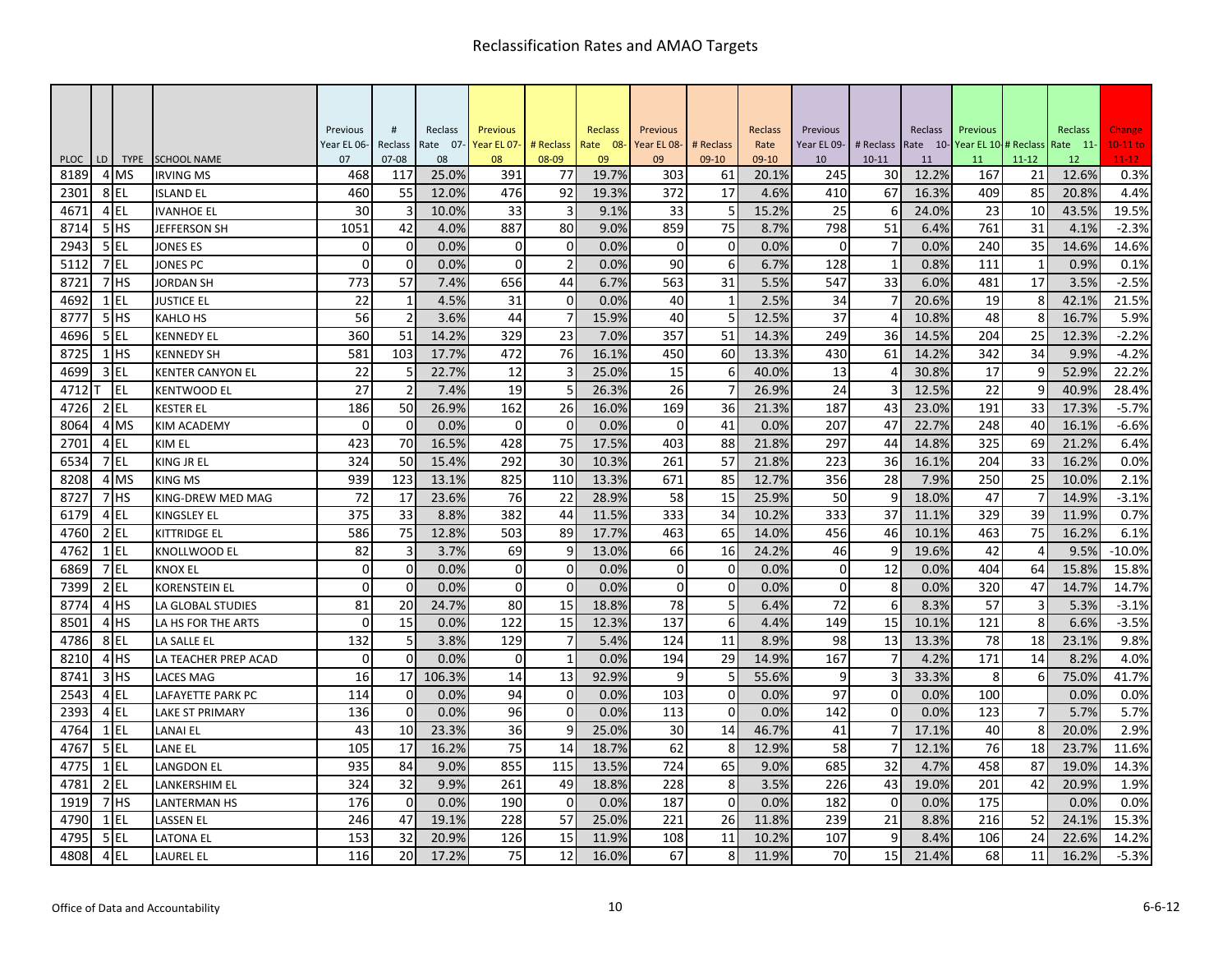# Reclassification Rates and AMAO Targets

| PLOC | LD | TYPE | SCHOOL NAME | Previous Year EL 06-07 | # Reclass 07-08 | Reclass Rate 07-08 | Previous Year EL 07-08 | # Reclass 08-09 | Reclass Rate 08-09 | Previous Year EL 08-09 | # Reclass 09-10 | Reclass Rate 09-10 | Previous Year EL 09-10 | # Reclass 10-11 | Reclass Rate 10-11 | Previous Year EL 10-11 | # Reclass 11-12 | Reclass Rate 11-12 | Change 10-11 to 11-12 |
|---|---|---|---|---|---|---|---|---|---|---|---|---|---|---|---|---|---|---|---|
| 8189 | 4 | MS | IRVING MS | 468 | 117 | 25.0% | 391 | 77 | 19.7% | 303 | 61 | 20.1% | 245 | 30 | 12.2% | 167 | 21 | 12.6% | 0.3% |
| 2301 | 8 | EL | ISLAND EL | 460 | 55 | 12.0% | 476 | 92 | 19.3% | 372 | 17 | 4.6% | 410 | 67 | 16.3% | 409 | 85 | 20.8% | 4.4% |
| 4671 | 4 | EL | IVANHOE EL | 30 | 3 | 10.0% | 33 | 3 | 9.1% | 33 | 5 | 15.2% | 25 | 6 | 24.0% | 23 | 10 | 43.5% | 19.5% |
| 8714 | 5 | HS | JEFFERSON SH | 1051 | 42 | 4.0% | 887 | 80 | 9.0% | 859 | 75 | 8.7% | 798 | 51 | 6.4% | 761 | 31 | 4.1% | -2.3% |
| 2943 | 5 | EL | JONES ES | 0 | 0 | 0.0% | 0 | 0 | 0.0% | 0 | 0 | 0.0% | 0 | 7 | 0.0% | 240 | 35 | 14.6% | 14.6% |
| 5112 | 7 | EL | JONES PC | 0 | 0 | 0.0% | 0 | 2 | 0.0% | 90 | 6 | 6.7% | 128 | 1 | 0.8% | 111 | 1 | 0.9% | 0.1% |
| 8721 | 7 | HS | JORDAN SH | 773 | 57 | 7.4% | 656 | 44 | 6.7% | 563 | 31 | 5.5% | 547 | 33 | 6.0% | 481 | 17 | 3.5% | -2.5% |
| 4692 | 1 | EL | JUSTICE EL | 22 | 1 | 4.5% | 31 | 0 | 0.0% | 40 | 1 | 2.5% | 34 | 7 | 20.6% | 19 | 8 | 42.1% | 21.5% |
| 8777 | 5 | HS | KAHLO HS | 56 | 2 | 3.6% | 44 | 7 | 15.9% | 40 | 5 | 12.5% | 37 | 4 | 10.8% | 48 | 8 | 16.7% | 5.9% |
| 4696 | 5 | EL | KENNEDY EL | 360 | 51 | 14.2% | 329 | 23 | 7.0% | 357 | 51 | 14.3% | 249 | 36 | 14.5% | 204 | 25 | 12.3% | -2.2% |
| 8725 | 1 | HS | KENNEDY SH | 581 | 103 | 17.7% | 472 | 76 | 16.1% | 450 | 60 | 13.3% | 430 | 61 | 14.2% | 342 | 34 | 9.9% | -4.2% |
| 4699 | 3 | EL | KENTER CANYON EL | 22 | 5 | 22.7% | 12 | 3 | 25.0% | 15 | 6 | 40.0% | 13 | 4 | 30.8% | 17 | 9 | 52.9% | 22.2% |
| 4712 | T | EL | KENTWOOD EL | 27 | 2 | 7.4% | 19 | 5 | 26.3% | 26 | 7 | 26.9% | 24 | 3 | 12.5% | 22 | 9 | 40.9% | 28.4% |
| 4726 | 2 | EL | KESTER EL | 186 | 50 | 26.9% | 162 | 26 | 16.0% | 169 | 36 | 21.3% | 187 | 43 | 23.0% | 191 | 33 | 17.3% | -5.7% |
| 8064 | 4 | MS | KIM ACADEMY | 0 | 0 | 0.0% | 0 | 0 | 0.0% | 0 | 41 | 0.0% | 207 | 47 | 22.7% | 248 | 40 | 16.1% | -6.6% |
| 2701 | 4 | EL | KIM EL | 423 | 70 | 16.5% | 428 | 75 | 17.5% | 403 | 88 | 21.8% | 297 | 44 | 14.8% | 325 | 69 | 21.2% | 6.4% |
| 6534 | 7 | EL | KING JR EL | 324 | 50 | 15.4% | 292 | 30 | 10.3% | 261 | 57 | 21.8% | 223 | 36 | 16.1% | 204 | 33 | 16.2% | 0.0% |
| 8208 | 4 | MS | KING MS | 939 | 123 | 13.1% | 825 | 110 | 13.3% | 671 | 85 | 12.7% | 356 | 28 | 7.9% | 250 | 25 | 10.0% | 2.1% |
| 8727 | 7 | HS | KING-DREW MED MAG | 72 | 17 | 23.6% | 76 | 22 | 28.9% | 58 | 15 | 25.9% | 50 | 9 | 18.0% | 47 | 7 | 14.9% | -3.1% |
| 6179 | 4 | EL | KINGSLEY EL | 375 | 33 | 8.8% | 382 | 44 | 11.5% | 333 | 34 | 10.2% | 333 | 37 | 11.1% | 329 | 39 | 11.9% | 0.7% |
| 4760 | 2 | EL | KITTRIDGE EL | 586 | 75 | 12.8% | 503 | 89 | 17.7% | 463 | 65 | 14.0% | 456 | 46 | 10.1% | 463 | 75 | 16.2% | 6.1% |
| 4762 | 1 | EL | KNOLLWOOD EL | 82 | 3 | 3.7% | 69 | 9 | 13.0% | 66 | 16 | 24.2% | 46 | 9 | 19.6% | 42 | 4 | 9.5% | -10.0% |
| 6869 | 7 | EL | KNOX EL | 0 | 0 | 0.0% | 0 | 0 | 0.0% | 0 | 0 | 0.0% | 0 | 12 | 0.0% | 404 | 64 | 15.8% | 15.8% |
| 7399 | 2 | EL | KORENSTEIN EL | 0 | 0 | 0.0% | 0 | 0 | 0.0% | 0 | 0 | 0.0% | 0 | 8 | 0.0% | 320 | 47 | 14.7% | 14.7% |
| 8774 | 4 | HS | LA GLOBAL STUDIES | 81 | 20 | 24.7% | 80 | 15 | 18.8% | 78 | 5 | 6.4% | 72 | 6 | 8.3% | 57 | 3 | 5.3% | -3.1% |
| 8501 | 4 | HS | LA HS FOR THE ARTS | 0 | 15 | 0.0% | 122 | 15 | 12.3% | 137 | 6 | 4.4% | 149 | 15 | 10.1% | 121 | 8 | 6.6% | -3.5% |
| 4786 | 8 | EL | LA SALLE EL | 132 | 5 | 3.8% | 129 | 7 | 5.4% | 124 | 11 | 8.9% | 98 | 13 | 13.3% | 78 | 18 | 23.1% | 9.8% |
| 8210 | 4 | HS | LA TEACHER PREP ACAD | 0 | 0 | 0.0% | 0 | 1 | 0.0% | 194 | 29 | 14.9% | 167 | 7 | 4.2% | 171 | 14 | 8.2% | 4.0% |
| 8741 | 3 | HS | LACES MAG | 16 | 17 | 106.3% | 14 | 13 | 92.9% | 9 | 5 | 55.6% | 9 | 3 | 33.3% | 8 | 6 | 75.0% | 41.7% |
| 2543 | 4 | EL | LAFAYETTE PARK PC | 114 | 0 | 0.0% | 94 | 0 | 0.0% | 103 | 0 | 0.0% | 97 | 0 | 0.0% | 100 | | 0.0% | 0.0% |
| 2393 | 4 | EL | LAKE ST PRIMARY | 136 | 0 | 0.0% | 96 | 0 | 0.0% | 113 | 0 | 0.0% | 142 | 0 | 0.0% | 123 | 7 | 5.7% | 5.7% |
| 4764 | 1 | EL | LANAI EL | 43 | 10 | 23.3% | 36 | 9 | 25.0% | 30 | 14 | 46.7% | 41 | 7 | 17.1% | 40 | 8 | 20.0% | 2.9% |
| 4767 | 5 | EL | LANE EL | 105 | 17 | 16.2% | 75 | 14 | 18.7% | 62 | 8 | 12.9% | 58 | 7 | 12.1% | 76 | 18 | 23.7% | 11.6% |
| 4775 | 1 | EL | LANGDON EL | 935 | 84 | 9.0% | 855 | 115 | 13.5% | 724 | 65 | 9.0% | 685 | 32 | 4.7% | 458 | 87 | 19.0% | 14.3% |
| 4781 | 2 | EL | LANKERSHIM EL | 324 | 32 | 9.9% | 261 | 49 | 18.8% | 228 | 8 | 3.5% | 226 | 43 | 19.0% | 201 | 42 | 20.9% | 1.9% |
| 1919 | 7 | HS | LANTERMAN HS | 176 | 0 | 0.0% | 190 | 0 | 0.0% | 187 | 0 | 0.0% | 182 | 0 | 0.0% | 175 | | 0.0% | 0.0% |
| 4790 | 1 | EL | LASSEN EL | 246 | 47 | 19.1% | 228 | 57 | 25.0% | 221 | 26 | 11.8% | 239 | 21 | 8.8% | 216 | 52 | 24.1% | 15.3% |
| 4795 | 5 | EL | LATONA EL | 153 | 32 | 20.9% | 126 | 15 | 11.9% | 108 | 11 | 10.2% | 107 | 9 | 8.4% | 106 | 24 | 22.6% | 14.2% |
| 4808 | 4 | EL | LAUREL EL | 116 | 20 | 17.2% | 75 | 12 | 16.0% | 67 | 8 | 11.9% | 70 | 15 | 21.4% | 68 | 11 | 16.2% | -5.3% |

Office of Data and Accountability — 6-6-12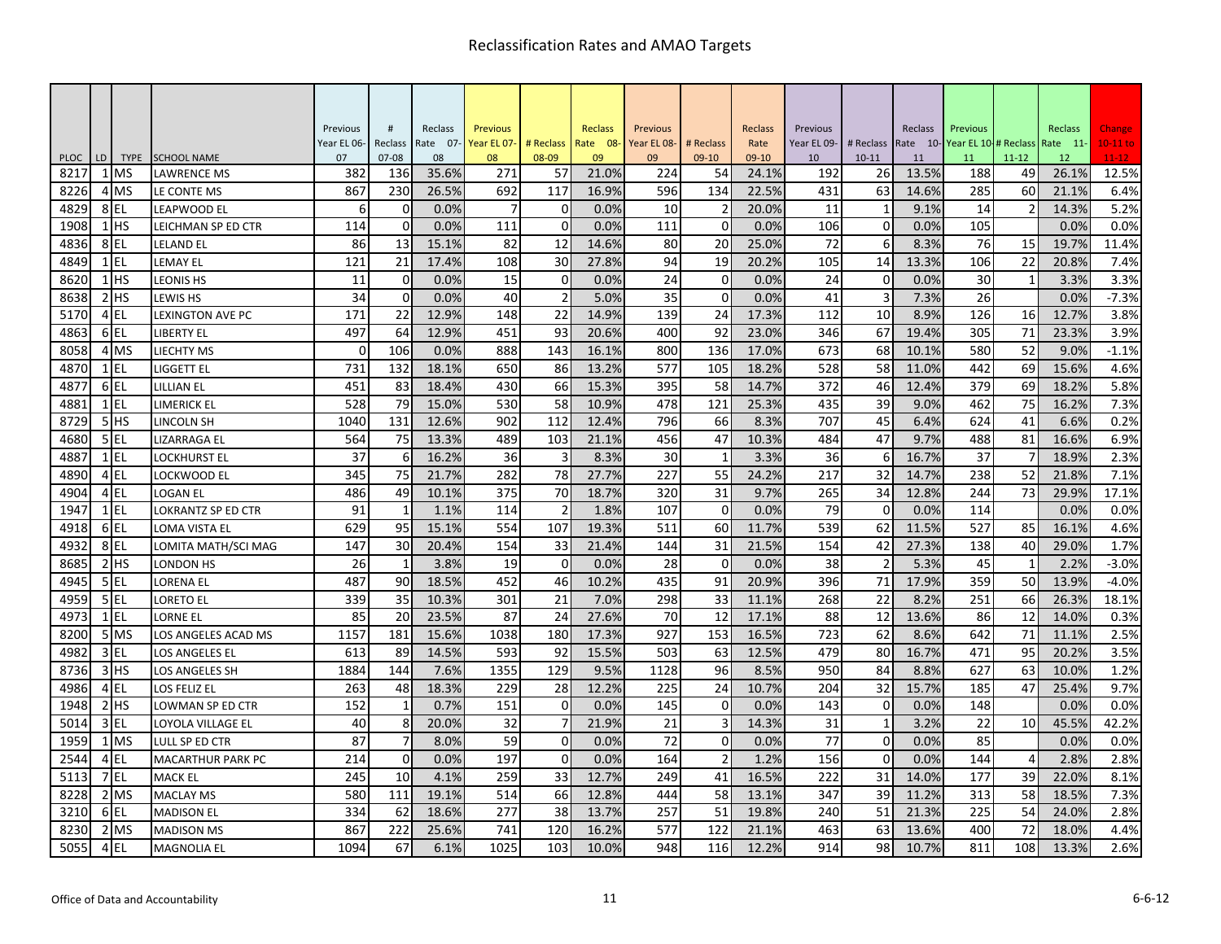# Reclassification Rates and AMAO Targets

| PLOC | LD | TYPE | SCHOOL NAME | Previous Year EL 06-07 | # Reclass 07-08 | Reclass Rate 07-08 | Previous Year EL 07-08 | # Reclass 08-09 | Reclass Rate 08-09 | Previous Year EL 08-09 | # Reclass 09-10 | Reclass Rate 09-10 | Previous Year EL 09-10 | # Reclass 10-11 | Reclass Rate 10-11 | Previous Year EL 10-11 | # Reclass 11-12 | Reclass Rate 11-12 | Change 10-11 to 11-12 |
|---|---|---|---|---|---|---|---|---|---|---|---|---|---|---|---|---|---|---|---|
| 8217 | 1 | MS | LAWRENCE MS | 382 | 136 | 35.6% | 271 | 57 | 21.0% | 224 | 54 | 24.1% | 192 | 26 | 13.5% | 188 | 49 | 26.1% | 12.5% |
| 8226 | 4 | MS | LE CONTE MS | 867 | 230 | 26.5% | 692 | 117 | 16.9% | 596 | 134 | 22.5% | 431 | 63 | 14.6% | 285 | 60 | 21.1% | 6.4% |
| 4829 | 8 | EL | LEAPWOOD EL | 6 | 0 | 0.0% | 7 | 0 | 0.0% | 10 | 2 | 20.0% | 11 | 1 | 9.1% | 14 | 2 | 14.3% | 5.2% |
| 1908 | 1 | HS | LEICHMAN SP ED CTR | 114 | 0 | 0.0% | 111 | 0 | 0.0% | 111 | 0 | 0.0% | 106 | 0 | 0.0% | 105 | | 0.0% | 0.0% |
| 4836 | 8 | EL | LELAND EL | 86 | 13 | 15.1% | 82 | 12 | 14.6% | 80 | 20 | 25.0% | 72 | 6 | 8.3% | 76 | 15 | 19.7% | 11.4% |
| 4849 | 1 | EL | LEMAY EL | 121 | 21 | 17.4% | 108 | 30 | 27.8% | 94 | 19 | 20.2% | 105 | 14 | 13.3% | 106 | 22 | 20.8% | 7.4% |
| 8620 | 1 | HS | LEONIS HS | 11 | 0 | 0.0% | 15 | 0 | 0.0% | 24 | 0 | 0.0% | 24 | 0 | 0.0% | 30 | 1 | 3.3% | 3.3% |
| 8638 | 2 | HS | LEWIS HS | 34 | 0 | 0.0% | 40 | 2 | 5.0% | 35 | 0 | 0.0% | 41 | 3 | 7.3% | 26 | | 0.0% | -7.3% |
| 5170 | 4 | EL | LEXINGTON AVE PC | 171 | 22 | 12.9% | 148 | 22 | 14.9% | 139 | 24 | 17.3% | 112 | 10 | 8.9% | 126 | 16 | 12.7% | 3.8% |
| 4863 | 6 | EL | LIBERTY EL | 497 | 64 | 12.9% | 451 | 93 | 20.6% | 400 | 92 | 23.0% | 346 | 67 | 19.4% | 305 | 71 | 23.3% | 3.9% |
| 8058 | 4 | MS | LIECHTY MS | 0 | 106 | 0.0% | 888 | 143 | 16.1% | 800 | 136 | 17.0% | 673 | 68 | 10.1% | 580 | 52 | 9.0% | -1.1% |
| 4870 | 1 | EL | LIGGETT EL | 731 | 132 | 18.1% | 650 | 86 | 13.2% | 577 | 105 | 18.2% | 528 | 58 | 11.0% | 442 | 69 | 15.6% | 4.6% |
| 4877 | 6 | EL | LILLIAN EL | 451 | 83 | 18.4% | 430 | 66 | 15.3% | 395 | 58 | 14.7% | 372 | 46 | 12.4% | 379 | 69 | 18.2% | 5.8% |
| 4881 | 1 | EL | LIMERICK EL | 528 | 79 | 15.0% | 530 | 58 | 10.9% | 478 | 121 | 25.3% | 435 | 39 | 9.0% | 462 | 75 | 16.2% | 7.3% |
| 8729 | 5 | HS | LINCOLN SH | 1040 | 131 | 12.6% | 902 | 112 | 12.4% | 796 | 66 | 8.3% | 707 | 45 | 6.4% | 624 | 41 | 6.6% | 0.2% |
| 4680 | 5 | EL | LIZARRAGA EL | 564 | 75 | 13.3% | 489 | 103 | 21.1% | 456 | 47 | 10.3% | 484 | 47 | 9.7% | 488 | 81 | 16.6% | 6.9% |
| 4887 | 1 | EL | LOCKHURST EL | 37 | 6 | 16.2% | 36 | 3 | 8.3% | 30 | 1 | 3.3% | 36 | 6 | 16.7% | 37 | 7 | 18.9% | 2.3% |
| 4890 | 4 | EL | LOCKWOOD EL | 345 | 75 | 21.7% | 282 | 78 | 27.7% | 227 | 55 | 24.2% | 217 | 32 | 14.7% | 238 | 52 | 21.8% | 7.1% |
| 4904 | 4 | EL | LOGAN EL | 486 | 49 | 10.1% | 375 | 70 | 18.7% | 320 | 31 | 9.7% | 265 | 34 | 12.8% | 244 | 73 | 29.9% | 17.1% |
| 1947 | 1 | EL | LOKRANTZ SP ED CTR | 91 | 1 | 1.1% | 114 | 2 | 1.8% | 107 | 0 | 0.0% | 79 | 0 | 0.0% | 114 | | 0.0% | 0.0% |
| 4918 | 6 | EL | LOMA VISTA EL | 629 | 95 | 15.1% | 554 | 107 | 19.3% | 511 | 60 | 11.7% | 539 | 62 | 11.5% | 527 | 85 | 16.1% | 4.6% |
| 4932 | 8 | EL | LOMITA MATH/SCI MAG | 147 | 30 | 20.4% | 154 | 33 | 21.4% | 144 | 31 | 21.5% | 154 | 42 | 27.3% | 138 | 40 | 29.0% | 1.7% |
| 8685 | 2 | HS | LONDON HS | 26 | 1 | 3.8% | 19 | 0 | 0.0% | 28 | 0 | 0.0% | 38 | 2 | 5.3% | 45 | 1 | 2.2% | -3.0% |
| 4945 | 5 | EL | LORENA EL | 487 | 90 | 18.5% | 452 | 46 | 10.2% | 435 | 91 | 20.9% | 396 | 71 | 17.9% | 359 | 50 | 13.9% | -4.0% |
| 4959 | 5 | EL | LORETO EL | 339 | 35 | 10.3% | 301 | 21 | 7.0% | 298 | 33 | 11.1% | 268 | 22 | 8.2% | 251 | 66 | 26.3% | 18.1% |
| 4973 | 1 | EL | LORNE EL | 85 | 20 | 23.5% | 87 | 24 | 27.6% | 70 | 12 | 17.1% | 88 | 12 | 13.6% | 86 | 12 | 14.0% | 0.3% |
| 8200 | 5 | MS | LOS ANGELES ACAD MS | 1157 | 181 | 15.6% | 1038 | 180 | 17.3% | 927 | 153 | 16.5% | 723 | 62 | 8.6% | 642 | 71 | 11.1% | 2.5% |
| 4982 | 3 | EL | LOS ANGELES EL | 613 | 89 | 14.5% | 593 | 92 | 15.5% | 503 | 63 | 12.5% | 479 | 80 | 16.7% | 471 | 95 | 20.2% | 3.5% |
| 8736 | 3 | HS | LOS ANGELES SH | 1884 | 144 | 7.6% | 1355 | 129 | 9.5% | 1128 | 96 | 8.5% | 950 | 84 | 8.8% | 627 | 63 | 10.0% | 1.2% |
| 4986 | 4 | EL | LOS FELIZ EL | 263 | 48 | 18.3% | 229 | 28 | 12.2% | 225 | 24 | 10.7% | 204 | 32 | 15.7% | 185 | 47 | 25.4% | 9.7% |
| 1948 | 2 | HS | LOWMAN SP ED CTR | 152 | 1 | 0.7% | 151 | 0 | 0.0% | 145 | 0 | 0.0% | 143 | 0 | 0.0% | 148 | | 0.0% | 0.0% |
| 5014 | 3 | EL | LOYOLA VILLAGE EL | 40 | 8 | 20.0% | 32 | 7 | 21.9% | 21 | 3 | 14.3% | 31 | 1 | 3.2% | 22 | 10 | 45.5% | 42.2% |
| 1959 | 1 | MS | LULL SP ED CTR | 87 | 7 | 8.0% | 59 | 0 | 0.0% | 72 | 0 | 0.0% | 77 | 0 | 0.0% | 85 | | 0.0% | 0.0% |
| 2544 | 4 | EL | MACARTHUR PARK PC | 214 | 0 | 0.0% | 197 | 0 | 0.0% | 164 | 2 | 1.2% | 156 | 0 | 0.0% | 144 | 4 | 2.8% | 2.8% |
| 5113 | 7 | EL | MACK EL | 245 | 10 | 4.1% | 259 | 33 | 12.7% | 249 | 41 | 16.5% | 222 | 31 | 14.0% | 177 | 39 | 22.0% | 8.1% |
| 8228 | 2 | MS | MACLAY MS | 580 | 111 | 19.1% | 514 | 66 | 12.8% | 444 | 58 | 13.1% | 347 | 39 | 11.2% | 313 | 58 | 18.5% | 7.3% |
| 3210 | 6 | EL | MADISON EL | 334 | 62 | 18.6% | 277 | 38 | 13.7% | 257 | 51 | 19.8% | 240 | 51 | 21.3% | 225 | 54 | 24.0% | 2.8% |
| 8230 | 2 | MS | MADISON MS | 867 | 222 | 25.6% | 741 | 120 | 16.2% | 577 | 122 | 21.1% | 463 | 63 | 13.6% | 400 | 72 | 18.0% | 4.4% |
| 5055 | 4 | EL | MAGNOLIA EL | 1094 | 67 | 6.1% | 1025 | 103 | 10.0% | 948 | 116 | 12.2% | 914 | 98 | 10.7% | 811 | 108 | 13.3% | 2.6% |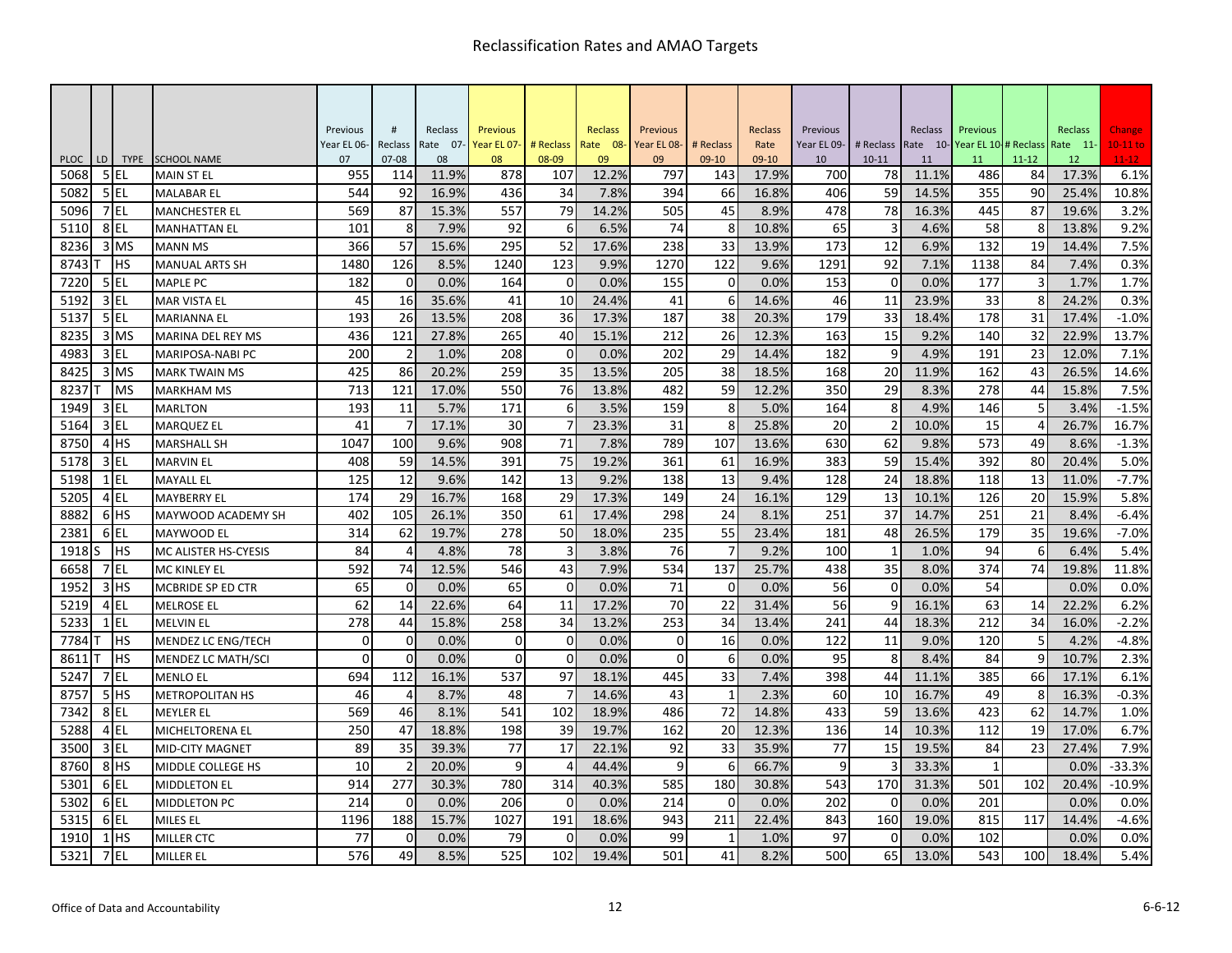# Reclassification Rates and AMAO Targets

| PLOC | LD | TYPE | SCHOOL NAME | Previous Year EL 06-07 | # Reclass 07-08 | Reclass Rate 07-08 | Previous Year EL 07-08 | # Reclass 08-09 | Reclass Rate 08-09 | Previous Year EL 08-09 | # Reclass 09-10 | Reclass Rate 09-10 | Previous Year EL 09-10 | # Reclass 10-11 | Reclass Rate 10-11 | Previous Year EL 10-11 | # Reclass 11-12 | Reclass Rate 11-12 | Change 10-11 to 11-12 |
|---|---|---|---|---|---|---|---|---|---|---|---|---|---|---|---|---|---|---|---|
| 5068 | 5 | EL | MAIN ST EL | 955 | 114 | 11.9% | 878 | 107 | 12.2% | 797 | 143 | 17.9% | 700 | 78 | 11.1% | 486 | 84 | 17.3% | 6.1% |
| 5082 | 5 | EL | MALABAR EL | 544 | 92 | 16.9% | 436 | 34 | 7.8% | 394 | 66 | 16.8% | 406 | 59 | 14.5% | 355 | 90 | 25.4% | 10.8% |
| 5096 | 7 | EL | MANCHESTER EL | 569 | 87 | 15.3% | 557 | 79 | 14.2% | 505 | 45 | 8.9% | 478 | 78 | 16.3% | 445 | 87 | 19.6% | 3.2% |
| 5110 | 8 | EL | MANHATTAN EL | 101 | 8 | 7.9% | 92 | 6 | 6.5% | 74 | 8 | 10.8% | 65 | 3 | 4.6% | 58 | 8 | 13.8% | 9.2% |
| 8236 | 3 | MS | MANN MS | 366 | 57 | 15.6% | 295 | 52 | 17.6% | 238 | 33 | 13.9% | 173 | 12 | 6.9% | 132 | 19 | 14.4% | 7.5% |
| 8743 | T | HS | MANUAL ARTS SH | 1480 | 126 | 8.5% | 1240 | 123 | 9.9% | 1270 | 122 | 9.6% | 1291 | 92 | 7.1% | 1138 | 84 | 7.4% | 0.3% |
| 7220 | 5 | EL | MAPLE PC | 182 | 0 | 0.0% | 164 | 0 | 0.0% | 155 | 0 | 0.0% | 153 | 0 | 0.0% | 177 | 3 | 1.7% | 1.7% |
| 5192 | 3 | EL | MAR VISTA EL | 45 | 16 | 35.6% | 41 | 10 | 24.4% | 41 | 6 | 14.6% | 46 | 11 | 23.9% | 33 | 8 | 24.2% | 0.3% |
| 5137 | 5 | EL | MARIANNA EL | 193 | 26 | 13.5% | 208 | 36 | 17.3% | 187 | 38 | 20.3% | 179 | 33 | 18.4% | 178 | 31 | 17.4% | -1.0% |
| 8235 | 3 | MS | MARINA DEL REY MS | 436 | 121 | 27.8% | 265 | 40 | 15.1% | 212 | 26 | 12.3% | 163 | 15 | 9.2% | 140 | 32 | 22.9% | 13.7% |
| 4983 | 3 | EL | MARIPOSA-NABI PC | 200 | 2 | 1.0% | 208 | 0 | 0.0% | 202 | 29 | 14.4% | 182 | 9 | 4.9% | 191 | 23 | 12.0% | 7.1% |
| 8425 | 3 | MS | MARK TWAIN MS | 425 | 86 | 20.2% | 259 | 35 | 13.5% | 205 | 38 | 18.5% | 168 | 20 | 11.9% | 162 | 43 | 26.5% | 14.6% |
| 8237 | T | MS | MARKHAM MS | 713 | 121 | 17.0% | 550 | 76 | 13.8% | 482 | 59 | 12.2% | 350 | 29 | 8.3% | 278 | 44 | 15.8% | 7.5% |
| 1949 | 3 | EL | MARLTON | 193 | 11 | 5.7% | 171 | 6 | 3.5% | 159 | 8 | 5.0% | 164 | 8 | 4.9% | 146 | 5 | 3.4% | -1.5% |
| 5164 | 3 | EL | MARQUEZ EL | 41 | 7 | 17.1% | 30 | 7 | 23.3% | 31 | 8 | 25.8% | 20 | 2 | 10.0% | 15 | 4 | 26.7% | 16.7% |
| 8750 | 4 | HS | MARSHALL SH | 1047 | 100 | 9.6% | 908 | 71 | 7.8% | 789 | 107 | 13.6% | 630 | 62 | 9.8% | 573 | 49 | 8.6% | -1.3% |
| 5178 | 3 | EL | MARVIN EL | 408 | 59 | 14.5% | 391 | 75 | 19.2% | 361 | 61 | 16.9% | 383 | 59 | 15.4% | 392 | 80 | 20.4% | 5.0% |
| 5198 | 1 | EL | MAYALL EL | 125 | 12 | 9.6% | 142 | 13 | 9.2% | 138 | 13 | 9.4% | 128 | 24 | 18.8% | 118 | 13 | 11.0% | -7.7% |
| 5205 | 4 | EL | MAYBERRY EL | 174 | 29 | 16.7% | 168 | 29 | 17.3% | 149 | 24 | 16.1% | 129 | 13 | 10.1% | 126 | 20 | 15.9% | 5.8% |
| 8882 | 6 | HS | MAYWOOD ACADEMY SH | 402 | 105 | 26.1% | 350 | 61 | 17.4% | 298 | 24 | 8.1% | 251 | 37 | 14.7% | 251 | 21 | 8.4% | -6.4% |
| 2381 | 6 | EL | MAYWOOD EL | 314 | 62 | 19.7% | 278 | 50 | 18.0% | 235 | 55 | 23.4% | 181 | 48 | 26.5% | 179 | 35 | 19.6% | -7.0% |
| 1918 | S | HS | MC ALISTER HS-CYESIS | 84 | 4 | 4.8% | 78 | 3 | 3.8% | 76 | 7 | 9.2% | 100 | 1 | 1.0% | 94 | 6 | 6.4% | 5.4% |
| 6658 | 7 | EL | MC KINLEY EL | 592 | 74 | 12.5% | 546 | 43 | 7.9% | 534 | 137 | 25.7% | 438 | 35 | 8.0% | 374 | 74 | 19.8% | 11.8% |
| 1952 | 3 | HS | MCBRIDE SP ED CTR | 65 | 0 | 0.0% | 65 | 0 | 0.0% | 71 | 0 | 0.0% | 56 | 0 | 0.0% | 54 |  | 0.0% | 0.0% |
| 5219 | 4 | EL | MELROSE EL | 62 | 14 | 22.6% | 64 | 11 | 17.2% | 70 | 22 | 31.4% | 56 | 9 | 16.1% | 63 | 14 | 22.2% | 6.2% |
| 5233 | 1 | EL | MELVIN EL | 278 | 44 | 15.8% | 258 | 34 | 13.2% | 253 | 34 | 13.4% | 241 | 44 | 18.3% | 212 | 34 | 16.0% | -2.2% |
| 7784 | T | HS | MENDEZ LC ENG/TECH | 0 | 0 | 0.0% | 0 | 0 | 0.0% | 0 | 16 | 0.0% | 122 | 11 | 9.0% | 120 | 5 | 4.2% | -4.8% |
| 8611 | T | HS | MENDEZ LC MATH/SCI | 0 | 0 | 0.0% | 0 | 0 | 0.0% | 0 | 6 | 0.0% | 95 | 8 | 8.4% | 84 | 9 | 10.7% | 2.3% |
| 5247 | 7 | EL | MENLO EL | 694 | 112 | 16.1% | 537 | 97 | 18.1% | 445 | 33 | 7.4% | 398 | 44 | 11.1% | 385 | 66 | 17.1% | 6.1% |
| 8757 | 5 | HS | METROPOLITAN HS | 46 | 4 | 8.7% | 48 | 7 | 14.6% | 43 | 1 | 2.3% | 60 | 10 | 16.7% | 49 | 8 | 16.3% | -0.3% |
| 7342 | 8 | EL | MEYLER EL | 569 | 46 | 8.1% | 541 | 102 | 18.9% | 486 | 72 | 14.8% | 433 | 59 | 13.6% | 423 | 62 | 14.7% | 1.0% |
| 5288 | 4 | EL | MICHELTORENA EL | 250 | 47 | 18.8% | 198 | 39 | 19.7% | 162 | 20 | 12.3% | 136 | 14 | 10.3% | 112 | 19 | 17.0% | 6.7% |
| 3500 | 3 | EL | MID-CITY MAGNET | 89 | 35 | 39.3% | 77 | 17 | 22.1% | 92 | 33 | 35.9% | 77 | 15 | 19.5% | 84 | 23 | 27.4% | 7.9% |
| 8760 | 8 | HS | MIDDLE COLLEGE HS | 10 | 2 | 20.0% | 9 | 4 | 44.4% | 9 | 6 | 66.7% | 9 | 3 | 33.3% | 1 |  | 0.0% | -33.3% |
| 5301 | 6 | EL | MIDDLETON EL | 914 | 277 | 30.3% | 780 | 314 | 40.3% | 585 | 180 | 30.8% | 543 | 170 | 31.3% | 501 | 102 | 20.4% | -10.9% |
| 5302 | 6 | EL | MIDDLETON PC | 214 | 0 | 0.0% | 206 | 0 | 0.0% | 214 | 0 | 0.0% | 202 | 0 | 0.0% | 201 |  | 0.0% | 0.0% |
| 5315 | 6 | EL | MILES EL | 1196 | 188 | 15.7% | 1027 | 191 | 18.6% | 943 | 211 | 22.4% | 843 | 160 | 19.0% | 815 | 117 | 14.4% | -4.6% |
| 1910 | 1 | HS | MILLER CTC | 77 | 0 | 0.0% | 79 | 0 | 0.0% | 99 | 1 | 1.0% | 97 | 0 | 0.0% | 102 |  | 0.0% | 0.0% |
| 5321 | 7 | EL | MILLER EL | 576 | 49 | 8.5% | 525 | 102 | 19.4% | 501 | 41 | 8.2% | 500 | 65 | 13.0% | 543 | 100 | 18.4% | 5.4% |

Office of Data and Accountability | 6-6-12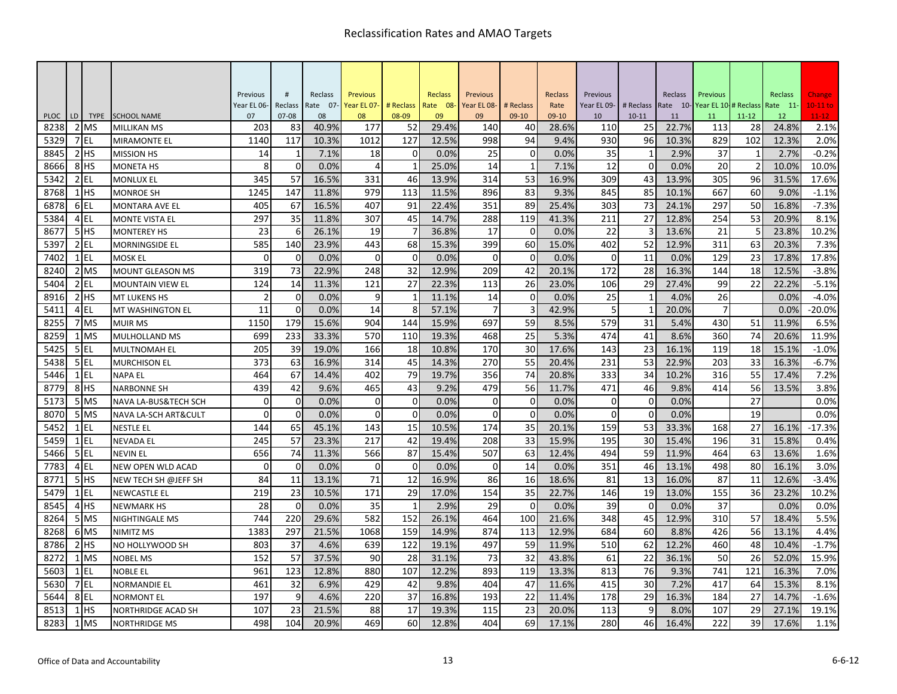# Reclassification Rates and AMAO Targets

| PLOC | LD | TYPE | SCHOOL NAME | Previous Year EL 06-07 | # Reclass 07-08 | Reclass Rate 07-08 | Previous Year EL 07-08 | # Reclass 08-09 | Reclass Rate 08-09 | Previous Year EL 08-09 | # Reclass 09-10 | Reclass Rate 09-10 | Previous Year EL 09-10 | # Reclass 10-11 | Reclass Rate 10-11 | Previous Year EL 10-11 | # Reclass 11-12 | Reclass Rate 11-12 | Change 10-11 to 11-12 |
|---|---|---|---|---|---|---|---|---|---|---|---|---|---|---|---|---|---|---|---|
| 8238 | 2 | MS | MILLIKAN MS | 203 | 83 | 40.9% | 177 | 52 | 29.4% | 140 | 40 | 28.6% | 110 | 25 | 22.7% | 113 | 28 | 24.8% | 2.1% |
| 5329 | 7 | EL | MIRAMONTE EL | 1140 | 117 | 10.3% | 1012 | 127 | 12.5% | 998 | 94 | 9.4% | 930 | 96 | 10.3% | 829 | 102 | 12.3% | 2.0% |
| 8845 | 2 | HS | MISSION HS | 14 | 1 | 7.1% | 18 | 0 | 0.0% | 25 | 0 | 0.0% | 35 | 1 | 2.9% | 37 | 1 | 2.7% | -0.2% |
| 8666 | 8 | HS | MONETA HS | 8 | 0 | 0.0% | 4 | 1 | 25.0% | 14 | 1 | 7.1% | 12 | 0 | 0.0% | 20 | 2 | 10.0% | 10.0% |
| 5342 | 2 | EL | MONLUX EL | 345 | 57 | 16.5% | 331 | 46 | 13.9% | 314 | 53 | 16.9% | 309 | 43 | 13.9% | 305 | 96 | 31.5% | 17.6% |
| 8768 | 1 | HS | MONROE SH | 1245 | 147 | 11.8% | 979 | 113 | 11.5% | 896 | 83 | 9.3% | 845 | 85 | 10.1% | 667 | 60 | 9.0% | -1.1% |
| 6878 | 6 | EL | MONTARA AVE EL | 405 | 67 | 16.5% | 407 | 91 | 22.4% | 351 | 89 | 25.4% | 303 | 73 | 24.1% | 297 | 50 | 16.8% | -7.3% |
| 5384 | 4 | EL | MONTE VISTA EL | 297 | 35 | 11.8% | 307 | 45 | 14.7% | 288 | 119 | 41.3% | 211 | 27 | 12.8% | 254 | 53 | 20.9% | 8.1% |
| 8677 | 5 | HS | MONTEREY HS | 23 | 6 | 26.1% | 19 | 7 | 36.8% | 17 | 0 | 0.0% | 22 | 3 | 13.6% | 21 | 5 | 23.8% | 10.2% |
| 5397 | 2 | EL | MORNINGSIDE EL | 585 | 140 | 23.9% | 443 | 68 | 15.3% | 399 | 60 | 15.0% | 402 | 52 | 12.9% | 311 | 63 | 20.3% | 7.3% |
| 7402 | 1 | EL | MOSK EL | 0 | 0 | 0.0% | 0 | 0 | 0.0% | 0 | 0 | 0.0% | 0 | 11 | 0.0% | 129 | 23 | 17.8% | 17.8% |
| 8240 | 2 | MS | MOUNT GLEASON MS | 319 | 73 | 22.9% | 248 | 32 | 12.9% | 209 | 42 | 20.1% | 172 | 28 | 16.3% | 144 | 18 | 12.5% | -3.8% |
| 5404 | 2 | EL | MOUNTAIN VIEW EL | 124 | 14 | 11.3% | 121 | 27 | 22.3% | 113 | 26 | 23.0% | 106 | 29 | 27.4% | 99 | 22 | 22.2% | -5.1% |
| 8916 | 2 | HS | MT LUKENS HS | 2 | 0 | 0.0% | 9 | 1 | 11.1% | 14 | 0 | 0.0% | 25 | 1 | 4.0% | 26 | | 0.0% | -4.0% |
| 5411 | 4 | EL | MT WASHINGTON EL | 11 | 0 | 0.0% | 14 | 8 | 57.1% | 7 | 3 | 42.9% | 5 | 1 | 20.0% | 7 | | 0.0% | -20.0% |
| 8255 | 7 | MS | MUIR MS | 1150 | 179 | 15.6% | 904 | 144 | 15.9% | 697 | 59 | 8.5% | 579 | 31 | 5.4% | 430 | 51 | 11.9% | 6.5% |
| 8259 | 1 | MS | MULHOLLAND MS | 699 | 233 | 33.3% | 570 | 110 | 19.3% | 468 | 25 | 5.3% | 474 | 41 | 8.6% | 360 | 74 | 20.6% | 11.9% |
| 5425 | 5 | EL | MULTNOMAH EL | 205 | 39 | 19.0% | 166 | 18 | 10.8% | 170 | 30 | 17.6% | 143 | 23 | 16.1% | 119 | 18 | 15.1% | -1.0% |
| 5438 | 5 | EL | MURCHISON EL | 373 | 63 | 16.9% | 314 | 45 | 14.3% | 270 | 55 | 20.4% | 231 | 53 | 22.9% | 203 | 33 | 16.3% | -6.7% |
| 5446 | 1 | EL | NAPA EL | 464 | 67 | 14.4% | 402 | 79 | 19.7% | 356 | 74 | 20.8% | 333 | 34 | 10.2% | 316 | 55 | 17.4% | 7.2% |
| 8779 | 8 | HS | NARBONNE SH | 439 | 42 | 9.6% | 465 | 43 | 9.2% | 479 | 56 | 11.7% | 471 | 46 | 9.8% | 414 | 56 | 13.5% | 3.8% |
| 5173 | 5 | MS | NAVA LA-BUS&TECH SCH | 0 | 0 | 0.0% | 0 | 0 | 0.0% | 0 | 0 | 0.0% | 0 | 0 | 0.0% | | 27 | | 0.0% |
| 8070 | 5 | MS | NAVA LA-SCH ART&CULT | 0 | 0 | 0.0% | 0 | 0 | 0.0% | 0 | 0 | 0.0% | 0 | 0 | 0.0% | | 19 | | 0.0% |
| 5452 | 1 | EL | NESTLE EL | 144 | 65 | 45.1% | 143 | 15 | 10.5% | 174 | 35 | 20.1% | 159 | 53 | 33.3% | 168 | 27 | 16.1% | -17.3% |
| 5459 | 1 | EL | NEVADA EL | 245 | 57 | 23.3% | 217 | 42 | 19.4% | 208 | 33 | 15.9% | 195 | 30 | 15.4% | 196 | 31 | 15.8% | 0.4% |
| 5466 | 5 | EL | NEVIN EL | 656 | 74 | 11.3% | 566 | 87 | 15.4% | 507 | 63 | 12.4% | 494 | 59 | 11.9% | 464 | 63 | 13.6% | 1.6% |
| 7783 | 4 | EL | NEW OPEN WLD ACAD | 0 | 0 | 0.0% | 0 | 0 | 0.0% | 0 | 14 | 0.0% | 351 | 46 | 13.1% | 498 | 80 | 16.1% | 3.0% |
| 8771 | 5 | HS | NEW TECH SH @JEFF SH | 84 | 11 | 13.1% | 71 | 12 | 16.9% | 86 | 16 | 18.6% | 81 | 13 | 16.0% | 87 | 11 | 12.6% | -3.4% |
| 5479 | 1 | EL | NEWCASTLE EL | 219 | 23 | 10.5% | 171 | 29 | 17.0% | 154 | 35 | 22.7% | 146 | 19 | 13.0% | 155 | 36 | 23.2% | 10.2% |
| 8545 | 4 | HS | NEWMARK HS | 28 | 0 | 0.0% | 35 | 1 | 2.9% | 29 | 0 | 0.0% | 39 | 0 | 0.0% | 37 | | 0.0% | 0.0% |
| 8264 | 5 | MS | NIGHTINGALE MS | 744 | 220 | 29.6% | 582 | 152 | 26.1% | 464 | 100 | 21.6% | 348 | 45 | 12.9% | 310 | 57 | 18.4% | 5.5% |
| 8268 | 6 | MS | NIMITZ MS | 1383 | 297 | 21.5% | 1068 | 159 | 14.9% | 874 | 113 | 12.9% | 684 | 60 | 8.8% | 426 | 56 | 13.1% | 4.4% |
| 8786 | 2 | HS | NO HOLLYWOOD SH | 803 | 37 | 4.6% | 639 | 122 | 19.1% | 497 | 59 | 11.9% | 510 | 62 | 12.2% | 460 | 48 | 10.4% | -1.7% |
| 8272 | 1 | MS | NOBEL MS | 152 | 57 | 37.5% | 90 | 28 | 31.1% | 73 | 32 | 43.8% | 61 | 22 | 36.1% | 50 | 26 | 52.0% | 15.9% |
| 5603 | 1 | EL | NOBLE EL | 961 | 123 | 12.8% | 880 | 107 | 12.2% | 893 | 119 | 13.3% | 813 | 76 | 9.3% | 741 | 121 | 16.3% | 7.0% |
| 5630 | 7 | EL | NORMANDIE EL | 461 | 32 | 6.9% | 429 | 42 | 9.8% | 404 | 47 | 11.6% | 415 | 30 | 7.2% | 417 | 64 | 15.3% | 8.1% |
| 5644 | 8 | EL | NORMONT EL | 197 | 9 | 4.6% | 220 | 37 | 16.8% | 193 | 22 | 11.4% | 178 | 29 | 16.3% | 184 | 27 | 14.7% | -1.6% |
| 8513 | 1 | HS | NORTHRIDGE ACAD SH | 107 | 23 | 21.5% | 88 | 17 | 19.3% | 115 | 23 | 20.0% | 113 | 9 | 8.0% | 107 | 29 | 27.1% | 19.1% |
| 8283 | 1 | MS | NORTHRIDGE MS | 498 | 104 | 20.9% | 469 | 60 | 12.8% | 404 | 69 | 17.1% | 280 | 46 | 16.4% | 222 | 39 | 17.6% | 1.1% |

Office of Data and Accountability

6-6-12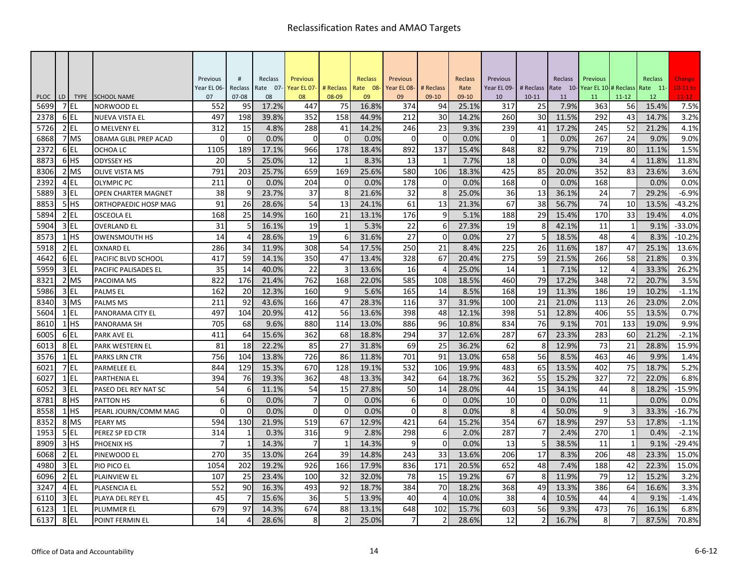# Reclassification Rates and AMAO Targets

| PLOC | LD | TYPE | SCHOOL NAME | Previous Year EL 06-07 | # Reclass 07-08 | Reclass Rate 07-08 | Previous Year EL 07-08 | # Reclass 08-09 | Reclass Rate 08-09 | Previous Year EL 08-09 | # Reclass 09-10 | Reclass Rate 09-10 | Previous Year EL 09-10 | # Reclass 10-11 | Reclass Rate 10-11 | Previous Year EL 10-11 | # Reclass 11-12 | Reclass Rate 11-12 | Change 10-11 to 11-12 |
|---|---|---|---|---|---|---|---|---|---|---|---|---|---|---|---|---|---|---|---|
| 5699 | 7 | EL | NORWOOD EL | 552 | 95 | 17.2% | 447 | 75 | 16.8% | 374 | 94 | 25.1% | 317 | 25 | 7.9% | 363 | 56 | 15.4% | 7.5% |
| 2378 | 6 | EL | NUEVA VISTA EL | 497 | 198 | 39.8% | 352 | 158 | 44.9% | 212 | 30 | 14.2% | 260 | 30 | 11.5% | 292 | 43 | 14.7% | 3.2% |
| 5726 | 2 | EL | O MELVENY EL | 312 | 15 | 4.8% | 288 | 41 | 14.2% | 246 | 23 | 9.3% | 239 | 41 | 17.2% | 245 | 52 | 21.2% | 4.1% |
| 6868 | 7 | MS | OBAMA GLBL PREP ACAD | 0 | 0 | 0.0% | 0 | 0 | 0.0% | 0 | 0 | 0.0% | 0 | 1 | 0.0% | 267 | 24 | 9.0% | 9.0% |
| 2372 | 6 | EL | OCHOA LC | 1105 | 189 | 17.1% | 966 | 178 | 18.4% | 892 | 137 | 15.4% | 848 | 82 | 9.7% | 719 | 80 | 11.1% | 1.5% |
| 8873 | 6 | HS | ODYSSEY HS | 20 | 5 | 25.0% | 12 | 1 | 8.3% | 13 | 1 | 7.7% | 18 | 0 | 0.0% | 34 | 4 | 11.8% | 11.8% |
| 8306 | 2 | MS | OLIVE VISTA MS | 791 | 203 | 25.7% | 659 | 169 | 25.6% | 580 | 106 | 18.3% | 425 | 85 | 20.0% | 352 | 83 | 23.6% | 3.6% |
| 2392 | 4 | EL | OLYMPIC PC | 211 | 0 | 0.0% | 204 | 0 | 0.0% | 178 | 0 | 0.0% | 168 | 0 | 0.0% | 168 | | 0.0% | 0.0% |
| 5889 | 3 | EL | OPEN CHARTER MAGNET | 38 | 9 | 23.7% | 37 | 8 | 21.6% | 32 | 8 | 25.0% | 36 | 13 | 36.1% | 24 | 7 | 29.2% | -6.9% |
| 8853 | 5 | HS | ORTHOPAEDIC HOSP MAG | 91 | 26 | 28.6% | 54 | 13 | 24.1% | 61 | 13 | 21.3% | 67 | 38 | 56.7% | 74 | 10 | 13.5% | -43.2% |
| 5894 | 2 | EL | OSCEOLA EL | 168 | 25 | 14.9% | 160 | 21 | 13.1% | 176 | 9 | 5.1% | 188 | 29 | 15.4% | 170 | 33 | 19.4% | 4.0% |
| 5904 | 3 | EL | OVERLAND EL | 31 | 5 | 16.1% | 19 | 1 | 5.3% | 22 | 6 | 27.3% | 19 | 8 | 42.1% | 11 | 1 | 9.1% | -33.0% |
| 8573 | 1 | HS | OWENSMOUTH HS | 14 | 4 | 28.6% | 19 | 6 | 31.6% | 27 | 0 | 0.0% | 27 | 5 | 18.5% | 48 | 4 | 8.3% | -10.2% |
| 5918 | 2 | EL | OXNARD EL | 286 | 34 | 11.9% | 308 | 54 | 17.5% | 250 | 21 | 8.4% | 225 | 26 | 11.6% | 187 | 47 | 25.1% | 13.6% |
| 4642 | 6 | EL | PACIFIC BLVD SCHOOL | 417 | 59 | 14.1% | 350 | 47 | 13.4% | 328 | 67 | 20.4% | 275 | 59 | 21.5% | 266 | 58 | 21.8% | 0.3% |
| 5959 | 3 | EL | PACIFIC PALISADES EL | 35 | 14 | 40.0% | 22 | 3 | 13.6% | 16 | 4 | 25.0% | 14 | 1 | 7.1% | 12 | 4 | 33.3% | 26.2% |
| 8321 | 2 | MS | PACOIMA MS | 822 | 176 | 21.4% | 762 | 168 | 22.0% | 585 | 108 | 18.5% | 460 | 79 | 17.2% | 348 | 72 | 20.7% | 3.5% |
| 5986 | 3 | EL | PALMS EL | 162 | 20 | 12.3% | 160 | 9 | 5.6% | 165 | 14 | 8.5% | 168 | 19 | 11.3% | 186 | 19 | 10.2% | -1.1% |
| 8340 | 3 | MS | PALMS MS | 211 | 92 | 43.6% | 166 | 47 | 28.3% | 116 | 37 | 31.9% | 100 | 21 | 21.0% | 113 | 26 | 23.0% | 2.0% |
| 5604 | 1 | EL | PANORAMA CITY EL | 497 | 104 | 20.9% | 412 | 56 | 13.6% | 398 | 48 | 12.1% | 398 | 51 | 12.8% | 406 | 55 | 13.5% | 0.7% |
| 8610 | 1 | HS | PANORAMA SH | 705 | 68 | 9.6% | 880 | 114 | 13.0% | 886 | 96 | 10.8% | 834 | 76 | 9.1% | 701 | 133 | 19.0% | 9.9% |
| 6005 | 6 | EL | PARK AVE EL | 411 | 64 | 15.6% | 362 | 68 | 18.8% | 294 | 37 | 12.6% | 287 | 67 | 23.3% | 283 | 60 | 21.2% | -2.1% |
| 6013 | 8 | EL | PARK WESTERN EL | 81 | 18 | 22.2% | 85 | 27 | 31.8% | 69 | 25 | 36.2% | 62 | 8 | 12.9% | 73 | 21 | 28.8% | 15.9% |
| 3576 | 1 | EL | PARKS LRN CTR | 756 | 104 | 13.8% | 726 | 86 | 11.8% | 701 | 91 | 13.0% | 658 | 56 | 8.5% | 463 | 46 | 9.9% | 1.4% |
| 6021 | 7 | EL | PARMELEE EL | 844 | 129 | 15.3% | 670 | 128 | 19.1% | 532 | 106 | 19.9% | 483 | 65 | 13.5% | 402 | 75 | 18.7% | 5.2% |
| 6027 | 1 | EL | PARTHENIA EL | 394 | 76 | 19.3% | 362 | 48 | 13.3% | 342 | 64 | 18.7% | 362 | 55 | 15.2% | 327 | 72 | 22.0% | 6.8% |
| 6052 | 3 | EL | PASEO DEL REY NAT SC | 54 | 6 | 11.1% | 54 | 15 | 27.8% | 50 | 14 | 28.0% | 44 | 15 | 34.1% | 44 | 8 | 18.2% | -15.9% |
| 8781 | 8 | HS | PATTON HS | 6 | 0 | 0.0% | 7 | 0 | 0.0% | 6 | 0 | 0.0% | 10 | 0 | 0.0% | 11 | | 0.0% | 0.0% |
| 8558 | 1 | HS | PEARL JOURN/COMM MAG | 0 | 0 | 0.0% | 0 | 0 | 0.0% | 0 | 8 | 0.0% | 8 | 4 | 50.0% | 9 | 3 | 33.3% | -16.7% |
| 8352 | 8 | MS | PEARY MS | 594 | 130 | 21.9% | 519 | 67 | 12.9% | 421 | 64 | 15.2% | 354 | 67 | 18.9% | 297 | 53 | 17.8% | -1.1% |
| 1953 | 5 | EL | PEREZ SP ED CTR | 314 | 1 | 0.3% | 316 | 9 | 2.8% | 298 | 6 | 2.0% | 287 | 7 | 2.4% | 270 | 1 | 0.4% | -2.1% |
| 8909 | 3 | HS | PHOENIX HS | 7 | 1 | 14.3% | 7 | 1 | 14.3% | 9 | 0 | 0.0% | 13 | 5 | 38.5% | 11 | 1 | 9.1% | -29.4% |
| 6068 | 2 | EL | PINEWOOD EL | 270 | 35 | 13.0% | 264 | 39 | 14.8% | 243 | 33 | 13.6% | 206 | 17 | 8.3% | 206 | 48 | 23.3% | 15.0% |
| 4980 | 3 | EL | PIO PICO EL | 1054 | 202 | 19.2% | 926 | 166 | 17.9% | 836 | 171 | 20.5% | 652 | 48 | 7.4% | 188 | 42 | 22.3% | 15.0% |
| 6096 | 2 | EL | PLAINVIEW EL | 107 | 25 | 23.4% | 100 | 32 | 32.0% | 78 | 15 | 19.2% | 67 | 8 | 11.9% | 79 | 12 | 15.2% | 3.2% |
| 3247 | 4 | EL | PLASENCIA EL | 552 | 90 | 16.3% | 493 | 92 | 18.7% | 384 | 70 | 18.2% | 368 | 49 | 13.3% | 386 | 64 | 16.6% | 3.3% |
| 6110 | 3 | EL | PLAYA DEL REY EL | 45 | 7 | 15.6% | 36 | 5 | 13.9% | 40 | 4 | 10.0% | 38 | 4 | 10.5% | 44 | 4 | 9.1% | -1.4% |
| 6123 | 1 | EL | PLUMMER EL | 679 | 97 | 14.3% | 674 | 88 | 13.1% | 648 | 102 | 15.7% | 603 | 56 | 9.3% | 473 | 76 | 16.1% | 6.8% |
| 6137 | 8 | EL | POINT FERMIN EL | 14 | 4 | 28.6% | 8 | 2 | 25.0% | 7 | 2 | 28.6% | 12 | 2 | 16.7% | 8 | 7 | 87.5% | 70.8% |

Office of Data and Accountability

6-6-12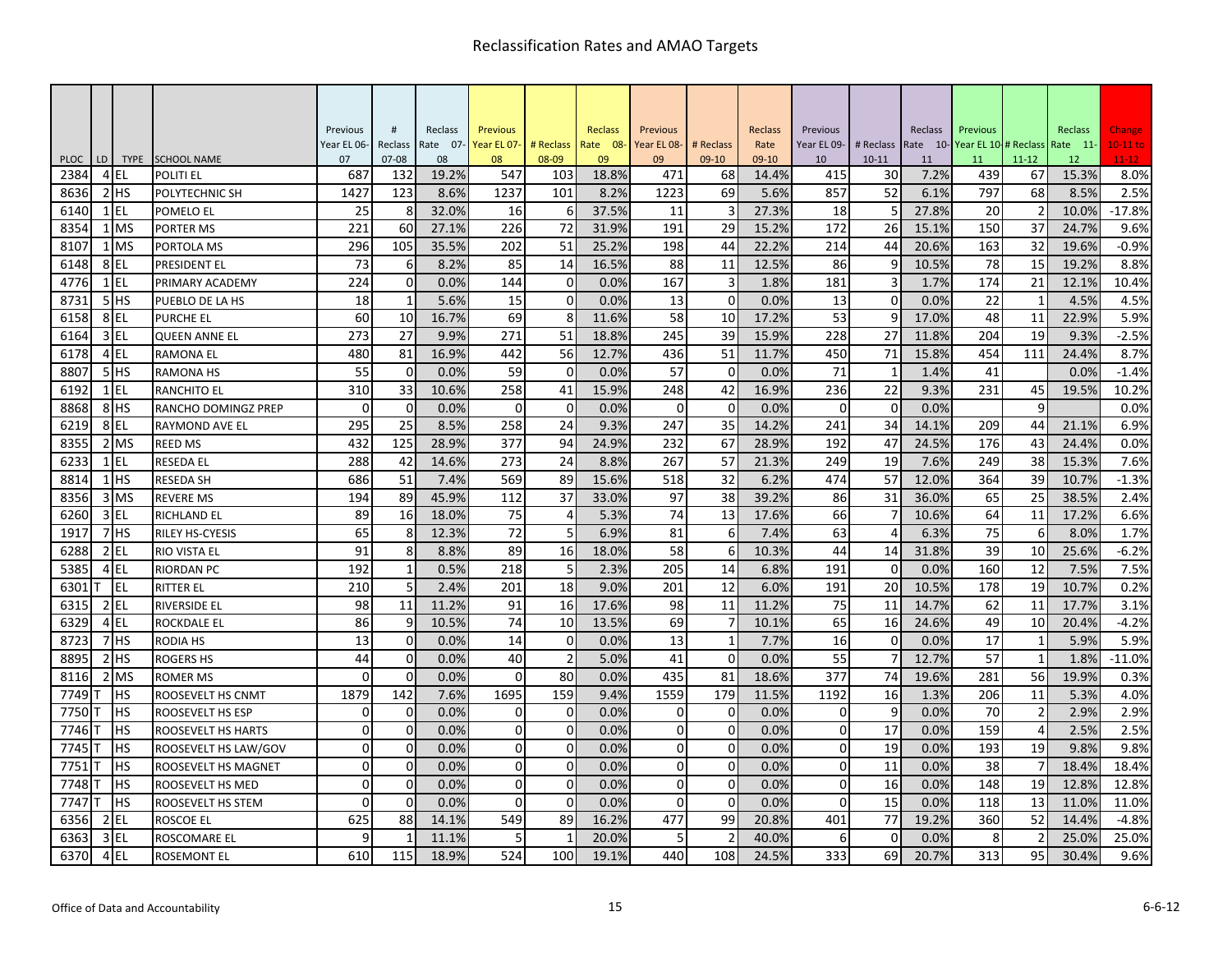# Reclassification Rates and AMAO Targets

| PLOC | LD | TYPE | SCHOOL NAME | Previous Year EL 06-07 | # Reclass 07-08 | Reclass Rate 07-08 | Previous Year EL 07-08 | # Reclass 08-09 | Reclass Rate 08-09 | Previous Year EL 08-09 | # Reclass 09-10 | Reclass Rate 09-10 | Previous Year EL 09-10 | # Reclass 10-11 | Reclass Rate 10-11 | Previous Year EL 10-11 | # Reclass 11-12 | Reclass Rate 11-12 | Change 10-11 to 11-12 |
|---|---|---|---|---|---|---|---|---|---|---|---|---|---|---|---|---|---|---|---|
| 2384 | 4 | EL | POLITI EL | 687 | 132 | 19.2% | 547 | 103 | 18.8% | 471 | 68 | 14.4% | 415 | 30 | 7.2% | 439 | 67 | 15.3% | 8.0% |
| 8636 | 2 | HS | POLYTECHNIC SH | 1427 | 123 | 8.6% | 1237 | 101 | 8.2% | 1223 | 69 | 5.6% | 857 | 52 | 6.1% | 797 | 68 | 8.5% | 2.5% |
| 6140 | 1 | EL | POMELO EL | 25 | 8 | 32.0% | 16 | 6 | 37.5% | 11 | 3 | 27.3% | 18 | 5 | 27.8% | 20 | 2 | 10.0% | -17.8% |
| 8354 | 1 | MS | PORTER MS | 221 | 60 | 27.1% | 226 | 72 | 31.9% | 191 | 29 | 15.2% | 172 | 26 | 15.1% | 150 | 37 | 24.7% | 9.6% |
| 8107 | 1 | MS | PORTOLA MS | 296 | 105 | 35.5% | 202 | 51 | 25.2% | 198 | 44 | 22.2% | 214 | 44 | 20.6% | 163 | 32 | 19.6% | -0.9% |
| 6148 | 8 | EL | PRESIDENT EL | 73 | 6 | 8.2% | 85 | 14 | 16.5% | 88 | 11 | 12.5% | 86 | 9 | 10.5% | 78 | 15 | 19.2% | 8.8% |
| 4776 | 1 | EL | PRIMARY ACADEMY | 224 | 0 | 0.0% | 144 | 0 | 0.0% | 167 | 3 | 1.8% | 181 | 3 | 1.7% | 174 | 21 | 12.1% | 10.4% |
| 8731 | 5 | HS | PUEBLO DE LA HS | 18 | 1 | 5.6% | 15 | 0 | 0.0% | 13 | 0 | 0.0% | 13 | 0 | 0.0% | 22 | 1 | 4.5% | 4.5% |
| 6158 | 8 | EL | PURCHE EL | 60 | 10 | 16.7% | 69 | 8 | 11.6% | 58 | 10 | 17.2% | 53 | 9 | 17.0% | 48 | 11 | 22.9% | 5.9% |
| 6164 | 3 | EL | QUEEN ANNE EL | 273 | 27 | 9.9% | 271 | 51 | 18.8% | 245 | 39 | 15.9% | 228 | 27 | 11.8% | 204 | 19 | 9.3% | -2.5% |
| 6178 | 4 | EL | RAMONA EL | 480 | 81 | 16.9% | 442 | 56 | 12.7% | 436 | 51 | 11.7% | 450 | 71 | 15.8% | 454 | 111 | 24.4% | 8.7% |
| 8807 | 5 | HS | RAMONA HS | 55 | 0 | 0.0% | 59 | 0 | 0.0% | 57 | 0 | 0.0% | 71 | 1 | 1.4% | 41 | | 0.0% | -1.4% |
| 6192 | 1 | EL | RANCHITO EL | 310 | 33 | 10.6% | 258 | 41 | 15.9% | 248 | 42 | 16.9% | 236 | 22 | 9.3% | 231 | 45 | 19.5% | 10.2% |
| 8868 | 8 | HS | RANCHO DOMINGZ PREP | 0 | 0 | 0.0% | 0 | 0 | 0.0% | 0 | 0 | 0.0% | 0 | 0 | 0.0% | | 9 | | 0.0% |
| 6219 | 8 | EL | RAYMOND AVE EL | 295 | 25 | 8.5% | 258 | 24 | 9.3% | 247 | 35 | 14.2% | 241 | 34 | 14.1% | 209 | 44 | 21.1% | 6.9% |
| 8355 | 2 | MS | REED MS | 432 | 125 | 28.9% | 377 | 94 | 24.9% | 232 | 67 | 28.9% | 192 | 47 | 24.5% | 176 | 43 | 24.4% | 0.0% |
| 6233 | 1 | EL | RESEDA EL | 288 | 42 | 14.6% | 273 | 24 | 8.8% | 267 | 57 | 21.3% | 249 | 19 | 7.6% | 249 | 38 | 15.3% | 7.6% |
| 8814 | 1 | HS | RESEDA SH | 686 | 51 | 7.4% | 569 | 89 | 15.6% | 518 | 32 | 6.2% | 474 | 57 | 12.0% | 364 | 39 | 10.7% | -1.3% |
| 8356 | 3 | MS | REVERE MS | 194 | 89 | 45.9% | 112 | 37 | 33.0% | 97 | 38 | 39.2% | 86 | 31 | 36.0% | 65 | 25 | 38.5% | 2.4% |
| 6260 | 3 | EL | RICHLAND EL | 89 | 16 | 18.0% | 75 | 4 | 5.3% | 74 | 13 | 17.6% | 66 | 7 | 10.6% | 64 | 11 | 17.2% | 6.6% |
| 1917 | 7 | HS | RILEY HS-CYESIS | 65 | 8 | 12.3% | 72 | 5 | 6.9% | 81 | 6 | 7.4% | 63 | 4 | 6.3% | 75 | 6 | 8.0% | 1.7% |
| 6288 | 2 | EL | RIO VISTA EL | 91 | 8 | 8.8% | 89 | 16 | 18.0% | 58 | 6 | 10.3% | 44 | 14 | 31.8% | 39 | 10 | 25.6% | -6.2% |
| 5385 | 4 | EL | RIORDAN PC | 192 | 1 | 0.5% | 218 | 5 | 2.3% | 205 | 14 | 6.8% | 191 | 0 | 0.0% | 160 | 12 | 7.5% | 7.5% |
| 6301 | T | EL | RITTER EL | 210 | 5 | 2.4% | 201 | 18 | 9.0% | 201 | 12 | 6.0% | 191 | 20 | 10.5% | 178 | 19 | 10.7% | 0.2% |
| 6315 | 2 | EL | RIVERSIDE EL | 98 | 11 | 11.2% | 91 | 16 | 17.6% | 98 | 11 | 11.2% | 75 | 11 | 14.7% | 62 | 11 | 17.7% | 3.1% |
| 6329 | 4 | EL | ROCKDALE EL | 86 | 9 | 10.5% | 74 | 10 | 13.5% | 69 | 7 | 10.1% | 65 | 16 | 24.6% | 49 | 10 | 20.4% | -4.2% |
| 8723 | 7 | HS | RODIA HS | 13 | 0 | 0.0% | 14 | 0 | 0.0% | 13 | 1 | 7.7% | 16 | 0 | 0.0% | 17 | 1 | 5.9% | 5.9% |
| 8895 | 2 | HS | ROGERS HS | 44 | 0 | 0.0% | 40 | 2 | 5.0% | 41 | 0 | 0.0% | 55 | 7 | 12.7% | 57 | 1 | 1.8% | -11.0% |
| 8116 | 2 | MS | ROMER MS | 0 | 0 | 0.0% | 0 | 80 | 0.0% | 435 | 81 | 18.6% | 377 | 74 | 19.6% | 281 | 56 | 19.9% | 0.3% |
| 7749 | T | HS | ROOSEVELT HS CNMT | 1879 | 142 | 7.6% | 1695 | 159 | 9.4% | 1559 | 179 | 11.5% | 1192 | 16 | 1.3% | 206 | 11 | 5.3% | 4.0% |
| 7750 | T | HS | ROOSEVELT HS ESP | 0 | 0 | 0.0% | 0 | 0 | 0.0% | 0 | 0 | 0.0% | 0 | 9 | 0.0% | 70 | 2 | 2.9% | 2.9% |
| 7746 | T | HS | ROOSEVELT HS HARTS | 0 | 0 | 0.0% | 0 | 0 | 0.0% | 0 | 0 | 0.0% | 0 | 17 | 0.0% | 159 | 4 | 2.5% | 2.5% |
| 7745 | T | HS | ROOSEVELT HS LAW/GOV | 0 | 0 | 0.0% | 0 | 0 | 0.0% | 0 | 0 | 0.0% | 0 | 19 | 0.0% | 193 | 19 | 9.8% | 9.8% |
| 7751 | T | HS | ROOSEVELT HS MAGNET | 0 | 0 | 0.0% | 0 | 0 | 0.0% | 0 | 0 | 0.0% | 0 | 11 | 0.0% | 38 | 7 | 18.4% | 18.4% |
| 7748 | T | HS | ROOSEVELT HS MED | 0 | 0 | 0.0% | 0 | 0 | 0.0% | 0 | 0 | 0.0% | 0 | 16 | 0.0% | 148 | 19 | 12.8% | 12.8% |
| 7747 | T | HS | ROOSEVELT HS STEM | 0 | 0 | 0.0% | 0 | 0 | 0.0% | 0 | 0 | 0.0% | 0 | 15 | 0.0% | 118 | 13 | 11.0% | 11.0% |
| 6356 | 2 | EL | ROSCOE EL | 625 | 88 | 14.1% | 549 | 89 | 16.2% | 477 | 99 | 20.8% | 401 | 77 | 19.2% | 360 | 52 | 14.4% | -4.8% |
| 6363 | 3 | EL | ROSCOMARE EL | 9 | 1 | 11.1% | 5 | 1 | 20.0% | 5 | 2 | 40.0% | 6 | 0 | 0.0% | 8 | 2 | 25.0% | 25.0% |
| 6370 | 4 | EL | ROSEMONT EL | 610 | 115 | 18.9% | 524 | 100 | 19.1% | 440 | 108 | 24.5% | 333 | 69 | 20.7% | 313 | 95 | 30.4% | 9.6% |

Office of Data and Accountability 6-6-12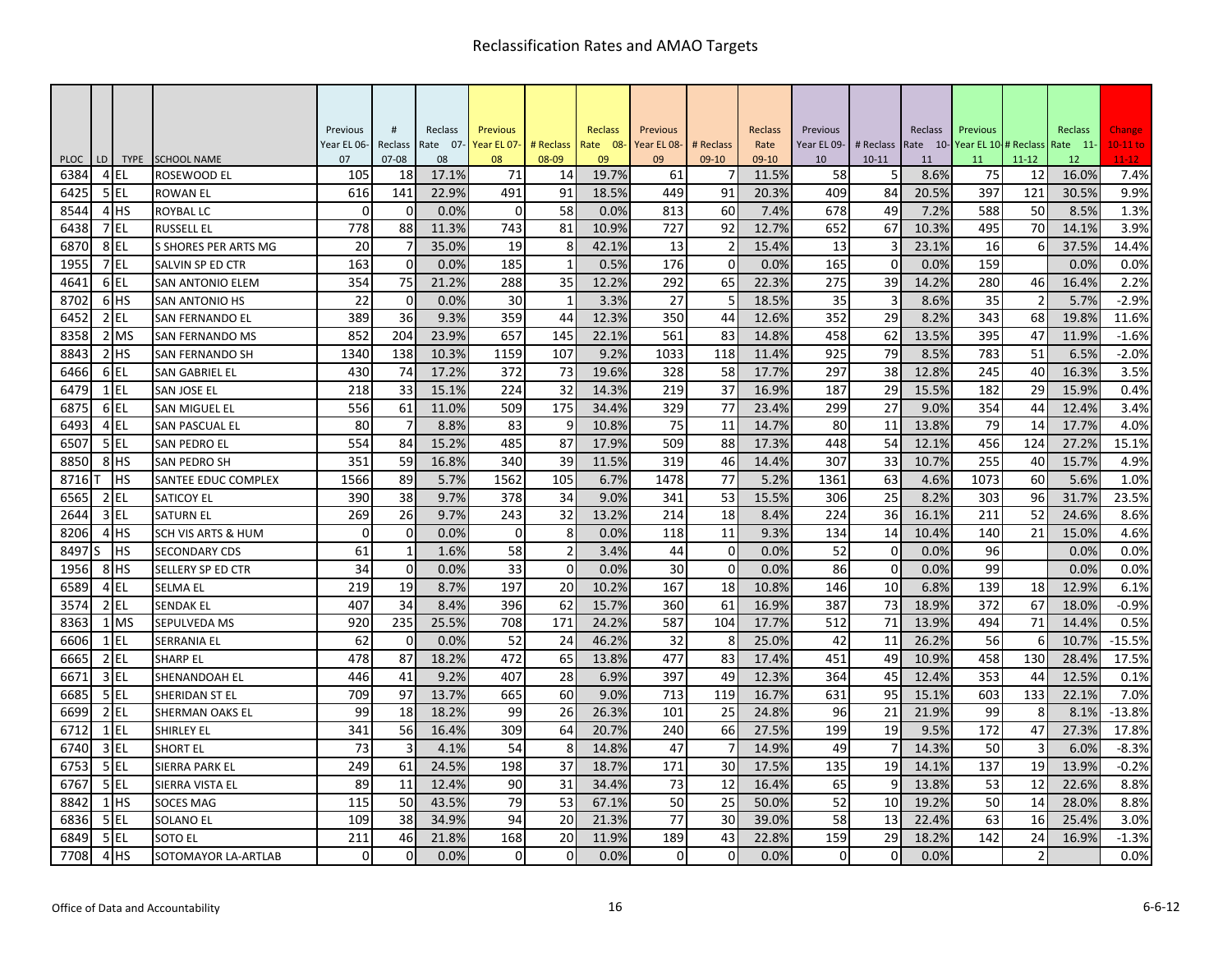# Reclassification Rates and AMAO Targets

| PLOC | LD | TYPE | SCHOOL NAME | Previous Year EL 06-07 | # Reclass 07-08 | Reclass Rate 07-08 | Previous Year EL 07-08 | # Reclass 08-09 | Reclass Rate 08-09 | Previous Year EL 08-09 | # Reclass 09-10 | Reclass Rate 09-10 | Previous Year EL 09-10 | # Reclass 10-11 | Reclass Rate 10-11 | Previous Year EL 10-11 | # Reclass 11-12 | Reclass Rate 11-12 | Change 10-11 to 11-12 |
|---|---|---|---|---|---|---|---|---|---|---|---|---|---|---|---|---|---|---|---|
| 6384 | 4 | EL | ROSEWOOD EL | 105 | 18 | 17.1% | 71 | 14 | 19.7% | 61 | 7 | 11.5% | 58 | 5 | 8.6% | 75 | 12 | 16.0% | 7.4% |
| 6425 | 5 | EL | ROWAN EL | 616 | 141 | 22.9% | 491 | 91 | 18.5% | 449 | 91 | 20.3% | 409 | 84 | 20.5% | 397 | 121 | 30.5% | 9.9% |
| 8544 | 4 | HS | ROYBAL LC | 0 | 0 | 0.0% | 0 | 58 | 0.0% | 813 | 60 | 7.4% | 678 | 49 | 7.2% | 588 | 50 | 8.5% | 1.3% |
| 6438 | 7 | EL | RUSSELL EL | 778 | 88 | 11.3% | 743 | 81 | 10.9% | 727 | 92 | 12.7% | 652 | 67 | 10.3% | 495 | 70 | 14.1% | 3.9% |
| 6870 | 8 | EL | S SHORES PER ARTS MG | 20 | 7 | 35.0% | 19 | 8 | 42.1% | 13 | 2 | 15.4% | 13 | 3 | 23.1% | 16 | 6 | 37.5% | 14.4% |
| 1955 | 7 | EL | SALVIN SP ED CTR | 163 | 0 | 0.0% | 185 | 1 | 0.5% | 176 | 0 | 0.0% | 165 | 0 | 0.0% | 159 | | 0.0% | 0.0% |
| 4641 | 6 | EL | SAN ANTONIO ELEM | 354 | 75 | 21.2% | 288 | 35 | 12.2% | 292 | 65 | 22.3% | 275 | 39 | 14.2% | 280 | 46 | 16.4% | 2.2% |
| 8702 | 6 | HS | SAN ANTONIO HS | 22 | 0 | 0.0% | 30 | 1 | 3.3% | 27 | 5 | 18.5% | 35 | 3 | 8.6% | 35 | 2 | 5.7% | -2.9% |
| 6452 | 2 | EL | SAN FERNANDO EL | 389 | 36 | 9.3% | 359 | 44 | 12.3% | 350 | 44 | 12.6% | 352 | 29 | 8.2% | 343 | 68 | 19.8% | 11.6% |
| 8358 | 2 | MS | SAN FERNANDO MS | 852 | 204 | 23.9% | 657 | 145 | 22.1% | 561 | 83 | 14.8% | 458 | 62 | 13.5% | 395 | 47 | 11.9% | -1.6% |
| 8843 | 2 | HS | SAN FERNANDO SH | 1340 | 138 | 10.3% | 1159 | 107 | 9.2% | 1033 | 118 | 11.4% | 925 | 79 | 8.5% | 783 | 51 | 6.5% | -2.0% |
| 6466 | 6 | EL | SAN GABRIEL EL | 430 | 74 | 17.2% | 372 | 73 | 19.6% | 328 | 58 | 17.7% | 297 | 38 | 12.8% | 245 | 40 | 16.3% | 3.5% |
| 6479 | 1 | EL | SAN JOSE EL | 218 | 33 | 15.1% | 224 | 32 | 14.3% | 219 | 37 | 16.9% | 187 | 29 | 15.5% | 182 | 29 | 15.9% | 0.4% |
| 6875 | 6 | EL | SAN MIGUEL EL | 556 | 61 | 11.0% | 509 | 175 | 34.4% | 329 | 77 | 23.4% | 299 | 27 | 9.0% | 354 | 44 | 12.4% | 3.4% |
| 6493 | 4 | EL | SAN PASCUAL EL | 80 | 7 | 8.8% | 83 | 9 | 10.8% | 75 | 11 | 14.7% | 80 | 11 | 13.8% | 79 | 14 | 17.7% | 4.0% |
| 6507 | 5 | EL | SAN PEDRO EL | 554 | 84 | 15.2% | 485 | 87 | 17.9% | 509 | 88 | 17.3% | 448 | 54 | 12.1% | 456 | 124 | 27.2% | 15.1% |
| 8850 | 8 | HS | SAN PEDRO SH | 351 | 59 | 16.8% | 340 | 39 | 11.5% | 319 | 46 | 14.4% | 307 | 33 | 10.7% | 255 | 40 | 15.7% | 4.9% |
| 8716 | T | HS | SANTEE EDUC COMPLEX | 1566 | 89 | 5.7% | 1562 | 105 | 6.7% | 1478 | 77 | 5.2% | 1361 | 63 | 4.6% | 1073 | 60 | 5.6% | 1.0% |
| 6565 | 2 | EL | SATICOY EL | 390 | 38 | 9.7% | 378 | 34 | 9.0% | 341 | 53 | 15.5% | 306 | 25 | 8.2% | 303 | 96 | 31.7% | 23.5% |
| 2644 | 3 | EL | SATURN EL | 269 | 26 | 9.7% | 243 | 32 | 13.2% | 214 | 18 | 8.4% | 224 | 36 | 16.1% | 211 | 52 | 24.6% | 8.6% |
| 8206 | 4 | HS | SCH VIS ARTS & HUM | 0 | 0 | 0.0% | 0 | 8 | 0.0% | 118 | 11 | 9.3% | 134 | 14 | 10.4% | 140 | 21 | 15.0% | 4.6% |
| 8497 | S | HS | SECONDARY CDS | 61 | 1 | 1.6% | 58 | 2 | 3.4% | 44 | 0 | 0.0% | 52 | 0 | 0.0% | 96 | | 0.0% | 0.0% |
| 1956 | 8 | HS | SELLERY SP ED CTR | 34 | 0 | 0.0% | 33 | 0 | 0.0% | 30 | 0 | 0.0% | 86 | 0 | 0.0% | 99 | | 0.0% | 0.0% |
| 6589 | 4 | EL | SELMA EL | 219 | 19 | 8.7% | 197 | 20 | 10.2% | 167 | 18 | 10.8% | 146 | 10 | 6.8% | 139 | 18 | 12.9% | 6.1% |
| 3574 | 2 | EL | SENDAK EL | 407 | 34 | 8.4% | 396 | 62 | 15.7% | 360 | 61 | 16.9% | 387 | 73 | 18.9% | 372 | 67 | 18.0% | -0.9% |
| 8363 | 1 | MS | SEPULVEDA MS | 920 | 235 | 25.5% | 708 | 171 | 24.2% | 587 | 104 | 17.7% | 512 | 71 | 13.9% | 494 | 71 | 14.4% | 0.5% |
| 6606 | 1 | EL | SERRANIA EL | 62 | 0 | 0.0% | 52 | 24 | 46.2% | 32 | 8 | 25.0% | 42 | 11 | 26.2% | 56 | 6 | 10.7% | -15.5% |
| 6665 | 2 | EL | SHARP EL | 478 | 87 | 18.2% | 472 | 65 | 13.8% | 477 | 83 | 17.4% | 451 | 49 | 10.9% | 458 | 130 | 28.4% | 17.5% |
| 6671 | 3 | EL | SHENANDOAH EL | 446 | 41 | 9.2% | 407 | 28 | 6.9% | 397 | 49 | 12.3% | 364 | 45 | 12.4% | 353 | 44 | 12.5% | 0.1% |
| 6685 | 5 | EL | SHERIDAN ST EL | 709 | 97 | 13.7% | 665 | 60 | 9.0% | 713 | 119 | 16.7% | 631 | 95 | 15.1% | 603 | 133 | 22.1% | 7.0% |
| 6699 | 2 | EL | SHERMAN OAKS EL | 99 | 18 | 18.2% | 99 | 26 | 26.3% | 101 | 25 | 24.8% | 96 | 21 | 21.9% | 99 | 8 | 8.1% | -13.8% |
| 6712 | 1 | EL | SHIRLEY EL | 341 | 56 | 16.4% | 309 | 64 | 20.7% | 240 | 66 | 27.5% | 199 | 19 | 9.5% | 172 | 47 | 27.3% | 17.8% |
| 6740 | 3 | EL | SHORT EL | 73 | 3 | 4.1% | 54 | 8 | 14.8% | 47 | 7 | 14.9% | 49 | 7 | 14.3% | 50 | 3 | 6.0% | -8.3% |
| 6753 | 5 | EL | SIERRA PARK EL | 249 | 61 | 24.5% | 198 | 37 | 18.7% | 171 | 30 | 17.5% | 135 | 19 | 14.1% | 137 | 19 | 13.9% | -0.2% |
| 6767 | 5 | EL | SIERRA VISTA EL | 89 | 11 | 12.4% | 90 | 31 | 34.4% | 73 | 12 | 16.4% | 65 | 9 | 13.8% | 53 | 12 | 22.6% | 8.8% |
| 8842 | 1 | HS | SOCES MAG | 115 | 50 | 43.5% | 79 | 53 | 67.1% | 50 | 25 | 50.0% | 52 | 10 | 19.2% | 50 | 14 | 28.0% | 8.8% |
| 6836 | 5 | EL | SOLANO EL | 109 | 38 | 34.9% | 94 | 20 | 21.3% | 77 | 30 | 39.0% | 58 | 13 | 22.4% | 63 | 16 | 25.4% | 3.0% |
| 6849 | 5 | EL | SOTO EL | 211 | 46 | 21.8% | 168 | 20 | 11.9% | 189 | 43 | 22.8% | 159 | 29 | 18.2% | 142 | 24 | 16.9% | -1.3% |
| 7708 | 4 | HS | SOTOMAYOR LA-ARTLAB | 0 | 0 | 0.0% | 0 | 0 | 0.0% | 0 | 0 | 0.0% | 0 | 0 | 0.0% | | 2 | | 0.0% |

Office of Data and Accountability

6-6-12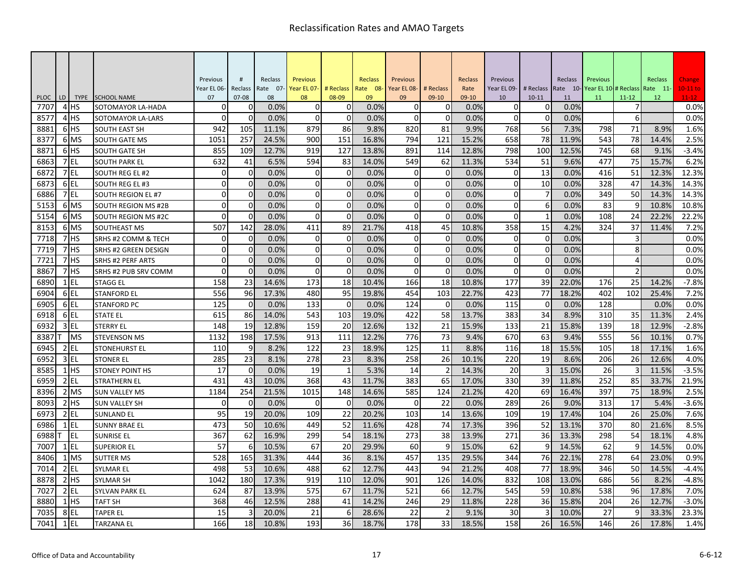# Reclassification Rates and AMAO Targets

| PLOC | LD | TYPE | SCHOOL NAME | Previous Year EL 06-07 | # Reclass 07-08 | Reclass Rate 07-08 | Previous Year EL 07-08 | # Reclass 08-09 | Reclass Rate 08-09 | Previous Year EL 08-09 | # Reclass 09-10 | Reclass Rate 09-10 | Previous Year EL 09-10 | # Reclass 10-11 | Reclass Rate 10-11 | Previous Year EL 10-11 | # Reclass 11-12 | Reclass Rate 11-12 | Change 10-11 to 11-12 |
|---|---|---|---|---|---|---|---|---|---|---|---|---|---|---|---|---|---|---|---|
| 7707 | 4 | HS | SOTOMAYOR LA-HADA | 0 | 0 | 0.0% | 0 | 0 | 0.0% | 0 | 0 | 0.0% | 0 | 0 | 0.0% | | 7 | | 0.0% |
| 8577 | 4 | HS | SOTOMAYOR LA-LARS | 0 | 0 | 0.0% | 0 | 0 | 0.0% | 0 | 0 | 0.0% | 0 | 0 | 0.0% | | 6 | | 0.0% |
| 8881 | 6 | HS | SOUTH EAST SH | 942 | 105 | 11.1% | 879 | 86 | 9.8% | 820 | 81 | 9.9% | 768 | 56 | 7.3% | 798 | 71 | 8.9% | 1.6% |
| 8377 | 6 | MS | SOUTH GATE MS | 1051 | 257 | 24.5% | 900 | 151 | 16.8% | 794 | 121 | 15.2% | 658 | 78 | 11.9% | 543 | 78 | 14.4% | 2.5% |
| 8871 | 6 | HS | SOUTH GATE SH | 855 | 109 | 12.7% | 919 | 127 | 13.8% | 891 | 114 | 12.8% | 798 | 100 | 12.5% | 745 | 68 | 9.1% | -3.4% |
| 6863 | 7 | EL | SOUTH PARK EL | 632 | 41 | 6.5% | 594 | 83 | 14.0% | 549 | 62 | 11.3% | 534 | 51 | 9.6% | 477 | 75 | 15.7% | 6.2% |
| 6872 | 7 | EL | SOUTH REG EL #2 | 0 | 0 | 0.0% | 0 | 0 | 0.0% | 0 | 0 | 0.0% | 0 | 13 | 0.0% | 416 | 51 | 12.3% | 12.3% |
| 6873 | 6 | EL | SOUTH REG EL #3 | 0 | 0 | 0.0% | 0 | 0 | 0.0% | 0 | 0 | 0.0% | 0 | 10 | 0.0% | 328 | 47 | 14.3% | 14.3% |
| 6886 | 7 | EL | SOUTH REGION EL #7 | 0 | 0 | 0.0% | 0 | 0 | 0.0% | 0 | 0 | 0.0% | 0 | 7 | 0.0% | 349 | 50 | 14.3% | 14.3% |
| 5153 | 6 | MS | SOUTH REGION MS #2B | 0 | 0 | 0.0% | 0 | 0 | 0.0% | 0 | 0 | 0.0% | 0 | 6 | 0.0% | 83 | 9 | 10.8% | 10.8% |
| 5154 | 6 | MS | SOUTH REGION MS #2C | 0 | 0 | 0.0% | 0 | 0 | 0.0% | 0 | 0 | 0.0% | 0 | 1 | 0.0% | 108 | 24 | 22.2% | 22.2% |
| 8153 | 6 | MS | SOUTHEAST MS | 507 | 142 | 28.0% | 411 | 89 | 21.7% | 418 | 45 | 10.8% | 358 | 15 | 4.2% | 324 | 37 | 11.4% | 7.2% |
| 7718 | 7 | HS | SRHS #2 COMM & TECH | 0 | 0 | 0.0% | 0 | 0 | 0.0% | 0 | 0 | 0.0% | 0 | 0 | 0.0% | | 3 | | 0.0% |
| 7719 | 7 | HS | SRHS #2 GREEN DESIGN | 0 | 0 | 0.0% | 0 | 0 | 0.0% | 0 | 0 | 0.0% | 0 | 0 | 0.0% | | 8 | | 0.0% |
| 7721 | 7 | HS | SRHS #2 PERF ARTS | 0 | 0 | 0.0% | 0 | 0 | 0.0% | 0 | 0 | 0.0% | 0 | 0 | 0.0% | | 4 | | 0.0% |
| 8867 | 7 | HS | SRHS #2 PUB SRV COMM | 0 | 0 | 0.0% | 0 | 0 | 0.0% | 0 | 0 | 0.0% | 0 | 0 | 0.0% | | 2 | | 0.0% |
| 6890 | 1 | EL | STAGG EL | 158 | 23 | 14.6% | 173 | 18 | 10.4% | 166 | 18 | 10.8% | 177 | 39 | 22.0% | 176 | 25 | 14.2% | -7.8% |
| 6904 | 6 | EL | STANFORD EL | 556 | 96 | 17.3% | 480 | 95 | 19.8% | 454 | 103 | 22.7% | 423 | 77 | 18.2% | 402 | 102 | 25.4% | 7.2% |
| 6905 | 6 | EL | STANFORD PC | 125 | 0 | 0.0% | 133 | 0 | 0.0% | 124 | 0 | 0.0% | 115 | 0 | 0.0% | 128 | | 0.0% | 0.0% |
| 6918 | 6 | EL | STATE EL | 615 | 86 | 14.0% | 543 | 103 | 19.0% | 422 | 58 | 13.7% | 383 | 34 | 8.9% | 310 | 35 | 11.3% | 2.4% |
| 6932 | 3 | EL | STERRY EL | 148 | 19 | 12.8% | 159 | 20 | 12.6% | 132 | 21 | 15.9% | 133 | 21 | 15.8% | 139 | 18 | 12.9% | -2.8% |
| 8387 | T | MS | STEVENSON MS | 1132 | 198 | 17.5% | 913 | 111 | 12.2% | 776 | 73 | 9.4% | 670 | 63 | 9.4% | 555 | 56 | 10.1% | 0.7% |
| 6945 | 2 | EL | STONEHURST EL | 110 | 9 | 8.2% | 122 | 23 | 18.9% | 125 | 11 | 8.8% | 116 | 18 | 15.5% | 105 | 18 | 17.1% | 1.6% |
| 6952 | 3 | EL | STONER EL | 285 | 23 | 8.1% | 278 | 23 | 8.3% | 258 | 26 | 10.1% | 220 | 19 | 8.6% | 206 | 26 | 12.6% | 4.0% |
| 8585 | 1 | HS | STONEY POINT HS | 17 | 0 | 0.0% | 19 | 1 | 5.3% | 14 | 2 | 14.3% | 20 | 3 | 15.0% | 26 | 3 | 11.5% | -3.5% |
| 6959 | 2 | EL | STRATHERN EL | 431 | 43 | 10.0% | 368 | 43 | 11.7% | 383 | 65 | 17.0% | 330 | 39 | 11.8% | 252 | 85 | 33.7% | 21.9% |
| 8396 | 2 | MS | SUN VALLEY MS | 1184 | 254 | 21.5% | 1015 | 148 | 14.6% | 585 | 124 | 21.2% | 420 | 69 | 16.4% | 397 | 75 | 18.9% | 2.5% |
| 8093 | 2 | HS | SUN VALLEY SH | 0 | 0 | 0.0% | 0 | 0 | 0.0% | 0 | 22 | 0.0% | 289 | 26 | 9.0% | 313 | 17 | 5.4% | -3.6% |
| 6973 | 2 | EL | SUNLAND EL | 95 | 19 | 20.0% | 109 | 22 | 20.2% | 103 | 14 | 13.6% | 109 | 19 | 17.4% | 104 | 26 | 25.0% | 7.6% |
| 6986 | 1 | EL | SUNNY BRAE EL | 473 | 50 | 10.6% | 449 | 52 | 11.6% | 428 | 74 | 17.3% | 396 | 52 | 13.1% | 370 | 80 | 21.6% | 8.5% |
| 6988 | T | EL | SUNRISE EL | 367 | 62 | 16.9% | 299 | 54 | 18.1% | 273 | 38 | 13.9% | 271 | 36 | 13.3% | 298 | 54 | 18.1% | 4.8% |
| 7007 | 1 | EL | SUPERIOR EL | 57 | 6 | 10.5% | 67 | 20 | 29.9% | 60 | 9 | 15.0% | 62 | 9 | 14.5% | 62 | 9 | 14.5% | 0.0% |
| 8406 | 1 | MS | SUTTER MS | 528 | 165 | 31.3% | 444 | 36 | 8.1% | 457 | 135 | 29.5% | 344 | 76 | 22.1% | 278 | 64 | 23.0% | 0.9% |
| 7014 | 2 | EL | SYLMAR EL | 498 | 53 | 10.6% | 488 | 62 | 12.7% | 443 | 94 | 21.2% | 408 | 77 | 18.9% | 346 | 50 | 14.5% | -4.4% |
| 8878 | 2 | HS | SYLMAR SH | 1042 | 180 | 17.3% | 919 | 110 | 12.0% | 901 | 126 | 14.0% | 832 | 108 | 13.0% | 686 | 56 | 8.2% | -4.8% |
| 7027 | 2 | EL | SYLVAN PARK EL | 624 | 87 | 13.9% | 575 | 67 | 11.7% | 521 | 66 | 12.7% | 545 | 59 | 10.8% | 538 | 96 | 17.8% | 7.0% |
| 8880 | 1 | HS | TAFT SH | 368 | 46 | 12.5% | 288 | 41 | 14.2% | 246 | 29 | 11.8% | 228 | 36 | 15.8% | 204 | 26 | 12.7% | -3.0% |
| 7035 | 8 | EL | TAPER EL | 15 | 3 | 20.0% | 21 | 6 | 28.6% | 22 | 2 | 9.1% | 30 | 3 | 10.0% | 27 | 9 | 33.3% | 23.3% |
| 7041 | 1 | EL | TARZANA EL | 166 | 18 | 10.8% | 193 | 36 | 18.7% | 178 | 33 | 18.5% | 158 | 26 | 16.5% | 146 | 26 | 17.8% | 1.4% |

Office of Data and Accountability — 6-6-12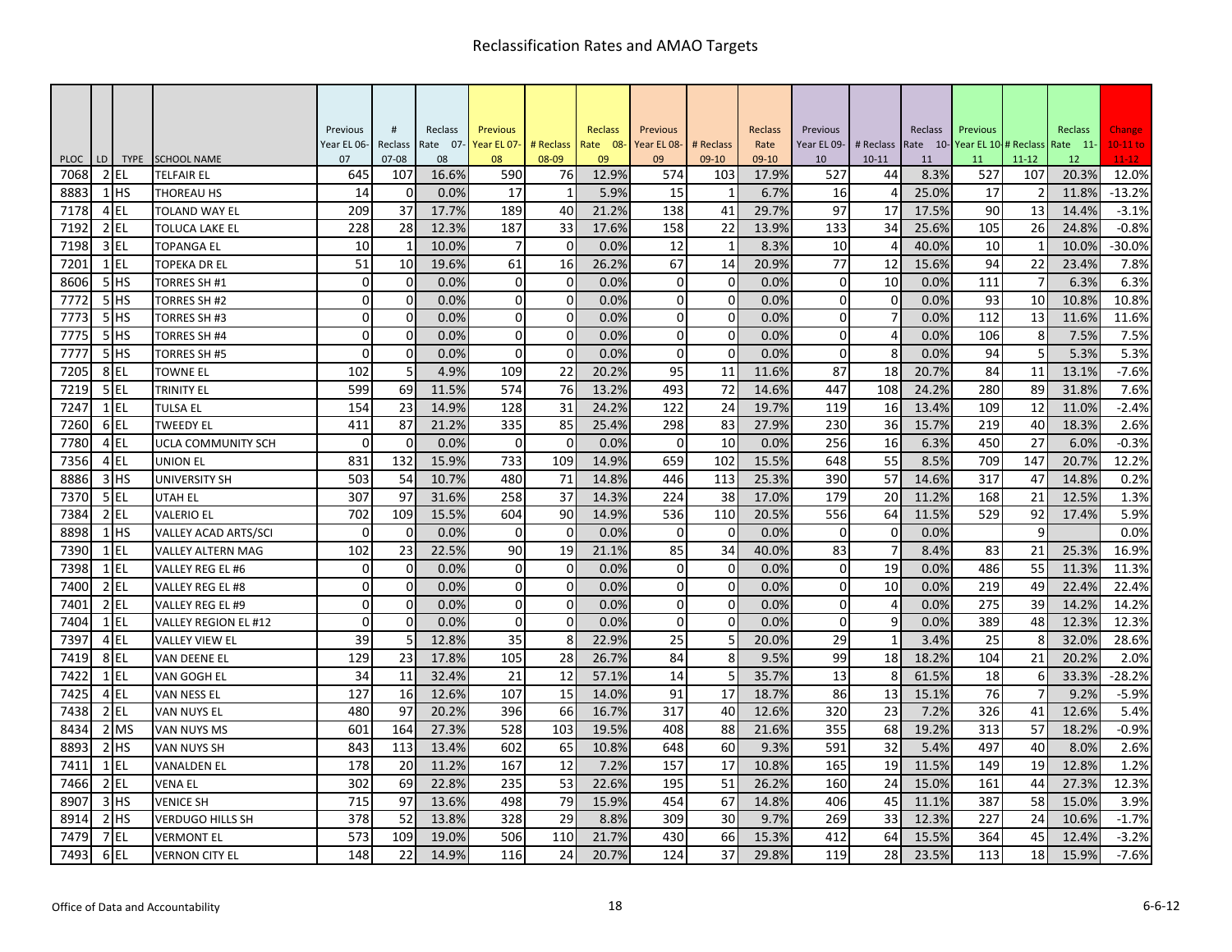# Reclassification Rates and AMAO Targets

| PLOC | LD | TYPE | SCHOOL NAME | Previous Year EL 06-07 | # Reclass 07-08 | Reclass Rate 07-08 | Previous Year EL 07-08 | # Reclass 08-09 | Reclass Rate 08-09 | Previous Year EL 08-09 | # Reclass 09-10 | Reclass Rate 09-10 | Previous Year EL 09-10 | # Reclass 10-11 | Reclass Rate 10-11 | Previous Year EL 10-11 | # Reclass 11-12 | Reclass Rate 11-12 | Change 10-11 to 11-12 |
|---|---|---|---|---|---|---|---|---|---|---|---|---|---|---|---|---|---|---|---|
| 7068 | 2 | EL | TELFAIR EL | 645 | 107 | 16.6% | 590 | 76 | 12.9% | 574 | 103 | 17.9% | 527 | 44 | 8.3% | 527 | 107 | 20.3% | 12.0% |
| 8883 | 1 | HS | THOREAU HS | 14 | 0 | 0.0% | 17 | 1 | 5.9% | 15 | 1 | 6.7% | 16 | 4 | 25.0% | 17 | 2 | 11.8% | -13.2% |
| 7178 | 4 | EL | TOLAND WAY EL | 209 | 37 | 17.7% | 189 | 40 | 21.2% | 138 | 41 | 29.7% | 97 | 17 | 17.5% | 90 | 13 | 14.4% | -3.1% |
| 7192 | 2 | EL | TOLUCA LAKE EL | 228 | 28 | 12.3% | 187 | 33 | 17.6% | 158 | 22 | 13.9% | 133 | 34 | 25.6% | 105 | 26 | 24.8% | -0.8% |
| 7198 | 3 | EL | TOPANGA EL | 10 | 1 | 10.0% | 7 | 0 | 0.0% | 12 | 1 | 8.3% | 10 | 4 | 40.0% | 10 | 1 | 10.0% | -30.0% |
| 7201 | 1 | EL | TOPEKA DR EL | 51 | 10 | 19.6% | 61 | 16 | 26.2% | 67 | 14 | 20.9% | 77 | 12 | 15.6% | 94 | 22 | 23.4% | 7.8% |
| 8606 | 5 | HS | TORRES SH #1 | 0 | 0 | 0.0% | 0 | 0 | 0.0% | 0 | 0 | 0.0% | 0 | 10 | 0.0% | 111 | 7 | 6.3% | 6.3% |
| 7772 | 5 | HS | TORRES SH #2 | 0 | 0 | 0.0% | 0 | 0 | 0.0% | 0 | 0 | 0.0% | 0 | 0 | 0.0% | 93 | 10 | 10.8% | 10.8% |
| 7773 | 5 | HS | TORRES SH #3 | 0 | 0 | 0.0% | 0 | 0 | 0.0% | 0 | 0 | 0.0% | 0 | 7 | 0.0% | 112 | 13 | 11.6% | 11.6% |
| 7775 | 5 | HS | TORRES SH #4 | 0 | 0 | 0.0% | 0 | 0 | 0.0% | 0 | 0 | 0.0% | 0 | 4 | 0.0% | 106 | 8 | 7.5% | 7.5% |
| 7777 | 5 | HS | TORRES SH #5 | 0 | 0 | 0.0% | 0 | 0 | 0.0% | 0 | 0 | 0.0% | 0 | 8 | 0.0% | 94 | 5 | 5.3% | 5.3% |
| 7205 | 8 | EL | TOWNE EL | 102 | 5 | 4.9% | 109 | 22 | 20.2% | 95 | 11 | 11.6% | 87 | 18 | 20.7% | 84 | 11 | 13.1% | -7.6% |
| 7219 | 5 | EL | TRINITY EL | 599 | 69 | 11.5% | 574 | 76 | 13.2% | 493 | 72 | 14.6% | 447 | 108 | 24.2% | 280 | 89 | 31.8% | 7.6% |
| 7247 | 1 | EL | TULSA EL | 154 | 23 | 14.9% | 128 | 31 | 24.2% | 122 | 24 | 19.7% | 119 | 16 | 13.4% | 109 | 12 | 11.0% | -2.4% |
| 7260 | 6 | EL | TWEEDY EL | 411 | 87 | 21.2% | 335 | 85 | 25.4% | 298 | 83 | 27.9% | 230 | 36 | 15.7% | 219 | 40 | 18.3% | 2.6% |
| 7780 | 4 | EL | UCLA COMMUNITY SCH | 0 | 0 | 0.0% | 0 | 0 | 0.0% | 0 | 10 | 0.0% | 256 | 16 | 6.3% | 450 | 27 | 6.0% | -0.3% |
| 7356 | 4 | EL | UNION EL | 831 | 132 | 15.9% | 733 | 109 | 14.9% | 659 | 102 | 15.5% | 648 | 55 | 8.5% | 709 | 147 | 20.7% | 12.2% |
| 8886 | 3 | HS | UNIVERSITY SH | 503 | 54 | 10.7% | 480 | 71 | 14.8% | 446 | 113 | 25.3% | 390 | 57 | 14.6% | 317 | 47 | 14.8% | 0.2% |
| 7370 | 5 | EL | UTAH EL | 307 | 97 | 31.6% | 258 | 37 | 14.3% | 224 | 38 | 17.0% | 179 | 20 | 11.2% | 168 | 21 | 12.5% | 1.3% |
| 7384 | 2 | EL | VALERIO EL | 702 | 109 | 15.5% | 604 | 90 | 14.9% | 536 | 110 | 20.5% | 556 | 64 | 11.5% | 529 | 92 | 17.4% | 5.9% |
| 8898 | 1 | HS | VALLEY ACAD ARTS/SCI | 0 | 0 | 0.0% | 0 | 0 | 0.0% | 0 | 0 | 0.0% | 0 | 0 | 0.0% | | 9 | | 0.0% |
| 7390 | 1 | EL | VALLEY ALTERN MAG | 102 | 23 | 22.5% | 90 | 19 | 21.1% | 85 | 34 | 40.0% | 83 | 7 | 8.4% | 83 | 21 | 25.3% | 16.9% |
| 7398 | 1 | EL | VALLEY REG EL #6 | 0 | 0 | 0.0% | 0 | 0 | 0.0% | 0 | 0 | 0.0% | 0 | 19 | 0.0% | 486 | 55 | 11.3% | 11.3% |
| 7400 | 2 | EL | VALLEY REG EL #8 | 0 | 0 | 0.0% | 0 | 0 | 0.0% | 0 | 0 | 0.0% | 0 | 10 | 0.0% | 219 | 49 | 22.4% | 22.4% |
| 7401 | 2 | EL | VALLEY REG EL #9 | 0 | 0 | 0.0% | 0 | 0 | 0.0% | 0 | 0 | 0.0% | 0 | 4 | 0.0% | 275 | 39 | 14.2% | 14.2% |
| 7404 | 1 | EL | VALLEY REGION EL #12 | 0 | 0 | 0.0% | 0 | 0 | 0.0% | 0 | 0 | 0.0% | 0 | 9 | 0.0% | 389 | 48 | 12.3% | 12.3% |
| 7397 | 4 | EL | VALLEY VIEW EL | 39 | 5 | 12.8% | 35 | 8 | 22.9% | 25 | 5 | 20.0% | 29 | 1 | 3.4% | 25 | 8 | 32.0% | 28.6% |
| 7419 | 8 | EL | VAN DEENE EL | 129 | 23 | 17.8% | 105 | 28 | 26.7% | 84 | 8 | 9.5% | 99 | 18 | 18.2% | 104 | 21 | 20.2% | 2.0% |
| 7422 | 1 | EL | VAN GOGH EL | 34 | 11 | 32.4% | 21 | 12 | 57.1% | 14 | 5 | 35.7% | 13 | 8 | 61.5% | 18 | 6 | 33.3% | -28.2% |
| 7425 | 4 | EL | VAN NESS EL | 127 | 16 | 12.6% | 107 | 15 | 14.0% | 91 | 17 | 18.7% | 86 | 13 | 15.1% | 76 | 7 | 9.2% | -5.9% |
| 7438 | 2 | EL | VAN NUYS EL | 480 | 97 | 20.2% | 396 | 66 | 16.7% | 317 | 40 | 12.6% | 320 | 23 | 7.2% | 326 | 41 | 12.6% | 5.4% |
| 8434 | 2 | MS | VAN NUYS MS | 601 | 164 | 27.3% | 528 | 103 | 19.5% | 408 | 88 | 21.6% | 355 | 68 | 19.2% | 313 | 57 | 18.2% | -0.9% |
| 8893 | 2 | HS | VAN NUYS SH | 843 | 113 | 13.4% | 602 | 65 | 10.8% | 648 | 60 | 9.3% | 591 | 32 | 5.4% | 497 | 40 | 8.0% | 2.6% |
| 7411 | 1 | EL | VANALDEN EL | 178 | 20 | 11.2% | 167 | 12 | 7.2% | 157 | 17 | 10.8% | 165 | 19 | 11.5% | 149 | 19 | 12.8% | 1.2% |
| 7466 | 2 | EL | VENA EL | 302 | 69 | 22.8% | 235 | 53 | 22.6% | 195 | 51 | 26.2% | 160 | 24 | 15.0% | 161 | 44 | 27.3% | 12.3% |
| 8907 | 3 | HS | VENICE SH | 715 | 97 | 13.6% | 498 | 79 | 15.9% | 454 | 67 | 14.8% | 406 | 45 | 11.1% | 387 | 58 | 15.0% | 3.9% |
| 8914 | 2 | HS | VERDUGO HILLS SH | 378 | 52 | 13.8% | 328 | 29 | 8.8% | 309 | 30 | 9.7% | 269 | 33 | 12.3% | 227 | 24 | 10.6% | -1.7% |
| 7479 | 7 | EL | VERMONT EL | 573 | 109 | 19.0% | 506 | 110 | 21.7% | 430 | 66 | 15.3% | 412 | 64 | 15.5% | 364 | 45 | 12.4% | -3.2% |
| 7493 | 6 | EL | VERNON CITY EL | 148 | 22 | 14.9% | 116 | 24 | 20.7% | 124 | 37 | 29.8% | 119 | 28 | 23.5% | 113 | 18 | 15.9% | -7.6% |

Office of Data and Accountability — 6-6-12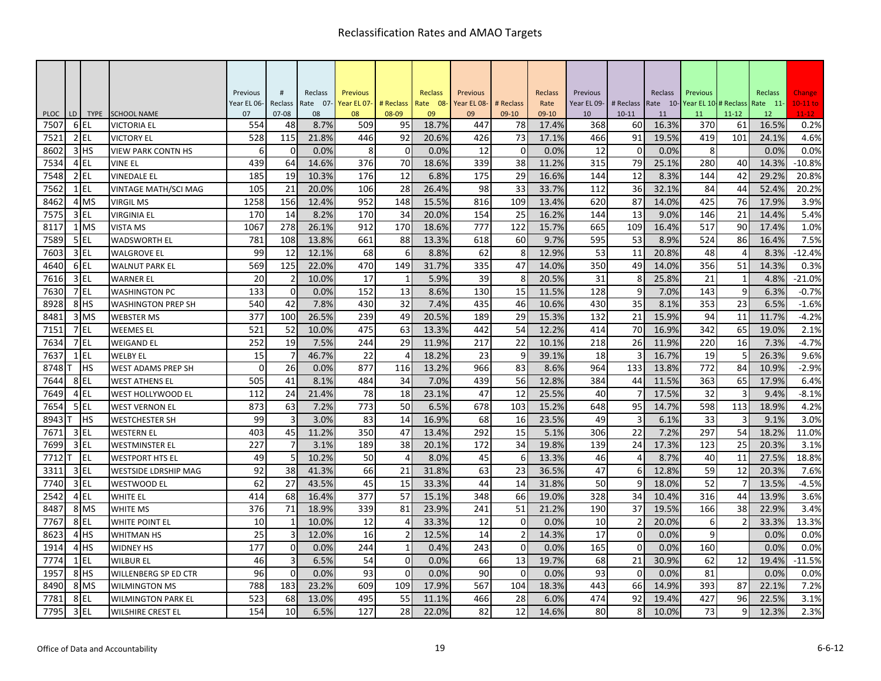# Reclassification Rates and AMAO Targets

| PLOC | LD | TYPE | SCHOOL NAME | Previous Year EL 06-07 | # Reclass 07-08 | Reclass Rate 07-08 | Previous Year EL 07-08 | # Reclass 08-09 | Reclass Rate 08-09 | Previous Year EL 08-09 | # Reclass 09-10 | Reclass Rate 09-10 | Previous Year EL 09-10 | # Reclass 10-11 | Reclass Rate 10-11 | Previous Year EL 10-11 | # Reclass 11-12 | Reclass Rate 11-12 | Change 10-11 to 11-12 |
|---|---|---|---|---|---|---|---|---|---|---|---|---|---|---|---|---|---|---|---|
| 7507 | 6 | EL | VICTORIA EL | 554 | 48 | 8.7% | 509 | 95 | 18.7% | 447 | 78 | 17.4% | 368 | 60 | 16.3% | 370 | 61 | 16.5% | 0.2% |
| 7521 | 2 | EL | VICTORY EL | 528 | 115 | 21.8% | 446 | 92 | 20.6% | 426 | 73 | 17.1% | 466 | 91 | 19.5% | 419 | 101 | 24.1% | 4.6% |
| 8602 | 3 | HS | VIEW PARK CONTN HS | 6 | 0 | 0.0% | 8 | 0 | 0.0% | 12 | 0 | 0.0% | 12 | 0 | 0.0% | 8 | | 0.0% | 0.0% |
| 7534 | 4 | EL | VINE EL | 439 | 64 | 14.6% | 376 | 70 | 18.6% | 339 | 38 | 11.2% | 315 | 79 | 25.1% | 280 | 40 | 14.3% | -10.8% |
| 7548 | 2 | EL | VINEDALE EL | 185 | 19 | 10.3% | 176 | 12 | 6.8% | 175 | 29 | 16.6% | 144 | 12 | 8.3% | 144 | 42 | 29.2% | 20.8% |
| 7562 | 1 | EL | VINTAGE MATH/SCI MAG | 105 | 21 | 20.0% | 106 | 28 | 26.4% | 98 | 33 | 33.7% | 112 | 36 | 32.1% | 84 | 44 | 52.4% | 20.2% |
| 8462 | 4 | MS | VIRGIL MS | 1258 | 156 | 12.4% | 952 | 148 | 15.5% | 816 | 109 | 13.4% | 620 | 87 | 14.0% | 425 | 76 | 17.9% | 3.9% |
| 7575 | 3 | EL | VIRGINIA EL | 170 | 14 | 8.2% | 170 | 34 | 20.0% | 154 | 25 | 16.2% | 144 | 13 | 9.0% | 146 | 21 | 14.4% | 5.4% |
| 8117 | 1 | MS | VISTA MS | 1067 | 278 | 26.1% | 912 | 170 | 18.6% | 777 | 122 | 15.7% | 665 | 109 | 16.4% | 517 | 90 | 17.4% | 1.0% |
| 7589 | 5 | EL | WADSWORTH EL | 781 | 108 | 13.8% | 661 | 88 | 13.3% | 618 | 60 | 9.7% | 595 | 53 | 8.9% | 524 | 86 | 16.4% | 7.5% |
| 7603 | 3 | EL | WALGROVE EL | 99 | 12 | 12.1% | 68 | 6 | 8.8% | 62 | 8 | 12.9% | 53 | 11 | 20.8% | 48 | 4 | 8.3% | -12.4% |
| 4640 | 6 | EL | WALNUT PARK EL | 569 | 125 | 22.0% | 470 | 149 | 31.7% | 335 | 47 | 14.0% | 350 | 49 | 14.0% | 356 | 51 | 14.3% | 0.3% |
| 7616 | 3 | EL | WARNER EL | 20 | 2 | 10.0% | 17 | 1 | 5.9% | 39 | 8 | 20.5% | 31 | 8 | 25.8% | 21 | 1 | 4.8% | -21.0% |
| 7630 | 7 | EL | WASHINGTON PC | 133 | 0 | 0.0% | 152 | 13 | 8.6% | 130 | 15 | 11.5% | 128 | 9 | 7.0% | 143 | 9 | 6.3% | -0.7% |
| 8928 | 8 | HS | WASHINGTON PREP SH | 540 | 42 | 7.8% | 430 | 32 | 7.4% | 435 | 46 | 10.6% | 430 | 35 | 8.1% | 353 | 23 | 6.5% | -1.6% |
| 8481 | 3 | MS | WEBSTER MS | 377 | 100 | 26.5% | 239 | 49 | 20.5% | 189 | 29 | 15.3% | 132 | 21 | 15.9% | 94 | 11 | 11.7% | -4.2% |
| 7151 | 7 | EL | WEEMES EL | 521 | 52 | 10.0% | 475 | 63 | 13.3% | 442 | 54 | 12.2% | 414 | 70 | 16.9% | 342 | 65 | 19.0% | 2.1% |
| 7634 | 7 | EL | WEIGAND EL | 252 | 19 | 7.5% | 244 | 29 | 11.9% | 217 | 22 | 10.1% | 218 | 26 | 11.9% | 220 | 16 | 7.3% | -4.7% |
| 7637 | 1 | EL | WELBY EL | 15 | 7 | 46.7% | 22 | 4 | 18.2% | 23 | 9 | 39.1% | 18 | 3 | 16.7% | 19 | 5 | 26.3% | 9.6% |
| 8748 | T | HS | WEST ADAMS PREP SH | 0 | 26 | 0.0% | 877 | 116 | 13.2% | 966 | 83 | 8.6% | 964 | 133 | 13.8% | 772 | 84 | 10.9% | -2.9% |
| 7644 | 8 | EL | WEST ATHENS EL | 505 | 41 | 8.1% | 484 | 34 | 7.0% | 439 | 56 | 12.8% | 384 | 44 | 11.5% | 363 | 65 | 17.9% | 6.4% |
| 7649 | 4 | EL | WEST HOLLYWOOD EL | 112 | 24 | 21.4% | 78 | 18 | 23.1% | 47 | 12 | 25.5% | 40 | 7 | 17.5% | 32 | 3 | 9.4% | -8.1% |
| 7654 | 5 | EL | WEST VERNON EL | 873 | 63 | 7.2% | 773 | 50 | 6.5% | 678 | 103 | 15.2% | 648 | 95 | 14.7% | 598 | 113 | 18.9% | 4.2% |
| 8943 | T | HS | WESTCHESTER SH | 99 | 3 | 3.0% | 83 | 14 | 16.9% | 68 | 16 | 23.5% | 49 | 3 | 6.1% | 33 | 3 | 9.1% | 3.0% |
| 7671 | 3 | EL | WESTERN EL | 403 | 45 | 11.2% | 350 | 47 | 13.4% | 292 | 15 | 5.1% | 306 | 22 | 7.2% | 297 | 54 | 18.2% | 11.0% |
| 7699 | 3 | EL | WESTMINSTER EL | 227 | 7 | 3.1% | 189 | 38 | 20.1% | 172 | 34 | 19.8% | 139 | 24 | 17.3% | 123 | 25 | 20.3% | 3.1% |
| 7712 | T | EL | WESTPORT HTS EL | 49 | 5 | 10.2% | 50 | 4 | 8.0% | 45 | 6 | 13.3% | 46 | 4 | 8.7% | 40 | 11 | 27.5% | 18.8% |
| 3311 | 3 | EL | WESTSIDE LDRSHIP MAG | 92 | 38 | 41.3% | 66 | 21 | 31.8% | 63 | 23 | 36.5% | 47 | 6 | 12.8% | 59 | 12 | 20.3% | 7.6% |
| 7740 | 3 | EL | WESTWOOD EL | 62 | 27 | 43.5% | 45 | 15 | 33.3% | 44 | 14 | 31.8% | 50 | 9 | 18.0% | 52 | 7 | 13.5% | -4.5% |
| 2542 | 4 | EL | WHITE EL | 414 | 68 | 16.4% | 377 | 57 | 15.1% | 348 | 66 | 19.0% | 328 | 34 | 10.4% | 316 | 44 | 13.9% | 3.6% |
| 8487 | 8 | MS | WHITE MS | 376 | 71 | 18.9% | 339 | 81 | 23.9% | 241 | 51 | 21.2% | 190 | 37 | 19.5% | 166 | 38 | 22.9% | 3.4% |
| 7767 | 8 | EL | WHITE POINT EL | 10 | 1 | 10.0% | 12 | 4 | 33.3% | 12 | 0 | 0.0% | 10 | 2 | 20.0% | 6 | 2 | 33.3% | 13.3% |
| 8623 | 4 | HS | WHITMAN HS | 25 | 3 | 12.0% | 16 | 2 | 12.5% | 14 | 2 | 14.3% | 17 | 0 | 0.0% | 9 | | 0.0% | 0.0% |
| 1914 | 4 | HS | WIDNEY HS | 177 | 0 | 0.0% | 244 | 1 | 0.4% | 243 | 0 | 0.0% | 165 | 0 | 0.0% | 160 | | 0.0% | 0.0% |
| 7774 | 1 | EL | WILBUR EL | 46 | 3 | 6.5% | 54 | 0 | 0.0% | 66 | 13 | 19.7% | 68 | 21 | 30.9% | 62 | 12 | 19.4% | -11.5% |
| 1957 | 8 | HS | WILLENBERG SP ED CTR | 96 | 0 | 0.0% | 93 | 0 | 0.0% | 90 | 0 | 0.0% | 93 | 0 | 0.0% | 81 | | 0.0% | 0.0% |
| 8490 | 8 | MS | WILMINGTON MS | 788 | 183 | 23.2% | 609 | 109 | 17.9% | 567 | 104 | 18.3% | 443 | 66 | 14.9% | 393 | 87 | 22.1% | 7.2% |
| 7781 | 8 | EL | WILMINGTON PARK EL | 523 | 68 | 13.0% | 495 | 55 | 11.1% | 466 | 28 | 6.0% | 474 | 92 | 19.4% | 427 | 96 | 22.5% | 3.1% |
| 7795 | 3 | EL | WILSHIRE CREST EL | 154 | 10 | 6.5% | 127 | 28 | 22.0% | 82 | 12 | 14.6% | 80 | 8 | 10.0% | 73 | 9 | 12.3% | 2.3% |

Office of Data and Accountability

6-6-12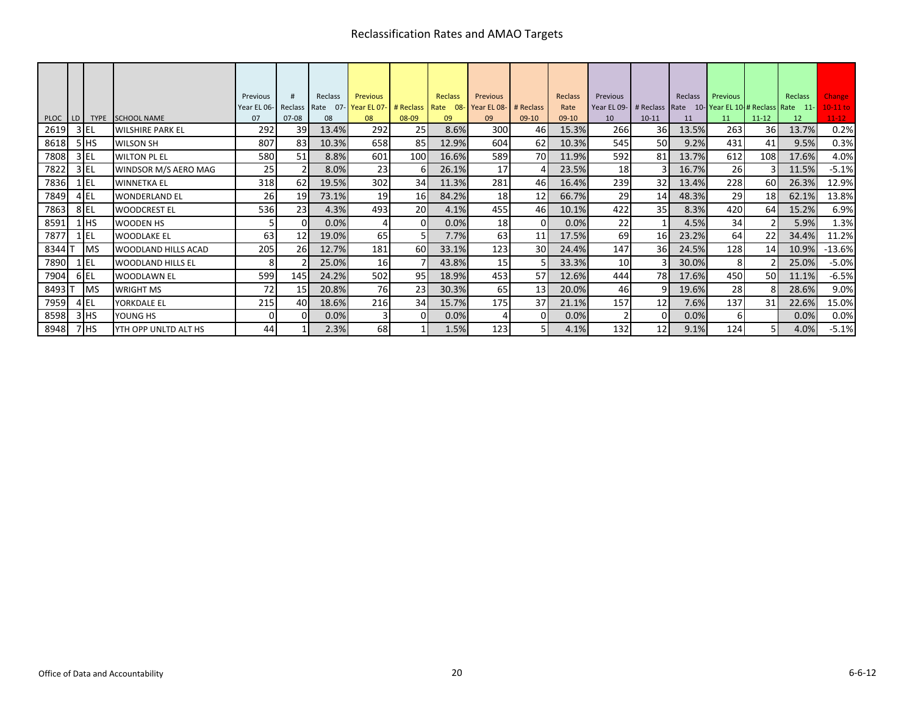# Reclassification Rates and AMAO Targets

| PLOC | LD | TYPE | SCHOOL NAME | Previous Year EL 06-07 | # Reclass 07-08 | Reclass Rate 07-08 | Previous Year EL 07-08 | # Reclass 08-09 | Reclass Rate 08-09 | Previous Year EL 08-09 | # Reclass 09-10 | Reclass Rate 09-10 | Previous Year EL 09-10 | # Reclass 10-11 | Reclass Rate 10-11 | Previous Year EL 10-11 | # Reclass 11-12 | Reclass Rate 11-12 | Change 10-11 to 11-12 |
|---|---|---|---|---|---|---|---|---|---|---|---|---|---|---|---|---|---|---|---|
| 2619 | 3 | EL | WILSHIRE PARK EL | 292 | 39 | 13.4% | 292 | 25 | 8.6% | 300 | 46 | 15.3% | 266 | 36 | 13.5% | 263 | 36 | 13.7% | 0.2% |
| 8618 | 5 | HS | WILSON SH | 807 | 83 | 10.3% | 658 | 85 | 12.9% | 604 | 62 | 10.3% | 545 | 50 | 9.2% | 431 | 41 | 9.5% | 0.3% |
| 7808 | 3 | EL | WILTON PL EL | 580 | 51 | 8.8% | 601 | 100 | 16.6% | 589 | 70 | 11.9% | 592 | 81 | 13.7% | 612 | 108 | 17.6% | 4.0% |
| 7822 | 3 | EL | WINDSOR M/S AERO MAG | 25 | 2 | 8.0% | 23 | 6 | 26.1% | 17 | 4 | 23.5% | 18 | 3 | 16.7% | 26 | 3 | 11.5% | -5.1% |
| 7836 | 1 | EL | WINNETKA EL | 318 | 62 | 19.5% | 302 | 34 | 11.3% | 281 | 46 | 16.4% | 239 | 32 | 13.4% | 228 | 60 | 26.3% | 12.9% |
| 7849 | 4 | EL | WONDERLAND EL | 26 | 19 | 73.1% | 19 | 16 | 84.2% | 18 | 12 | 66.7% | 29 | 14 | 48.3% | 29 | 18 | 62.1% | 13.8% |
| 7863 | 8 | EL | WOODCREST EL | 536 | 23 | 4.3% | 493 | 20 | 4.1% | 455 | 46 | 10.1% | 422 | 35 | 8.3% | 420 | 64 | 15.2% | 6.9% |
| 8591 | 1 | HS | WOODEN HS | 5 | 0 | 0.0% | 4 | 0 | 0.0% | 18 | 0 | 0.0% | 22 | 1 | 4.5% | 34 | 2 | 5.9% | 1.3% |
| 7877 | 1 | EL | WOODLAKE EL | 63 | 12 | 19.0% | 65 | 5 | 7.7% | 63 | 11 | 17.5% | 69 | 16 | 23.2% | 64 | 22 | 34.4% | 11.2% |
| 8344 | T | MS | WOODLAND HILLS ACAD | 205 | 26 | 12.7% | 181 | 60 | 33.1% | 123 | 30 | 24.4% | 147 | 36 | 24.5% | 128 | 14 | 10.9% | -13.6% |
| 7890 | 1 | EL | WOODLAND HILLS EL | 8 | 2 | 25.0% | 16 | 7 | 43.8% | 15 | 5 | 33.3% | 10 | 3 | 30.0% | 8 | 2 | 25.0% | -5.0% |
| 7904 | 6 | EL | WOODLAWN EL | 599 | 145 | 24.2% | 502 | 95 | 18.9% | 453 | 57 | 12.6% | 444 | 78 | 17.6% | 450 | 50 | 11.1% | -6.5% |
| 8493 | T | MS | WRIGHT MS | 72 | 15 | 20.8% | 76 | 23 | 30.3% | 65 | 13 | 20.0% | 46 | 9 | 19.6% | 28 | 8 | 28.6% | 9.0% |
| 7959 | 4 | EL | YORKDALE EL | 215 | 40 | 18.6% | 216 | 34 | 15.7% | 175 | 37 | 21.1% | 157 | 12 | 7.6% | 137 | 31 | 22.6% | 15.0% |
| 8598 | 3 | HS | YOUNG HS | 0 | 0 | 0.0% | 3 | 0 | 0.0% | 4 | 0 | 0.0% | 2 | 0 | 0.0% | 6 | | 0.0% | 0.0% |
| 8948 | 7 | HS | YTH OPP UNLTD ALT HS | 44 | 1 | 2.3% | 68 | 1 | 1.5% | 123 | 5 | 4.1% | 132 | 12 | 9.1% | 124 | 5 | 4.0% | -5.1% |

Office of Data and Accountability 6-6-12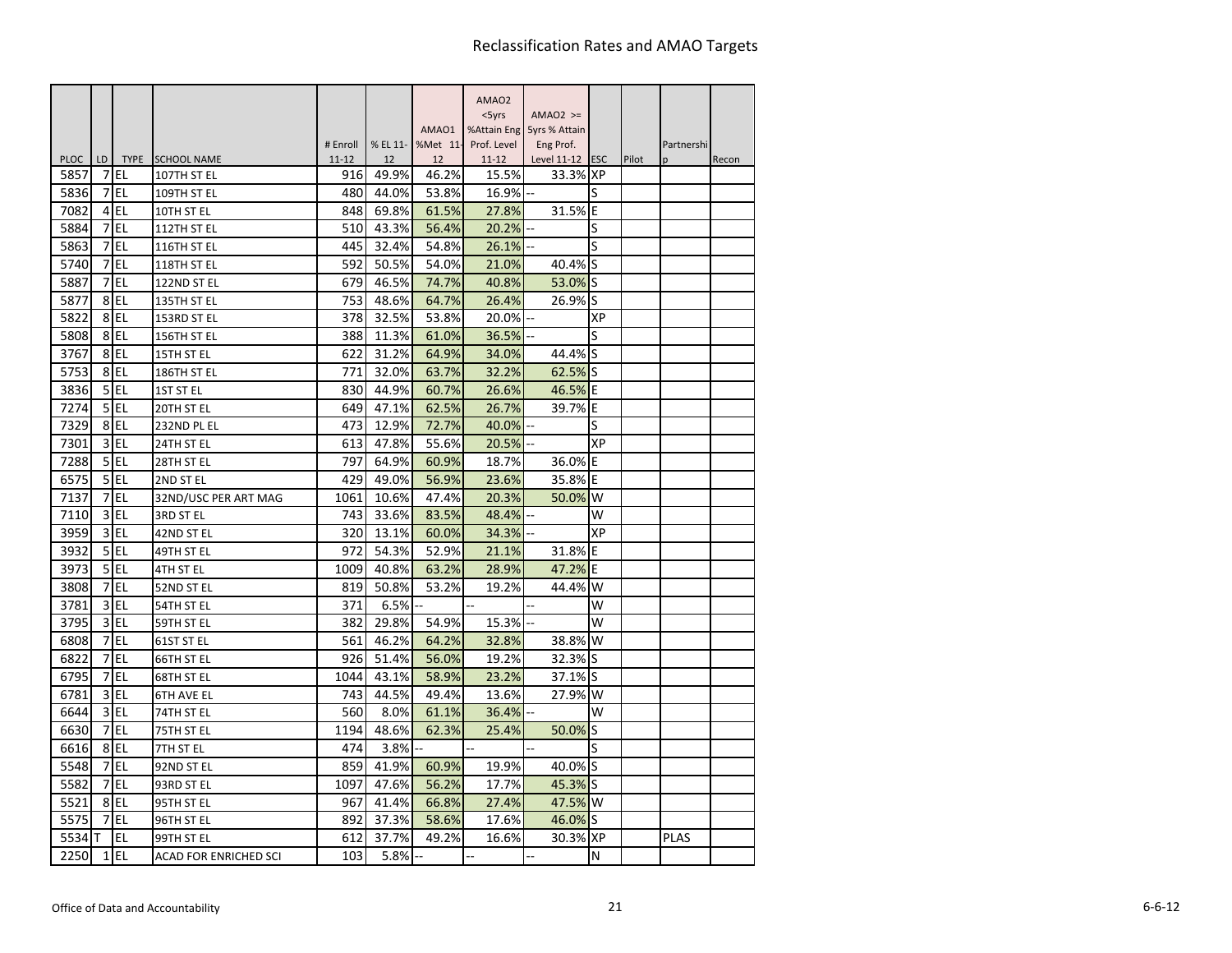# Reclassification Rates and AMAO Targets

| PLOC | LD | TYPE | SCHOOL NAME | # Enroll 11-12 | % EL 11-12 | AMAO1 %Met 11-12 | AMAO2 <5yrs %Attain Eng Prof. Level 11-12 | AMAO2 >= 5yrs % Attain Eng Prof. Level 11-12 | ESC | Pilot | Partnership | Recon |
|---|---|---|---|---|---|---|---|---|---|---|---|---|
| 5857 | 7 | EL | 107TH ST EL | 916 | 49.9% | 46.2% | 15.5% | 33.3% | XP | | | |
| 5836 | 7 | EL | 109TH ST EL | 480 | 44.0% | 53.8% | 16.9% | -- | S | | | |
| 7082 | 4 | EL | 10TH ST EL | 848 | 69.8% | 61.5% | 27.8% | 31.5% | E | | | |
| 5884 | 7 | EL | 112TH ST EL | 510 | 43.3% | 56.4% | 20.2% | -- | S | | | |
| 5863 | 7 | EL | 116TH ST EL | 445 | 32.4% | 54.8% | 26.1% | -- | S | | | |
| 5740 | 7 | EL | 118TH ST EL | 592 | 50.5% | 54.0% | 21.0% | 40.4% | S | | | |
| 5887 | 7 | EL | 122ND ST EL | 679 | 46.5% | 74.7% | 40.8% | 53.0% | S | | | |
| 5877 | 8 | EL | 135TH ST EL | 753 | 48.6% | 64.7% | 26.4% | 26.9% | S | | | |
| 5822 | 8 | EL | 153RD ST EL | 378 | 32.5% | 53.8% | 20.0% | -- | XP | | | |
| 5808 | 8 | EL | 156TH ST EL | 388 | 11.3% | 61.0% | 36.5% | -- | S | | | |
| 3767 | 8 | EL | 15TH ST EL | 622 | 31.2% | 64.9% | 34.0% | 44.4% | S | | | |
| 5753 | 8 | EL | 186TH ST EL | 771 | 32.0% | 63.7% | 32.2% | 62.5% | S | | | |
| 3836 | 5 | EL | 1ST ST EL | 830 | 44.9% | 60.7% | 26.6% | 46.5% | E | | | |
| 7274 | 5 | EL | 20TH ST EL | 649 | 47.1% | 62.5% | 26.7% | 39.7% | E | | | |
| 7329 | 8 | EL | 232ND PL EL | 473 | 12.9% | 72.7% | 40.0% | -- | S | | | |
| 7301 | 3 | EL | 24TH ST EL | 613 | 47.8% | 55.6% | 20.5% | -- | XP | | | |
| 7288 | 5 | EL | 28TH ST EL | 797 | 64.9% | 60.9% | 18.7% | 36.0% | E | | | |
| 6575 | 5 | EL | 2ND ST EL | 429 | 49.0% | 56.9% | 23.6% | 35.8% | E | | | |
| 7137 | 7 | EL | 32ND/USC PER ART MAG | 1061 | 10.6% | 47.4% | 20.3% | 50.0% | W | | | |
| 7110 | 3 | EL | 3RD ST EL | 743 | 33.6% | 83.5% | 48.4% | -- | W | | | |
| 3959 | 3 | EL | 42ND ST EL | 320 | 13.1% | 60.0% | 34.3% | -- | XP | | | |
| 3932 | 5 | EL | 49TH ST EL | 972 | 54.3% | 52.9% | 21.1% | 31.8% | E | | | |
| 3973 | 5 | EL | 4TH ST EL | 1009 | 40.8% | 63.2% | 28.9% | 47.2% | E | | | |
| 3808 | 7 | EL | 52ND ST EL | 819 | 50.8% | 53.2% | 19.2% | 44.4% | W | | | |
| 3781 | 3 | EL | 54TH ST EL | 371 | 6.5% | -- | -- | -- | W | | | |
| 3795 | 3 | EL | 59TH ST EL | 382 | 29.8% | 54.9% | 15.3% | -- | W | | | |
| 6808 | 7 | EL | 61ST ST EL | 561 | 46.2% | 64.2% | 32.8% | 38.8% | W | | | |
| 6822 | 7 | EL | 66TH ST EL | 926 | 51.4% | 56.0% | 19.2% | 32.3% | S | | | |
| 6795 | 7 | EL | 68TH ST EL | 1044 | 43.1% | 58.9% | 23.2% | 37.1% | S | | | |
| 6781 | 3 | EL | 6TH AVE EL | 743 | 44.5% | 49.4% | 13.6% | 27.9% | W | | | |
| 6644 | 3 | EL | 74TH ST EL | 560 | 8.0% | 61.1% | 36.4% | -- | W | | | |
| 6630 | 7 | EL | 75TH ST EL | 1194 | 48.6% | 62.3% | 25.4% | 50.0% | S | | | |
| 6616 | 8 | EL | 7TH ST EL | 474 | 3.8% | -- | -- | -- | S | | | |
| 5548 | 7 | EL | 92ND ST EL | 859 | 41.9% | 60.9% | 19.9% | 40.0% | S | | | |
| 5582 | 7 | EL | 93RD ST EL | 1097 | 47.6% | 56.2% | 17.7% | 45.3% | S | | | |
| 5521 | 8 | EL | 95TH ST EL | 967 | 41.4% | 66.8% | 27.4% | 47.5% | W | | | |
| 5575 | 7 | EL | 96TH ST EL | 892 | 37.3% | 58.6% | 17.6% | 46.0% | S | | | |
| 5534 | T | EL | 99TH ST EL | 612 | 37.7% | 49.2% | 16.6% | 30.3% | XP | | PLAS | |
| 2250 | 1 | EL | ACAD FOR ENRICHED SCI | 103 | 5.8% | -- | -- | -- | N | | | |

Office of Data and Accountability

6-6-12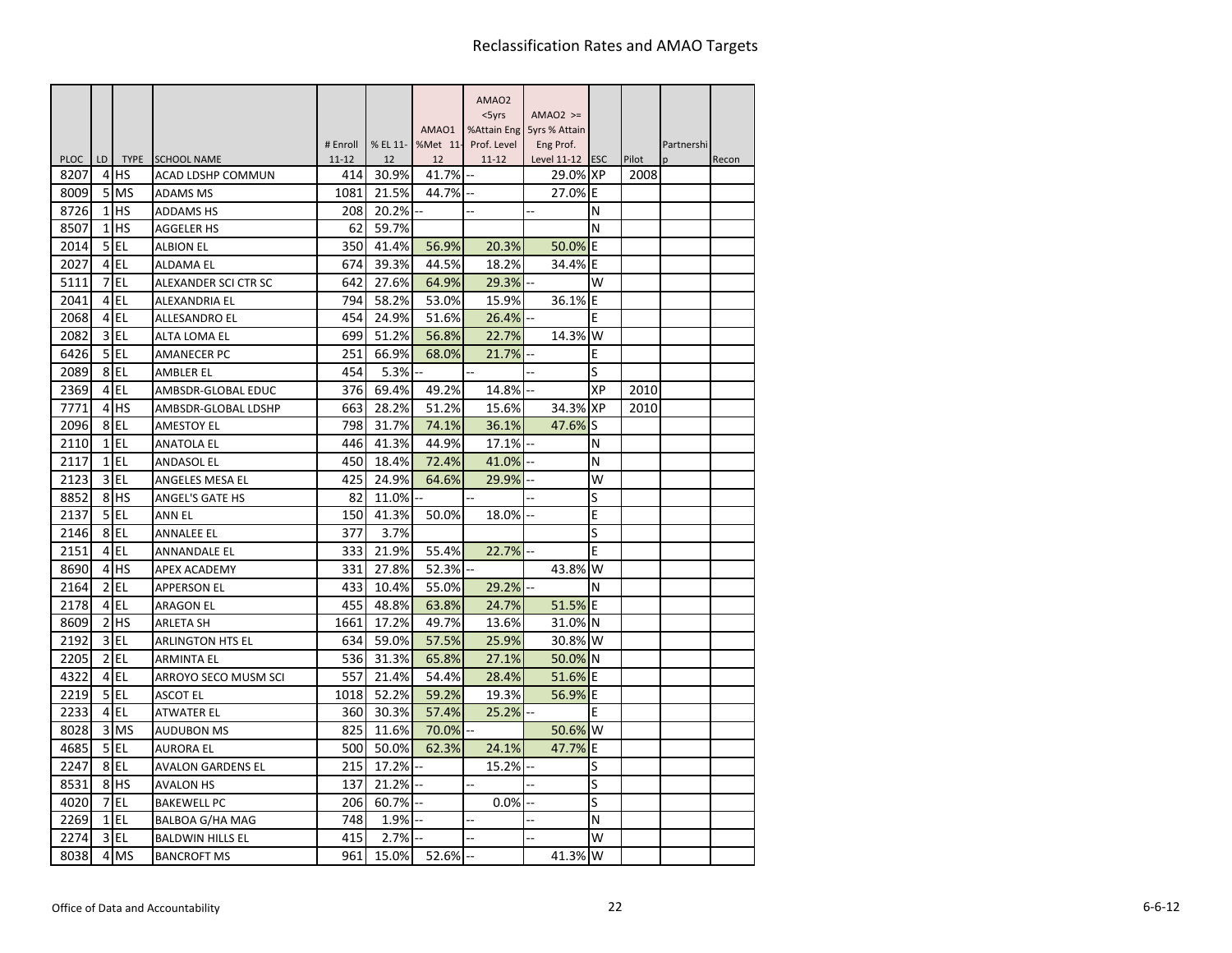# Reclassification Rates and AMAO Targets

| PLOC | LD | TYPE | SCHOOL NAME | # Enroll 11-12 | % EL 11-12 | AMAO1 %Met 11-12 | AMAO2 <5yrs %Attain Eng Prof. Level 11-12 | AMAO2 >= 5yrs % Attain Eng Prof. Level 11-12 | ESC | Pilot | Partnership | Recon |
|---|---|---|---|---|---|---|---|---|---|---|---|---|
| 8207 | 4 | HS | ACAD LDSHP COMMUN | 414 | 30.9% | 41.7% | -- | 29.0% | XP | 2008 | | |
| 8009 | 5 | MS | ADAMS MS | 1081 | 21.5% | 44.7% | -- | 27.0% | E | | | |
| 8726 | 1 | HS | ADDAMS HS | 208 | 20.2% | -- | -- | -- | N | | | |
| 8507 | 1 | HS | AGGELER HS | 62 | 59.7% | | | | N | | | |
| 2014 | 5 | EL | ALBION EL | 350 | 41.4% | 56.9% | 20.3% | 50.0% | E | | | |
| 2027 | 4 | EL | ALDAMA EL | 674 | 39.3% | 44.5% | 18.2% | 34.4% | E | | | |
| 5111 | 7 | EL | ALEXANDER SCI CTR SC | 642 | 27.6% | 64.9% | 29.3% | -- | W | | | |
| 2041 | 4 | EL | ALEXANDRIA EL | 794 | 58.2% | 53.0% | 15.9% | 36.1% | E | | | |
| 2068 | 4 | EL | ALLESANDRO EL | 454 | 24.9% | 51.6% | 26.4% | -- | E | | | |
| 2082 | 3 | EL | ALTA LOMA EL | 699 | 51.2% | 56.8% | 22.7% | 14.3% | W | | | |
| 6426 | 5 | EL | AMANECER PC | 251 | 66.9% | 68.0% | 21.7% | -- | E | | | |
| 2089 | 8 | EL | AMBLER EL | 454 | 5.3% | -- | -- | -- | S | | | |
| 2369 | 4 | EL | AMBSDR-GLOBAL EDUC | 376 | 69.4% | 49.2% | 14.8% | -- | XP | 2010 | | |
| 7771 | 4 | HS | AMBSDR-GLOBAL LDSHP | 663 | 28.2% | 51.2% | 15.6% | 34.3% | XP | 2010 | | |
| 2096 | 8 | EL | AMESTOY EL | 798 | 31.7% | 74.1% | 36.1% | 47.6% | S | | | |
| 2110 | 1 | EL | ANATOLA EL | 446 | 41.3% | 44.9% | 17.1% | -- | N | | | |
| 2117 | 1 | EL | ANDASOL EL | 450 | 18.4% | 72.4% | 41.0% | -- | N | | | |
| 2123 | 3 | EL | ANGELES MESA EL | 425 | 24.9% | 64.6% | 29.9% | -- | W | | | |
| 8852 | 8 | HS | ANGEL'S GATE HS | 82 | 11.0% | -- | -- | -- | S | | | |
| 2137 | 5 | EL | ANN EL | 150 | 41.3% | 50.0% | 18.0% | -- | E | | | |
| 2146 | 8 | EL | ANNALEE EL | 377 | 3.7% | | | | S | | | |
| 2151 | 4 | EL | ANNANDALE EL | 333 | 21.9% | 55.4% | 22.7% | -- | E | | | |
| 8690 | 4 | HS | APEX ACADEMY | 331 | 27.8% | 52.3% | -- | 43.8% | W | | | |
| 2164 | 2 | EL | APPERSON EL | 433 | 10.4% | 55.0% | 29.2% | -- | N | | | |
| 2178 | 4 | EL | ARAGON EL | 455 | 48.8% | 63.8% | 24.7% | 51.5% | E | | | |
| 8609 | 2 | HS | ARLETA SH | 1661 | 17.2% | 49.7% | 13.6% | 31.0% | N | | | |
| 2192 | 3 | EL | ARLINGTON HTS EL | 634 | 59.0% | 57.5% | 25.9% | 30.8% | W | | | |
| 2205 | 2 | EL | ARMINTA EL | 536 | 31.3% | 65.8% | 27.1% | 50.0% | N | | | |
| 4322 | 4 | EL | ARROYO SECO MUSM SCI | 557 | 21.4% | 54.4% | 28.4% | 51.6% | E | | | |
| 2219 | 5 | EL | ASCOT EL | 1018 | 52.2% | 59.2% | 19.3% | 56.9% | E | | | |
| 2233 | 4 | EL | ATWATER EL | 360 | 30.3% | 57.4% | 25.2% | -- | E | | | |
| 8028 | 3 | MS | AUDUBON MS | 825 | 11.6% | 70.0% | -- | 50.6% | W | | | |
| 4685 | 5 | EL | AURORA EL | 500 | 50.0% | 62.3% | 24.1% | 47.7% | E | | | |
| 2247 | 8 | EL | AVALON GARDENS EL | 215 | 17.2% | -- | 15.2% | -- | S | | | |
| 8531 | 8 | HS | AVALON HS | 137 | 21.2% | -- | -- | -- | S | | | |
| 4020 | 7 | EL | BAKEWELL PC | 206 | 60.7% | -- | 0.0% | -- | S | | | |
| 2269 | 1 | EL | BALBOA G/HA MAG | 748 | 1.9% | -- | -- | -- | N | | | |
| 2274 | 3 | EL | BALDWIN HILLS EL | 415 | 2.7% | -- | -- | -- | W | | | |
| 8038 | 4 | MS | BANCROFT MS | 961 | 15.0% | 52.6% | -- | 41.3% | W | | | |

Office of Data and Accountability

6-6-12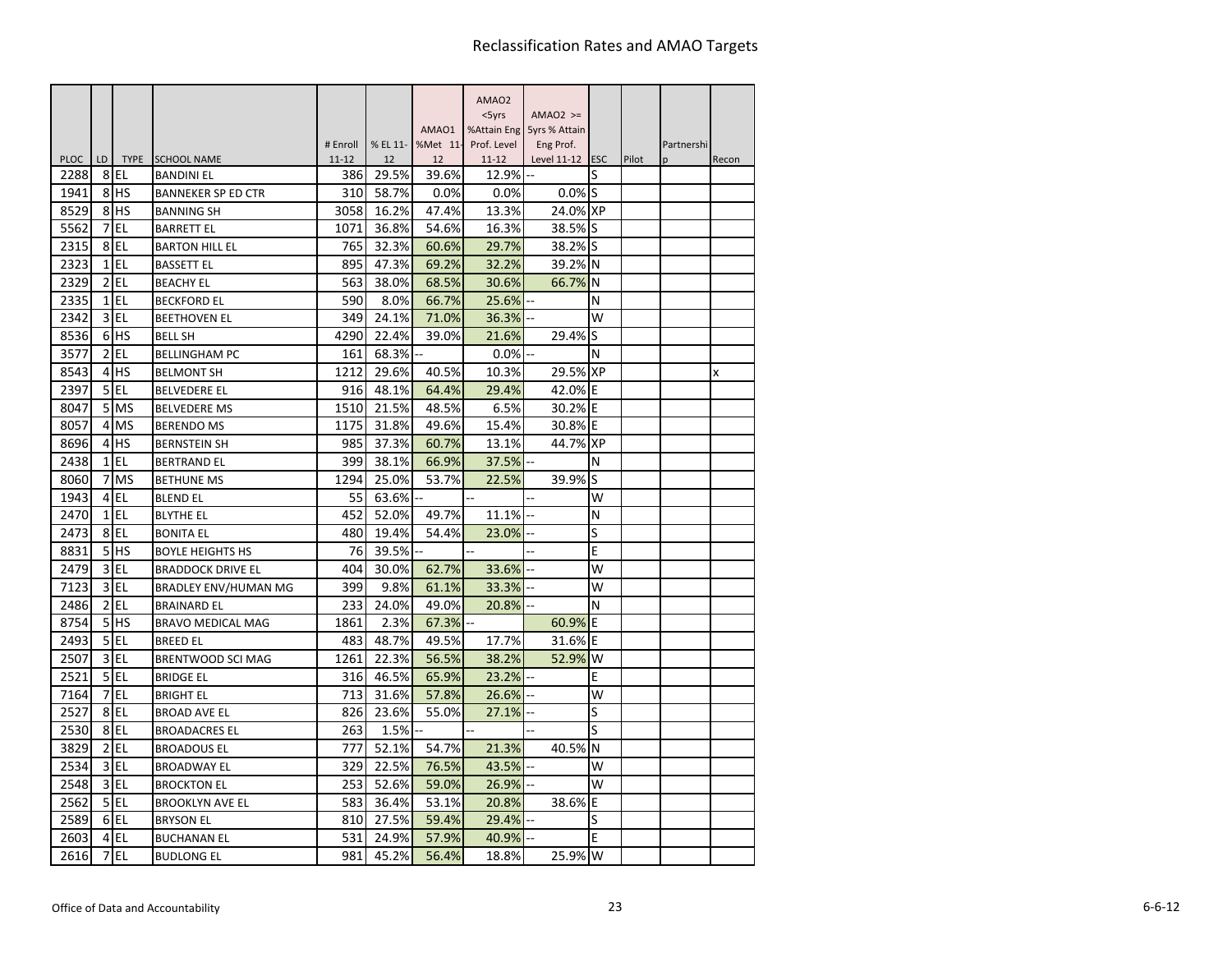# Reclassification Rates and AMAO Targets

| PLOC | LD | TYPE | SCHOOL NAME | # Enroll 11-12 | % EL 11-12 | AMAO1 %Met 11-12 | AMAO2 <5yrs %Attain Eng Prof. Level 11-12 | AMAO2 >= 5yrs % Attain Eng Prof. Level 11-12 | ESC | Pilot | Partnership | Recon |
|---|---|---|---|---|---|---|---|---|---|---|---|---|
| 2288 | 8 | EL | BANDINI EL | 386 | 29.5% | 39.6% | 12.9% | -- | S | | | |
| 1941 | 8 | HS | BANNEKER SP ED CTR | 310 | 58.7% | 0.0% | 0.0% | 0.0% | S | | | |
| 8529 | 8 | HS | BANNING SH | 3058 | 16.2% | 47.4% | 13.3% | 24.0% | XP | | | |
| 5562 | 7 | EL | BARRETT EL | 1071 | 36.8% | 54.6% | 16.3% | 38.5% | S | | | |
| 2315 | 8 | EL | BARTON HILL EL | 765 | 32.3% | 60.6% | 29.7% | 38.2% | S | | | |
| 2323 | 1 | EL | BASSETT EL | 895 | 47.3% | 69.2% | 32.2% | 39.2% | N | | | |
| 2329 | 2 | EL | BEACHY EL | 563 | 38.0% | 68.5% | 30.6% | 66.7% | N | | | |
| 2335 | 1 | EL | BECKFORD EL | 590 | 8.0% | 66.7% | 25.6% | -- | N | | | |
| 2342 | 3 | EL | BEETHOVEN EL | 349 | 24.1% | 71.0% | 36.3% | -- | W | | | |
| 8536 | 6 | HS | BELL SH | 4290 | 22.4% | 39.0% | 21.6% | 29.4% | S | | | |
| 3577 | 2 | EL | BELLINGHAM PC | 161 | 68.3% | -- | 0.0% | -- | N | | | |
| 8543 | 4 | HS | BELMONT SH | 1212 | 29.6% | 40.5% | 10.3% | 29.5% | XP | | | x |
| 2397 | 5 | EL | BELVEDERE EL | 916 | 48.1% | 64.4% | 29.4% | 42.0% | E | | | |
| 8047 | 5 | MS | BELVEDERE MS | 1510 | 21.5% | 48.5% | 6.5% | 30.2% | E | | | |
| 8057 | 4 | MS | BERENDO MS | 1175 | 31.8% | 49.6% | 15.4% | 30.8% | E | | | |
| 8696 | 4 | HS | BERNSTEIN SH | 985 | 37.3% | 60.7% | 13.1% | 44.7% | XP | | | |
| 2438 | 1 | EL | BERTRAND EL | 399 | 38.1% | 66.9% | 37.5% | -- | N | | | |
| 8060 | 7 | MS | BETHUNE MS | 1294 | 25.0% | 53.7% | 22.5% | 39.9% | S | | | |
| 1943 | 4 | EL | BLEND EL | 55 | 63.6% | -- | -- | -- | W | | | |
| 2470 | 1 | EL | BLYTHE EL | 452 | 52.0% | 49.7% | 11.1% | -- | N | | | |
| 2473 | 8 | EL | BONITA EL | 480 | 19.4% | 54.4% | 23.0% | -- | S | | | |
| 8831 | 5 | HS | BOYLE HEIGHTS HS | 76 | 39.5% | -- | -- | -- | E | | | |
| 2479 | 3 | EL | BRADDOCK DRIVE EL | 404 | 30.0% | 62.7% | 33.6% | -- | W | | | |
| 7123 | 3 | EL | BRADLEY ENV/HUMAN MG | 399 | 9.8% | 61.1% | 33.3% | -- | W | | | |
| 2486 | 2 | EL | BRAINARD EL | 233 | 24.0% | 49.0% | 20.8% | -- | N | | | |
| 8754 | 5 | HS | BRAVO MEDICAL MAG | 1861 | 2.3% | 67.3% | -- | 60.9% | E | | | |
| 2493 | 5 | EL | BREED EL | 483 | 48.7% | 49.5% | 17.7% | 31.6% | E | | | |
| 2507 | 3 | EL | BRENTWOOD SCI MAG | 1261 | 22.3% | 56.5% | 38.2% | 52.9% | W | | | |
| 2521 | 5 | EL | BRIDGE EL | 316 | 46.5% | 65.9% | 23.2% | -- | E | | | |
| 7164 | 7 | EL | BRIGHT EL | 713 | 31.6% | 57.8% | 26.6% | -- | W | | | |
| 2527 | 8 | EL | BROAD AVE EL | 826 | 23.6% | 55.0% | 27.1% | -- | S | | | |
| 2530 | 8 | EL | BROADACRES EL | 263 | 1.5% | -- | -- | -- | S | | | |
| 3829 | 2 | EL | BROADOUS EL | 777 | 52.1% | 54.7% | 21.3% | 40.5% | N | | | |
| 2534 | 3 | EL | BROADWAY EL | 329 | 22.5% | 76.5% | 43.5% | -- | W | | | |
| 2548 | 3 | EL | BROCKTON EL | 253 | 52.6% | 59.0% | 26.9% | -- | W | | | |
| 2562 | 5 | EL | BROOKLYN AVE EL | 583 | 36.4% | 53.1% | 20.8% | 38.6% | E | | | |
| 2589 | 6 | EL | BRYSON EL | 810 | 27.5% | 59.4% | 29.4% | -- | S | | | |
| 2603 | 4 | EL | BUCHANAN EL | 531 | 24.9% | 57.9% | 40.9% | -- | E | | | |
| 2616 | 7 | EL | BUDLONG EL | 981 | 45.2% | 56.4% | 18.8% | 25.9% | W | | | |

Office of Data and Accountability — 6-6-12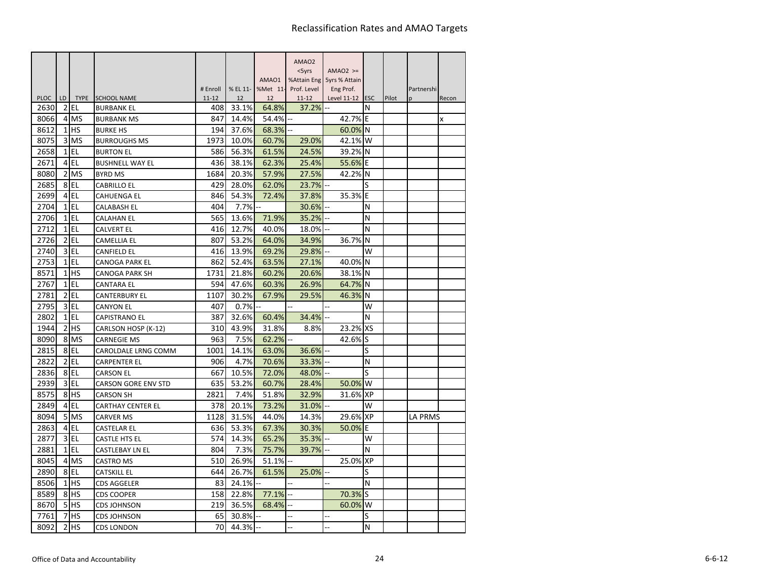# Reclassification Rates and AMAO Targets

| PLOC | LD | TYPE | SCHOOL NAME | # Enroll 11-12 | % EL 11-12 | AMAO1 %Met 11-12 | AMAO2 <5yrs %Attain Eng Prof. Level 11-12 | AMAO2 >= 5yrs % Attain Eng Prof. Level 11-12 | ESC | Pilot | Partnership | Recon |
|---|---|---|---|---|---|---|---|---|---|---|---|---|
| 2630 | 2 | EL | BURBANK EL | 408 | 33.1% | 64.8% | 37.2% | -- | N | | | |
| 8066 | 4 | MS | BURBANK MS | 847 | 14.4% | 54.4% | -- | 42.7% | E | | | x |
| 8612 | 1 | HS | BURKE HS | 194 | 37.6% | 68.3% | -- | 60.0% | N | | | |
| 8075 | 3 | MS | BURROUGHS MS | 1973 | 10.0% | 60.7% | 29.0% | 42.1% | W | | | |
| 2658 | 1 | EL | BURTON EL | 586 | 56.3% | 61.5% | 24.5% | 39.2% | N | | | |
| 2671 | 4 | EL | BUSHNELL WAY EL | 436 | 38.1% | 62.3% | 25.4% | 55.6% | E | | | |
| 8080 | 2 | MS | BYRD MS | 1684 | 20.3% | 57.9% | 27.5% | 42.2% | N | | | |
| 2685 | 8 | EL | CABRILLO EL | 429 | 28.0% | 62.0% | 23.7% | -- | S | | | |
| 2699 | 4 | EL | CAHUENGA EL | 846 | 54.3% | 72.4% | 37.8% | 35.3% | E | | | |
| 2704 | 1 | EL | CALABASH EL | 404 | 7.7% | -- | 30.6% | -- | N | | | |
| 2706 | 1 | EL | CALAHAN EL | 565 | 13.6% | 71.9% | 35.2% | -- | N | | | |
| 2712 | 1 | EL | CALVERT EL | 416 | 12.7% | 40.0% | 18.0% | -- | N | | | |
| 2726 | 2 | EL | CAMELLIA EL | 807 | 53.2% | 64.0% | 34.9% | 36.7% | N | | | |
| 2740 | 3 | EL | CANFIELD EL | 416 | 13.9% | 69.2% | 29.8% | -- | W | | | |
| 2753 | 1 | EL | CANOGA PARK EL | 862 | 52.4% | 63.5% | 27.1% | 40.0% | N | | | |
| 8571 | 1 | HS | CANOGA PARK SH | 1731 | 21.8% | 60.2% | 20.6% | 38.1% | N | | | |
| 2767 | 1 | EL | CANTARA EL | 594 | 47.6% | 60.3% | 26.9% | 64.7% | N | | | |
| 2781 | 2 | EL | CANTERBURY EL | 1107 | 30.2% | 67.9% | 29.5% | 46.3% | N | | | |
| 2795 | 3 | EL | CANYON EL | 407 | 0.7% | -- | -- | -- | W | | | |
| 2802 | 1 | EL | CAPISTRANO EL | 387 | 32.6% | 60.4% | 34.4% | -- | N | | | |
| 1944 | 2 | HS | CARLSON HOSP (K-12) | 310 | 43.9% | 31.8% | 8.8% | 23.2% | XS | | | |
| 8090 | 8 | MS | CARNEGIE MS | 963 | 7.5% | 62.2% | -- | 42.6% | S | | | |
| 2815 | 8 | EL | CAROLDALE LRNG COMM | 1001 | 14.1% | 63.0% | 36.6% | -- | S | | | |
| 2822 | 2 | EL | CARPENTER EL | 906 | 4.7% | 70.6% | 33.3% | -- | N | | | |
| 2836 | 8 | EL | CARSON EL | 667 | 10.5% | 72.0% | 48.0% | -- | S | | | |
| 2939 | 3 | EL | CARSON GORE ENV STD | 635 | 53.2% | 60.7% | 28.4% | 50.0% | W | | | |
| 8575 | 8 | HS | CARSON SH | 2821 | 7.4% | 51.8% | 32.9% | 31.6% | XP | | | |
| 2849 | 4 | EL | CARTHAY CENTER EL | 378 | 20.1% | 73.2% | 31.0% | -- | W | | | |
| 8094 | 5 | MS | CARVER MS | 1128 | 31.5% | 44.0% | 14.3% | 29.6% | XP | | LA PRMS | |
| 2863 | 4 | EL | CASTELAR EL | 636 | 53.3% | 67.3% | 30.3% | 50.0% | E | | | |
| 2877 | 3 | EL | CASTLE HTS EL | 574 | 14.3% | 65.2% | 35.3% | -- | W | | | |
| 2881 | 1 | EL | CASTLEBAY LN EL | 804 | 7.3% | 75.7% | 39.7% | -- | N | | | |
| 8045 | 4 | MS | CASTRO MS | 510 | 26.9% | 51.1% | -- | 25.0% | XP | | | |
| 2890 | 8 | EL | CATSKILL EL | 644 | 26.7% | 61.5% | 25.0% | -- | S | | | |
| 8506 | 1 | HS | CDS AGGELER | 83 | 24.1% | -- | -- | -- | N | | | |
| 8589 | 8 | HS | CDS COOPER | 158 | 22.8% | 77.1% | -- | 70.3% | S | | | |
| 8670 | 5 | HS | CDS JOHNSON | 219 | 36.5% | 68.4% | -- | 60.0% | W | | | |
| 7761 | 7 | HS | CDS JOHNSON | 65 | 30.8% | -- | -- | -- | S | | | |
| 8092 | 2 | HS | CDS LONDON | 70 | 44.3% | -- | -- | -- | N | | | |

Office of Data and Accountability — 6-6-12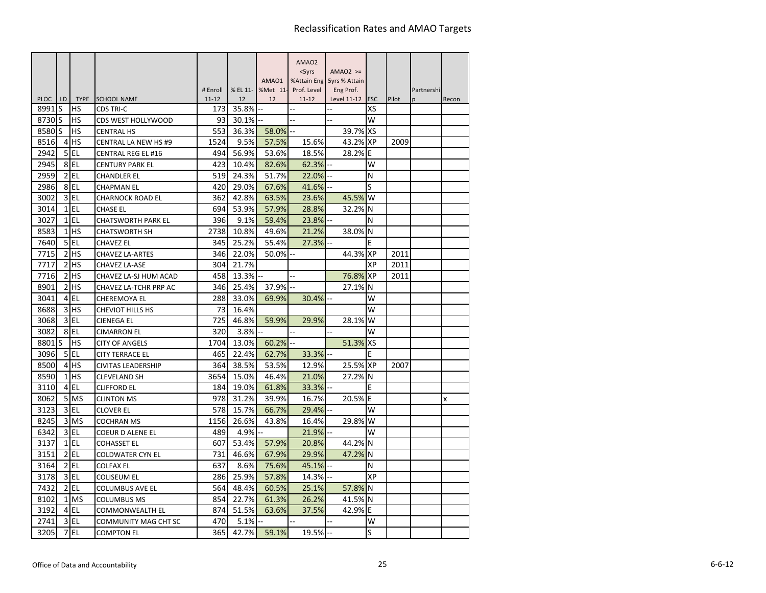# Reclassification Rates and AMAO Targets

| PLOC | LD | TYPE | SCHOOL NAME | # Enroll 11-12 | % EL 11-12 | AMAO1 %Met 11-12 | AMAO2 <5yrs %Attain Eng Prof. Level 11-12 | AMAO2 >= 5yrs % Attain Eng Prof. Level 11-12 | ESC | Pilot | Partnership | Recon |
|---|---|---|---|---|---|---|---|---|---|---|---|---|
| 8991 | S | HS | CDS TRI-C | 173 | 35.8% | -- | -- | -- | XS | | | |
| 8730 | S | HS | CDS WEST HOLLYWOOD | 93 | 30.1% | -- | -- | -- | W | | | |
| 8580 | S | HS | CENTRAL HS | 553 | 36.3% | 58.0% | -- | 39.7% | XS | | | |
| 8516 | 4 | HS | CENTRAL LA NEW HS #9 | 1524 | 9.5% | 57.5% | 15.6% | 43.2% | XP | 2009 | | |
| 2942 | 5 | EL | CENTRAL REG EL #16 | 494 | 56.9% | 53.6% | 18.5% | 28.2% | E | | | |
| 2945 | 8 | EL | CENTURY PARK EL | 423 | 10.4% | 82.6% | 62.3% | -- | W | | | |
| 2959 | 2 | EL | CHANDLER EL | 519 | 24.3% | 51.7% | 22.0% | -- | N | | | |
| 2986 | 8 | EL | CHAPMAN EL | 420 | 29.0% | 67.6% | 41.6% | -- | S | | | |
| 3002 | 3 | EL | CHARNOCK ROAD EL | 362 | 42.8% | 63.5% | 23.6% | 45.5% | W | | | |
| 3014 | 1 | EL | CHASE EL | 694 | 53.9% | 57.9% | 28.8% | 32.2% | N | | | |
| 3027 | 1 | EL | CHATSWORTH PARK EL | 396 | 9.1% | 59.4% | 23.8% | -- | N | | | |
| 8583 | 1 | HS | CHATSWORTH SH | 2738 | 10.8% | 49.6% | 21.2% | 38.0% | N | | | |
| 7640 | 5 | EL | CHAVEZ EL | 345 | 25.2% | 55.4% | 27.3% | -- | E | | | |
| 7715 | 2 | HS | CHAVEZ LA-ARTES | 346 | 22.0% | 50.0% | -- | 44.3% | XP | 2011 | | |
| 7717 | 2 | HS | CHAVEZ LA-ASE | 304 | 21.7% | | | | XP | 2011 | | |
| 7716 | 2 | HS | CHAVEZ LA-SJ HUM ACAD | 458 | 13.3% | -- | -- | 76.8% | XP | 2011 | | |
| 8901 | 2 | HS | CHAVEZ LA-TCHR PRP AC | 346 | 25.4% | 37.9% | -- | 27.1% | N | | | |
| 3041 | 4 | EL | CHEREMOYA EL | 288 | 33.0% | 69.9% | 30.4% | -- | W | | | |
| 8688 | 3 | HS | CHEVIOT HILLS HS | 73 | 16.4% | | | | W | | | |
| 3068 | 3 | EL | CIENEGA EL | 725 | 46.8% | 59.9% | 29.9% | 28.1% | W | | | |
| 3082 | 8 | EL | CIMARRON EL | 320 | 3.8% | -- | -- | -- | W | | | |
| 8801 | S | HS | CITY OF ANGELS | 1704 | 13.0% | 60.2% | -- | 51.3% | XS | | | |
| 3096 | 5 | EL | CITY TERRACE EL | 465 | 22.4% | 62.7% | 33.3% | -- | E | | | |
| 8500 | 4 | HS | CIVITAS LEADERSHIP | 364 | 38.5% | 53.5% | 12.9% | 25.5% | XP | 2007 | | |
| 8590 | 1 | HS | CLEVELAND SH | 3654 | 15.0% | 46.4% | 21.0% | 27.2% | N | | | |
| 3110 | 4 | EL | CLIFFORD EL | 184 | 19.0% | 61.8% | 33.3% | -- | E | | | |
| 8062 | 5 | MS | CLINTON MS | 978 | 31.2% | 39.9% | 16.7% | 20.5% | E | | | x |
| 3123 | 3 | EL | CLOVER EL | 578 | 15.7% | 66.7% | 29.4% | -- | W | | | |
| 8245 | 3 | MS | COCHRAN MS | 1156 | 26.6% | 43.8% | 16.4% | 29.8% | W | | | |
| 6342 | 3 | EL | COEUR D ALENE EL | 489 | 4.9% | -- | 21.9% | -- | W | | | |
| 3137 | 1 | EL | COHASSET EL | 607 | 53.4% | 57.9% | 20.8% | 44.2% | N | | | |
| 3151 | 2 | EL | COLDWATER CYN EL | 731 | 46.6% | 67.9% | 29.9% | 47.2% | N | | | |
| 3164 | 2 | EL | COLFAX EL | 637 | 8.6% | 75.6% | 45.1% | -- | N | | | |
| 3178 | 3 | EL | COLISEUM EL | 286 | 25.9% | 57.8% | 14.3% | -- | XP | | | |
| 7432 | 2 | EL | COLUMBUS AVE EL | 564 | 48.4% | 60.5% | 25.1% | 57.8% | N | | | |
| 8102 | 1 | MS | COLUMBUS MS | 854 | 22.7% | 61.3% | 26.2% | 41.5% | N | | | |
| 3192 | 4 | EL | COMMONWEALTH EL | 874 | 51.5% | 63.6% | 37.5% | 42.9% | E | | | |
| 2741 | 3 | EL | COMMUNITY MAG CHT SC | 470 | 5.1% | -- | -- | -- | W | | | |
| 3205 | 7 | EL | COMPTON EL | 365 | 42.7% | 59.1% | 19.5% | -- | S | | | |

Office of Data and Accountability 6-6-12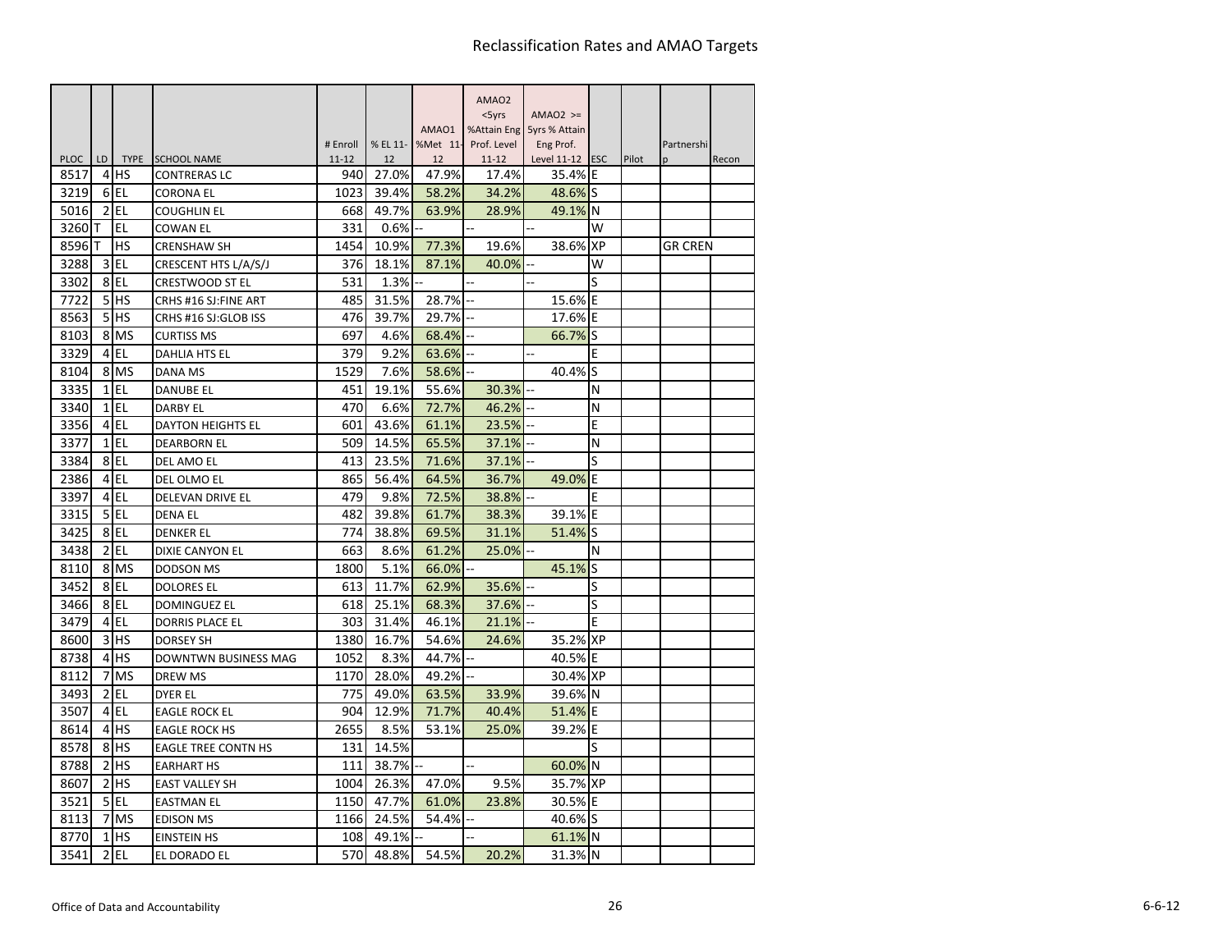# Reclassification Rates and AMAO Targets

| PLOC | LD | TYPE | SCHOOL NAME | # Enroll 11-12 | % EL 11-12 | AMAO1 %Met 11-12 | AMAO2 <5yrs %Attain Eng Prof. Level 11-12 | AMAO2 >= 5yrs % Attain Eng Prof. Level 11-12 | ESC | Pilot | Partnership | Recon |
|---|---|---|---|---|---|---|---|---|---|---|---|---|
| 8517 | 4 | HS | CONTRERAS LC | 940 | 27.0% | 47.9% | 17.4% | 35.4% | E | | | |
| 3219 | 6 | EL | CORONA EL | 1023 | 39.4% | 58.2% | 34.2% | 48.6% | S | | | |
| 5016 | 2 | EL | COUGHLIN EL | 668 | 49.7% | 63.9% | 28.9% | 49.1% | N | | | |
| 3260 | T | EL | COWAN EL | 331 | 0.6% | -- | -- | -- | W | | | |
| 8596 | T | HS | CRENSHAW SH | 1454 | 10.9% | 77.3% | 19.6% | 38.6% | XP | | GR CREN | |
| 3288 | 3 | EL | CRESCENT HTS L/A/S/J | 376 | 18.1% | 87.1% | 40.0% | -- | W | | | |
| 3302 | 8 | EL | CRESTWOOD ST EL | 531 | 1.3% | -- | -- | -- | S | | | |
| 7722 | 5 | HS | CRHS #16 SJ:FINE ART | 485 | 31.5% | 28.7% | -- | 15.6% | E | | | |
| 8563 | 5 | HS | CRHS #16 SJ:GLOB ISS | 476 | 39.7% | 29.7% | -- | 17.6% | E | | | |
| 8103 | 8 | MS | CURTISS MS | 697 | 4.6% | 68.4% | -- | 66.7% | S | | | |
| 3329 | 4 | EL | DAHLIA HTS EL | 379 | 9.2% | 63.6% | -- | -- | E | | | |
| 8104 | 8 | MS | DANA MS | 1529 | 7.6% | 58.6% | -- | 40.4% | S | | | |
| 3335 | 1 | EL | DANUBE EL | 451 | 19.1% | 55.6% | 30.3% | -- | N | | | |
| 3340 | 1 | EL | DARBY EL | 470 | 6.6% | 72.7% | 46.2% | -- | N | | | |
| 3356 | 4 | EL | DAYTON HEIGHTS EL | 601 | 43.6% | 61.1% | 23.5% | -- | E | | | |
| 3377 | 1 | EL | DEARBORN EL | 509 | 14.5% | 65.5% | 37.1% | -- | N | | | |
| 3384 | 8 | EL | DEL AMO EL | 413 | 23.5% | 71.6% | 37.1% | -- | S | | | |
| 2386 | 4 | EL | DEL OLMO EL | 865 | 56.4% | 64.5% | 36.7% | 49.0% | E | | | |
| 3397 | 4 | EL | DELEVAN DRIVE EL | 479 | 9.8% | 72.5% | 38.8% | -- | E | | | |
| 3315 | 5 | EL | DENA EL | 482 | 39.8% | 61.7% | 38.3% | 39.1% | E | | | |
| 3425 | 8 | EL | DENKER EL | 774 | 38.8% | 69.5% | 31.1% | 51.4% | S | | | |
| 3438 | 2 | EL | DIXIE CANYON EL | 663 | 8.6% | 61.2% | 25.0% | -- | N | | | |
| 8110 | 8 | MS | DODSON MS | 1800 | 5.1% | 66.0% | -- | 45.1% | S | | | |
| 3452 | 8 | EL | DOLORES EL | 613 | 11.7% | 62.9% | 35.6% | -- | S | | | |
| 3466 | 8 | EL | DOMINGUEZ EL | 618 | 25.1% | 68.3% | 37.6% | -- | S | | | |
| 3479 | 4 | EL | DORRIS PLACE EL | 303 | 31.4% | 46.1% | 21.1% | -- | E | | | |
| 8600 | 3 | HS | DORSEY SH | 1380 | 16.7% | 54.6% | 24.6% | 35.2% | XP | | | |
| 8738 | 4 | HS | DOWNTWN BUSINESS MAG | 1052 | 8.3% | 44.7% | -- | 40.5% | E | | | |
| 8112 | 7 | MS | DREW MS | 1170 | 28.0% | 49.2% | -- | 30.4% | XP | | | |
| 3493 | 2 | EL | DYER EL | 775 | 49.0% | 63.5% | 33.9% | 39.6% | N | | | |
| 3507 | 4 | EL | EAGLE ROCK EL | 904 | 12.9% | 71.7% | 40.4% | 51.4% | E | | | |
| 8614 | 4 | HS | EAGLE ROCK HS | 2655 | 8.5% | 53.1% | 25.0% | 39.2% | E | | | |
| 8578 | 8 | HS | EAGLE TREE CONTN HS | 131 | 14.5% | | | | S | | | |
| 8788 | 2 | HS | EARHART HS | 111 | 38.7% | -- | -- | 60.0% | N | | | |
| 8607 | 2 | HS | EAST VALLEY SH | 1004 | 26.3% | 47.0% | 9.5% | 35.7% | XP | | | |
| 3521 | 5 | EL | EASTMAN EL | 1150 | 47.7% | 61.0% | 23.8% | 30.5% | E | | | |
| 8113 | 7 | MS | EDISON MS | 1166 | 24.5% | 54.4% | -- | 40.6% | S | | | |
| 8770 | 1 | HS | EINSTEIN HS | 108 | 49.1% | -- | -- | 61.1% | N | | | |
| 3541 | 2 | EL | EL DORADO EL | 570 | 48.8% | 54.5% | 20.2% | 31.3% | N | | | |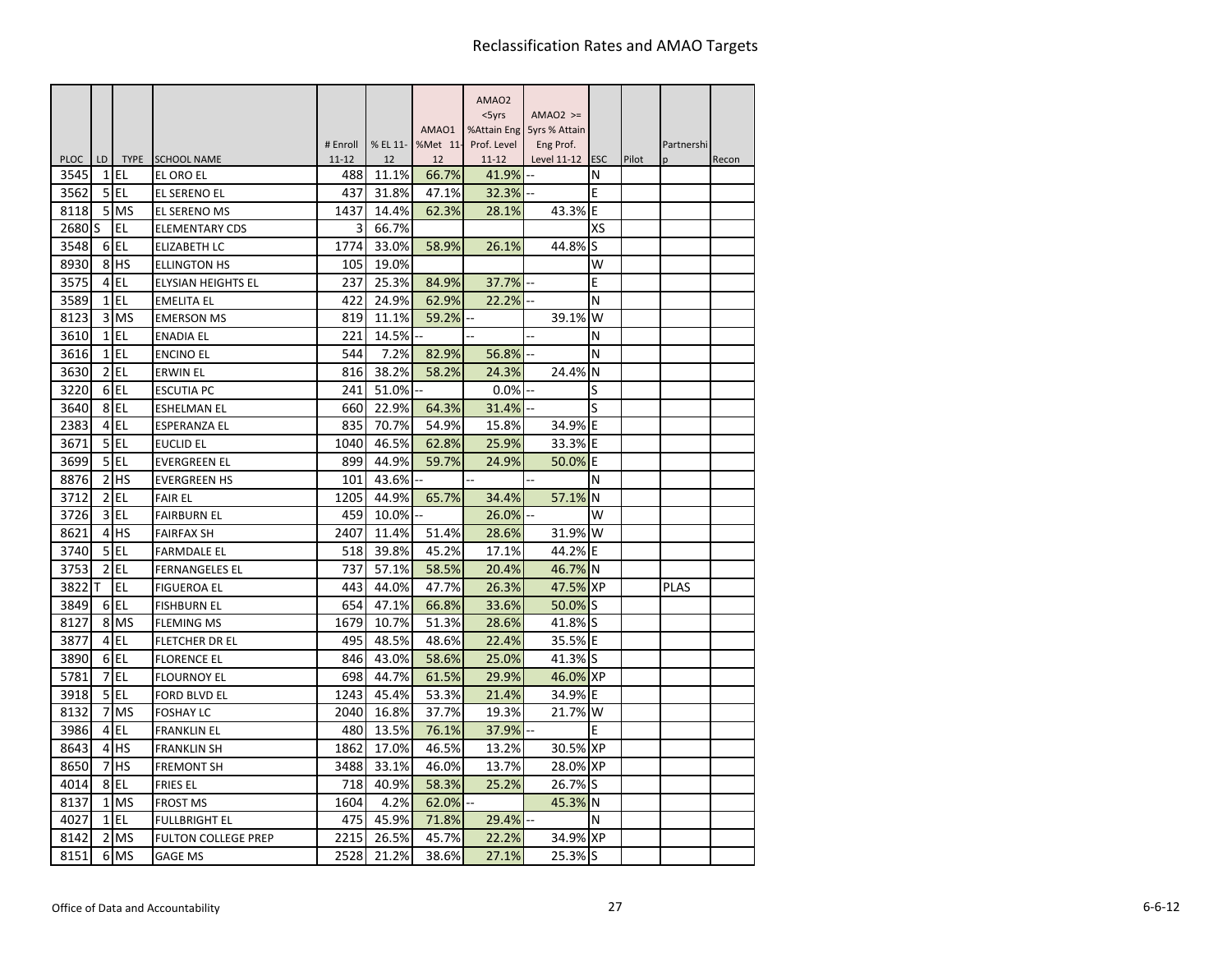# Reclassification Rates and AMAO Targets

| PLOC | LD | TYPE | SCHOOL NAME | # Enroll 11-12 | % EL 11-12 | AMAO1 %Met 11-12 | AMAO2 <5yrs %Attain Eng Prof. Level 11-12 | AMAO2 >= 5yrs % Attain Eng Prof. Level 11-12 | ESC | Pilot | Partnership | Recon |
|---|---|---|---|---|---|---|---|---|---|---|---|---|
| 3545 | 1 | EL | EL ORO EL | 488 | 11.1% | 66.7% | 41.9% | -- | N | | | |
| 3562 | 5 | EL | EL SERENO EL | 437 | 31.8% | 47.1% | 32.3% | -- | E | | | |
| 8118 | 5 | MS | EL SERENO MS | 1437 | 14.4% | 62.3% | 28.1% | 43.3% | E | | | |
| 2680 | S | EL | ELEMENTARY CDS | 3 | 66.7% | | | | XS | | | |
| 3548 | 6 | EL | ELIZABETH LC | 1774 | 33.0% | 58.9% | 26.1% | 44.8% | S | | | |
| 8930 | 8 | HS | ELLINGTON HS | 105 | 19.0% | | | | W | | | |
| 3575 | 4 | EL | ELYSIAN HEIGHTS EL | 237 | 25.3% | 84.9% | 37.7% | -- | E | | | |
| 3589 | 1 | EL | EMELITA EL | 422 | 24.9% | 62.9% | 22.2% | -- | N | | | |
| 8123 | 3 | MS | EMERSON MS | 819 | 11.1% | 59.2% | -- | 39.1% | W | | | |
| 3610 | 1 | EL | ENADIA EL | 221 | 14.5% | -- | -- | -- | N | | | |
| 3616 | 1 | EL | ENCINO EL | 544 | 7.2% | 82.9% | 56.8% | -- | N | | | |
| 3630 | 2 | EL | ERWIN EL | 816 | 38.2% | 58.2% | 24.3% | 24.4% | N | | | |
| 3220 | 6 | EL | ESCUTIA PC | 241 | 51.0% | -- | 0.0% | -- | S | | | |
| 3640 | 8 | EL | ESHELMAN EL | 660 | 22.9% | 64.3% | 31.4% | -- | S | | | |
| 2383 | 4 | EL | ESPERANZA EL | 835 | 70.7% | 54.9% | 15.8% | 34.9% | E | | | |
| 3671 | 5 | EL | EUCLID EL | 1040 | 46.5% | 62.8% | 25.9% | 33.3% | E | | | |
| 3699 | 5 | EL | EVERGREEN EL | 899 | 44.9% | 59.7% | 24.9% | 50.0% | E | | | |
| 8876 | 2 | HS | EVERGREEN HS | 101 | 43.6% | -- | -- | -- | N | | | |
| 3712 | 2 | EL | FAIR EL | 1205 | 44.9% | 65.7% | 34.4% | 57.1% | N | | | |
| 3726 | 3 | EL | FAIRBURN EL | 459 | 10.0% | -- | 26.0% | -- | W | | | |
| 8621 | 4 | HS | FAIRFAX SH | 2407 | 11.4% | 51.4% | 28.6% | 31.9% | W | | | |
| 3740 | 5 | EL | FARMDALE EL | 518 | 39.8% | 45.2% | 17.1% | 44.2% | E | | | |
| 3753 | 2 | EL | FERNANGELES EL | 737 | 57.1% | 58.5% | 20.4% | 46.7% | N | | | |
| 3822 | T | EL | FIGUEROA EL | 443 | 44.0% | 47.7% | 26.3% | 47.5% | XP | | PLAS | |
| 3849 | 6 | EL | FISHBURN EL | 654 | 47.1% | 66.8% | 33.6% | 50.0% | S | | | |
| 8127 | 8 | MS | FLEMING MS | 1679 | 10.7% | 51.3% | 28.6% | 41.8% | S | | | |
| 3877 | 4 | EL | FLETCHER DR EL | 495 | 48.5% | 48.6% | 22.4% | 35.5% | E | | | |
| 3890 | 6 | EL | FLORENCE EL | 846 | 43.0% | 58.6% | 25.0% | 41.3% | S | | | |
| 5781 | 7 | EL | FLOURNOY EL | 698 | 44.7% | 61.5% | 29.9% | 46.0% | XP | | | |
| 3918 | 5 | EL | FORD BLVD EL | 1243 | 45.4% | 53.3% | 21.4% | 34.9% | E | | | |
| 8132 | 7 | MS | FOSHAY LC | 2040 | 16.8% | 37.7% | 19.3% | 21.7% | W | | | |
| 3986 | 4 | EL | FRANKLIN EL | 480 | 13.5% | 76.1% | 37.9% | -- | E | | | |
| 8643 | 4 | HS | FRANKLIN SH | 1862 | 17.0% | 46.5% | 13.2% | 30.5% | XP | | | |
| 8650 | 7 | HS | FREMONT SH | 3488 | 33.1% | 46.0% | 13.7% | 28.0% | XP | | | |
| 4014 | 8 | EL | FRIES EL | 718 | 40.9% | 58.3% | 25.2% | 26.7% | S | | | |
| 8137 | 1 | MS | FROST MS | 1604 | 4.2% | 62.0% | -- | 45.3% | N | | | |
| 4027 | 1 | EL | FULLBRIGHT EL | 475 | 45.9% | 71.8% | 29.4% | -- | N | | | |
| 8142 | 2 | MS | FULTON COLLEGE PREP | 2215 | 26.5% | 45.7% | 22.2% | 34.9% | XP | | | |
| 8151 | 6 | MS | GAGE MS | 2528 | 21.2% | 38.6% | 27.1% | 25.3% | S | | | |

Office of Data and Accountability 6-6-12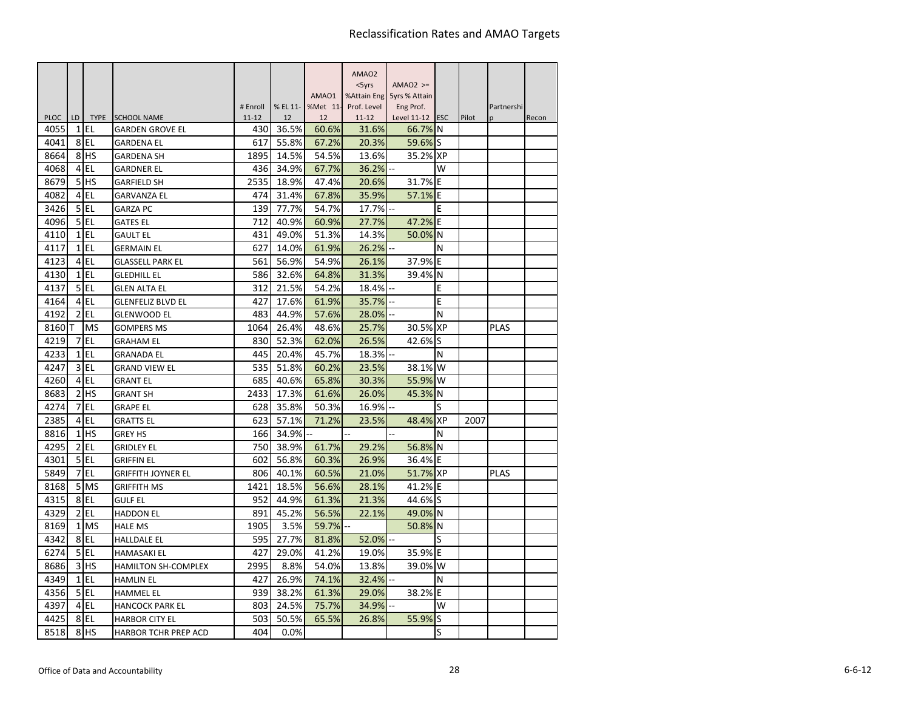# Reclassification Rates and AMAO Targets

| PLOC | LD | TYPE | SCHOOL NAME | # Enroll 11-12 | % EL 11-12 | AMAO1 %Met 11-12 | AMAO2 <5yrs %Attain Eng Prof. Level 11-12 | AMAO2 >= 5yrs % Attain Eng Prof. Level 11-12 | ESC | Pilot | Partnership | Recon |
|---|---|---|---|---|---|---|---|---|---|---|---|---|
| 4055 | 1 | EL | GARDEN GROVE EL | 430 | 36.5% | 60.6% | 31.6% | 66.7% | N | | | |
| 4041 | 8 | EL | GARDENA EL | 617 | 55.8% | 67.2% | 20.3% | 59.6% | S | | | |
| 8664 | 8 | HS | GARDENA SH | 1895 | 14.5% | 54.5% | 13.6% | 35.2% | XP | | | |
| 4068 | 4 | EL | GARDNER EL | 436 | 34.9% | 67.7% | 36.2% | -- | W | | | |
| 8679 | 5 | HS | GARFIELD SH | 2535 | 18.9% | 47.4% | 20.6% | 31.7% | E | | | |
| 4082 | 4 | EL | GARVANZA EL | 474 | 31.4% | 67.8% | 35.9% | 57.1% | E | | | |
| 3426 | 5 | EL | GARZA PC | 139 | 77.7% | 54.7% | 17.7% | -- | E | | | |
| 4096 | 5 | EL | GATES EL | 712 | 40.9% | 60.9% | 27.7% | 47.2% | E | | | |
| 4110 | 1 | EL | GAULT EL | 431 | 49.0% | 51.3% | 14.3% | 50.0% | N | | | |
| 4117 | 1 | EL | GERMAIN EL | 627 | 14.0% | 61.9% | 26.2% | -- | N | | | |
| 4123 | 4 | EL | GLASSELL PARK EL | 561 | 56.9% | 54.9% | 26.1% | 37.9% | E | | | |
| 4130 | 1 | EL | GLEDHILL EL | 586 | 32.6% | 64.8% | 31.3% | 39.4% | N | | | |
| 4137 | 5 | EL | GLEN ALTA EL | 312 | 21.5% | 54.2% | 18.4% | -- | E | | | |
| 4164 | 4 | EL | GLENFELIZ BLVD EL | 427 | 17.6% | 61.9% | 35.7% | -- | E | | | |
| 4192 | 2 | EL | GLENWOOD EL | 483 | 44.9% | 57.6% | 28.0% | -- | N | | | |
| 8160 | T | MS | GOMPERS MS | 1064 | 26.4% | 48.6% | 25.7% | 30.5% | XP | | PLAS | |
| 4219 | 7 | EL | GRAHAM EL | 830 | 52.3% | 62.0% | 26.5% | 42.6% | S | | | |
| 4233 | 1 | EL | GRANADA EL | 445 | 20.4% | 45.7% | 18.3% | -- | N | | | |
| 4247 | 3 | EL | GRAND VIEW EL | 535 | 51.8% | 60.2% | 23.5% | 38.1% | W | | | |
| 4260 | 4 | EL | GRANT EL | 685 | 40.6% | 65.8% | 30.3% | 55.9% | W | | | |
| 8683 | 2 | HS | GRANT SH | 2433 | 17.3% | 61.6% | 26.0% | 45.3% | N | | | |
| 4274 | 7 | EL | GRAPE EL | 628 | 35.8% | 50.3% | 16.9% | -- | S | | | |
| 2385 | 4 | EL | GRATTS EL | 623 | 57.1% | 71.2% | 23.5% | 48.4% | XP | 2007 | | |
| 8816 | 1 | HS | GREY HS | 166 | 34.9% | -- | -- | -- | N | | | |
| 4295 | 2 | EL | GRIDLEY EL | 750 | 38.9% | 61.7% | 29.2% | 56.8% | N | | | |
| 4301 | 5 | EL | GRIFFIN EL | 602 | 56.8% | 60.3% | 26.9% | 36.4% | E | | | |
| 5849 | 7 | EL | GRIFFITH JOYNER EL | 806 | 40.1% | 60.5% | 21.0% | 51.7% | XP | | PLAS | |
| 8168 | 5 | MS | GRIFFITH MS | 1421 | 18.5% | 56.6% | 28.1% | 41.2% | E | | | |
| 4315 | 8 | EL | GULF EL | 952 | 44.9% | 61.3% | 21.3% | 44.6% | S | | | |
| 4329 | 2 | EL | HADDON EL | 891 | 45.2% | 56.5% | 22.1% | 49.0% | N | | | |
| 8169 | 1 | MS | HALE MS | 1905 | 3.5% | 59.7% | -- | 50.8% | N | | | |
| 4342 | 8 | EL | HALLDALE EL | 595 | 27.7% | 81.8% | 52.0% | -- | S | | | |
| 6274 | 5 | EL | HAMASAKI EL | 427 | 29.0% | 41.2% | 19.0% | 35.9% | E | | | |
| 8686 | 3 | HS | HAMILTON SH-COMPLEX | 2995 | 8.8% | 54.0% | 13.8% | 39.0% | W | | | |
| 4349 | 1 | EL | HAMLIN EL | 427 | 26.9% | 74.1% | 32.4% | -- | N | | | |
| 4356 | 5 | EL | HAMMEL EL | 939 | 38.2% | 61.3% | 29.0% | 38.2% | E | | | |
| 4397 | 4 | EL | HANCOCK PARK EL | 803 | 24.5% | 75.7% | 34.9% | -- | W | | | |
| 4425 | 8 | EL | HARBOR CITY EL | 503 | 50.5% | 65.5% | 26.8% | 55.9% | S | | | |
| 8518 | 8 | HS | HARBOR TCHR PREP ACD | 404 | 0.0% | | | | S | | | |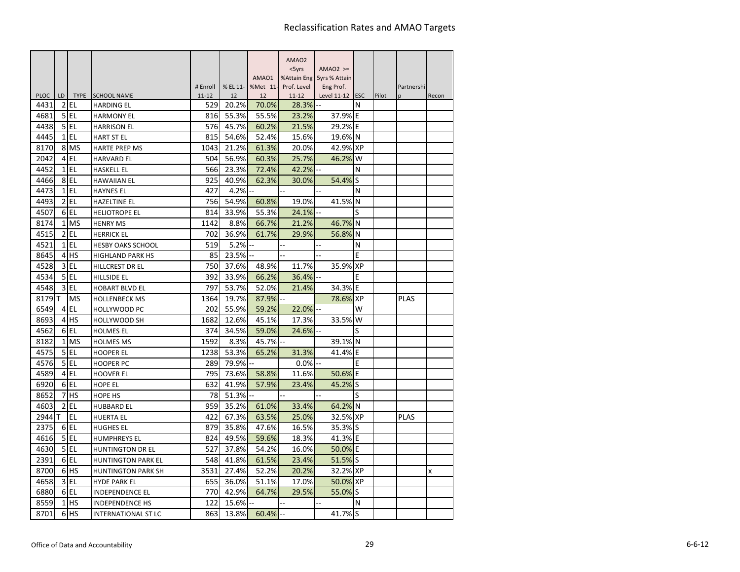# Reclassification Rates and AMAO Targets

| PLOC | LD | TYPE | SCHOOL NAME | # Enroll 11-12 | % EL 11-12 | AMAO1 %Met 11-12 | AMAO2 <5yrs %Attain Eng Prof. Level 11-12 | AMAO2 >= 5yrs % Attain Eng Prof. Level 11-12 | ESC | Pilot | Partnership | Recon |
|---|---|---|---|---|---|---|---|---|---|---|---|---|
| 4431 | 2 | EL | HARDING EL | 529 | 20.2% | 70.0% | 28.3% | -- | N | | | |
| 4681 | 5 | EL | HARMONY EL | 816 | 55.3% | 55.5% | 23.2% | 37.9% | E | | | |
| 4438 | 5 | EL | HARRISON EL | 576 | 45.7% | 60.2% | 21.5% | 29.2% | E | | | |
| 4445 | 1 | EL | HART ST EL | 815 | 54.6% | 52.4% | 15.6% | 19.6% | N | | | |
| 8170 | 8 | MS | HARTE PREP MS | 1043 | 21.2% | 61.3% | 20.0% | 42.9% | XP | | | |
| 2042 | 4 | EL | HARVARD EL | 504 | 56.9% | 60.3% | 25.7% | 46.2% | W | | | |
| 4452 | 1 | EL | HASKELL EL | 566 | 23.3% | 72.4% | 42.2% | -- | N | | | |
| 4466 | 8 | EL | HAWAIIAN EL | 925 | 40.9% | 62.3% | 30.0% | 54.4% | S | | | |
| 4473 | 1 | EL | HAYNES EL | 427 | 4.2% | -- | -- | -- | N | | | |
| 4493 | 2 | EL | HAZELTINE EL | 756 | 54.9% | 60.8% | 19.0% | 41.5% | N | | | |
| 4507 | 6 | EL | HELIOTROPE EL | 814 | 33.9% | 55.3% | 24.1% | -- | S | | | |
| 8174 | 1 | MS | HENRY MS | 1142 | 8.8% | 66.7% | 21.2% | 46.7% | N | | | |
| 4515 | 2 | EL | HERRICK EL | 702 | 36.9% | 61.7% | 29.9% | 56.8% | N | | | |
| 4521 | 1 | EL | HESBY OAKS SCHOOL | 519 | 5.2% | -- | -- | -- | N | | | |
| 8645 | 4 | HS | HIGHLAND PARK HS | 85 | 23.5% | -- | -- | -- | E | | | |
| 4528 | 3 | EL | HILLCREST DR EL | 750 | 37.6% | 48.9% | 11.7% | 35.9% | XP | | | |
| 4534 | 5 | EL | HILLSIDE EL | 392 | 33.9% | 66.2% | 36.4% | -- | E | | | |
| 4548 | 3 | EL | HOBART BLVD EL | 797 | 53.7% | 52.0% | 21.4% | 34.3% | E | | | |
| 8179 | T | MS | HOLLENBECK MS | 1364 | 19.7% | 87.9% | -- | 78.6% | XP | | PLAS | |
| 6549 | 4 | EL | HOLLYWOOD PC | 202 | 55.9% | 59.2% | 22.0% | -- | W | | | |
| 8693 | 4 | HS | HOLLYWOOD SH | 1682 | 12.6% | 45.1% | 17.3% | 33.5% | W | | | |
| 4562 | 6 | EL | HOLMES EL | 374 | 34.5% | 59.0% | 24.6% | -- | S | | | |
| 8182 | 1 | MS | HOLMES MS | 1592 | 8.3% | 45.7% | -- | 39.1% | N | | | |
| 4575 | 5 | EL | HOOPER EL | 1238 | 53.3% | 65.2% | 31.3% | 41.4% | E | | | |
| 4576 | 5 | EL | HOOPER PC | 289 | 79.9% | -- | 0.0% | -- | E | | | |
| 4589 | 4 | EL | HOOVER EL | 795 | 73.6% | 58.8% | 11.6% | 50.6% | E | | | |
| 6920 | 6 | EL | HOPE EL | 632 | 41.9% | 57.9% | 23.4% | 45.2% | S | | | |
| 8652 | 7 | HS | HOPE HS | 78 | 51.3% | -- | -- | -- | S | | | |
| 4603 | 2 | EL | HUBBARD EL | 959 | 35.2% | 61.0% | 33.4% | 64.2% | N | | | |
| 2944 | T | EL | HUERTA EL | 422 | 67.3% | 63.5% | 25.0% | 32.5% | XP | | PLAS | |
| 2375 | 6 | EL | HUGHES EL | 879 | 35.8% | 47.6% | 16.5% | 35.3% | S | | | |
| 4616 | 5 | EL | HUMPHREYS EL | 824 | 49.5% | 59.6% | 18.3% | 41.3% | E | | | |
| 4630 | 5 | EL | HUNTINGTON DR EL | 527 | 37.8% | 54.2% | 16.0% | 50.0% | E | | | |
| 2391 | 6 | EL | HUNTINGTON PARK EL | 548 | 41.8% | 61.5% | 23.4% | 51.5% | S | | | |
| 8700 | 6 | HS | HUNTINGTON PARK SH | 3531 | 27.4% | 52.2% | 20.2% | 32.2% | XP | | | x |
| 4658 | 3 | EL | HYDE PARK EL | 655 | 36.0% | 51.1% | 17.0% | 50.0% | XP | | | |
| 6880 | 6 | EL | INDEPENDENCE EL | 770 | 42.9% | 64.7% | 29.5% | 55.0% | S | | | |
| 8559 | 1 | HS | INDEPENDENCE HS | 122 | 15.6% | -- | -- | -- | N | | | |
| 8701 | 6 | HS | INTERNATIONAL ST LC | 863 | 13.8% | 60.4% | -- | 41.7% | S | | | |

Office of Data and Accountability

6-6-12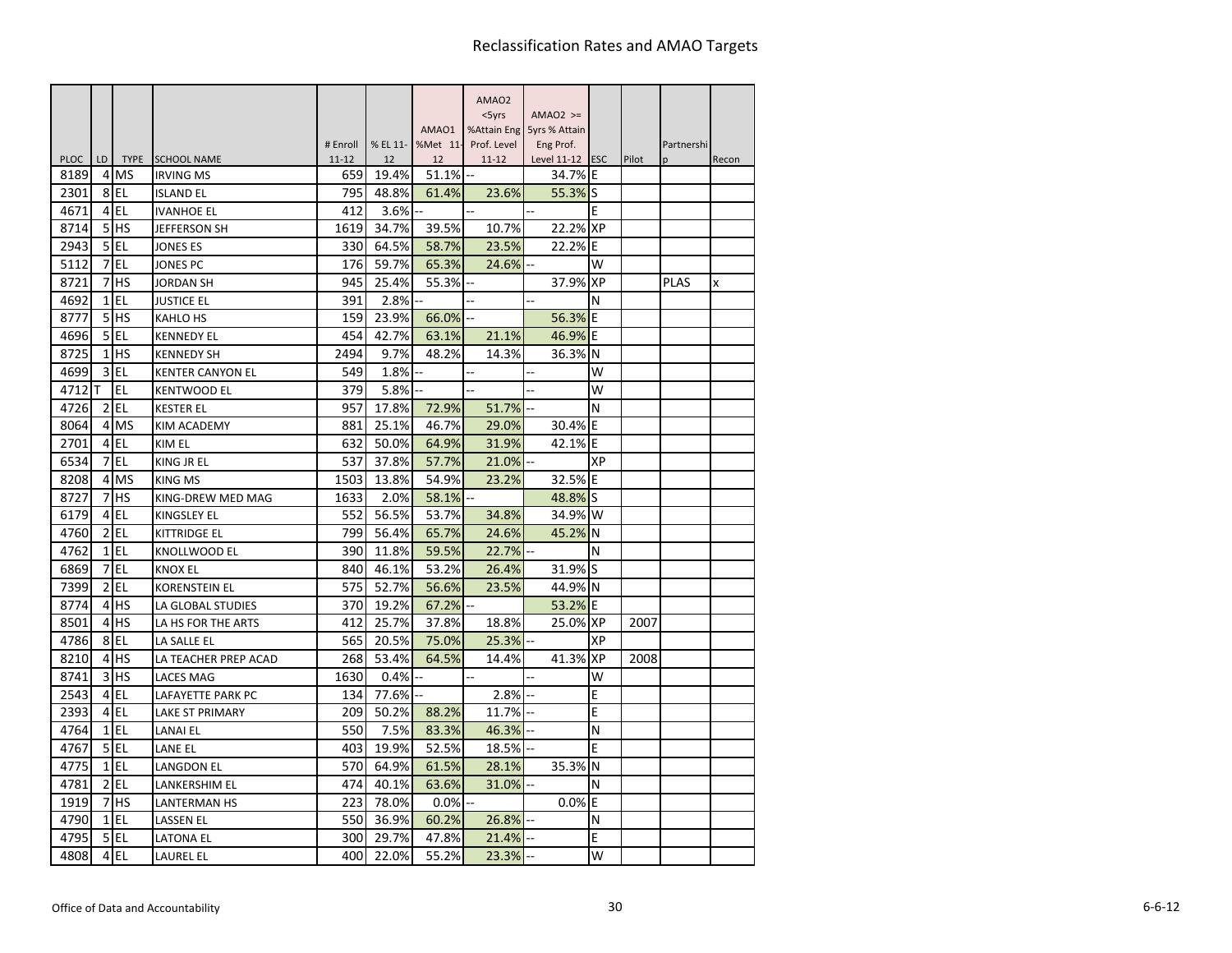# Reclassification Rates and AMAO Targets

| PLOC | LD | TYPE | SCHOOL NAME | # Enroll 11-12 | % EL 11-12 | AMAO1 %Met 11-12 | AMAO2 <5yrs %Attain Eng Prof. Level 11-12 | AMAO2 >= 5yrs % Attain Eng Prof. Level 11-12 | ESC | Pilot | Partnership | Recon |
|---|---|---|---|---|---|---|---|---|---|---|---|---|
| 8189 | 4 | MS | IRVING MS | 659 | 19.4% | 51.1% | -- | 34.7% | E | | | |
| 2301 | 8 | EL | ISLAND EL | 795 | 48.8% | 61.4% | 23.6% | 55.3% | S | | | |
| 4671 | 4 | EL | IVANHOE EL | 412 | 3.6% | -- | -- | -- | E | | | |
| 8714 | 5 | HS | JEFFERSON SH | 1619 | 34.7% | 39.5% | 10.7% | 22.2% | XP | | | |
| 2943 | 5 | EL | JONES ES | 330 | 64.5% | 58.7% | 23.5% | 22.2% | E | | | |
| 5112 | 7 | EL | JONES PC | 176 | 59.7% | 65.3% | 24.6% | -- | W | | | |
| 8721 | 7 | HS | JORDAN SH | 945 | 25.4% | 55.3% | -- | 37.9% | XP | | PLAS | x |
| 4692 | 1 | EL | JUSTICE EL | 391 | 2.8% | -- | -- | -- | N | | | |
| 8777 | 5 | HS | KAHLO HS | 159 | 23.9% | 66.0% | -- | 56.3% | E | | | |
| 4696 | 5 | EL | KENNEDY EL | 454 | 42.7% | 63.1% | 21.1% | 46.9% | E | | | |
| 8725 | 1 | HS | KENNEDY SH | 2494 | 9.7% | 48.2% | 14.3% | 36.3% | N | | | |
| 4699 | 3 | EL | KENTER CANYON EL | 549 | 1.8% | -- | -- | -- | W | | | |
| 4712 | T | EL | KENTWOOD EL | 379 | 5.8% | -- | -- | -- | W | | | |
| 4726 | 2 | EL | KESTER EL | 957 | 17.8% | 72.9% | 51.7% | -- | N | | | |
| 8064 | 4 | MS | KIM ACADEMY | 881 | 25.1% | 46.7% | 29.0% | 30.4% | E | | | |
| 2701 | 4 | EL | KIM EL | 632 | 50.0% | 64.9% | 31.9% | 42.1% | E | | | |
| 6534 | 7 | EL | KING JR EL | 537 | 37.8% | 57.7% | 21.0% | -- | XP | | | |
| 8208 | 4 | MS | KING MS | 1503 | 13.8% | 54.9% | 23.2% | 32.5% | E | | | |
| 8727 | 7 | HS | KING-DREW MED MAG | 1633 | 2.0% | 58.1% | -- | 48.8% | S | | | |
| 6179 | 4 | EL | KINGSLEY EL | 552 | 56.5% | 53.7% | 34.8% | 34.9% | W | | | |
| 4760 | 2 | EL | KITTRIDGE EL | 799 | 56.4% | 65.7% | 24.6% | 45.2% | N | | | |
| 4762 | 1 | EL | KNOLLWOOD EL | 390 | 11.8% | 59.5% | 22.7% | -- | N | | | |
| 6869 | 7 | EL | KNOX EL | 840 | 46.1% | 53.2% | 26.4% | 31.9% | S | | | |
| 7399 | 2 | EL | KORENSTEIN EL | 575 | 52.7% | 56.6% | 23.5% | 44.9% | N | | | |
| 8774 | 4 | HS | LA GLOBAL STUDIES | 370 | 19.2% | 67.2% | -- | 53.2% | E | | | |
| 8501 | 4 | HS | LA HS FOR THE ARTS | 412 | 25.7% | 37.8% | 18.8% | 25.0% | XP | 2007 | | |
| 4786 | 8 | EL | LA SALLE EL | 565 | 20.5% | 75.0% | 25.3% | -- | XP | | | |
| 8210 | 4 | HS | LA TEACHER PREP ACAD | 268 | 53.4% | 64.5% | 14.4% | 41.3% | XP | 2008 | | |
| 8741 | 3 | HS | LACES MAG | 1630 | 0.4% | -- | -- | -- | W | | | |
| 2543 | 4 | EL | LAFAYETTE PARK PC | 134 | 77.6% | -- | 2.8% | -- | E | | | |
| 2393 | 4 | EL | LAKE ST PRIMARY | 209 | 50.2% | 88.2% | 11.7% | -- | E | | | |
| 4764 | 1 | EL | LANAI EL | 550 | 7.5% | 83.3% | 46.3% | -- | N | | | |
| 4767 | 5 | EL | LANE EL | 403 | 19.9% | 52.5% | 18.5% | -- | E | | | |
| 4775 | 1 | EL | LANGDON EL | 570 | 64.9% | 61.5% | 28.1% | 35.3% | N | | | |
| 4781 | 2 | EL | LANKERSHIM EL | 474 | 40.1% | 63.6% | 31.0% | -- | N | | | |
| 1919 | 7 | HS | LANTERMAN HS | 223 | 78.0% | 0.0% | -- | 0.0% | E | | | |
| 4790 | 1 | EL | LASSEN EL | 550 | 36.9% | 60.2% | 26.8% | -- | N | | | |
| 4795 | 5 | EL | LATONA EL | 300 | 29.7% | 47.8% | 21.4% | -- | E | | | |
| 4808 | 4 | EL | LAUREL EL | 400 | 22.0% | 55.2% | 23.3% | -- | W | | | |

Office of Data and Accountability — 6-6-12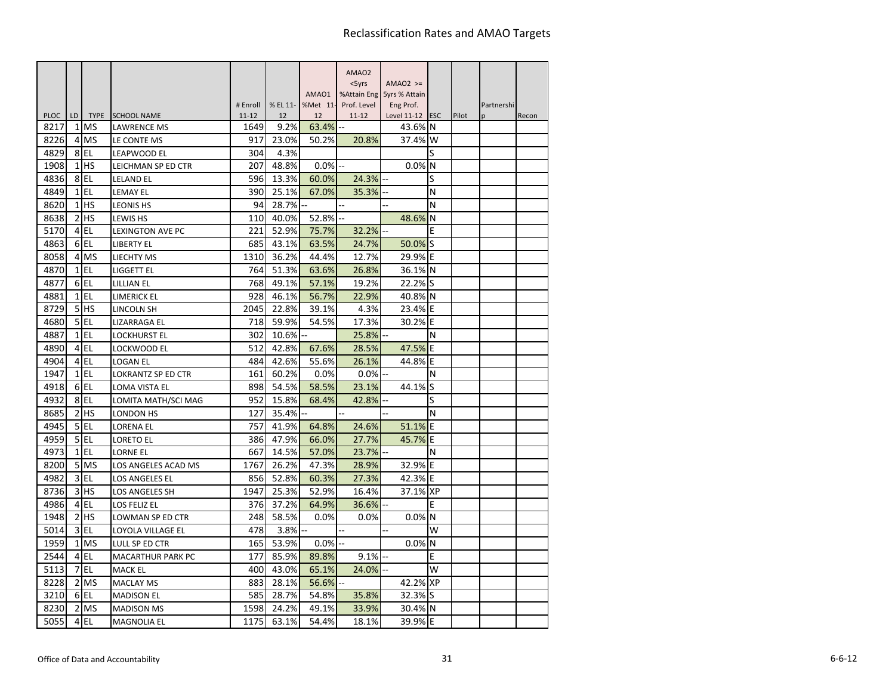# Reclassification Rates and AMAO Targets

| PLOC | LD | TYPE | SCHOOL NAME | # Enroll 11-12 | % EL 11-12 | AMAO1 %Met 11-12 | AMAO2 <5yrs %Attain Eng Prof. Level 11-12 | AMAO2 >= 5yrs % Attain Eng Prof. Level 11-12 | ESC | Pilot | Partnership | Recon |
|---|---|---|---|---|---|---|---|---|---|---|---|---|
| 8217 | 1 | MS | LAWRENCE MS | 1649 | 9.2% | 63.4% | -- | 43.6% | N | | | |
| 8226 | 4 | MS | LE CONTE MS | 917 | 23.0% | 50.2% | 20.8% | 37.4% | W | | | |
| 4829 | 8 | EL | LEAPWOOD EL | 304 | 4.3% | | | | S | | | |
| 1908 | 1 | HS | LEICHMAN SP ED CTR | 207 | 48.8% | 0.0% | -- | 0.0% | N | | | |
| 4836 | 8 | EL | LELAND EL | 596 | 13.3% | 60.0% | 24.3% | -- | S | | | |
| 4849 | 1 | EL | LEMAY EL | 390 | 25.1% | 67.0% | 35.3% | -- | N | | | |
| 8620 | 1 | HS | LEONIS HS | 94 | 28.7% | -- | -- | -- | N | | | |
| 8638 | 2 | HS | LEWIS HS | 110 | 40.0% | 52.8% | -- | 48.6% | N | | | |
| 5170 | 4 | EL | LEXINGTON AVE PC | 221 | 52.9% | 75.7% | 32.2% | -- | E | | | |
| 4863 | 6 | EL | LIBERTY EL | 685 | 43.1% | 63.5% | 24.7% | 50.0% | S | | | |
| 8058 | 4 | MS | LIECHTY MS | 1310 | 36.2% | 44.4% | 12.7% | 29.9% | E | | | |
| 4870 | 1 | EL | LIGGETT EL | 764 | 51.3% | 63.6% | 26.8% | 36.1% | N | | | |
| 4877 | 6 | EL | LILLIAN EL | 768 | 49.1% | 57.1% | 19.2% | 22.2% | S | | | |
| 4881 | 1 | EL | LIMERICK EL | 928 | 46.1% | 56.7% | 22.9% | 40.8% | N | | | |
| 8729 | 5 | HS | LINCOLN SH | 2045 | 22.8% | 39.1% | 4.3% | 23.4% | E | | | |
| 4680 | 5 | EL | LIZARRAGA EL | 718 | 59.9% | 54.5% | 17.3% | 30.2% | E | | | |
| 4887 | 1 | EL | LOCKHURST EL | 302 | 10.6% | -- | 25.8% | -- | N | | | |
| 4890 | 4 | EL | LOCKWOOD EL | 512 | 42.8% | 67.6% | 28.5% | 47.5% | E | | | |
| 4904 | 4 | EL | LOGAN EL | 484 | 42.6% | 55.6% | 26.1% | 44.8% | E | | | |
| 1947 | 1 | EL | LOKRANTZ SP ED CTR | 161 | 60.2% | 0.0% | 0.0% | -- | N | | | |
| 4918 | 6 | EL | LOMA VISTA EL | 898 | 54.5% | 58.5% | 23.1% | 44.1% | S | | | |
| 4932 | 8 | EL | LOMITA MATH/SCI MAG | 952 | 15.8% | 68.4% | 42.8% | -- | S | | | |
| 8685 | 2 | HS | LONDON HS | 127 | 35.4% | -- | -- | -- | N | | | |
| 4945 | 5 | EL | LORENA EL | 757 | 41.9% | 64.8% | 24.6% | 51.1% | E | | | |
| 4959 | 5 | EL | LORETO EL | 386 | 47.9% | 66.0% | 27.7% | 45.7% | E | | | |
| 4973 | 1 | EL | LORNE EL | 667 | 14.5% | 57.0% | 23.7% | -- | N | | | |
| 8200 | 5 | MS | LOS ANGELES ACAD MS | 1767 | 26.2% | 47.3% | 28.9% | 32.9% | E | | | |
| 4982 | 3 | EL | LOS ANGELES EL | 856 | 52.8% | 60.3% | 27.3% | 42.3% | E | | | |
| 8736 | 3 | HS | LOS ANGELES SH | 1947 | 25.3% | 52.9% | 16.4% | 37.1% | XP | | | |
| 4986 | 4 | EL | LOS FELIZ EL | 376 | 37.2% | 64.9% | 36.6% | -- | E | | | |
| 1948 | 2 | HS | LOWMAN SP ED CTR | 248 | 58.5% | 0.0% | 0.0% | 0.0% | N | | | |
| 5014 | 3 | EL | LOYOLA VILLAGE EL | 478 | 3.8% | -- | -- | -- | W | | | |
| 1959 | 1 | MS | LULL SP ED CTR | 165 | 53.9% | 0.0% | -- | 0.0% | N | | | |
| 2544 | 4 | EL | MACARTHUR PARK PC | 177 | 85.9% | 89.8% | 9.1% | -- | E | | | |
| 5113 | 7 | EL | MACK EL | 400 | 43.0% | 65.1% | 24.0% | -- | W | | | |
| 8228 | 2 | MS | MACLAY MS | 883 | 28.1% | 56.6% | -- | 42.2% | XP | | | |
| 3210 | 6 | EL | MADISON EL | 585 | 28.7% | 54.8% | 35.8% | 32.3% | S | | | |
| 8230 | 2 | MS | MADISON MS | 1598 | 24.2% | 49.1% | 33.9% | 30.4% | N | | | |
| 5055 | 4 | EL | MAGNOLIA EL | 1175 | 63.1% | 54.4% | 18.1% | 39.9% | E | | | |

Office of Data and Accountability 6-6-12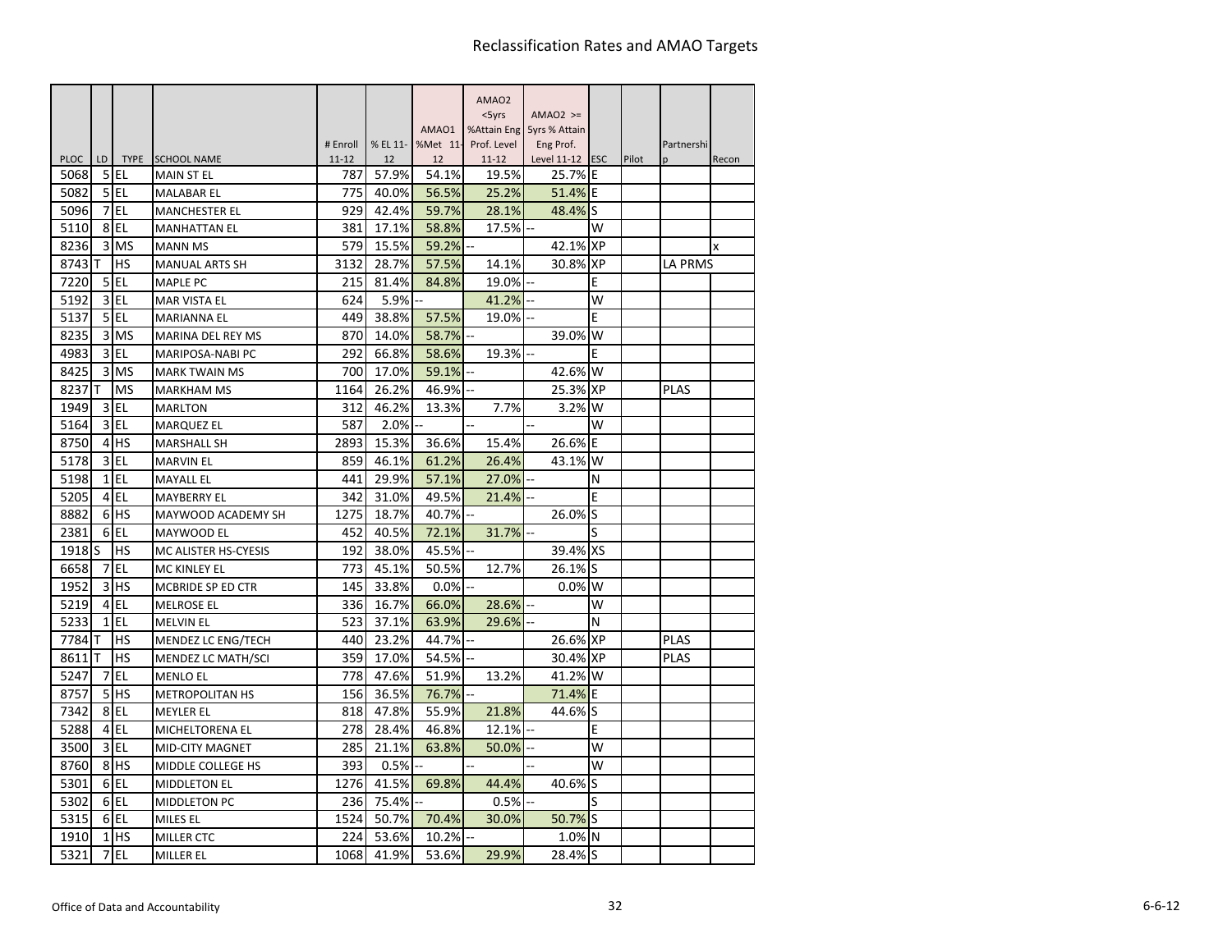# Reclassification Rates and AMAO Targets

| PLOC | LD | TYPE | SCHOOL NAME | # Enroll 11-12 | % EL 11-12 | AMAO1 %Met 11-12 | AMAO2 <5yrs %Attain Eng Prof. Level 11-12 | AMAO2 >= 5yrs % Attain Eng Prof. Level 11-12 | ESC | Pilot | Partnership | Recon |
|---|---|---|---|---|---|---|---|---|---|---|---|---|
| 5068 | 5 | EL | MAIN ST EL | 787 | 57.9% | 54.1% | 19.5% | 25.7% | E | | | |
| 5082 | 5 | EL | MALABAR EL | 775 | 40.0% | 56.5% | 25.2% | 51.4% | E | | | |
| 5096 | 7 | EL | MANCHESTER EL | 929 | 42.4% | 59.7% | 28.1% | 48.4% | S | | | |
| 5110 | 8 | EL | MANHATTAN EL | 381 | 17.1% | 58.8% | 17.5% | -- | W | | | |
| 8236 | 3 | MS | MANN MS | 579 | 15.5% | 59.2% | -- | 42.1% | XP | | | x |
| 8743 | T | HS | MANUAL ARTS SH | 3132 | 28.7% | 57.5% | 14.1% | 30.8% | XP | | LA PRMS | |
| 7220 | 5 | EL | MAPLE PC | 215 | 81.4% | 84.8% | 19.0% | -- | E | | | |
| 5192 | 3 | EL | MAR VISTA EL | 624 | 5.9% | -- | 41.2% | -- | W | | | |
| 5137 | 5 | EL | MARIANNA EL | 449 | 38.8% | 57.5% | 19.0% | -- | E | | | |
| 8235 | 3 | MS | MARINA DEL REY MS | 870 | 14.0% | 58.7% | -- | 39.0% | W | | | |
| 4983 | 3 | EL | MARIPOSA-NABI PC | 292 | 66.8% | 58.6% | 19.3% | -- | E | | | |
| 8425 | 3 | MS | MARK TWAIN MS | 700 | 17.0% | 59.1% | -- | 42.6% | W | | | |
| 8237 | T | MS | MARKHAM MS | 1164 | 26.2% | 46.9% | -- | 25.3% | XP | | PLAS | |
| 1949 | 3 | EL | MARLTON | 312 | 46.2% | 13.3% | 7.7% | 3.2% | W | | | |
| 5164 | 3 | EL | MARQUEZ EL | 587 | 2.0% | -- | -- | -- | W | | | |
| 8750 | 4 | HS | MARSHALL SH | 2893 | 15.3% | 36.6% | 15.4% | 26.6% | E | | | |
| 5178 | 3 | EL | MARVIN EL | 859 | 46.1% | 61.2% | 26.4% | 43.1% | W | | | |
| 5198 | 1 | EL | MAYALL EL | 441 | 29.9% | 57.1% | 27.0% | -- | N | | | |
| 5205 | 4 | EL | MAYBERRY EL | 342 | 31.0% | 49.5% | 21.4% | -- | E | | | |
| 8882 | 6 | HS | MAYWOOD ACADEMY SH | 1275 | 18.7% | 40.7% | -- | 26.0% | S | | | |
| 2381 | 6 | EL | MAYWOOD EL | 452 | 40.5% | 72.1% | 31.7% | -- | S | | | |
| 1918 | S | HS | MC ALISTER HS-CYESIS | 192 | 38.0% | 45.5% | -- | 39.4% | XS | | | |
| 6658 | 7 | EL | MC KINLEY EL | 773 | 45.1% | 50.5% | 12.7% | 26.1% | S | | | |
| 1952 | 3 | HS | MCBRIDE SP ED CTR | 145 | 33.8% | 0.0% | -- | 0.0% | W | | | |
| 5219 | 4 | EL | MELROSE EL | 336 | 16.7% | 66.0% | 28.6% | -- | W | | | |
| 5233 | 1 | EL | MELVIN EL | 523 | 37.1% | 63.9% | 29.6% | -- | N | | | |
| 7784 | T | HS | MENDEZ LC ENG/TECH | 440 | 23.2% | 44.7% | -- | 26.6% | XP | | PLAS | |
| 8611 | T | HS | MENDEZ LC MATH/SCI | 359 | 17.0% | 54.5% | -- | 30.4% | XP | | PLAS | |
| 5247 | 7 | EL | MENLO EL | 778 | 47.6% | 51.9% | 13.2% | 41.2% | W | | | |
| 8757 | 5 | HS | METROPOLITAN HS | 156 | 36.5% | 76.7% | -- | 71.4% | E | | | |
| 7342 | 8 | EL | MEYLER EL | 818 | 47.8% | 55.9% | 21.8% | 44.6% | S | | | |
| 5288 | 4 | EL | MICHELTORENA EL | 278 | 28.4% | 46.8% | 12.1% | -- | E | | | |
| 3500 | 3 | EL | MID-CITY MAGNET | 285 | 21.1% | 63.8% | 50.0% | -- | W | | | |
| 8760 | 8 | HS | MIDDLE COLLEGE HS | 393 | 0.5% | -- | -- | -- | W | | | |
| 5301 | 6 | EL | MIDDLETON EL | 1276 | 41.5% | 69.8% | 44.4% | 40.6% | S | | | |
| 5302 | 6 | EL | MIDDLETON PC | 236 | 75.4% | -- | 0.5% | -- | S | | | |
| 5315 | 6 | EL | MILES EL | 1524 | 50.7% | 70.4% | 30.0% | 50.7% | S | | | |
| 1910 | 1 | HS | MILLER CTC | 224 | 53.6% | 10.2% | -- | 1.0% | N | | | |
| 5321 | 7 | EL | MILLER EL | 1068 | 41.9% | 53.6% | 29.9% | 28.4% | S | | | |

Office of Data and Accountability — 6-6-12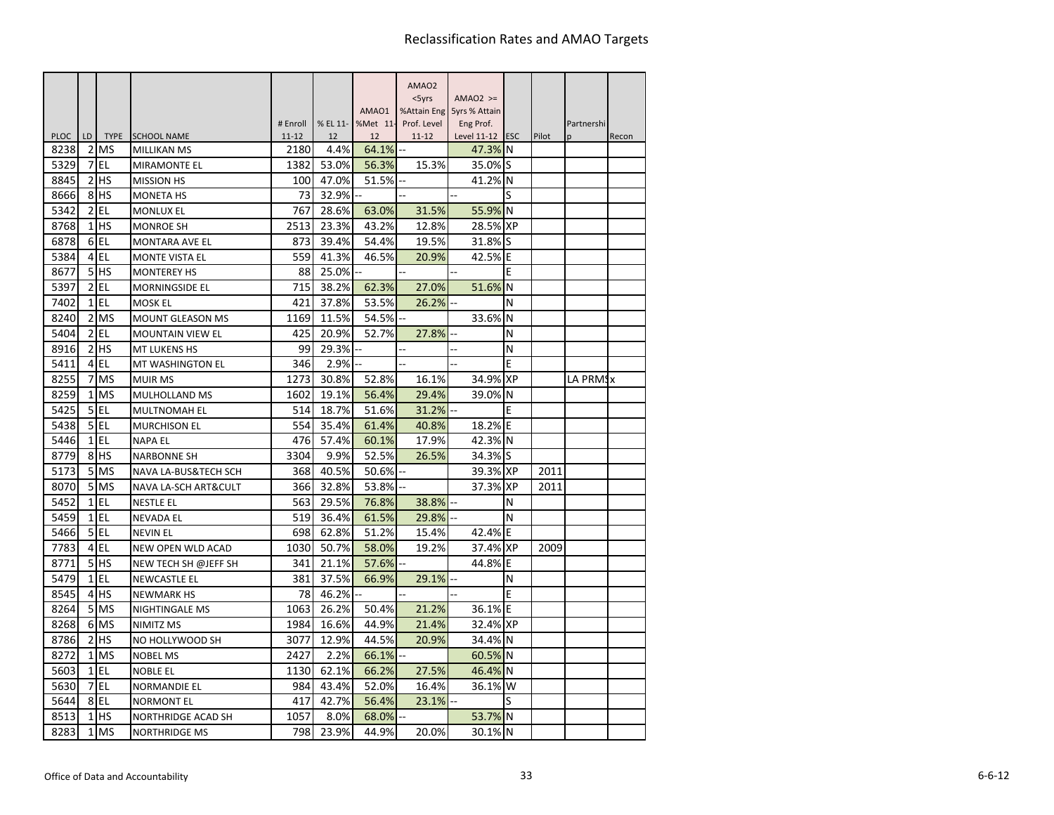# Reclassification Rates and AMAO Targets

| PLOC | LD | TYPE | SCHOOL NAME | # Enroll 11-12 | % EL 11-12 | AMAO1 %Met 11-12 | AMAO2 <5yrs %Attain Eng Prof. Level 11-12 | AMAO2 >= 5yrs % Attain Eng Prof. Level 11-12 | ESC | Pilot | Partnership | Recon |
|---|---|---|---|---|---|---|---|---|---|---|---|---|
| 8238 | 2 | MS | MILLIKAN MS | 2180 | 4.4% | 64.1% | -- | 47.3% | N | | | |
| 5329 | 7 | EL | MIRAMONTE EL | 1382 | 53.0% | 56.3% | 15.3% | 35.0% | S | | | |
| 8845 | 2 | HS | MISSION HS | 100 | 47.0% | 51.5% | -- | 41.2% | N | | | |
| 8666 | 8 | HS | MONETA HS | 73 | 32.9% | -- | -- | -- | S | | | |
| 5342 | 2 | EL | MONLUX EL | 767 | 28.6% | 63.0% | 31.5% | 55.9% | N | | | |
| 8768 | 1 | HS | MONROE SH | 2513 | 23.3% | 43.2% | 12.8% | 28.5% | XP | | | |
| 6878 | 6 | EL | MONTARA AVE EL | 873 | 39.4% | 54.4% | 19.5% | 31.8% | S | | | |
| 5384 | 4 | EL | MONTE VISTA EL | 559 | 41.3% | 46.5% | 20.9% | 42.5% | E | | | |
| 8677 | 5 | HS | MONTEREY HS | 88 | 25.0% | -- | -- | -- | E | | | |
| 5397 | 2 | EL | MORNINGSIDE EL | 715 | 38.2% | 62.3% | 27.0% | 51.6% | N | | | |
| 7402 | 1 | EL | MOSK EL | 421 | 37.8% | 53.5% | 26.2% | -- | N | | | |
| 8240 | 2 | MS | MOUNT GLEASON MS | 1169 | 11.5% | 54.5% | -- | 33.6% | N | | | |
| 5404 | 2 | EL | MOUNTAIN VIEW EL | 425 | 20.9% | 52.7% | 27.8% | -- | N | | | |
| 8916 | 2 | HS | MT LUKENS HS | 99 | 29.3% | -- | -- | -- | N | | | |
| 5411 | 4 | EL | MT WASHINGTON EL | 346 | 2.9% | -- | -- | -- | E | | | |
| 8255 | 7 | MS | MUIR MS | 1273 | 30.8% | 52.8% | 16.1% | 34.9% | XP | | LA PRMS | x |
| 8259 | 1 | MS | MULHOLLAND MS | 1602 | 19.1% | 56.4% | 29.4% | 39.0% | N | | | |
| 5425 | 5 | EL | MULTNOMAH EL | 514 | 18.7% | 51.6% | 31.2% | -- | E | | | |
| 5438 | 5 | EL | MURCHISON EL | 554 | 35.4% | 61.4% | 40.8% | 18.2% | E | | | |
| 5446 | 1 | EL | NAPA EL | 476 | 57.4% | 60.1% | 17.9% | 42.3% | N | | | |
| 8779 | 8 | HS | NARBONNE SH | 3304 | 9.9% | 52.5% | 26.5% | 34.3% | S | | | |
| 5173 | 5 | MS | NAVA LA-BUS&TECH SCH | 368 | 40.5% | 50.6% | -- | 39.3% | XP | 2011 | | |
| 8070 | 5 | MS | NAVA LA-SCH ART&CULT | 366 | 32.8% | 53.8% | -- | 37.3% | XP | 2011 | | |
| 5452 | 1 | EL | NESTLE EL | 563 | 29.5% | 76.8% | 38.8% | -- | N | | | |
| 5459 | 1 | EL | NEVADA EL | 519 | 36.4% | 61.5% | 29.8% | -- | N | | | |
| 5466 | 5 | EL | NEVIN EL | 698 | 62.8% | 51.2% | 15.4% | 42.4% | E | | | |
| 7783 | 4 | EL | NEW OPEN WLD ACAD | 1030 | 50.7% | 58.0% | 19.2% | 37.4% | XP | 2009 | | |
| 8771 | 5 | HS | NEW TECH SH @JEFF SH | 341 | 21.1% | 57.6% | -- | 44.8% | E | | | |
| 5479 | 1 | EL | NEWCASTLE EL | 381 | 37.5% | 66.9% | 29.1% | -- | N | | | |
| 8545 | 4 | HS | NEWMARK HS | 78 | 46.2% | -- | -- | -- | E | | | |
| 8264 | 5 | MS | NIGHTINGALE MS | 1063 | 26.2% | 50.4% | 21.2% | 36.1% | E | | | |
| 8268 | 6 | MS | NIMITZ MS | 1984 | 16.6% | 44.9% | 21.4% | 32.4% | XP | | | |
| 8786 | 2 | HS | NO HOLLYWOOD SH | 3077 | 12.9% | 44.5% | 20.9% | 34.4% | N | | | |
| 8272 | 1 | MS | NOBEL MS | 2427 | 2.2% | 66.1% | -- | 60.5% | N | | | |
| 5603 | 1 | EL | NOBLE EL | 1130 | 62.1% | 66.2% | 27.5% | 46.4% | N | | | |
| 5630 | 7 | EL | NORMANDIE EL | 984 | 43.4% | 52.0% | 16.4% | 36.1% | W | | | |
| 5644 | 8 | EL | NORMONT EL | 417 | 42.7% | 56.4% | 23.1% | -- | S | | | |
| 8513 | 1 | HS | NORTHRIDGE ACAD SH | 1057 | 8.0% | 68.0% | -- | 53.7% | N | | | |
| 8283 | 1 | MS | NORTHRIDGE MS | 798 | 23.9% | 44.9% | 20.0% | 30.1% | N | | | |

Office of Data and Accountability

6-6-12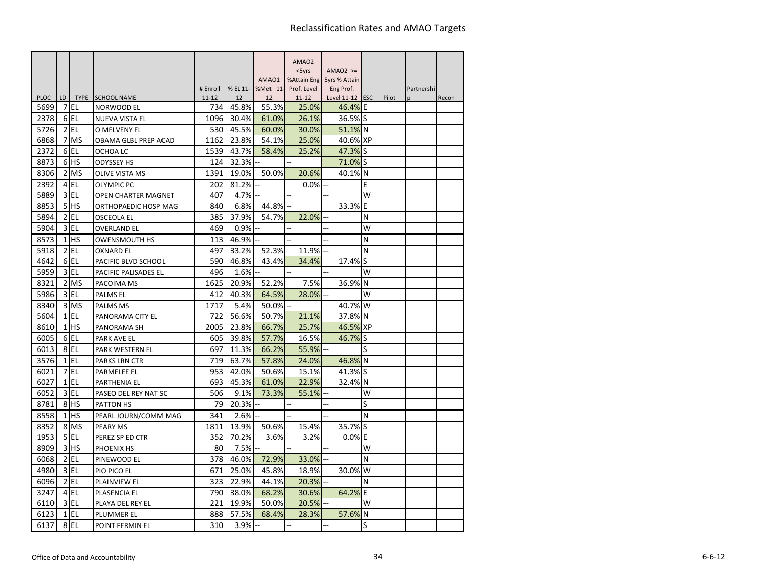# Reclassification Rates and AMAO Targets

| PLOC | LD | TYPE | SCHOOL NAME | # Enroll 11-12 | % EL 11-12 | AMAO1 %Met 11-12 | AMAO2 <5yrs %Attain Eng Prof. Level 11-12 | AMAO2 >= 5yrs % Attain Eng Prof. Level 11-12 | ESC | Pilot | Partnership | Recon |
|---|---|---|---|---|---|---|---|---|---|---|---|---|
| 5699 | 7 | EL | NORWOOD EL | 734 | 45.8% | 55.3% | 25.0% | 46.4% | E | | | |
| 2378 | 6 | EL | NUEVA VISTA EL | 1096 | 30.4% | 61.0% | 26.1% | 36.5% | S | | | |
| 5726 | 2 | EL | O MELVENY EL | 530 | 45.5% | 60.0% | 30.0% | 51.1% | N | | | |
| 6868 | 7 | MS | OBAMA GLBL PREP ACAD | 1162 | 23.8% | 54.1% | 25.0% | 40.6% | XP | | | |
| 2372 | 6 | EL | OCHOA LC | 1539 | 43.7% | 58.4% | 25.2% | 47.3% | S | | | |
| 8873 | 6 | HS | ODYSSEY HS | 124 | 32.3% | -- | -- | 71.0% | S | | | |
| 8306 | 2 | MS | OLIVE VISTA MS | 1391 | 19.0% | 50.0% | 20.6% | 40.1% | N | | | |
| 2392 | 4 | EL | OLYMPIC PC | 202 | 81.2% | -- | 0.0% | -- | E | | | |
| 5889 | 3 | EL | OPEN CHARTER MAGNET | 407 | 4.7% | -- | -- | -- | W | | | |
| 8853 | 5 | HS | ORTHOPAEDIC HOSP MAG | 840 | 6.8% | 44.8% | -- | 33.3% | E | | | |
| 5894 | 2 | EL | OSCEOLA EL | 385 | 37.9% | 54.7% | 22.0% | -- | N | | | |
| 5904 | 3 | EL | OVERLAND EL | 469 | 0.9% | -- | -- | -- | W | | | |
| 8573 | 1 | HS | OWENSMOUTH HS | 113 | 46.9% | -- | -- | -- | N | | | |
| 5918 | 2 | EL | OXNARD EL | 497 | 33.2% | 52.3% | 11.9% | -- | N | | | |
| 4642 | 6 | EL | PACIFIC BLVD SCHOOL | 590 | 46.8% | 43.4% | 34.4% | 17.4% | S | | | |
| 5959 | 3 | EL | PACIFIC PALISADES EL | 496 | 1.6% | -- | -- | -- | W | | | |
| 8321 | 2 | MS | PACOIMA MS | 1625 | 20.9% | 52.2% | 7.5% | 36.9% | N | | | |
| 5986 | 3 | EL | PALMS EL | 412 | 40.3% | 64.5% | 28.0% | -- | W | | | |
| 8340 | 3 | MS | PALMS MS | 1717 | 5.4% | 50.0% | -- | 40.7% | W | | | |
| 5604 | 1 | EL | PANORAMA CITY EL | 722 | 56.6% | 50.7% | 21.1% | 37.8% | N | | | |
| 8610 | 1 | HS | PANORAMA SH | 2005 | 23.8% | 66.7% | 25.7% | 46.5% | XP | | | |
| 6005 | 6 | EL | PARK AVE EL | 605 | 39.8% | 57.7% | 16.5% | 46.7% | S | | | |
| 6013 | 8 | EL | PARK WESTERN EL | 697 | 11.3% | 66.2% | 55.9% | -- | S | | | |
| 3576 | 1 | EL | PARKS LRN CTR | 719 | 63.7% | 57.8% | 24.0% | 46.8% | N | | | |
| 6021 | 7 | EL | PARMELEE EL | 953 | 42.0% | 50.6% | 15.1% | 41.3% | S | | | |
| 6027 | 1 | EL | PARTHENIA EL | 693 | 45.3% | 61.0% | 22.9% | 32.4% | N | | | |
| 6052 | 3 | EL | PASEO DEL REY NAT SC | 506 | 9.1% | 73.3% | 55.1% | -- | W | | | |
| 8781 | 8 | HS | PATTON HS | 79 | 20.3% | -- | -- | -- | S | | | |
| 8558 | 1 | HS | PEARL JOURN/COMM MAG | 341 | 2.6% | -- | -- | -- | N | | | |
| 8352 | 8 | MS | PEARY MS | 1811 | 13.9% | 50.6% | 15.4% | 35.7% | S | | | |
| 1953 | 5 | EL | PEREZ SP ED CTR | 352 | 70.2% | 3.6% | 3.2% | 0.0% | E | | | |
| 8909 | 3 | HS | PHOENIX HS | 80 | 7.5% | -- | -- | -- | W | | | |
| 6068 | 2 | EL | PINEWOOD EL | 378 | 46.0% | 72.9% | 33.0% | -- | N | | | |
| 4980 | 3 | EL | PIO PICO EL | 671 | 25.0% | 45.8% | 18.9% | 30.0% | W | | | |
| 6096 | 2 | EL | PLAINVIEW EL | 323 | 22.9% | 44.1% | 20.3% | -- | N | | | |
| 3247 | 4 | EL | PLASENCIA EL | 790 | 38.0% | 68.2% | 30.6% | 64.2% | E | | | |
| 6110 | 3 | EL | PLAYA DEL REY EL | 221 | 19.9% | 50.0% | 20.5% | -- | W | | | |
| 6123 | 1 | EL | PLUMMER EL | 888 | 57.5% | 68.4% | 28.3% | 57.6% | N | | | |
| 6137 | 8 | EL | POINT FERMIN EL | 310 | 3.9% | -- | -- | -- | S | | | |

Office of Data and Accountability — 6-6-12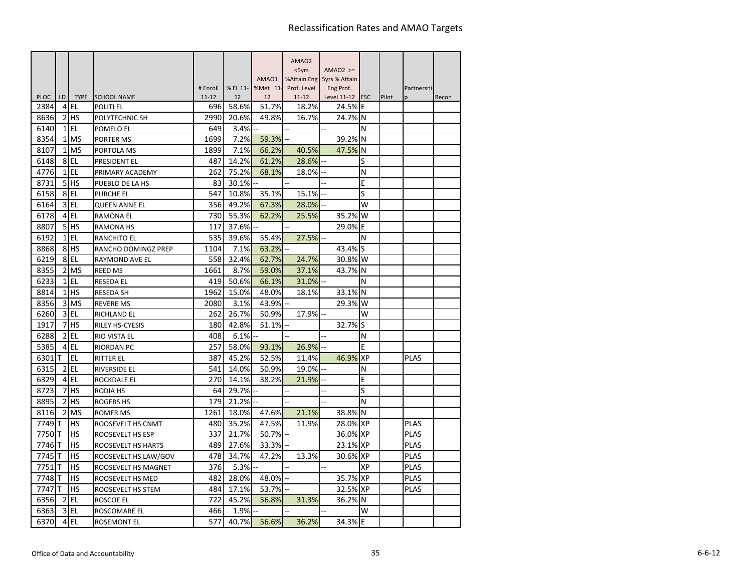# Reclassification Rates and AMAO Targets

| PLOC | LD | TYPE | SCHOOL NAME | # Enroll 11-12 | % EL 11-12 | AMAO1 %Met 11-12 | AMAO2 <5yrs %Attain Eng Prof. Level 11-12 | AMAO2 >= 5yrs % Attain Eng Prof. Level 11-12 | ESC | Pilot | Partnership | Recon |
|---|---|---|---|---|---|---|---|---|---|---|---|---|
| 2384 | 4 | EL | POLITI EL | 696 | 58.6% | 51.7% | 18.2% | 24.5% | E | | | |
| 8636 | 2 | HS | POLYTECHNIC SH | 2990 | 20.6% | 49.8% | 16.7% | 24.7% | N | | | |
| 6140 | 1 | EL | POMELO EL | 649 | 3.4% | -- | -- | -- | N | | | |
| 8354 | 1 | MS | PORTER MS | 1699 | 7.2% | 59.3% | -- | 39.2% | N | | | |
| 8107 | 1 | MS | PORTOLA MS | 1899 | 7.1% | 66.2% | 40.5% | 47.5% | N | | | |
| 6148 | 8 | EL | PRESIDENT EL | 487 | 14.2% | 61.2% | 28.6% | -- | S | | | |
| 4776 | 1 | EL | PRIMARY ACADEMY | 262 | 75.2% | 68.1% | 18.0% | -- | N | | | |
| 8731 | 5 | HS | PUEBLO DE LA HS | 83 | 30.1% | -- | -- | -- | E | | | |
| 6158 | 8 | EL | PURCHE EL | 547 | 10.8% | 35.1% | 15.1% | -- | S | | | |
| 6164 | 3 | EL | QUEEN ANNE EL | 356 | 49.2% | 67.3% | 28.0% | -- | W | | | |
| 6178 | 4 | EL | RAMONA EL | 730 | 55.3% | 62.2% | 25.5% | 35.2% | W | | | |
| 8807 | 5 | HS | RAMONA HS | 117 | 37.6% | -- | -- | 29.0% | E | | | |
| 6192 | 1 | EL | RANCHITO EL | 535 | 39.6% | 55.4% | 27.5% | -- | N | | | |
| 8868 | 8 | HS | RANCHO DOMINGZ PREP | 1104 | 7.1% | 63.2% | -- | 43.4% | S | | | |
| 6219 | 8 | EL | RAYMOND AVE EL | 558 | 32.4% | 62.7% | 24.7% | 30.8% | W | | | |
| 8355 | 2 | MS | REED MS | 1661 | 8.7% | 59.0% | 37.1% | 43.7% | N | | | |
| 6233 | 1 | EL | RESEDA EL | 419 | 50.6% | 66.1% | 31.0% | -- | N | | | |
| 8814 | 1 | HS | RESEDA SH | 1962 | 15.0% | 48.0% | 18.1% | 33.1% | N | | | |
| 8356 | 3 | MS | REVERE MS | 2080 | 3.1% | 43.9% | -- | 29.3% | W | | | |
| 6260 | 3 | EL | RICHLAND EL | 262 | 26.7% | 50.9% | 17.9% | -- | W | | | |
| 1917 | 7 | HS | RILEY HS-CYESIS | 180 | 42.8% | 51.1% | -- | 32.7% | S | | | |
| 6288 | 2 | EL | RIO VISTA EL | 408 | 6.1% | -- | -- | -- | N | | | |
| 5385 | 4 | EL | RIORDAN PC | 257 | 58.0% | 93.1% | 26.9% | -- | E | | | |
| 6301 | T | EL | RITTER EL | 387 | 45.2% | 52.5% | 11.4% | 46.9% | XP | | PLAS | |
| 6315 | 2 | EL | RIVERSIDE EL | 541 | 14.0% | 50.9% | 19.0% | -- | N | | | |
| 6329 | 4 | EL | ROCKDALE EL | 270 | 14.1% | 38.2% | 21.9% | -- | E | | | |
| 8723 | 7 | HS | RODIA HS | 64 | 29.7% | -- | -- | -- | S | | | |
| 8895 | 2 | HS | ROGERS HS | 179 | 21.2% | -- | -- | -- | N | | | |
| 8116 | 2 | MS | ROMER MS | 1261 | 18.0% | 47.6% | 21.1% | 38.8% | N | | | |
| 7749 | T | HS | ROOSEVELT HS CNMT | 480 | 35.2% | 47.5% | 11.9% | 28.0% | XP | | PLAS | |
| 7750 | T | HS | ROOSEVELT HS ESP | 337 | 21.7% | 50.7% | -- | 36.0% | XP | | PLAS | |
| 7746 | T | HS | ROOSEVELT HS HARTS | 489 | 27.6% | 33.3% | -- | 23.1% | XP | | PLAS | |
| 7745 | T | HS | ROOSEVELT HS LAW/GOV | 478 | 34.7% | 47.2% | 13.3% | 30.6% | XP | | PLAS | |
| 7751 | T | HS | ROOSEVELT HS MAGNET | 376 | 5.3% | -- | -- | -- | XP | | PLAS | |
| 7748 | T | HS | ROOSEVELT HS MED | 482 | 28.0% | 48.0% | -- | 35.7% | XP | | PLAS | |
| 7747 | T | HS | ROOSEVELT HS STEM | 484 | 17.1% | 53.7% | -- | 32.5% | XP | | PLAS | |
| 6356 | 2 | EL | ROSCOE EL | 722 | 45.2% | 56.8% | 31.3% | 36.2% | N | | | |
| 6363 | 3 | EL | ROSCOMARE EL | 466 | 1.9% | -- | -- | -- | W | | | |
| 6370 | 4 | EL | ROSEMONT EL | 577 | 40.7% | 56.6% | 36.2% | 34.3% | E | | | |

Office of Data and Accountability

6-6-12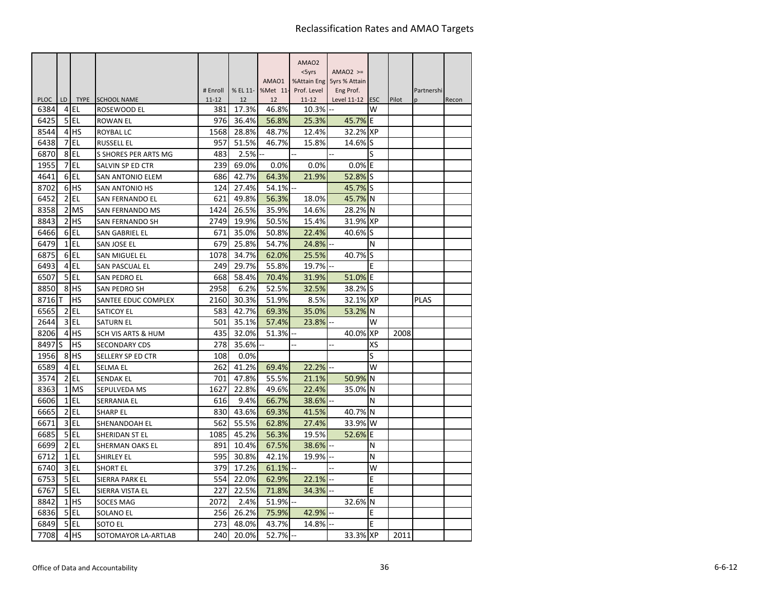# Reclassification Rates and AMAO Targets

| PLOC | LD | TYPE | SCHOOL NAME | # Enroll 11-12 | % EL 11-12 | AMAO1 %Met 11-12 | AMAO2 <5yrs %Attain Eng Prof. Level 11-12 | AMAO2 >= 5yrs % Attain Eng Prof. Level 11-12 | ESC | Pilot | Partnership | Recon |
|---|---|---|---|---|---|---|---|---|---|---|---|---|
| 6384 | 4 | EL | ROSEWOOD EL | 381 | 17.3% | 46.8% | 10.3% | -- | W | | | |
| 6425 | 5 | EL | ROWAN EL | 976 | 36.4% | 56.8% | 25.3% | 45.7% | E | | | |
| 8544 | 4 | HS | ROYBAL LC | 1568 | 28.8% | 48.7% | 12.4% | 32.2% | XP | | | |
| 6438 | 7 | EL | RUSSELL EL | 957 | 51.5% | 46.7% | 15.8% | 14.6% | S | | | |
| 6870 | 8 | EL | S SHORES PER ARTS MG | 483 | 2.5% | -- | -- | -- | S | | | |
| 1955 | 7 | EL | SALVIN SP ED CTR | 239 | 69.0% | 0.0% | 0.0% | 0.0% | E | | | |
| 4641 | 6 | EL | SAN ANTONIO ELEM | 686 | 42.7% | 64.3% | 21.9% | 52.8% | S | | | |
| 8702 | 6 | HS | SAN ANTONIO HS | 124 | 27.4% | 54.1% | -- | 45.7% | S | | | |
| 6452 | 2 | EL | SAN FERNANDO EL | 621 | 49.8% | 56.3% | 18.0% | 45.7% | N | | | |
| 8358 | 2 | MS | SAN FERNANDO MS | 1424 | 26.5% | 35.9% | 14.6% | 28.2% | N | | | |
| 8843 | 2 | HS | SAN FERNANDO SH | 2749 | 19.9% | 50.5% | 15.4% | 31.9% | XP | | | |
| 6466 | 6 | EL | SAN GABRIEL EL | 671 | 35.0% | 50.8% | 22.4% | 40.6% | S | | | |
| 6479 | 1 | EL | SAN JOSE EL | 679 | 25.8% | 54.7% | 24.8% | -- | N | | | |
| 6875 | 6 | EL | SAN MIGUEL EL | 1078 | 34.7% | 62.0% | 25.5% | 40.7% | S | | | |
| 6493 | 4 | EL | SAN PASCUAL EL | 249 | 29.7% | 55.8% | 19.7% | -- | E | | | |
| 6507 | 5 | EL | SAN PEDRO EL | 668 | 58.4% | 70.4% | 31.9% | 51.0% | E | | | |
| 8850 | 8 | HS | SAN PEDRO SH | 2958 | 6.2% | 52.5% | 32.5% | 38.2% | S | | | |
| 8716 | T | HS | SANTEE EDUC COMPLEX | 2160 | 30.3% | 51.9% | 8.5% | 32.1% | XP | | PLAS | |
| 6565 | 2 | EL | SATICOY EL | 583 | 42.7% | 69.3% | 35.0% | 53.2% | N | | | |
| 2644 | 3 | EL | SATURN EL | 501 | 35.1% | 57.4% | 23.8% | -- | W | | | |
| 8206 | 4 | HS | SCH VIS ARTS & HUM | 435 | 32.0% | 51.3% | -- | 40.0% | XP | 2008 | | |
| 8497 | S | HS | SECONDARY CDS | 278 | 35.6% | -- | -- | -- | XS | | | |
| 1956 | 8 | HS | SELLERY SP ED CTR | 108 | 0.0% | | | | S | | | |
| 6589 | 4 | EL | SELMA EL | 262 | 41.2% | 69.4% | 22.2% | -- | W | | | |
| 3574 | 2 | EL | SENDAK EL | 701 | 47.8% | 55.5% | 21.1% | 50.9% | N | | | |
| 8363 | 1 | MS | SEPULVEDA MS | 1627 | 22.8% | 49.6% | 22.4% | 35.0% | N | | | |
| 6606 | 1 | EL | SERRANIA EL | 616 | 9.4% | 66.7% | 38.6% | -- | N | | | |
| 6665 | 2 | EL | SHARP EL | 830 | 43.6% | 69.3% | 41.5% | 40.7% | N | | | |
| 6671 | 3 | EL | SHENANDOAH EL | 562 | 55.5% | 62.8% | 27.4% | 33.9% | W | | | |
| 6685 | 5 | EL | SHERIDAN ST EL | 1085 | 45.2% | 56.3% | 19.5% | 52.6% | E | | | |
| 6699 | 2 | EL | SHERMAN OAKS EL | 891 | 10.4% | 67.5% | 38.6% | -- | N | | | |
| 6712 | 1 | EL | SHIRLEY EL | 595 | 30.8% | 42.1% | 19.9% | -- | N | | | |
| 6740 | 3 | EL | SHORT EL | 379 | 17.2% | 61.1% | -- | -- | W | | | |
| 6753 | 5 | EL | SIERRA PARK EL | 554 | 22.0% | 62.9% | 22.1% | -- | E | | | |
| 6767 | 5 | EL | SIERRA VISTA EL | 227 | 22.5% | 71.8% | 34.3% | -- | E | | | |
| 8842 | 1 | HS | SOCES MAG | 2072 | 2.4% | 51.9% | -- | 32.6% | N | | | |
| 6836 | 5 | EL | SOLANO EL | 256 | 26.2% | 75.9% | 42.9% | -- | E | | | |
| 6849 | 5 | EL | SOTO EL | 273 | 48.0% | 43.7% | 14.8% | -- | E | | | |
| 7708 | 4 | HS | SOTOMAYOR LA-ARTLAB | 240 | 20.0% | 52.7% | -- | 33.3% | XP | 2011 | | |

Office of Data and Accountability 6-6-12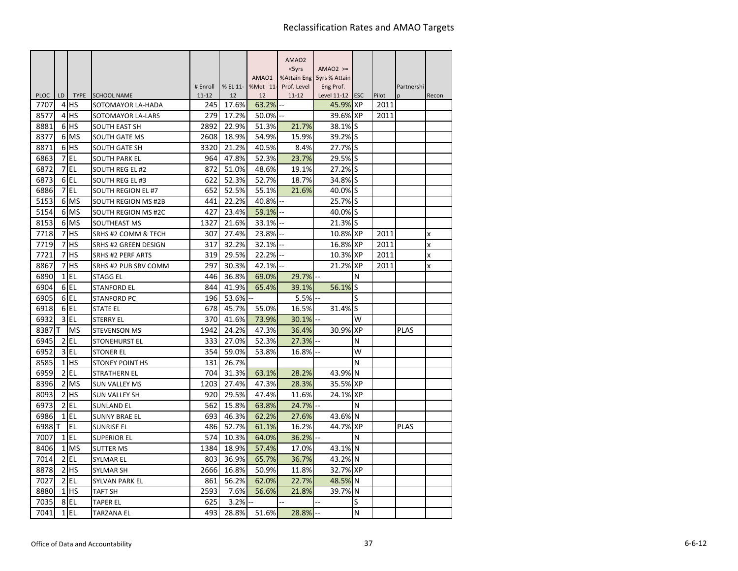# Reclassification Rates and AMAO Targets

| PLOC | LD | TYPE | SCHOOL NAME | # Enroll 11-12 | % EL 11-12 | AMAO1 %Met 11-12 | AMAO2 <5yrs %Attain Eng Prof. Level 11-12 | AMAO2 >= 5yrs % Attain Eng Prof. Level 11-12 | ESC | Pilot | Partnership | Recon |
|---|---|---|---|---|---|---|---|---|---|---|---|---|
| 7707 | 4 | HS | SOTOMAYOR LA-HADA | 245 | 17.6% | 63.2% | -- | 45.9% | XP | 2011 | | |
| 8577 | 4 | HS | SOTOMAYOR LA-LARS | 279 | 17.2% | 50.0% | -- | 39.6% | XP | 2011 | | |
| 8881 | 6 | HS | SOUTH EAST SH | 2892 | 22.9% | 51.3% | 21.7% | 38.1% | S | | | |
| 8377 | 6 | MS | SOUTH GATE MS | 2608 | 18.9% | 54.9% | 15.9% | 39.2% | S | | | |
| 8871 | 6 | HS | SOUTH GATE SH | 3320 | 21.2% | 40.5% | 8.4% | 27.7% | S | | | |
| 6863 | 7 | EL | SOUTH PARK EL | 964 | 47.8% | 52.3% | 23.7% | 29.5% | S | | | |
| 6872 | 7 | EL | SOUTH REG EL #2 | 872 | 51.0% | 48.6% | 19.1% | 27.2% | S | | | |
| 6873 | 6 | EL | SOUTH REG EL #3 | 622 | 52.3% | 52.7% | 18.7% | 34.8% | S | | | |
| 6886 | 7 | EL | SOUTH REGION EL #7 | 652 | 52.5% | 55.1% | 21.6% | 40.0% | S | | | |
| 5153 | 6 | MS | SOUTH REGION MS #2B | 441 | 22.2% | 40.8% | -- | 25.7% | S | | | |
| 5154 | 6 | MS | SOUTH REGION MS #2C | 427 | 23.4% | 59.1% | -- | 40.0% | S | | | |
| 8153 | 6 | MS | SOUTHEAST MS | 1327 | 21.6% | 33.1% | -- | 21.3% | S | | | |
| 7718 | 7 | HS | SRHS #2 COMM & TECH | 307 | 27.4% | 23.8% | -- | 10.8% | XP | 2011 | | x |
| 7719 | 7 | HS | SRHS #2 GREEN DESIGN | 317 | 32.2% | 32.1% | -- | 16.8% | XP | 2011 | | x |
| 7721 | 7 | HS | SRHS #2 PERF ARTS | 319 | 29.5% | 22.2% | -- | 10.3% | XP | 2011 | | x |
| 8867 | 7 | HS | SRHS #2 PUB SRV COMM | 297 | 30.3% | 42.1% | -- | 21.2% | XP | 2011 | | x |
| 6890 | 1 | EL | STAGG EL | 446 | 36.8% | 69.0% | 29.7% | -- | N | | | |
| 6904 | 6 | EL | STANFORD EL | 844 | 41.9% | 65.4% | 39.1% | 56.1% | S | | | |
| 6905 | 6 | EL | STANFORD PC | 196 | 53.6% | -- | 5.5% | -- | S | | | |
| 6918 | 6 | EL | STATE EL | 678 | 45.7% | 55.0% | 16.5% | 31.4% | S | | | |
| 6932 | 3 | EL | STERRY EL | 370 | 41.6% | 73.9% | 30.1% | -- | W | | | |
| 8387 | T | MS | STEVENSON MS | 1942 | 24.2% | 47.3% | 36.4% | 30.9% | XP | | PLAS | |
| 6945 | 2 | EL | STONEHURST EL | 333 | 27.0% | 52.3% | 27.3% | -- | N | | | |
| 6952 | 3 | EL | STONER EL | 354 | 59.0% | 53.8% | 16.8% | -- | W | | | |
| 8585 | 1 | HS | STONEY POINT HS | 131 | 26.7% | | | | N | | | |
| 6959 | 2 | EL | STRATHERN EL | 704 | 31.3% | 63.1% | 28.2% | 43.9% | N | | | |
| 8396 | 2 | MS | SUN VALLEY MS | 1203 | 27.4% | 47.3% | 28.3% | 35.5% | XP | | | |
| 8093 | 2 | HS | SUN VALLEY SH | 920 | 29.5% | 47.4% | 11.6% | 24.1% | XP | | | |
| 6973 | 2 | EL | SUNLAND EL | 562 | 15.8% | 63.8% | 24.7% | -- | N | | | |
| 6986 | 1 | EL | SUNNY BRAE EL | 693 | 46.3% | 62.2% | 27.6% | 43.6% | N | | | |
| 6988 | T | EL | SUNRISE EL | 486 | 52.7% | 61.1% | 16.2% | 44.7% | XP | | PLAS | |
| 7007 | 1 | EL | SUPERIOR EL | 574 | 10.3% | 64.0% | 36.2% | -- | N | | | |
| 8406 | 1 | MS | SUTTER MS | 1384 | 18.9% | 57.4% | 17.0% | 43.1% | N | | | |
| 7014 | 2 | EL | SYLMAR EL | 803 | 36.9% | 65.7% | 36.7% | 43.2% | N | | | |
| 8878 | 2 | HS | SYLMAR SH | 2666 | 16.8% | 50.9% | 11.8% | 32.7% | XP | | | |
| 7027 | 2 | EL | SYLVAN PARK EL | 861 | 56.2% | 62.0% | 22.7% | 48.5% | N | | | |
| 8880 | 1 | HS | TAFT SH | 2593 | 7.6% | 56.6% | 21.8% | 39.7% | N | | | |
| 7035 | 8 | EL | TAPER EL | 625 | 3.2% | -- | -- | -- | S | | | |
| 7041 | 1 | EL | TARZANA EL | 493 | 28.8% | 51.6% | 28.8% | -- | N | | | |

Office of Data and Accountability

6-6-12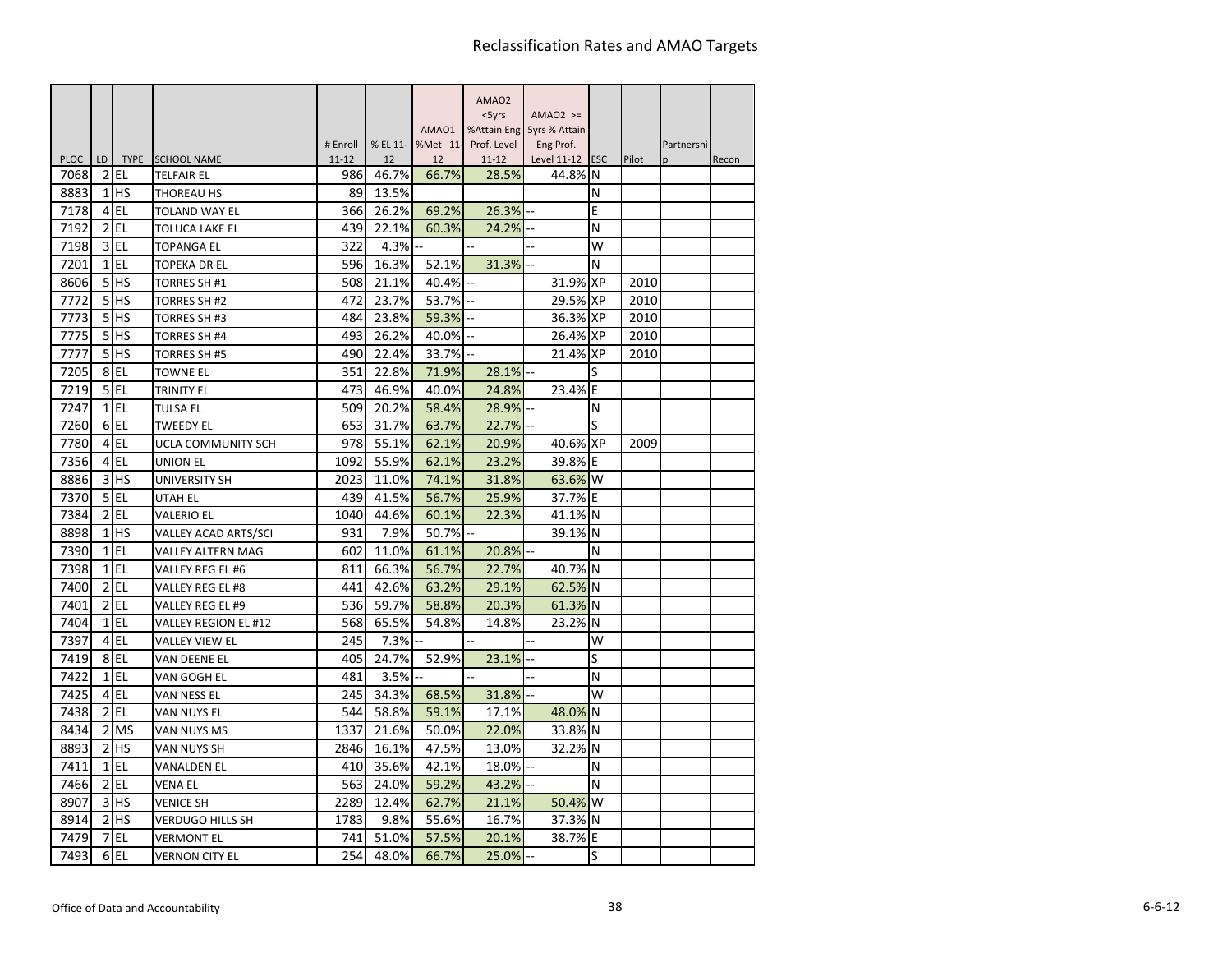# Reclassification Rates and AMAO Targets

| PLOC | LD | TYPE | SCHOOL NAME | # Enroll 11-12 | % EL 11-12 | AMAO1 %Met 11-12 | AMAO2 <5yrs %Attain Eng Prof. Level 11-12 | AMAO2 >= 5yrs % Attain Eng Prof. Level 11-12 | ESC | Pilot | Partnership | Recon |
|---|---|---|---|---|---|---|---|---|---|---|---|---|
| 7068 | 2 | EL | TELFAIR EL | 986 | 46.7% | 66.7% | 28.5% | 44.8% | N | | | |
| 8883 | 1 | HS | THOREAU HS | 89 | 13.5% | | | | N | | | |
| 7178 | 4 | EL | TOLAND WAY EL | 366 | 26.2% | 69.2% | 26.3% | -- | E | | | |
| 7192 | 2 | EL | TOLUCA LAKE EL | 439 | 22.1% | 60.3% | 24.2% | -- | N | | | |
| 7198 | 3 | EL | TOPANGA EL | 322 | 4.3% | -- | -- | -- | W | | | |
| 7201 | 1 | EL | TOPEKA DR EL | 596 | 16.3% | 52.1% | 31.3% | -- | N | | | |
| 8606 | 5 | HS | TORRES SH #1 | 508 | 21.1% | 40.4% | -- | 31.9% | XP | 2010 | | |
| 7772 | 5 | HS | TORRES SH #2 | 472 | 23.7% | 53.7% | -- | 29.5% | XP | 2010 | | |
| 7773 | 5 | HS | TORRES SH #3 | 484 | 23.8% | 59.3% | -- | 36.3% | XP | 2010 | | |
| 7775 | 5 | HS | TORRES SH #4 | 493 | 26.2% | 40.0% | -- | 26.4% | XP | 2010 | | |
| 7777 | 5 | HS | TORRES SH #5 | 490 | 22.4% | 33.7% | -- | 21.4% | XP | 2010 | | |
| 7205 | 8 | EL | TOWNE EL | 351 | 22.8% | 71.9% | 28.1% | -- | S | | | |
| 7219 | 5 | EL | TRINITY EL | 473 | 46.9% | 40.0% | 24.8% | 23.4% | E | | | |
| 7247 | 1 | EL | TULSA EL | 509 | 20.2% | 58.4% | 28.9% | -- | N | | | |
| 7260 | 6 | EL | TWEEDY EL | 653 | 31.7% | 63.7% | 22.7% | -- | S | | | |
| 7780 | 4 | EL | UCLA COMMUNITY SCH | 978 | 55.1% | 62.1% | 20.9% | 40.6% | XP | 2009 | | |
| 7356 | 4 | EL | UNION EL | 1092 | 55.9% | 62.1% | 23.2% | 39.8% | E | | | |
| 8886 | 3 | HS | UNIVERSITY SH | 2023 | 11.0% | 74.1% | 31.8% | 63.6% | W | | | |
| 7370 | 5 | EL | UTAH EL | 439 | 41.5% | 56.7% | 25.9% | 37.7% | E | | | |
| 7384 | 2 | EL | VALERIO EL | 1040 | 44.6% | 60.1% | 22.3% | 41.1% | N | | | |
| 8898 | 1 | HS | VALLEY ACAD ARTS/SCI | 931 | 7.9% | 50.7% | -- | 39.1% | N | | | |
| 7390 | 1 | EL | VALLEY ALTERN MAG | 602 | 11.0% | 61.1% | 20.8% | -- | N | | | |
| 7398 | 1 | EL | VALLEY REG EL #6 | 811 | 66.3% | 56.7% | 22.7% | 40.7% | N | | | |
| 7400 | 2 | EL | VALLEY REG EL #8 | 441 | 42.6% | 63.2% | 29.1% | 62.5% | N | | | |
| 7401 | 2 | EL | VALLEY REG EL #9 | 536 | 59.7% | 58.8% | 20.3% | 61.3% | N | | | |
| 7404 | 1 | EL | VALLEY REGION EL #12 | 568 | 65.5% | 54.8% | 14.8% | 23.2% | N | | | |
| 7397 | 4 | EL | VALLEY VIEW EL | 245 | 7.3% | -- | -- | -- | W | | | |
| 7419 | 8 | EL | VAN DEENE EL | 405 | 24.7% | 52.9% | 23.1% | -- | S | | | |
| 7422 | 1 | EL | VAN GOGH EL | 481 | 3.5% | -- | -- | -- | N | | | |
| 7425 | 4 | EL | VAN NESS EL | 245 | 34.3% | 68.5% | 31.8% | -- | W | | | |
| 7438 | 2 | EL | VAN NUYS EL | 544 | 58.8% | 59.1% | 17.1% | 48.0% | N | | | |
| 8434 | 2 | MS | VAN NUYS MS | 1337 | 21.6% | 50.0% | 22.0% | 33.8% | N | | | |
| 8893 | 2 | HS | VAN NUYS SH | 2846 | 16.1% | 47.5% | 13.0% | 32.2% | N | | | |
| 7411 | 1 | EL | VANALDEN EL | 410 | 35.6% | 42.1% | 18.0% | -- | N | | | |
| 7466 | 2 | EL | VENA EL | 563 | 24.0% | 59.2% | 43.2% | -- | N | | | |
| 8907 | 3 | HS | VENICE SH | 2289 | 12.4% | 62.7% | 21.1% | 50.4% | W | | | |
| 8914 | 2 | HS | VERDUGO HILLS SH | 1783 | 9.8% | 55.6% | 16.7% | 37.3% | N | | | |
| 7479 | 7 | EL | VERMONT EL | 741 | 51.0% | 57.5% | 20.1% | 38.7% | E | | | |
| 7493 | 6 | EL | VERNON CITY EL | 254 | 48.0% | 66.7% | 25.0% | -- | S | | | |

Office of Data and Accountability — 6-6-12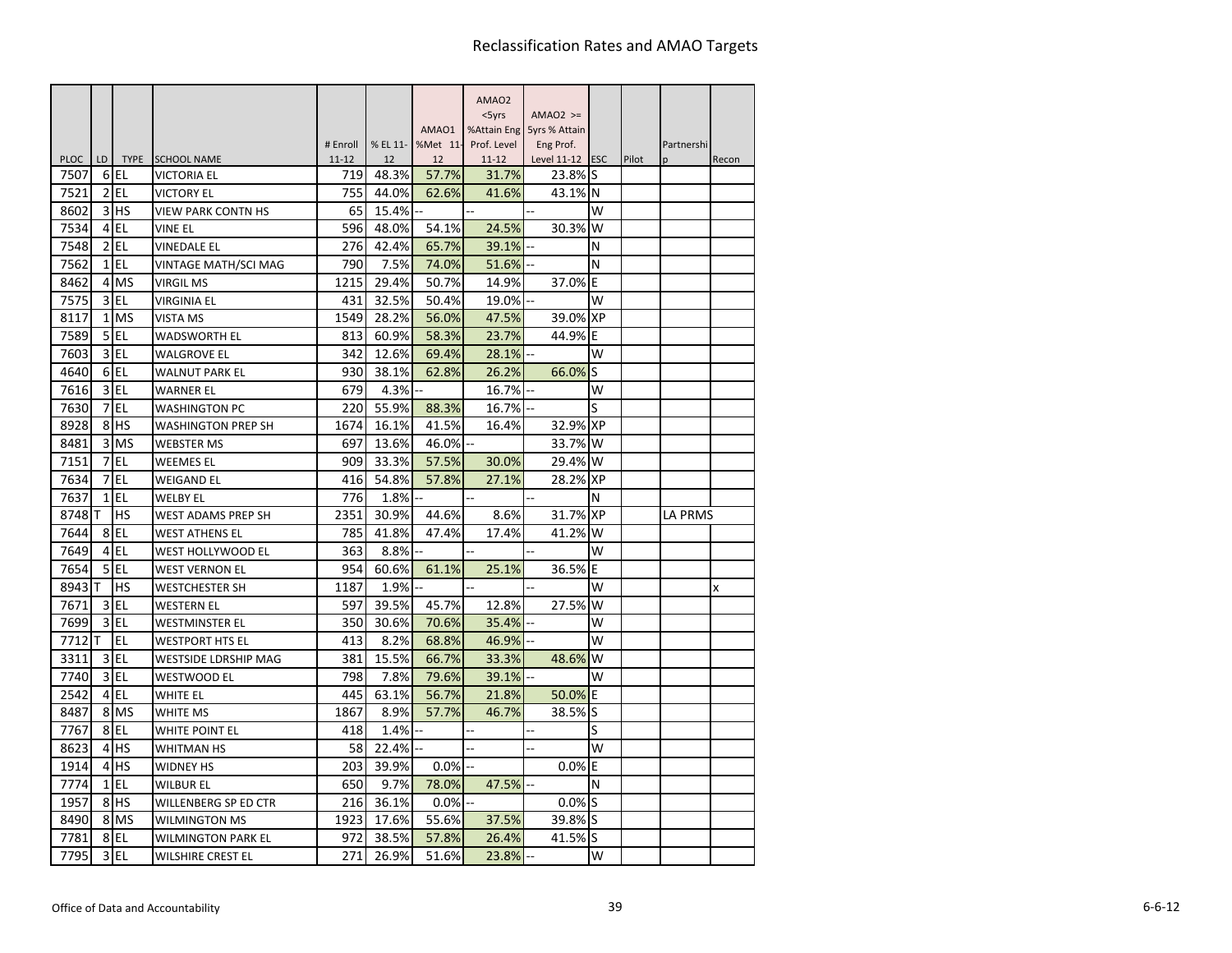# Reclassification Rates and AMAO Targets

| PLOC | LD | TYPE | SCHOOL NAME | # Enroll 11-12 | % EL 11-12 | AMAO1 %Met 11-12 | AMAO2 <5yrs %Attain Eng Prof. Level 11-12 | AMAO2 >= 5yrs % Attain Eng Prof. Level 11-12 | ESC | Pilot | Partnership | Recon |
|---|---|---|---|---|---|---|---|---|---|---|---|---|
| 7507 | 6 | EL | VICTORIA EL | 719 | 48.3% | 57.7% | 31.7% | 23.8% | S | | | |
| 7521 | 2 | EL | VICTORY EL | 755 | 44.0% | 62.6% | 41.6% | 43.1% | N | | | |
| 8602 | 3 | HS | VIEW PARK CONTN HS | 65 | 15.4% | -- | -- | -- | W | | | |
| 7534 | 4 | EL | VINE EL | 596 | 48.0% | 54.1% | 24.5% | 30.3% | W | | | |
| 7548 | 2 | EL | VINEDALE EL | 276 | 42.4% | 65.7% | 39.1% | -- | N | | | |
| 7562 | 1 | EL | VINTAGE MATH/SCI MAG | 790 | 7.5% | 74.0% | 51.6% | -- | N | | | |
| 8462 | 4 | MS | VIRGIL MS | 1215 | 29.4% | 50.7% | 14.9% | 37.0% | E | | | |
| 7575 | 3 | EL | VIRGINIA EL | 431 | 32.5% | 50.4% | 19.0% | -- | W | | | |
| 8117 | 1 | MS | VISTA MS | 1549 | 28.2% | 56.0% | 47.5% | 39.0% | XP | | | |
| 7589 | 5 | EL | WADSWORTH EL | 813 | 60.9% | 58.3% | 23.7% | 44.9% | E | | | |
| 7603 | 3 | EL | WALGROVE EL | 342 | 12.6% | 69.4% | 28.1% | -- | W | | | |
| 4640 | 6 | EL | WALNUT PARK EL | 930 | 38.1% | 62.8% | 26.2% | 66.0% | S | | | |
| 7616 | 3 | EL | WARNER EL | 679 | 4.3% | -- | 16.7% | -- | W | | | |
| 7630 | 7 | EL | WASHINGTON PC | 220 | 55.9% | 88.3% | 16.7% | -- | S | | | |
| 8928 | 8 | HS | WASHINGTON PREP SH | 1674 | 16.1% | 41.5% | 16.4% | 32.9% | XP | | | |
| 8481 | 3 | MS | WEBSTER MS | 697 | 13.6% | 46.0% | -- | 33.7% | W | | | |
| 7151 | 7 | EL | WEEMES EL | 909 | 33.3% | 57.5% | 30.0% | 29.4% | W | | | |
| 7634 | 7 | EL | WEIGAND EL | 416 | 54.8% | 57.8% | 27.1% | 28.2% | XP | | | |
| 7637 | 1 | EL | WELBY EL | 776 | 1.8% | -- | -- | -- | N | | | |
| 8748 | T | HS | WEST ADAMS PREP SH | 2351 | 30.9% | 44.6% | 8.6% | 31.7% | XP | | LA PRMS | |
| 7644 | 8 | EL | WEST ATHENS EL | 785 | 41.8% | 47.4% | 17.4% | 41.2% | W | | | |
| 7649 | 4 | EL | WEST HOLLYWOOD EL | 363 | 8.8% | -- | -- | -- | W | | | |
| 7654 | 5 | EL | WEST VERNON EL | 954 | 60.6% | 61.1% | 25.1% | 36.5% | E | | | |
| 8943 | T | HS | WESTCHESTER SH | 1187 | 1.9% | -- | -- | -- | W | | | x |
| 7671 | 3 | EL | WESTERN EL | 597 | 39.5% | 45.7% | 12.8% | 27.5% | W | | | |
| 7699 | 3 | EL | WESTMINSTER EL | 350 | 30.6% | 70.6% | 35.4% | -- | W | | | |
| 7712 | T | EL | WESTPORT HTS EL | 413 | 8.2% | 68.8% | 46.9% | -- | W | | | |
| 3311 | 3 | EL | WESTSIDE LDRSHIP MAG | 381 | 15.5% | 66.7% | 33.3% | 48.6% | W | | | |
| 7740 | 3 | EL | WESTWOOD EL | 798 | 7.8% | 79.6% | 39.1% | -- | W | | | |
| 2542 | 4 | EL | WHITE EL | 445 | 63.1% | 56.7% | 21.8% | 50.0% | E | | | |
| 8487 | 8 | MS | WHITE MS | 1867 | 8.9% | 57.7% | 46.7% | 38.5% | S | | | |
| 7767 | 8 | EL | WHITE POINT EL | 418 | 1.4% | -- | -- | -- | S | | | |
| 8623 | 4 | HS | WHITMAN HS | 58 | 22.4% | -- | -- | -- | W | | | |
| 1914 | 4 | HS | WIDNEY HS | 203 | 39.9% | 0.0% | -- | 0.0% | E | | | |
| 7774 | 1 | EL | WILBUR EL | 650 | 9.7% | 78.0% | 47.5% | -- | N | | | |
| 1957 | 8 | HS | WILLENBERG SP ED CTR | 216 | 36.1% | 0.0% | -- | 0.0% | S | | | |
| 8490 | 8 | MS | WILMINGTON MS | 1923 | 17.6% | 55.6% | 37.5% | 39.8% | S | | | |
| 7781 | 8 | EL | WILMINGTON PARK EL | 972 | 38.5% | 57.8% | 26.4% | 41.5% | S | | | |
| 7795 | 3 | EL | WILSHIRE CREST EL | 271 | 26.9% | 51.6% | 23.8% | -- | W | | | |

Office of Data and Accountability — 6-6-12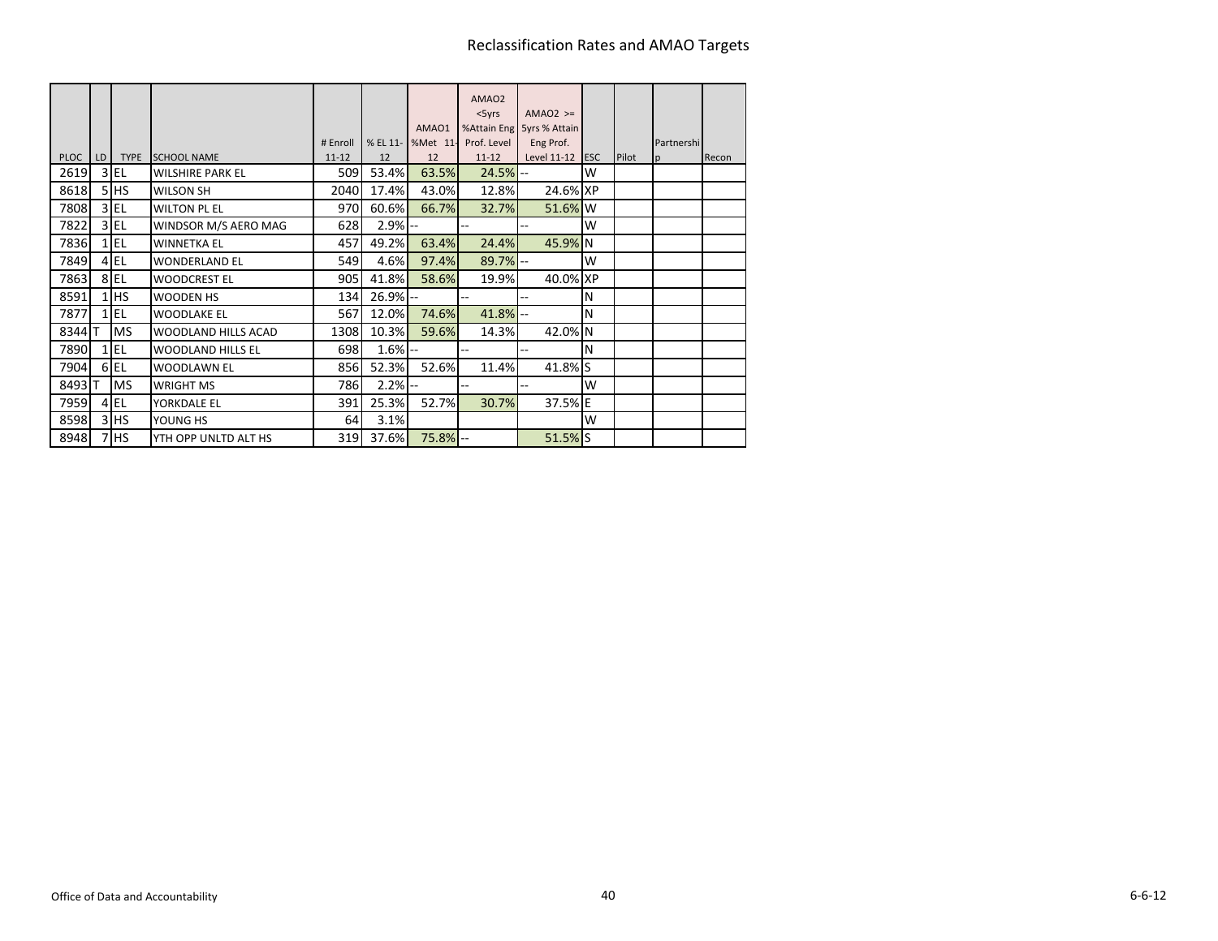# Reclassification Rates and AMAO Targets

| PLOC | LD | TYPE | SCHOOL NAME | # Enroll 11-12 | % EL 11-12 | AMAO1 %Met 11-12 | AMAO2 <5yrs %Attain Eng Prof. Level 11-12 | AMAO2 >= 5yrs % Attain Eng Prof. Level 11-12 | ESC | Pilot | Partnership | Recon |
|---|---|---|---|---|---|---|---|---|---|---|---|---|
| 2619 | 3 | EL | WILSHIRE PARK EL | 509 | 53.4% | 63.5% | 24.5% | -- | W | | | |
| 8618 | 5 | HS | WILSON SH | 2040 | 17.4% | 43.0% | 12.8% | 24.6% | XP | | | |
| 7808 | 3 | EL | WILTON PL EL | 970 | 60.6% | 66.7% | 32.7% | 51.6% | W | | | |
| 7822 | 3 | EL | WINDSOR M/S AERO MAG | 628 | 2.9% | -- | -- | -- | W | | | |
| 7836 | 1 | EL | WINNETKA EL | 457 | 49.2% | 63.4% | 24.4% | 45.9% | N | | | |
| 7849 | 4 | EL | WONDERLAND EL | 549 | 4.6% | 97.4% | 89.7% | -- | W | | | |
| 7863 | 8 | EL | WOODCREST EL | 905 | 41.8% | 58.6% | 19.9% | 40.0% | XP | | | |
| 8591 | 1 | HS | WOODEN HS | 134 | 26.9% | -- | -- | -- | N | | | |
| 7877 | 1 | EL | WOODLAKE EL | 567 | 12.0% | 74.6% | 41.8% | -- | N | | | |
| 8344 | T | MS | WOODLAND HILLS ACAD | 1308 | 10.3% | 59.6% | 14.3% | 42.0% | N | | | |
| 7890 | 1 | EL | WOODLAND HILLS EL | 698 | 1.6% | -- | -- | -- | N | | | |
| 7904 | 6 | EL | WOODLAWN EL | 856 | 52.3% | 52.6% | 11.4% | 41.8% | S | | | |
| 8493 | T | MS | WRIGHT MS | 786 | 2.2% | -- | -- | -- | W | | | |
| 7959 | 4 | EL | YORKDALE EL | 391 | 25.3% | 52.7% | 30.7% | 37.5% | E | | | |
| 8598 | 3 | HS | YOUNG HS | 64 | 3.1% | | | | W | | | |
| 8948 | 7 | HS | YTH OPP UNLTD ALT HS | 319 | 37.6% | 75.8% | -- | 51.5% | S | | | |

Office of Data and Accountability

6-6-12